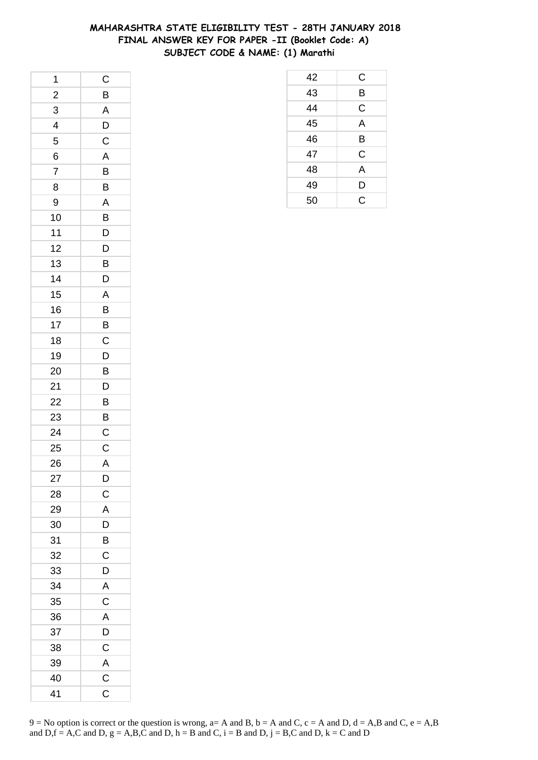# MAHARASHTRA STATE ELIGIBILITY TEST - 28TH JANUARY 2018
## FINAL ANSWER KEY FOR PAPER -II (Booklet Code: A)
### SUBJECT CODE & NAME: (1) Marathi

| | |
|---|---|
| 1 | C |
| 2 | B |
| 3 | A |
| 4 | D |
| 5 | C |
| 6 | A |
| 7 | B |
| 8 | B |
| 9 | A |
| 10 | B |
| 11 | D |
| 12 | D |
| 13 | B |
| 14 | D |
| 15 | A |
| 16 | B |
| 17 | B |
| 18 | C |
| 19 | D |
| 20 | B |
| 21 | D |
| 22 | B |
| 23 | B |
| 24 | C |
| 25 | C |
| 26 | A |
| 27 | D |
| 28 | C |
| 29 | A |
| 30 | D |
| 31 | B |
| 32 | C |
| 33 | D |
| 34 | A |
| 35 | C |
| 36 | A |
| 37 | D |
| 38 | C |
| 39 | A |
| 40 | C |
| 41 | C |
| 42 | C |
| 43 | B |
| 44 | C |
| 45 | A |
| 46 | B |
| 47 | C |
| 48 | A |
| 49 | D |
| 50 | C |

9 = No option is correct or the question is wrong, a= A and B, b = A and C, c = A and D, d = A,B and C, e = A,B and D,f = A,C and D, g = A,B,C and D, h = B and C, i = B and D, j = B,C and D, k = C and D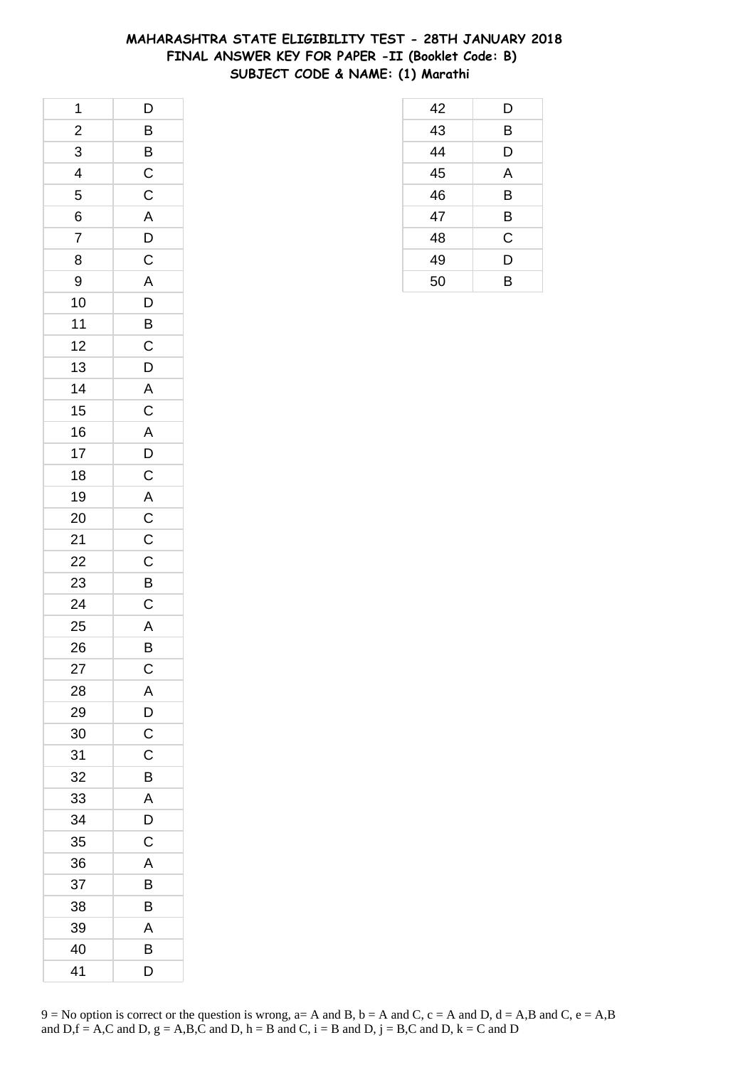# MAHARASHTRA STATE ELIGIBILITY TEST - 28TH JANUARY 2018
## FINAL ANSWER KEY FOR PAPER -II (Booklet Code: B)
### SUBJECT CODE & NAME: (1) Marathi

| Q. No. | Answer |
|---|---|
| 1 | D |
| 2 | B |
| 3 | B |
| 4 | C |
| 5 | C |
| 6 | A |
| 7 | D |
| 8 | C |
| 9 | A |
| 10 | D |
| 11 | B |
| 12 | C |
| 13 | D |
| 14 | A |
| 15 | C |
| 16 | A |
| 17 | D |
| 18 | C |
| 19 | A |
| 20 | C |
| 21 | C |
| 22 | C |
| 23 | B |
| 24 | C |
| 25 | A |
| 26 | B |
| 27 | C |
| 28 | A |
| 29 | D |
| 30 | C |
| 31 | C |
| 32 | B |
| 33 | A |
| 34 | D |
| 35 | C |
| 36 | A |
| 37 | B |
| 38 | B |
| 39 | A |
| 40 | B |
| 41 | D |
| 42 | D |
| 43 | B |
| 44 | D |
| 45 | A |
| 46 | B |
| 47 | B |
| 48 | C |
| 49 | D |
| 50 | B |

9 = No option is correct or the question is wrong, a= A and B, b = A and C, c = A and D, d = A,B and C, e = A,B and D,f = A,C and D, g = A,B,C and D, h = B and C, i = B and D, j = B,C and D, k = C and D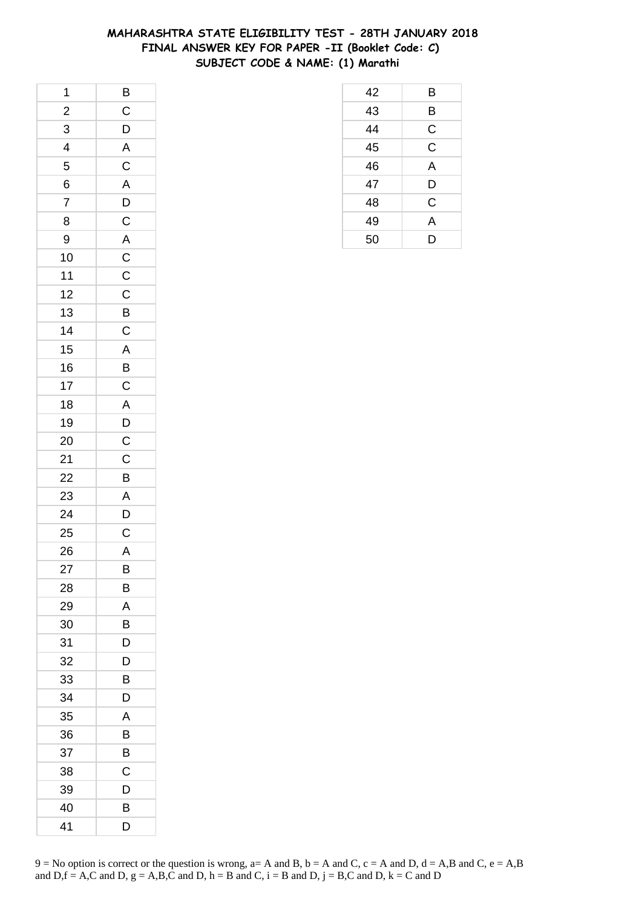# MAHARASHTRA STATE ELIGIBILITY TEST - 28TH JANUARY 2018
## FINAL ANSWER KEY FOR PAPER -II (Booklet Code: C)
### SUBJECT CODE & NAME: (1) Marathi

| | |
|---|---|
| 1 | B |
| 2 | C |
| 3 | D |
| 4 | A |
| 5 | C |
| 6 | A |
| 7 | D |
| 8 | C |
| 9 | A |
| 10 | C |
| 11 | C |
| 12 | C |
| 13 | B |
| 14 | C |
| 15 | A |
| 16 | B |
| 17 | C |
| 18 | A |
| 19 | D |
| 20 | C |
| 21 | C |
| 22 | B |
| 23 | A |
| 24 | D |
| 25 | C |
| 26 | A |
| 27 | B |
| 28 | B |
| 29 | A |
| 30 | B |
| 31 | D |
| 32 | D |
| 33 | B |
| 34 | D |
| 35 | A |
| 36 | B |
| 37 | B |
| 38 | C |
| 39 | D |
| 40 | B |
| 41 | D |
| 42 | B |
| 43 | B |
| 44 | C |
| 45 | C |
| 46 | A |
| 47 | D |
| 48 | C |
| 49 | A |
| 50 | D |

9 = No option is correct or the question is wrong, a= A and B, b = A and C, c = A and D, d = A,B and C, e = A,B and D,f = A,C and D, g = A,B,C and D, h = B and C, i = B and D, j = B,C and D, k = C and D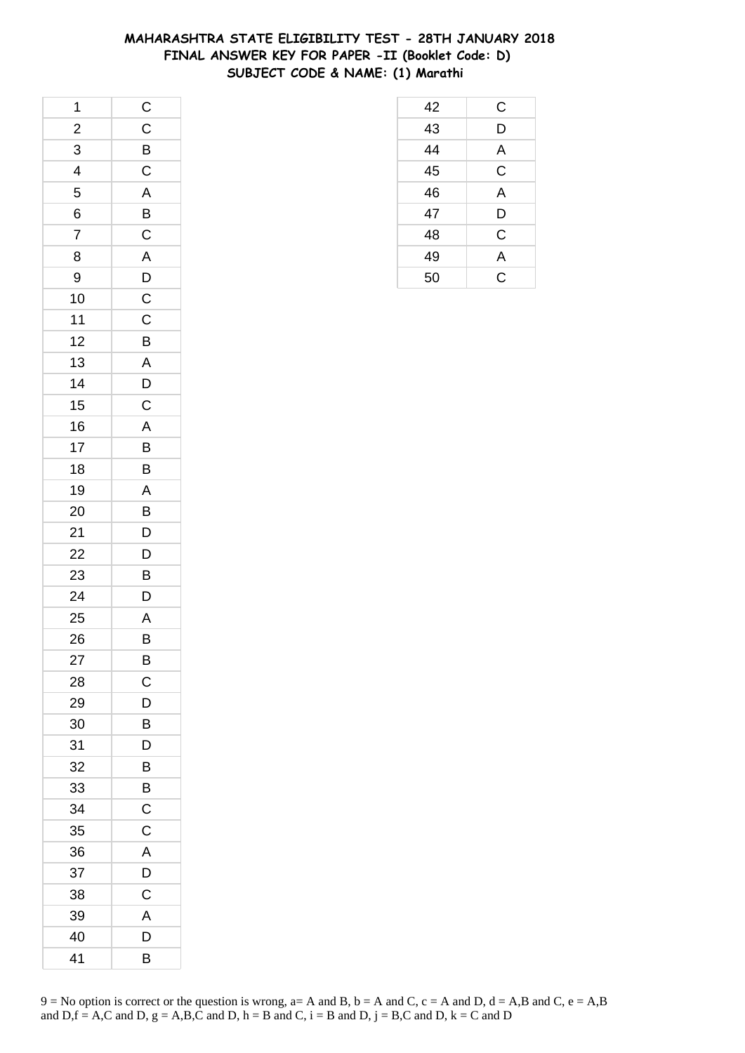# MAHARASHTRA STATE ELIGIBILITY TEST - 28TH JANUARY 2018
## FINAL ANSWER KEY FOR PAPER -II (Booklet Code: D)
## SUBJECT CODE & NAME: (1) Marathi

| Q | Ans |
|---|---|
| 1 | C |
| 2 | C |
| 3 | B |
| 4 | C |
| 5 | A |
| 6 | B |
| 7 | C |
| 8 | A |
| 9 | D |
| 10 | C |
| 11 | C |
| 12 | B |
| 13 | A |
| 14 | D |
| 15 | C |
| 16 | A |
| 17 | B |
| 18 | B |
| 19 | A |
| 20 | B |
| 21 | D |
| 22 | D |
| 23 | B |
| 24 | D |
| 25 | A |
| 26 | B |
| 27 | B |
| 28 | C |
| 29 | D |
| 30 | B |
| 31 | D |
| 32 | B |
| 33 | B |
| 34 | C |
| 35 | C |
| 36 | A |
| 37 | D |
| 38 | C |
| 39 | A |
| 40 | D |
| 41 | B |
| 42 | C |
| 43 | D |
| 44 | A |
| 45 | C |
| 46 | A |
| 47 | D |
| 48 | C |
| 49 | A |
| 50 | C |

9 = No option is correct or the question is wrong, a= A and B, b = A and C, c = A and D, d = A,B and C, e = A,B and D,f = A,C and D, g = A,B,C and D, h = B and C, i = B and D, j = B,C and D, k = C and D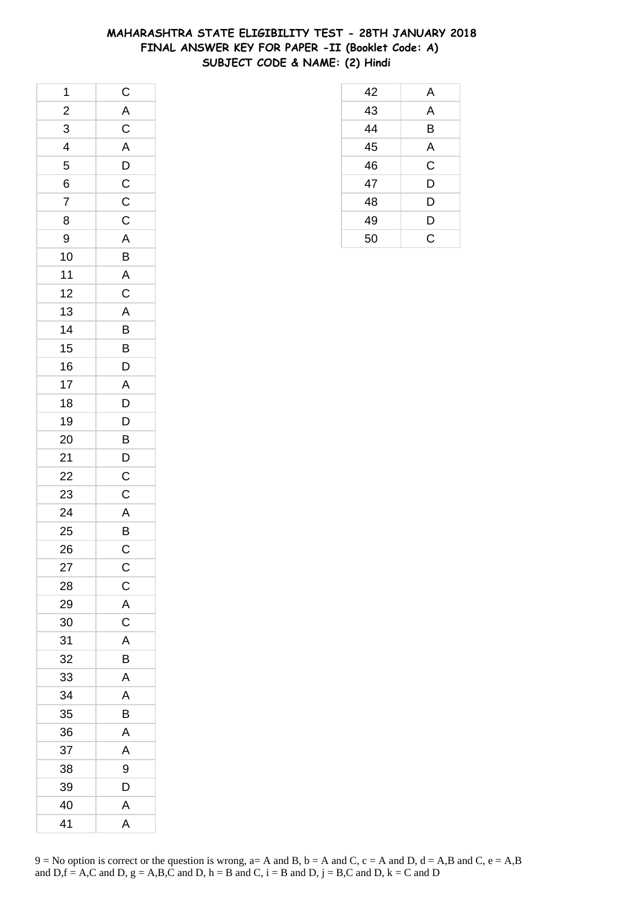# MAHARASHTRA STATE ELIGIBILITY TEST - 28TH JANUARY 2018
## FINAL ANSWER KEY FOR PAPER -II (Booklet Code: A)
### SUBJECT CODE & NAME: (2) Hindi

| Q.No. | Answer |
|---|---|
| 1 | C |
| 2 | A |
| 3 | C |
| 4 | A |
| 5 | D |
| 6 | C |
| 7 | C |
| 8 | C |
| 9 | A |
| 10 | B |
| 11 | A |
| 12 | C |
| 13 | A |
| 14 | B |
| 15 | B |
| 16 | D |
| 17 | A |
| 18 | D |
| 19 | D |
| 20 | B |
| 21 | D |
| 22 | C |
| 23 | C |
| 24 | A |
| 25 | B |
| 26 | C |
| 27 | C |
| 28 | C |
| 29 | A |
| 30 | C |
| 31 | A |
| 32 | B |
| 33 | A |
| 34 | A |
| 35 | B |
| 36 | A |
| 37 | A |
| 38 | 9 |
| 39 | D |
| 40 | A |
| 41 | A |
| 42 | A |
| 43 | A |
| 44 | B |
| 45 | A |
| 46 | C |
| 47 | D |
| 48 | D |
| 49 | D |
| 50 | C |

9 = No option is correct or the question is wrong, a= A and B, b = A and C, c = A and D, d = A,B and C, e = A,B and D,f = A,C and D, g = A,B,C and D, h = B and C, i = B and D, j = B,C and D, k = C and D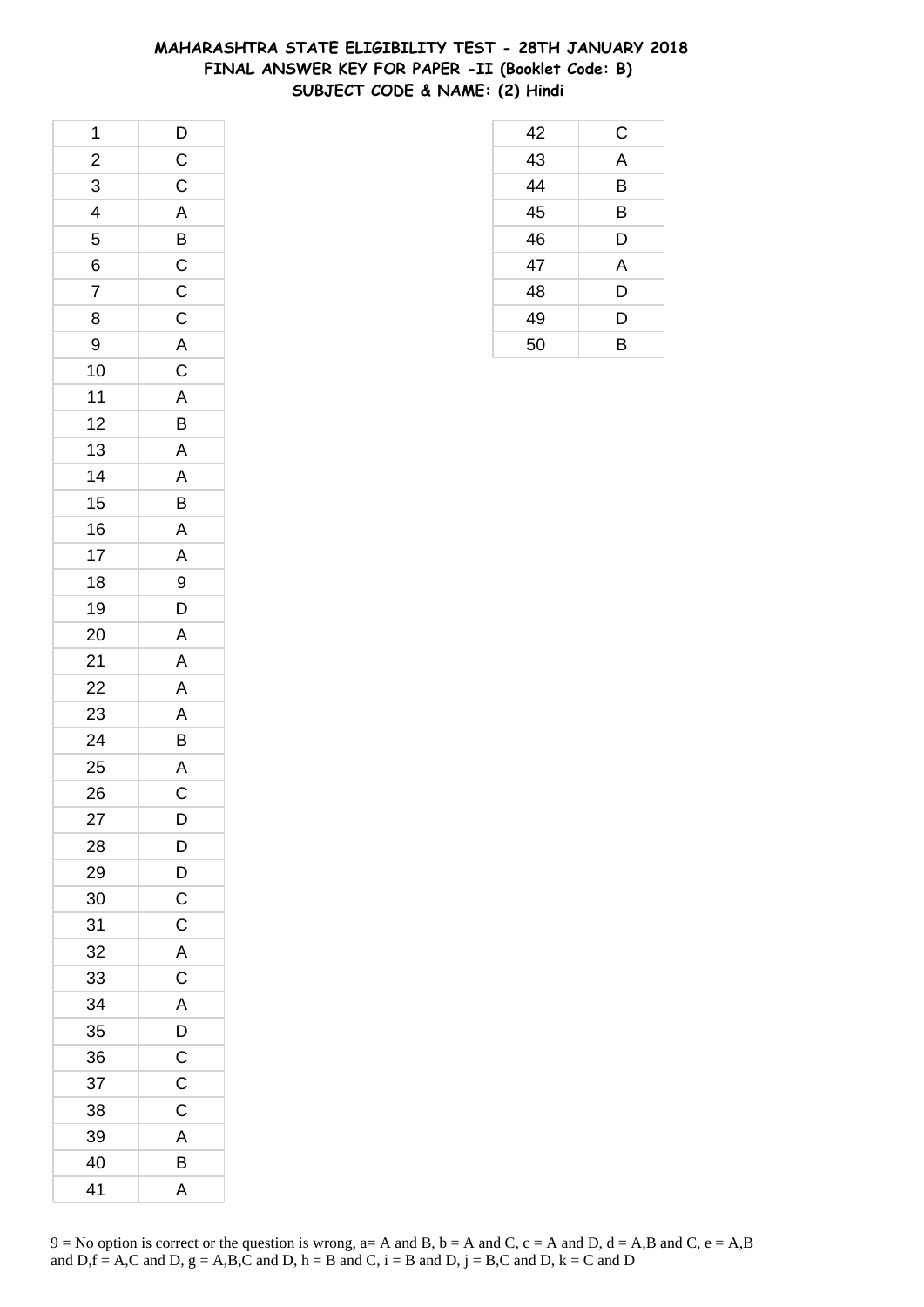# MAHARASHTRA STATE ELIGIBILITY TEST - 28TH JANUARY 2018
## FINAL ANSWER KEY FOR PAPER -II (Booklet Code: B)
### SUBJECT CODE & NAME: (2) Hindi

| Q. No. | Answer |
|---|---|
| 1 | D |
| 2 | C |
| 3 | C |
| 4 | A |
| 5 | B |
| 6 | C |
| 7 | C |
| 8 | C |
| 9 | A |
| 10 | C |
| 11 | A |
| 12 | B |
| 13 | A |
| 14 | A |
| 15 | B |
| 16 | A |
| 17 | A |
| 18 | 9 |
| 19 | D |
| 20 | A |
| 21 | A |
| 22 | A |
| 23 | A |
| 24 | B |
| 25 | A |
| 26 | C |
| 27 | D |
| 28 | D |
| 29 | D |
| 30 | C |
| 31 | C |
| 32 | A |
| 33 | C |
| 34 | A |
| 35 | D |
| 36 | C |
| 37 | C |
| 38 | C |
| 39 | A |
| 40 | B |
| 41 | A |
| 42 | C |
| 43 | A |
| 44 | B |
| 45 | B |
| 46 | D |
| 47 | A |
| 48 | D |
| 49 | D |
| 50 | B |

9 = No option is correct or the question is wrong, a= A and B, b = A and C, c = A and D, d = A,B and C, e = A,B and D,f = A,C and D, g = A,B,C and D, h = B and C, i = B and D, j = B,C and D, k = C and D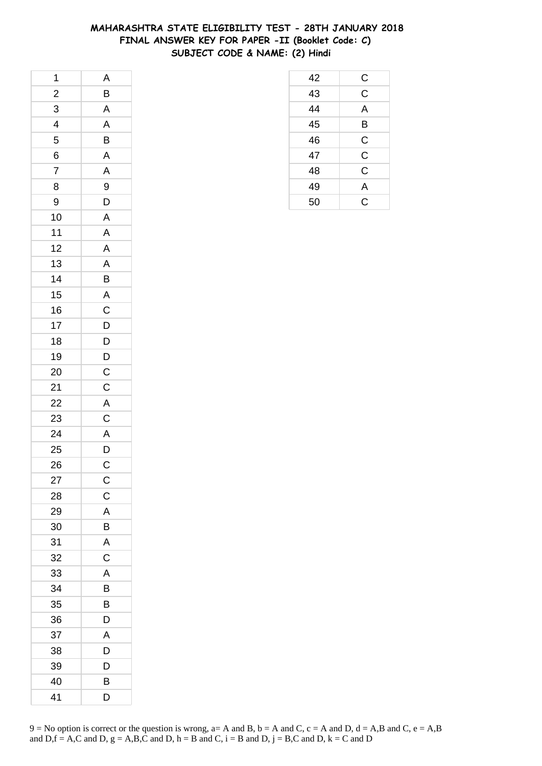# MAHARASHTRA STATE ELIGIBILITY TEST - 28TH JANUARY 2018
## FINAL ANSWER KEY FOR PAPER -II (Booklet Code: C)
## SUBJECT CODE & NAME: (2) Hindi

| Q | Ans |
|---|---|
| 1 | A |
| 2 | B |
| 3 | A |
| 4 | A |
| 5 | B |
| 6 | A |
| 7 | A |
| 8 | 9 |
| 9 | D |
| 10 | A |
| 11 | A |
| 12 | A |
| 13 | A |
| 14 | B |
| 15 | A |
| 16 | C |
| 17 | D |
| 18 | D |
| 19 | D |
| 20 | C |
| 21 | C |
| 22 | A |
| 23 | C |
| 24 | A |
| 25 | D |
| 26 | C |
| 27 | C |
| 28 | C |
| 29 | A |
| 30 | B |
| 31 | A |
| 32 | C |
| 33 | A |
| 34 | B |
| 35 | B |
| 36 | D |
| 37 | A |
| 38 | D |
| 39 | D |
| 40 | B |
| 41 | D |
| 42 | C |
| 43 | C |
| 44 | A |
| 45 | B |
| 46 | C |
| 47 | C |
| 48 | C |
| 49 | A |
| 50 | C |

9 = No option is correct or the question is wrong, a= A and B, b = A and C, c = A and D, d = A,B and C, e = A,B and D,f = A,C and D, g = A,B,C and D, h = B and C, i = B and D, j = B,C and D, k = C and D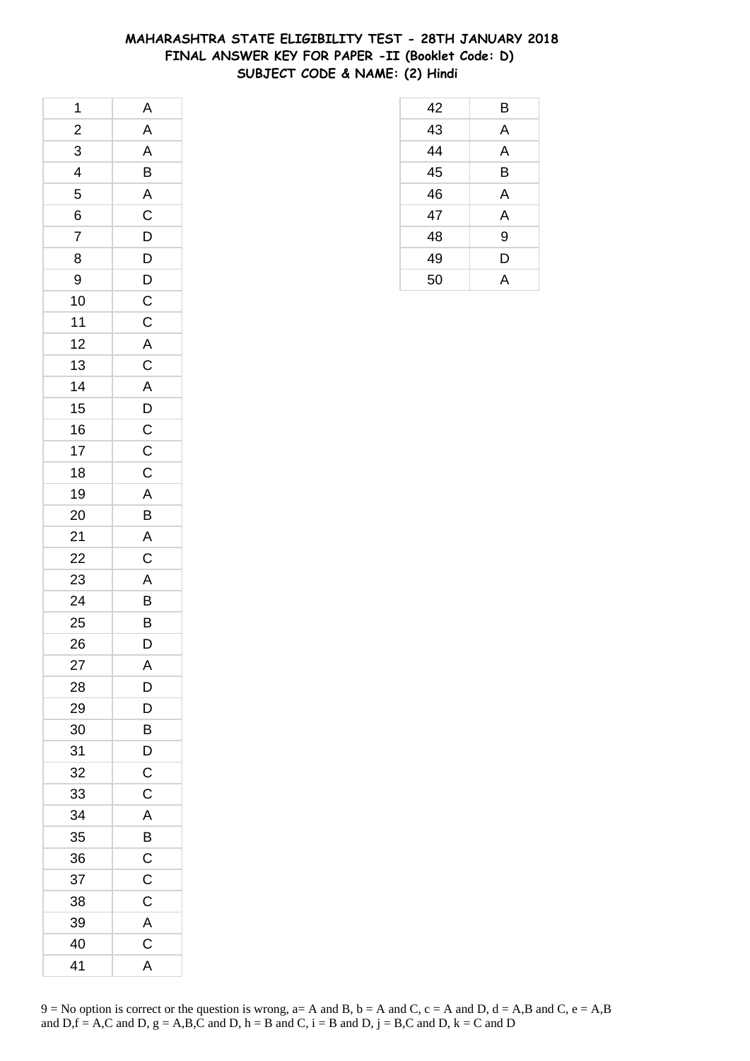# MAHARASHTRA STATE ELIGIBILITY TEST - 28TH JANUARY 2018
## FINAL ANSWER KEY FOR PAPER -II (Booklet Code: D)
## SUBJECT CODE & NAME: (2) Hindi

| | |
|---|---|
| 1 | A |
| 2 | A |
| 3 | A |
| 4 | B |
| 5 | A |
| 6 | C |
| 7 | D |
| 8 | D |
| 9 | D |
| 10 | C |
| 11 | C |
| 12 | A |
| 13 | C |
| 14 | A |
| 15 | D |
| 16 | C |
| 17 | C |
| 18 | C |
| 19 | A |
| 20 | B |
| 21 | A |
| 22 | C |
| 23 | A |
| 24 | B |
| 25 | B |
| 26 | D |
| 27 | A |
| 28 | D |
| 29 | D |
| 30 | B |
| 31 | D |
| 32 | C |
| 33 | C |
| 34 | A |
| 35 | B |
| 36 | C |
| 37 | C |
| 38 | C |
| 39 | A |
| 40 | C |
| 41 | A |
| 42 | B |
| 43 | A |
| 44 | A |
| 45 | B |
| 46 | A |
| 47 | A |
| 48 | 9 |
| 49 | D |
| 50 | A |

9 = No option is correct or the question is wrong, a= A and B, b = A and C, c = A and D, d = A,B and C, e = A,B and D,f = A,C and D, g = A,B,C and D, h = B and C, i = B and D, j = B,C and D, k = C and D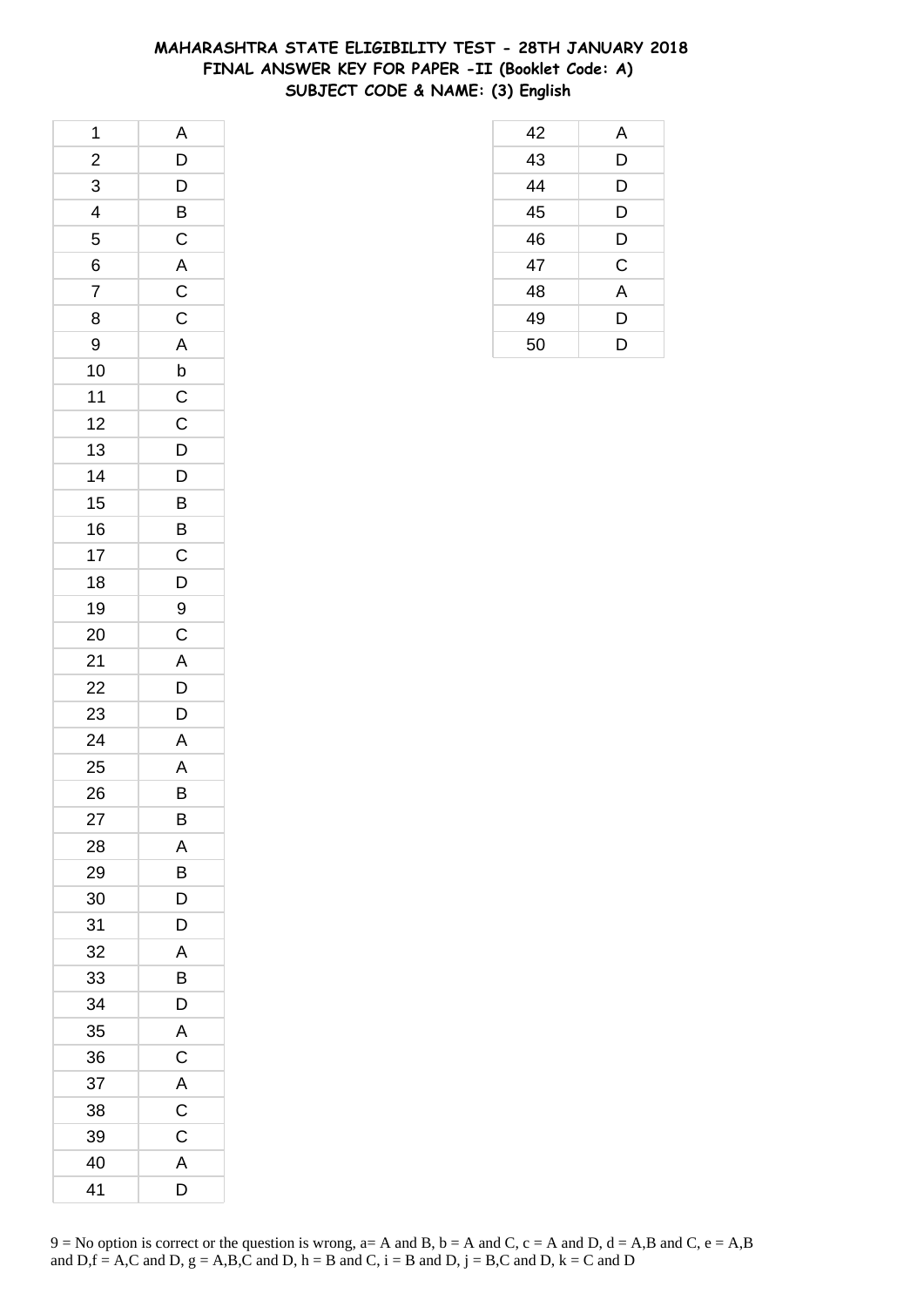# MAHARASHTRA STATE ELIGIBILITY TEST - 28TH JANUARY 2018
## FINAL ANSWER KEY FOR PAPER -II (Booklet Code: A)
## SUBJECT CODE & NAME: (3) English

| | |
|---|---|
| 1 | A |
| 2 | D |
| 3 | D |
| 4 | B |
| 5 | C |
| 6 | A |
| 7 | C |
| 8 | C |
| 9 | A |
| 10 | b |
| 11 | C |
| 12 | C |
| 13 | D |
| 14 | D |
| 15 | B |
| 16 | B |
| 17 | C |
| 18 | D |
| 19 | 9 |
| 20 | C |
| 21 | A |
| 22 | D |
| 23 | D |
| 24 | A |
| 25 | A |
| 26 | B |
| 27 | B |
| 28 | A |
| 29 | B |
| 30 | D |
| 31 | D |
| 32 | A |
| 33 | B |
| 34 | D |
| 35 | A |
| 36 | C |
| 37 | A |
| 38 | C |
| 39 | C |
| 40 | A |
| 41 | D |
| 42 | A |
| 43 | D |
| 44 | D |
| 45 | D |
| 46 | D |
| 47 | C |
| 48 | A |
| 49 | D |
| 50 | D |

9 = No option is correct or the question is wrong, a= A and B, b = A and C, c = A and D, d = A,B and C, e = A,B and D,f = A,C and D, g = A,B,C and D, h = B and C, i = B and D, j = B,C and D, k = C and D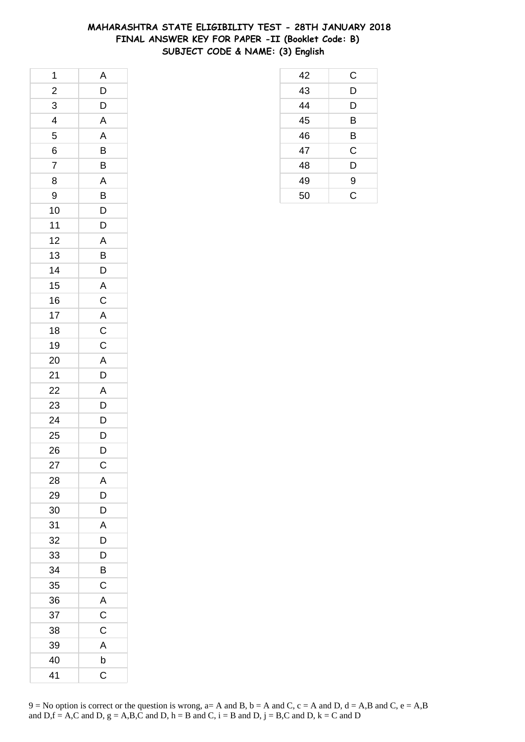# MAHARASHTRA STATE ELIGIBILITY TEST - 28TH JANUARY 2018
## FINAL ANSWER KEY FOR PAPER -II (Booklet Code: B)
## SUBJECT CODE & NAME: (3) English

| Q. No. | Answer |
|---|---|
| 1 | A |
| 2 | D |
| 3 | D |
| 4 | A |
| 5 | A |
| 6 | B |
| 7 | B |
| 8 | A |
| 9 | B |
| 10 | D |
| 11 | D |
| 12 | A |
| 13 | B |
| 14 | D |
| 15 | A |
| 16 | C |
| 17 | A |
| 18 | C |
| 19 | C |
| 20 | A |
| 21 | D |
| 22 | A |
| 23 | D |
| 24 | D |
| 25 | D |
| 26 | D |
| 27 | C |
| 28 | A |
| 29 | D |
| 30 | D |
| 31 | A |
| 32 | D |
| 33 | D |
| 34 | B |
| 35 | C |
| 36 | A |
| 37 | C |
| 38 | C |
| 39 | A |
| 40 | b |
| 41 | C |
| 42 | C |
| 43 | D |
| 44 | D |
| 45 | B |
| 46 | B |
| 47 | C |
| 48 | D |
| 49 | 9 |
| 50 | C |

9 = No option is correct or the question is wrong, a= A and B, b = A and C, c = A and D, d = A,B and C, e = A,B and D,f = A,C and D, g = A,B,C and D, h = B and C, i = B and D, j = B,C and D, k = C and D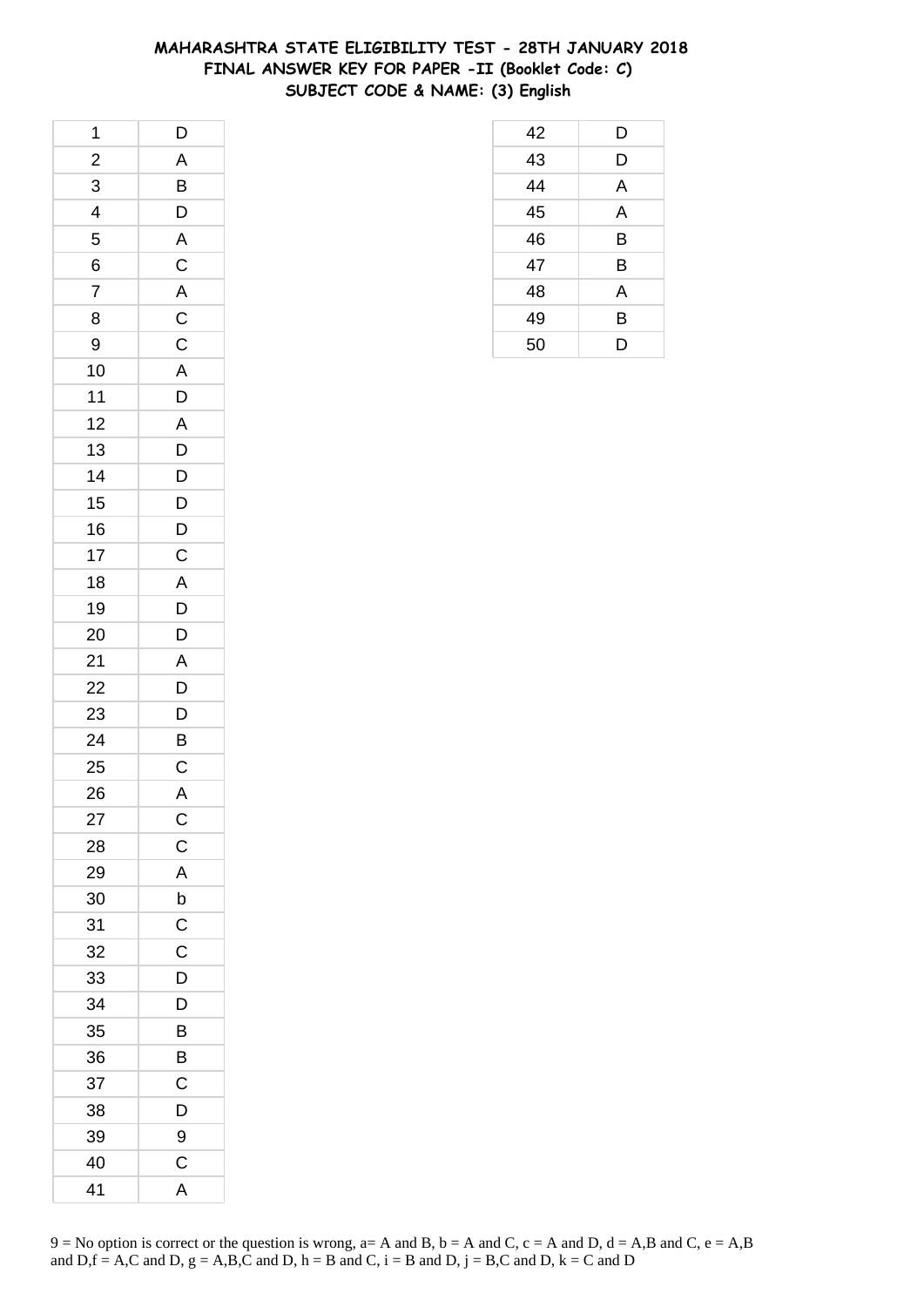# MAHARASHTRA STATE ELIGIBILITY TEST - 28TH JANUARY 2018
## FINAL ANSWER KEY FOR PAPER -II (Booklet Code: C)
## SUBJECT CODE & NAME: (3) English

| | |
|---|---|
| 1 | D |
| 2 | A |
| 3 | B |
| 4 | D |
| 5 | A |
| 6 | C |
| 7 | A |
| 8 | C |
| 9 | C |
| 10 | A |
| 11 | D |
| 12 | A |
| 13 | D |
| 14 | D |
| 15 | D |
| 16 | D |
| 17 | C |
| 18 | A |
| 19 | D |
| 20 | D |
| 21 | A |
| 22 | D |
| 23 | D |
| 24 | B |
| 25 | C |
| 26 | A |
| 27 | C |
| 28 | C |
| 29 | A |
| 30 | b |
| 31 | C |
| 32 | C |
| 33 | D |
| 34 | D |
| 35 | B |
| 36 | B |
| 37 | C |
| 38 | D |
| 39 | 9 |
| 40 | C |
| 41 | A |
| 42 | D |
| 43 | D |
| 44 | A |
| 45 | A |
| 46 | B |
| 47 | B |
| 48 | A |
| 49 | B |
| 50 | D |

9 = No option is correct or the question is wrong, a= A and B, b = A and C, c = A and D, d = A,B and C, e = A,B and D,f = A,C and D, g = A,B,C and D, h = B and C, i = B and D, j = B,C and D, k = C and D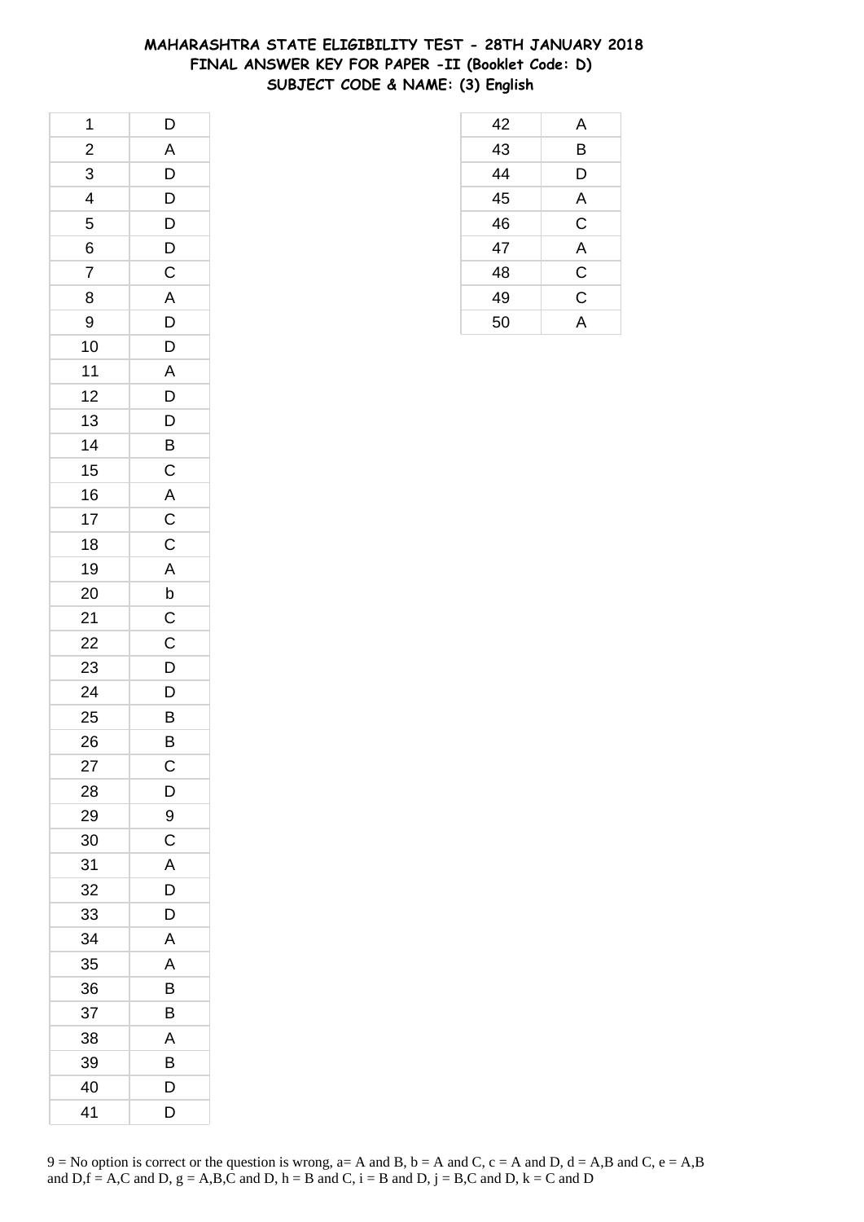# MAHARASHTRA STATE ELIGIBILITY TEST - 28TH JANUARY 2018
## FINAL ANSWER KEY FOR PAPER -II (Booklet Code: D)
## SUBJECT CODE & NAME: (3) English

| Q. No. | Answer |
|---|---|
| 1 | D |
| 2 | A |
| 3 | D |
| 4 | D |
| 5 | D |
| 6 | D |
| 7 | C |
| 8 | A |
| 9 | D |
| 10 | D |
| 11 | A |
| 12 | D |
| 13 | D |
| 14 | B |
| 15 | C |
| 16 | A |
| 17 | C |
| 18 | C |
| 19 | A |
| 20 | b |
| 21 | C |
| 22 | C |
| 23 | D |
| 24 | D |
| 25 | B |
| 26 | B |
| 27 | C |
| 28 | D |
| 29 | 9 |
| 30 | C |
| 31 | A |
| 32 | D |
| 33 | D |
| 34 | A |
| 35 | A |
| 36 | B |
| 37 | B |
| 38 | A |
| 39 | B |
| 40 | D |
| 41 | D |
| 42 | A |
| 43 | B |
| 44 | D |
| 45 | A |
| 46 | C |
| 47 | A |
| 48 | C |
| 49 | C |
| 50 | A |

9 = No option is correct or the question is wrong, a= A and B, b = A and C, c = A and D, d = A,B and C, e = A,B and D,f = A,C and D, g = A,B,C and D, h = B and C, i = B and D, j = B,C and D, k = C and D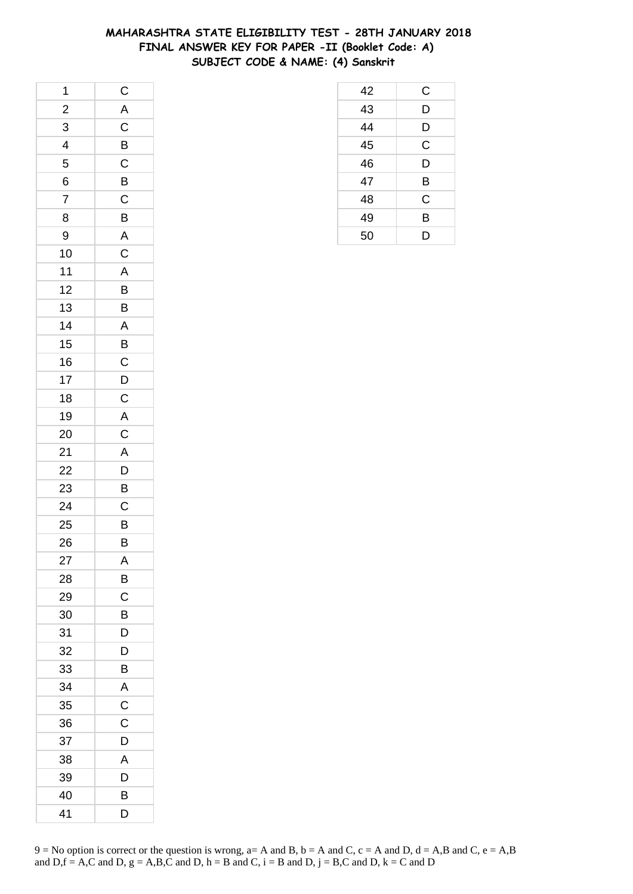# MAHARASHTRA STATE ELIGIBILITY TEST - 28TH JANUARY 2018
## FINAL ANSWER KEY FOR PAPER -II (Booklet Code: A)
## SUBJECT CODE & NAME: (4) Sanskrit

| | |
|---|---|
| 1 | C |
| 2 | A |
| 3 | C |
| 4 | B |
| 5 | C |
| 6 | B |
| 7 | C |
| 8 | B |
| 9 | A |
| 10 | C |
| 11 | A |
| 12 | B |
| 13 | B |
| 14 | A |
| 15 | B |
| 16 | C |
| 17 | D |
| 18 | C |
| 19 | A |
| 20 | C |
| 21 | A |
| 22 | D |
| 23 | B |
| 24 | C |
| 25 | B |
| 26 | B |
| 27 | A |
| 28 | B |
| 29 | C |
| 30 | B |
| 31 | D |
| 32 | D |
| 33 | B |
| 34 | A |
| 35 | C |
| 36 | C |
| 37 | D |
| 38 | A |
| 39 | D |
| 40 | B |
| 41 | D |
| 42 | C |
| 43 | D |
| 44 | D |
| 45 | C |
| 46 | D |
| 47 | B |
| 48 | C |
| 49 | B |
| 50 | D |

9 = No option is correct or the question is wrong, a= A and B, b = A and C, c = A and D, d = A,B and C, e = A,B and D,f = A,C and D, g = A,B,C and D, h = B and C, i = B and D, j = B,C and D, k = C and D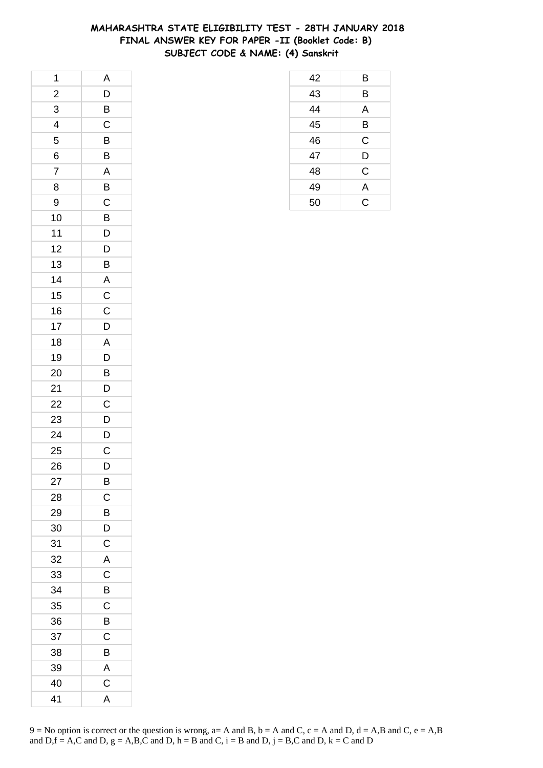# MAHARASHTRA STATE ELIGIBILITY TEST - 28TH JANUARY 2018
## FINAL ANSWER KEY FOR PAPER -II (Booklet Code: B)
## SUBJECT CODE & NAME: (4) Sanskrit

| | |
|---|---|
| 1 | A |
| 2 | D |
| 3 | B |
| 4 | C |
| 5 | B |
| 6 | B |
| 7 | A |
| 8 | B |
| 9 | C |
| 10 | B |
| 11 | D |
| 12 | D |
| 13 | B |
| 14 | A |
| 15 | C |
| 16 | C |
| 17 | D |
| 18 | A |
| 19 | D |
| 20 | B |
| 21 | D |
| 22 | C |
| 23 | D |
| 24 | D |
| 25 | C |
| 26 | D |
| 27 | B |
| 28 | C |
| 29 | B |
| 30 | D |
| 31 | C |
| 32 | A |
| 33 | C |
| 34 | B |
| 35 | C |
| 36 | B |
| 37 | C |
| 38 | B |
| 39 | A |
| 40 | C |
| 41 | A |
| 42 | B |
| 43 | B |
| 44 | A |
| 45 | B |
| 46 | C |
| 47 | D |
| 48 | C |
| 49 | A |
| 50 | C |

9 = No option is correct or the question is wrong, a= A and B, b = A and C, c = A and D, d = A,B and C, e = A,B and D,f = A,C and D, g = A,B,C and D, h = B and C, i = B and D, j = B,C and D, k = C and D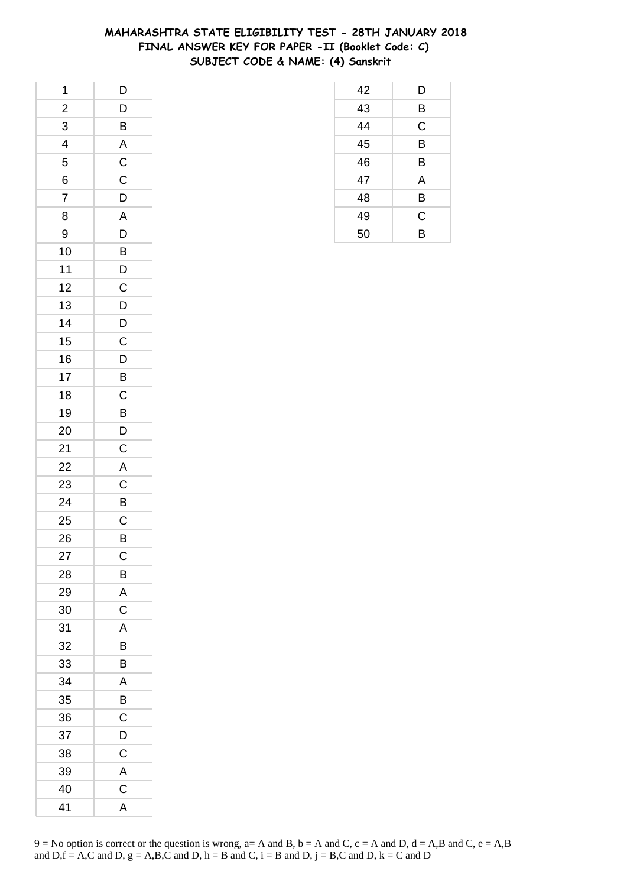# MAHARASHTRA STATE ELIGIBILITY TEST - 28TH JANUARY 2018
## FINAL ANSWER KEY FOR PAPER -II (Booklet Code: C)
## SUBJECT CODE & NAME: (4) Sanskrit

| Q.No. | Answer |
|---|---|
| 1 | D |
| 2 | D |
| 3 | B |
| 4 | A |
| 5 | C |
| 6 | C |
| 7 | D |
| 8 | A |
| 9 | D |
| 10 | B |
| 11 | D |
| 12 | C |
| 13 | D |
| 14 | D |
| 15 | C |
| 16 | D |
| 17 | B |
| 18 | C |
| 19 | B |
| 20 | D |
| 21 | C |
| 22 | A |
| 23 | C |
| 24 | B |
| 25 | C |
| 26 | B |
| 27 | C |
| 28 | B |
| 29 | A |
| 30 | C |
| 31 | A |
| 32 | B |
| 33 | B |
| 34 | A |
| 35 | B |
| 36 | C |
| 37 | D |
| 38 | C |
| 39 | A |
| 40 | C |
| 41 | A |
| 42 | D |
| 43 | B |
| 44 | C |
| 45 | B |
| 46 | B |
| 47 | A |
| 48 | B |
| 49 | C |
| 50 | B |

9 = No option is correct or the question is wrong, a= A and B, b = A and C, c = A and D, d = A,B and C, e = A,B and D,f = A,C and D, g = A,B,C and D, h = B and C, i = B and D, j = B,C and D, k = C and D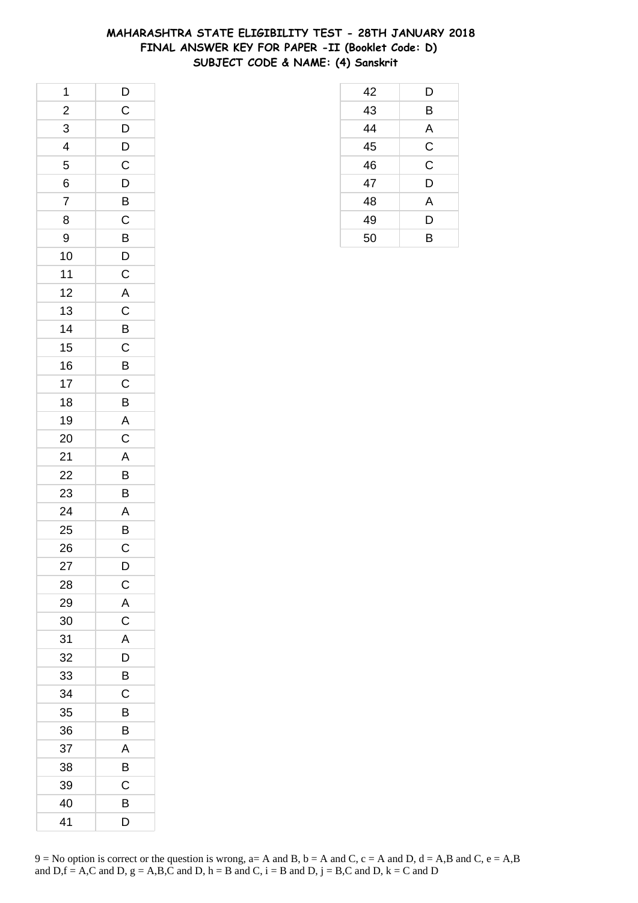# MAHARASHTRA STATE ELIGIBILITY TEST - 28TH JANUARY 2018
## FINAL ANSWER KEY FOR PAPER -II (Booklet Code: D)
### SUBJECT CODE & NAME: (4) Sanskrit

| Q. No. | Answer |
|---|---|
| 1 | D |
| 2 | C |
| 3 | D |
| 4 | D |
| 5 | C |
| 6 | D |
| 7 | B |
| 8 | C |
| 9 | B |
| 10 | D |
| 11 | C |
| 12 | A |
| 13 | C |
| 14 | B |
| 15 | C |
| 16 | B |
| 17 | C |
| 18 | B |
| 19 | A |
| 20 | C |
| 21 | A |
| 22 | B |
| 23 | B |
| 24 | A |
| 25 | B |
| 26 | C |
| 27 | D |
| 28 | C |
| 29 | A |
| 30 | C |
| 31 | A |
| 32 | D |
| 33 | B |
| 34 | C |
| 35 | B |
| 36 | B |
| 37 | A |
| 38 | B |
| 39 | C |
| 40 | B |
| 41 | D |
| 42 | D |
| 43 | B |
| 44 | A |
| 45 | C |
| 46 | C |
| 47 | D |
| 48 | A |
| 49 | D |
| 50 | B |

9 = No option is correct or the question is wrong, a= A and B, b = A and C, c = A and D, d = A,B and C, e = A,B and D,f = A,C and D, g = A,B,C and D, h = B and C, i = B and D, j = B,C and D, k = C and D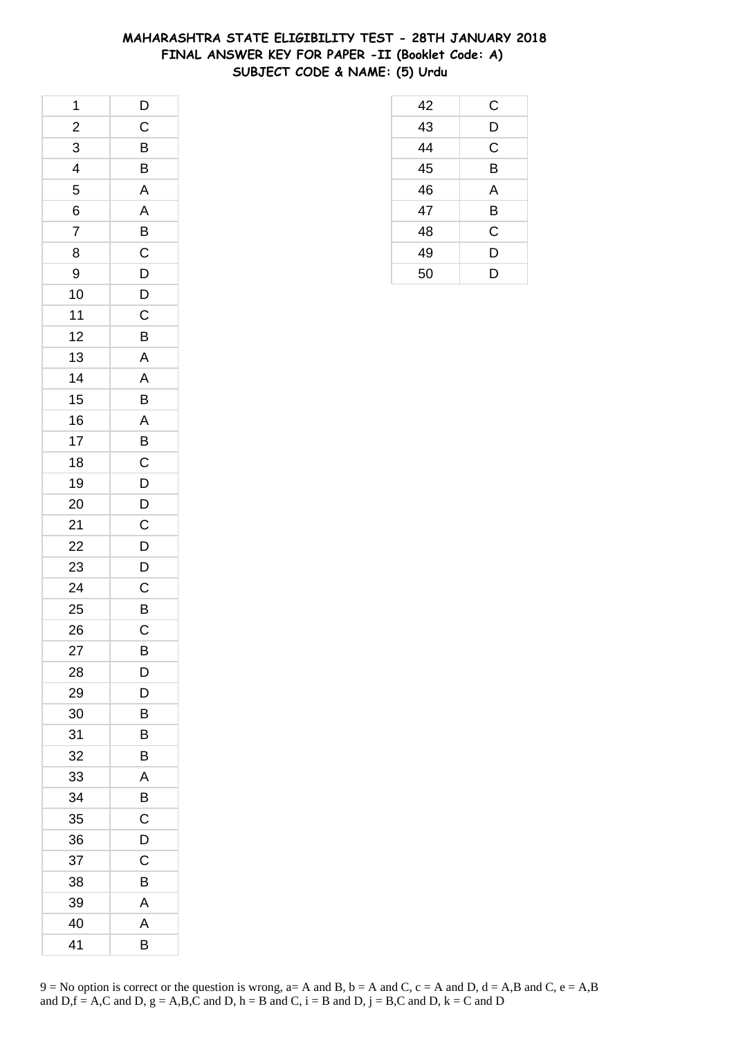# MAHARASHTRA STATE ELIGIBILITY TEST - 28TH JANUARY 2018
## FINAL ANSWER KEY FOR PAPER -II (Booklet Code: A)
## SUBJECT CODE & NAME: (5) Urdu

| Q | Ans |
|---|---|
| 1 | D |
| 2 | C |
| 3 | B |
| 4 | B |
| 5 | A |
| 6 | A |
| 7 | B |
| 8 | C |
| 9 | D |
| 10 | D |
| 11 | C |
| 12 | B |
| 13 | A |
| 14 | A |
| 15 | B |
| 16 | A |
| 17 | B |
| 18 | C |
| 19 | D |
| 20 | D |
| 21 | C |
| 22 | D |
| 23 | D |
| 24 | C |
| 25 | B |
| 26 | C |
| 27 | B |
| 28 | D |
| 29 | D |
| 30 | B |
| 31 | B |
| 32 | B |
| 33 | A |
| 34 | B |
| 35 | C |
| 36 | D |
| 37 | C |
| 38 | B |
| 39 | A |
| 40 | A |
| 41 | B |
| 42 | C |
| 43 | D |
| 44 | C |
| 45 | B |
| 46 | A |
| 47 | B |
| 48 | C |
| 49 | D |
| 50 | D |

9 = No option is correct or the question is wrong, a= A and B, b = A and C, c = A and D, d = A,B and C, e = A,B and D,f = A,C and D, g = A,B,C and D, h = B and C, i = B and D, j = B,C and D, k = C and D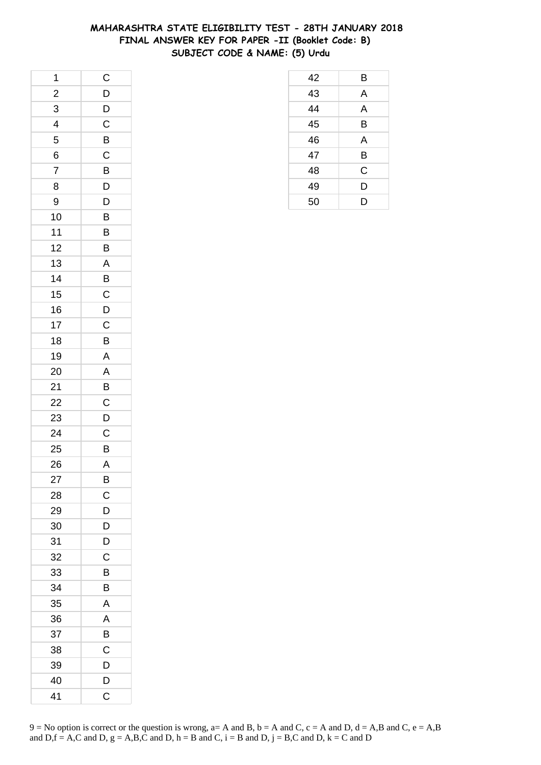# MAHARASHTRA STATE ELIGIBILITY TEST - 28TH JANUARY 2018
## FINAL ANSWER KEY FOR PAPER -II (Booklet Code: B)
### SUBJECT CODE & NAME: (5) Urdu

| Q | Ans |
|---|---|
| 1 | C |
| 2 | D |
| 3 | D |
| 4 | C |
| 5 | B |
| 6 | C |
| 7 | B |
| 8 | D |
| 9 | D |
| 10 | B |
| 11 | B |
| 12 | B |
| 13 | A |
| 14 | B |
| 15 | C |
| 16 | D |
| 17 | C |
| 18 | B |
| 19 | A |
| 20 | A |
| 21 | B |
| 22 | C |
| 23 | D |
| 24 | C |
| 25 | B |
| 26 | A |
| 27 | B |
| 28 | C |
| 29 | D |
| 30 | D |
| 31 | D |
| 32 | C |
| 33 | B |
| 34 | B |
| 35 | A |
| 36 | A |
| 37 | B |
| 38 | C |
| 39 | D |
| 40 | D |
| 41 | C |
| 42 | B |
| 43 | A |
| 44 | A |
| 45 | B |
| 46 | A |
| 47 | B |
| 48 | C |
| 49 | D |
| 50 | D |

9 = No option is correct or the question is wrong, a= A and B, b = A and C, c = A and D, d = A,B and C, e = A,B and D,f = A,C and D, g = A,B,C and D, h = B and C, i = B and D, j = B,C and D, k = C and D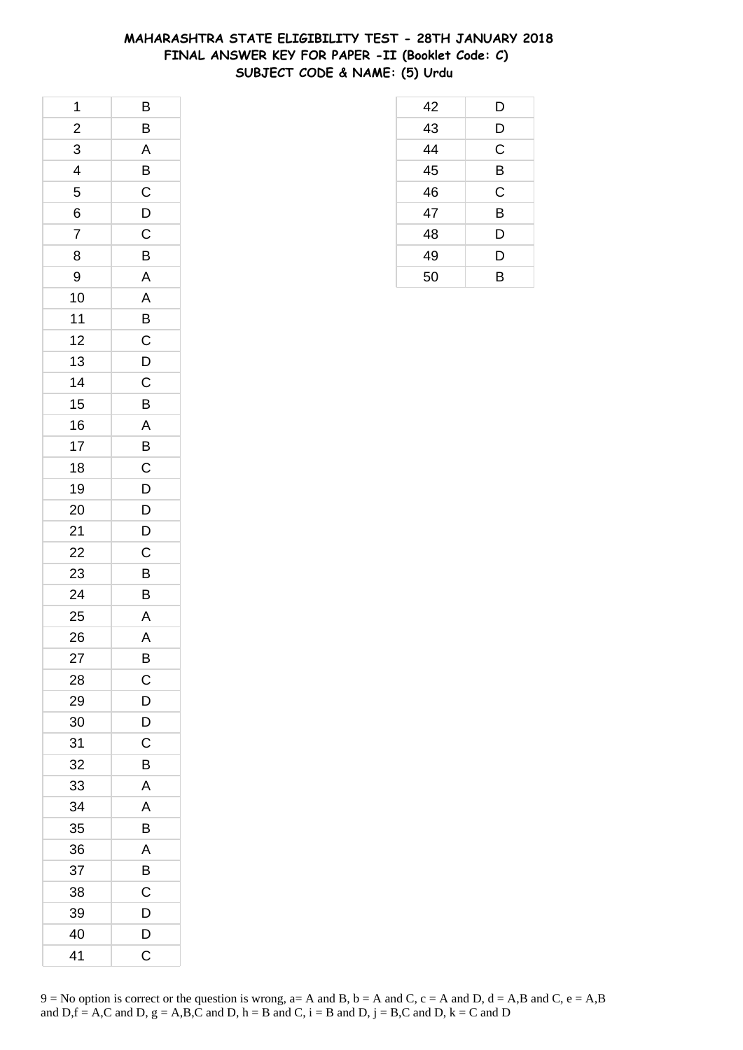# MAHARASHTRA STATE ELIGIBILITY TEST - 28TH JANUARY 2018
## FINAL ANSWER KEY FOR PAPER -II (Booklet Code: C)
## SUBJECT CODE & NAME: (5) Urdu

| Q | Ans |
|---|---|
| 1 | B |
| 2 | B |
| 3 | A |
| 4 | B |
| 5 | C |
| 6 | D |
| 7 | C |
| 8 | B |
| 9 | A |
| 10 | A |
| 11 | B |
| 12 | C |
| 13 | D |
| 14 | C |
| 15 | B |
| 16 | A |
| 17 | B |
| 18 | C |
| 19 | D |
| 20 | D |
| 21 | D |
| 22 | C |
| 23 | B |
| 24 | B |
| 25 | A |
| 26 | A |
| 27 | B |
| 28 | C |
| 29 | D |
| 30 | D |
| 31 | C |
| 32 | B |
| 33 | A |
| 34 | A |
| 35 | B |
| 36 | A |
| 37 | B |
| 38 | C |
| 39 | D |
| 40 | D |
| 41 | C |
| 42 | D |
| 43 | D |
| 44 | C |
| 45 | B |
| 46 | C |
| 47 | B |
| 48 | D |
| 49 | D |
| 50 | B |

9 = No option is correct or the question is wrong, a= A and B, b = A and C, c = A and D, d = A,B and C, e = A,B and D,f = A,C and D, g = A,B,C and D, h = B and C, i = B and D, j = B,C and D, k = C and D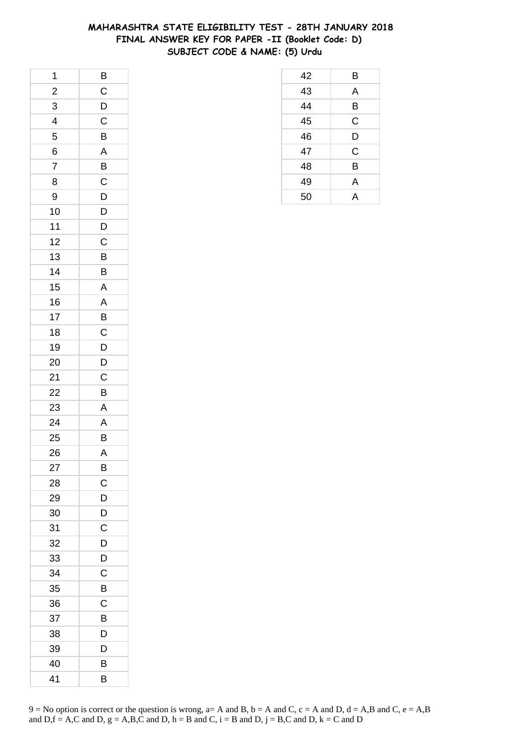# MAHARASHTRA STATE ELIGIBILITY TEST - 28TH JANUARY 2018
## FINAL ANSWER KEY FOR PAPER -II (Booklet Code: D)
### SUBJECT CODE & NAME: (5) Urdu

| Q. No. | Answer |
|---|---|
| 1 | B |
| 2 | C |
| 3 | D |
| 4 | C |
| 5 | B |
| 6 | A |
| 7 | B |
| 8 | C |
| 9 | D |
| 10 | D |
| 11 | D |
| 12 | C |
| 13 | B |
| 14 | B |
| 15 | A |
| 16 | A |
| 17 | B |
| 18 | C |
| 19 | D |
| 20 | D |
| 21 | C |
| 22 | B |
| 23 | A |
| 24 | A |
| 25 | B |
| 26 | A |
| 27 | B |
| 28 | C |
| 29 | D |
| 30 | D |
| 31 | C |
| 32 | D |
| 33 | D |
| 34 | C |
| 35 | B |
| 36 | C |
| 37 | B |
| 38 | D |
| 39 | D |
| 40 | B |
| 41 | B |
| 42 | B |
| 43 | A |
| 44 | B |
| 45 | C |
| 46 | D |
| 47 | C |
| 48 | B |
| 49 | A |
| 50 | A |

9 = No option is correct or the question is wrong, a= A and B, b = A and C, c = A and D, d = A,B and C, e = A,B and D,f = A,C and D, g = A,B,C and D, h = B and C, i = B and D, j = B,C and D, k = C and D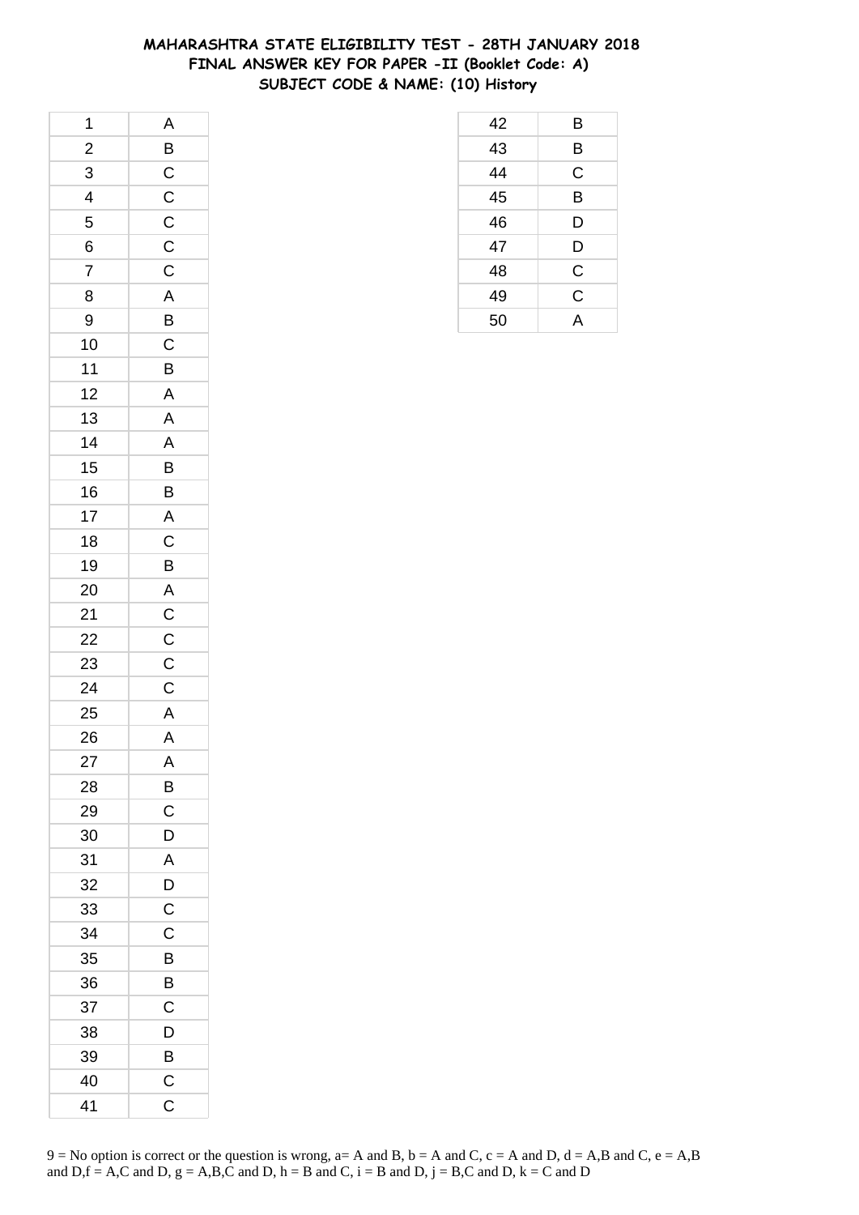# MAHARASHTRA STATE ELIGIBILITY TEST - 28TH JANUARY 2018
## FINAL ANSWER KEY FOR PAPER -II (Booklet Code: A)
## SUBJECT CODE & NAME: (10) History

| | |
|---|---|
| 1 | A |
| 2 | B |
| 3 | C |
| 4 | C |
| 5 | C |
| 6 | C |
| 7 | C |
| 8 | A |
| 9 | B |
| 10 | C |
| 11 | B |
| 12 | A |
| 13 | A |
| 14 | A |
| 15 | B |
| 16 | B |
| 17 | A |
| 18 | C |
| 19 | B |
| 20 | A |
| 21 | C |
| 22 | C |
| 23 | C |
| 24 | C |
| 25 | A |
| 26 | A |
| 27 | A |
| 28 | B |
| 29 | C |
| 30 | D |
| 31 | A |
| 32 | D |
| 33 | C |
| 34 | C |
| 35 | B |
| 36 | B |
| 37 | C |
| 38 | D |
| 39 | B |
| 40 | C |
| 41 | C |
| 42 | B |
| 43 | B |
| 44 | C |
| 45 | B |
| 46 | D |
| 47 | D |
| 48 | C |
| 49 | C |
| 50 | A |

9 = No option is correct or the question is wrong, a= A and B, b = A and C, c = A and D, d = A,B and C, e = A,B and D,f = A,C and D, g = A,B,C and D, h = B and C, i = B and D, j = B,C and D, k = C and D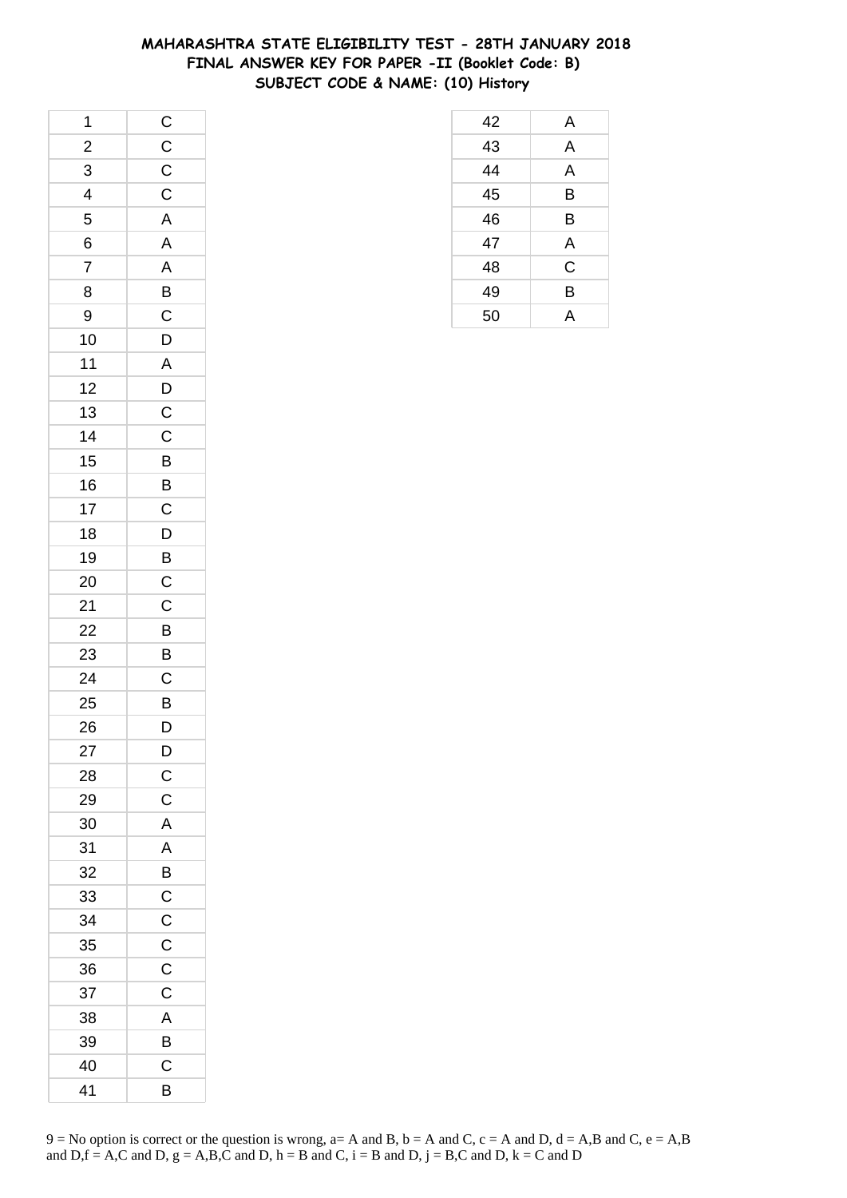# MAHARASHTRA STATE ELIGIBILITY TEST - 28TH JANUARY 2018
## FINAL ANSWER KEY FOR PAPER -II (Booklet Code: B)
### SUBJECT CODE & NAME: (10) History

| Q. No. | Answer |
|---|---|
| 1 | C |
| 2 | C |
| 3 | C |
| 4 | C |
| 5 | A |
| 6 | A |
| 7 | A |
| 8 | B |
| 9 | C |
| 10 | D |
| 11 | A |
| 12 | D |
| 13 | C |
| 14 | C |
| 15 | B |
| 16 | B |
| 17 | C |
| 18 | D |
| 19 | B |
| 20 | C |
| 21 | C |
| 22 | B |
| 23 | B |
| 24 | C |
| 25 | B |
| 26 | D |
| 27 | D |
| 28 | C |
| 29 | C |
| 30 | A |
| 31 | A |
| 32 | B |
| 33 | C |
| 34 | C |
| 35 | C |
| 36 | C |
| 37 | C |
| 38 | A |
| 39 | B |
| 40 | C |
| 41 | B |
| 42 | A |
| 43 | A |
| 44 | A |
| 45 | B |
| 46 | B |
| 47 | A |
| 48 | C |
| 49 | B |
| 50 | A |

9 = No option is correct or the question is wrong, a= A and B, b = A and C, c = A and D, d = A,B and C, e = A,B and D,f = A,C and D, g = A,B,C and D, h = B and C, i = B and D, j = B,C and D, k = C and D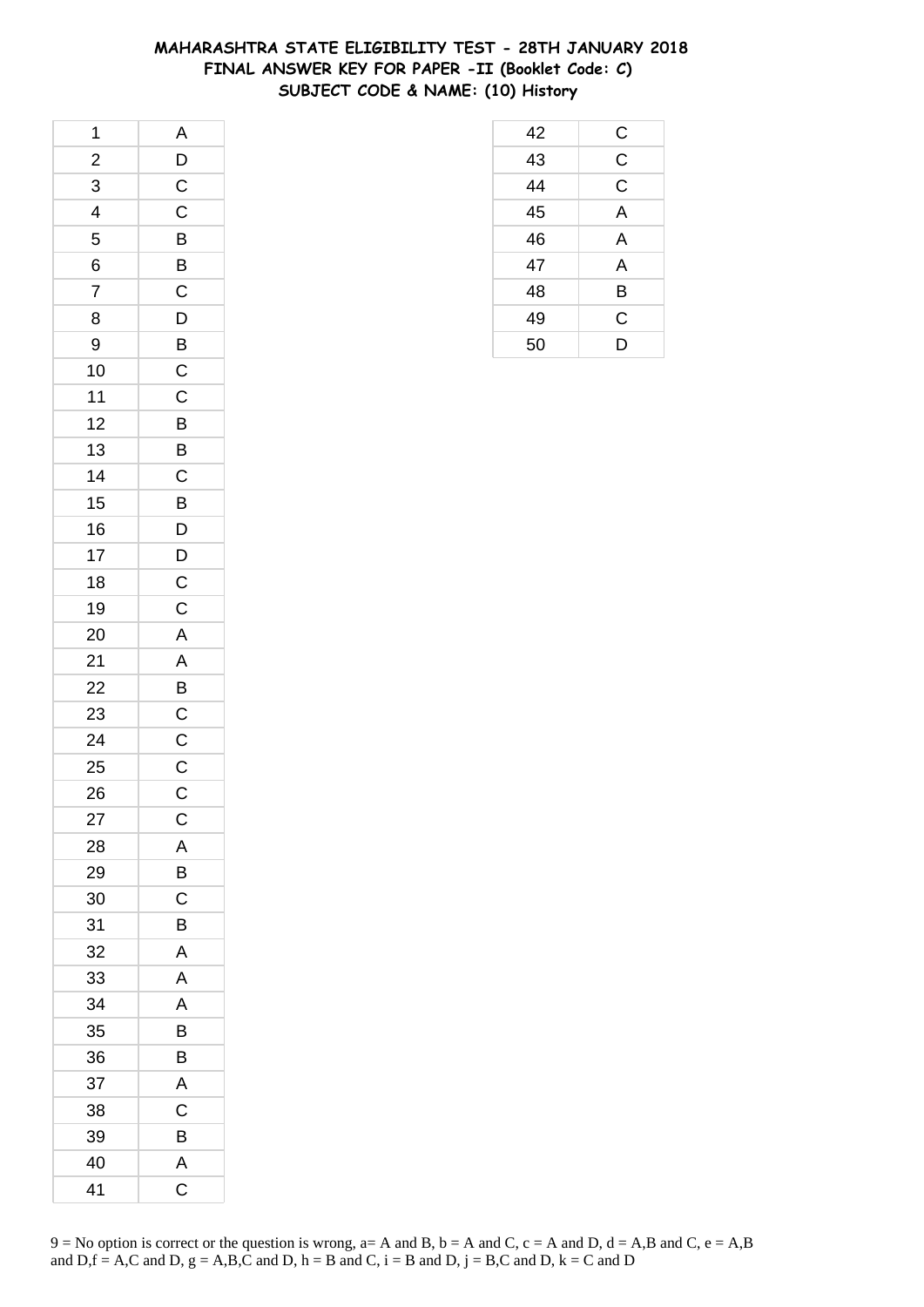# MAHARASHTRA STATE ELIGIBILITY TEST - 28TH JANUARY 2018
## FINAL ANSWER KEY FOR PAPER -II (Booklet Code: C)
## SUBJECT CODE & NAME: (10) History

| | |
|---|---|
| 1 | A |
| 2 | D |
| 3 | C |
| 4 | C |
| 5 | B |
| 6 | B |
| 7 | C |
| 8 | D |
| 9 | B |
| 10 | C |
| 11 | C |
| 12 | B |
| 13 | B |
| 14 | C |
| 15 | B |
| 16 | D |
| 17 | D |
| 18 | C |
| 19 | C |
| 20 | A |
| 21 | A |
| 22 | B |
| 23 | C |
| 24 | C |
| 25 | C |
| 26 | C |
| 27 | C |
| 28 | A |
| 29 | B |
| 30 | C |
| 31 | B |
| 32 | A |
| 33 | A |
| 34 | A |
| 35 | B |
| 36 | B |
| 37 | A |
| 38 | C |
| 39 | B |
| 40 | A |
| 41 | C |
| 42 | C |
| 43 | C |
| 44 | C |
| 45 | A |
| 46 | A |
| 47 | A |
| 48 | B |
| 49 | C |
| 50 | D |

9 = No option is correct or the question is wrong, a= A and B, b = A and C, c = A and D, d = A,B and C, e = A,B and D,f = A,C and D, g = A,B,C and D, h = B and C, i = B and D, j = B,C and D, k = C and D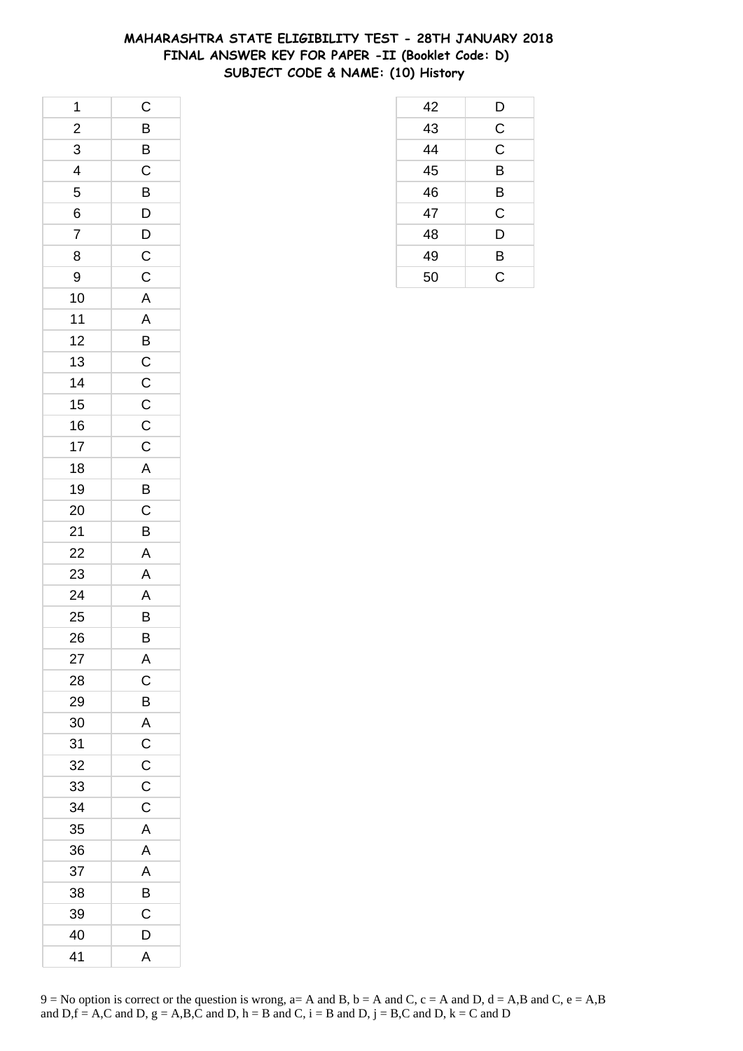# MAHARASHTRA STATE ELIGIBILITY TEST - 28TH JANUARY 2018
## FINAL ANSWER KEY FOR PAPER -II (Booklet Code: D)
## SUBJECT CODE & NAME: (10) History

| | |
|---|---|
| 1 | C |
| 2 | B |
| 3 | B |
| 4 | C |
| 5 | B |
| 6 | D |
| 7 | D |
| 8 | C |
| 9 | C |
| 10 | A |
| 11 | A |
| 12 | B |
| 13 | C |
| 14 | C |
| 15 | C |
| 16 | C |
| 17 | C |
| 18 | A |
| 19 | B |
| 20 | C |
| 21 | B |
| 22 | A |
| 23 | A |
| 24 | A |
| 25 | B |
| 26 | B |
| 27 | A |
| 28 | C |
| 29 | B |
| 30 | A |
| 31 | C |
| 32 | C |
| 33 | C |
| 34 | C |
| 35 | A |
| 36 | A |
| 37 | A |
| 38 | B |
| 39 | C |
| 40 | D |
| 41 | A |
| 42 | D |
| 43 | C |
| 44 | C |
| 45 | B |
| 46 | B |
| 47 | C |
| 48 | D |
| 49 | B |
| 50 | C |

9 = No option is correct or the question is wrong, a= A and B, b = A and C, c = A and D, d = A,B and C, e = A,B and D,f = A,C and D, g = A,B,C and D, h = B and C, i = B and D, j = B,C and D, k = C and D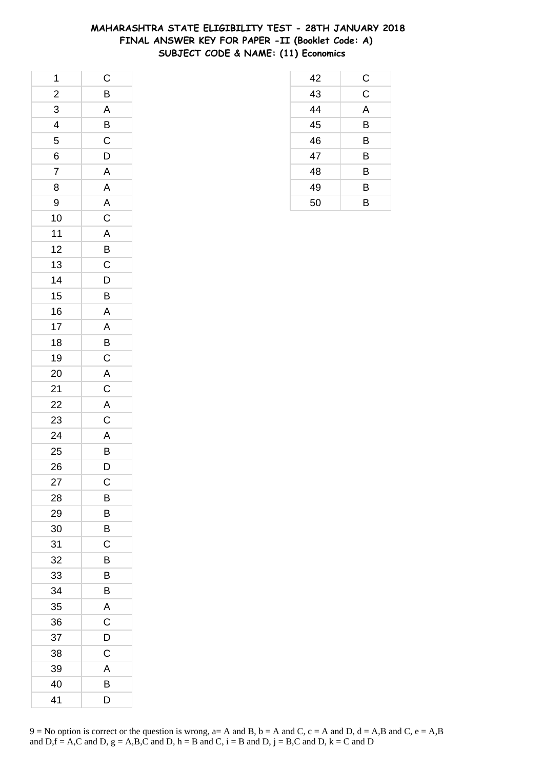# MAHARASHTRA STATE ELIGIBILITY TEST - 28TH JANUARY 2018
## FINAL ANSWER KEY FOR PAPER -II (Booklet Code: A)
### SUBJECT CODE & NAME: (11) Economics

| | |
|---|---|
| 1 | C |
| 2 | B |
| 3 | A |
| 4 | B |
| 5 | C |
| 6 | D |
| 7 | A |
| 8 | A |
| 9 | A |
| 10 | C |
| 11 | A |
| 12 | B |
| 13 | C |
| 14 | D |
| 15 | B |
| 16 | A |
| 17 | A |
| 18 | B |
| 19 | C |
| 20 | A |
| 21 | C |
| 22 | A |
| 23 | C |
| 24 | A |
| 25 | B |
| 26 | D |
| 27 | C |
| 28 | B |
| 29 | B |
| 30 | B |
| 31 | C |
| 32 | B |
| 33 | B |
| 34 | B |
| 35 | A |
| 36 | C |
| 37 | D |
| 38 | C |
| 39 | A |
| 40 | B |
| 41 | D |
| 42 | C |
| 43 | C |
| 44 | A |
| 45 | B |
| 46 | B |
| 47 | B |
| 48 | B |
| 49 | B |
| 50 | B |

9 = No option is correct or the question is wrong, a= A and B, b = A and C, c = A and D, d = A,B and C, e = A,B and D,f = A,C and D, g = A,B,C and D, h = B and C, i = B and D, j = B,C and D, k = C and D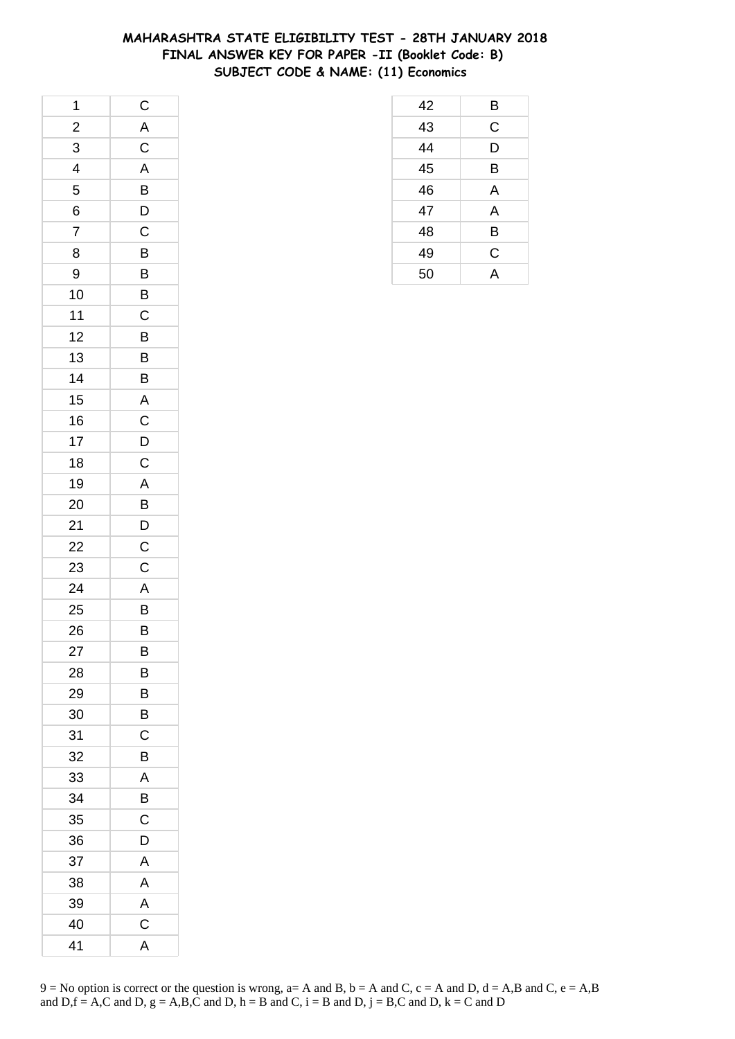# MAHARASHTRA STATE ELIGIBILITY TEST - 28TH JANUARY 2018
## FINAL ANSWER KEY FOR PAPER -II (Booklet Code: B)
### SUBJECT CODE & NAME: (11) Economics

| | |
|---|---|
| 1 | C |
| 2 | A |
| 3 | C |
| 4 | A |
| 5 | B |
| 6 | D |
| 7 | C |
| 8 | B |
| 9 | B |
| 10 | B |
| 11 | C |
| 12 | B |
| 13 | B |
| 14 | B |
| 15 | A |
| 16 | C |
| 17 | D |
| 18 | C |
| 19 | A |
| 20 | B |
| 21 | D |
| 22 | C |
| 23 | C |
| 24 | A |
| 25 | B |
| 26 | B |
| 27 | B |
| 28 | B |
| 29 | B |
| 30 | B |
| 31 | C |
| 32 | B |
| 33 | A |
| 34 | B |
| 35 | C |
| 36 | D |
| 37 | A |
| 38 | A |
| 39 | A |
| 40 | C |
| 41 | A |
| 42 | B |
| 43 | C |
| 44 | D |
| 45 | B |
| 46 | A |
| 47 | A |
| 48 | B |
| 49 | C |
| 50 | A |

9 = No option is correct or the question is wrong, a= A and B, b = A and C, c = A and D, d = A,B and C, e = A,B and D,f = A,C and D, g = A,B,C and D, h = B and C, i = B and D, j = B,C and D, k = C and D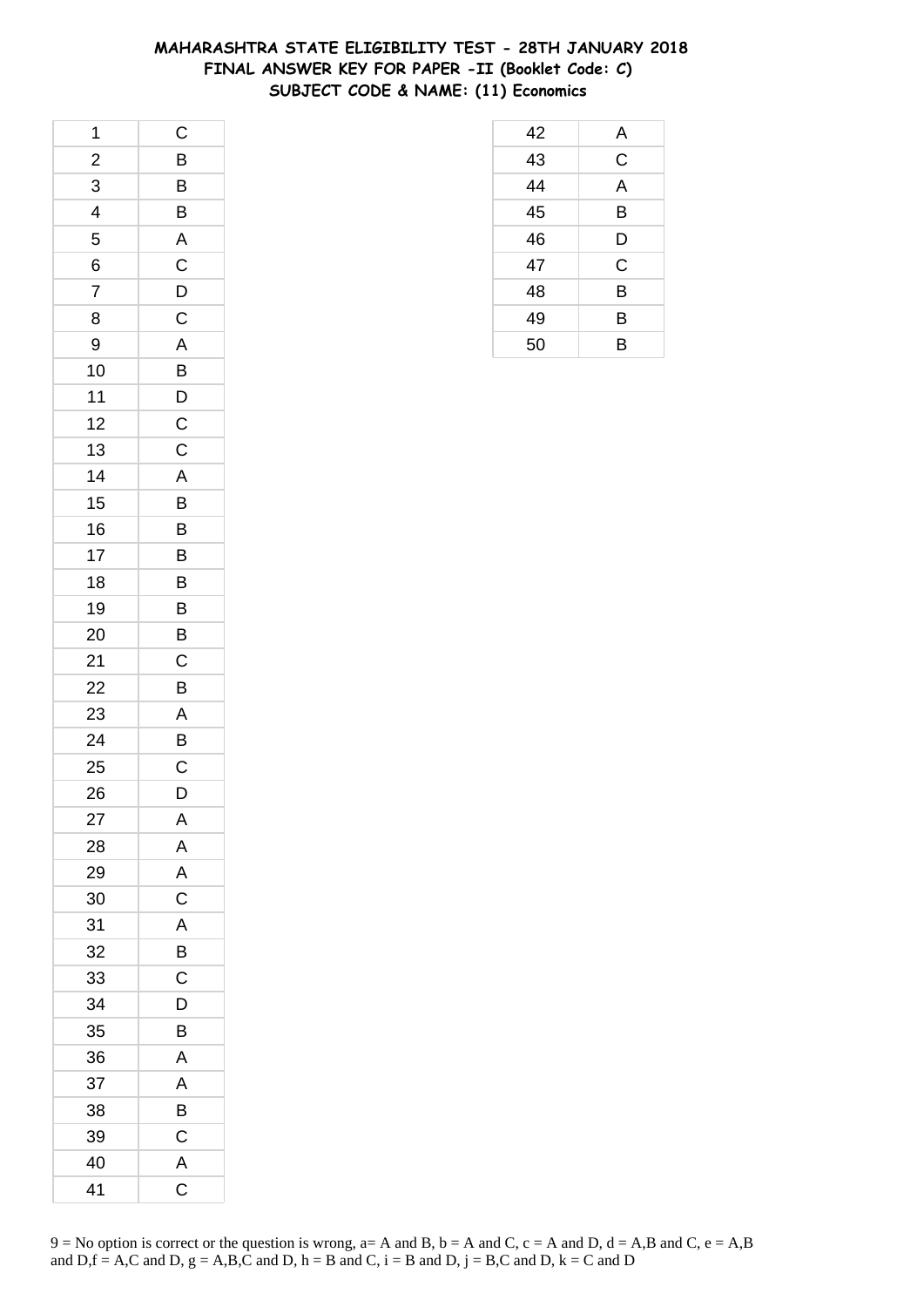# MAHARASHTRA STATE ELIGIBILITY TEST - 28TH JANUARY 2018
## FINAL ANSWER KEY FOR PAPER -II (Booklet Code: C)
## SUBJECT CODE & NAME: (11) Economics

| | |
|---|---|
| 1 | C |
| 2 | B |
| 3 | B |
| 4 | B |
| 5 | A |
| 6 | C |
| 7 | D |
| 8 | C |
| 9 | A |
| 10 | B |
| 11 | D |
| 12 | C |
| 13 | C |
| 14 | A |
| 15 | B |
| 16 | B |
| 17 | B |
| 18 | B |
| 19 | B |
| 20 | B |
| 21 | C |
| 22 | B |
| 23 | A |
| 24 | B |
| 25 | C |
| 26 | D |
| 27 | A |
| 28 | A |
| 29 | A |
| 30 | C |
| 31 | A |
| 32 | B |
| 33 | C |
| 34 | D |
| 35 | B |
| 36 | A |
| 37 | A |
| 38 | B |
| 39 | C |
| 40 | A |
| 41 | C |
| 42 | A |
| 43 | C |
| 44 | A |
| 45 | B |
| 46 | D |
| 47 | C |
| 48 | B |
| 49 | B |
| 50 | B |

9 = No option is correct or the question is wrong, a= A and B, b = A and C, c = A and D, d = A,B and C, e = A,B and D,f = A,C and D, g = A,B,C and D, h = B and C, i = B and D, j = B,C and D, k = C and D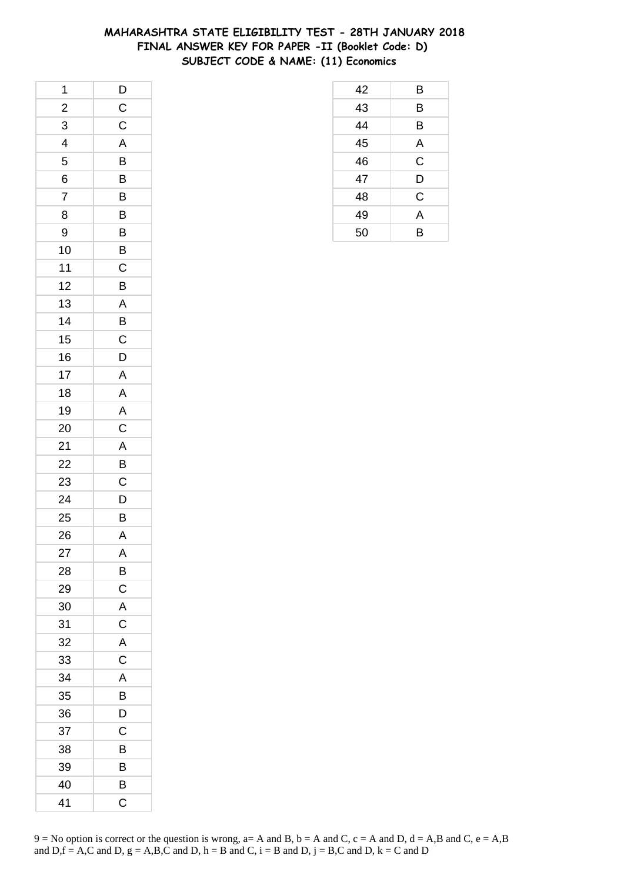# MAHARASHTRA STATE ELIGIBILITY TEST - 28TH JANUARY 2018
## FINAL ANSWER KEY FOR PAPER -II (Booklet Code: D)
### SUBJECT CODE & NAME: (11) Economics

| | |
|---|---|
| 1 | D |
| 2 | C |
| 3 | C |
| 4 | A |
| 5 | B |
| 6 | B |
| 7 | B |
| 8 | B |
| 9 | B |
| 10 | B |
| 11 | C |
| 12 | B |
| 13 | A |
| 14 | B |
| 15 | C |
| 16 | D |
| 17 | A |
| 18 | A |
| 19 | A |
| 20 | C |
| 21 | A |
| 22 | B |
| 23 | C |
| 24 | D |
| 25 | B |
| 26 | A |
| 27 | A |
| 28 | B |
| 29 | C |
| 30 | A |
| 31 | C |
| 32 | A |
| 33 | C |
| 34 | A |
| 35 | B |
| 36 | D |
| 37 | C |
| 38 | B |
| 39 | B |
| 40 | B |
| 41 | C |
| 42 | B |
| 43 | B |
| 44 | B |
| 45 | A |
| 46 | C |
| 47 | D |
| 48 | C |
| 49 | A |
| 50 | B |

9 = No option is correct or the question is wrong, a= A and B, b = A and C, c = A and D, d = A,B and C, e = A,B and D,f = A,C and D, g = A,B,C and D, h = B and C, i = B and D, j = B,C and D, k = C and D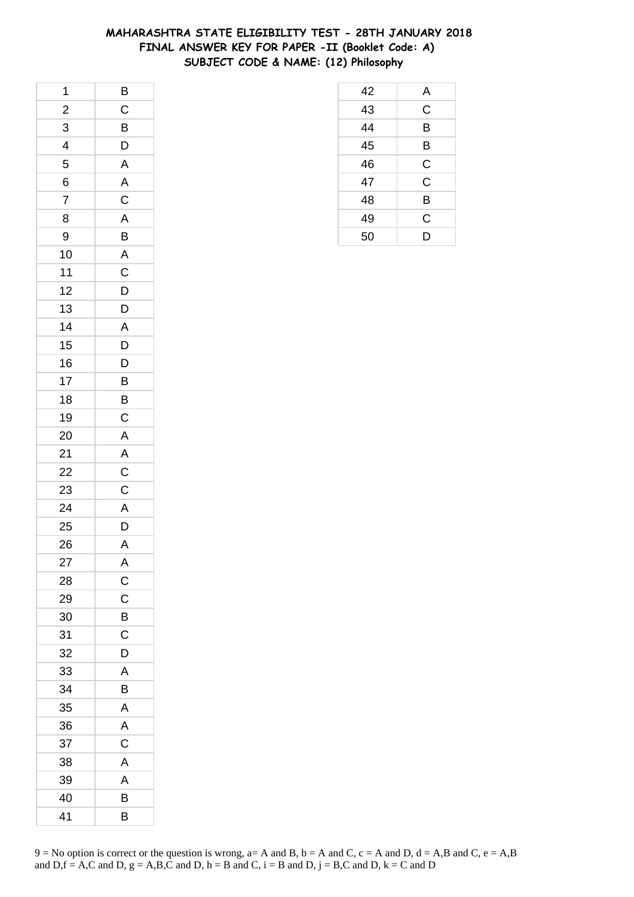# MAHARASHTRA STATE ELIGIBILITY TEST - 28TH JANUARY 2018
## FINAL ANSWER KEY FOR PAPER -II (Booklet Code: A)
### SUBJECT CODE & NAME: (12) Philosophy

| | |
|---|---|
| 1 | B |
| 2 | C |
| 3 | B |
| 4 | D |
| 5 | A |
| 6 | A |
| 7 | C |
| 8 | A |
| 9 | B |
| 10 | A |
| 11 | C |
| 12 | D |
| 13 | D |
| 14 | A |
| 15 | D |
| 16 | D |
| 17 | B |
| 18 | B |
| 19 | C |
| 20 | A |
| 21 | A |
| 22 | C |
| 23 | C |
| 24 | A |
| 25 | D |
| 26 | A |
| 27 | A |
| 28 | C |
| 29 | C |
| 30 | B |
| 31 | C |
| 32 | D |
| 33 | A |
| 34 | B |
| 35 | A |
| 36 | A |
| 37 | C |
| 38 | A |
| 39 | A |
| 40 | B |
| 41 | B |
| 42 | A |
| 43 | C |
| 44 | B |
| 45 | B |
| 46 | C |
| 47 | C |
| 48 | B |
| 49 | C |
| 50 | D |

9 = No option is correct or the question is wrong, a= A and B, b = A and C, c = A and D, d = A,B and C, e = A,B and D,f = A,C and D, g = A,B,C and D, h = B and C, i = B and D, j = B,C and D, k = C and D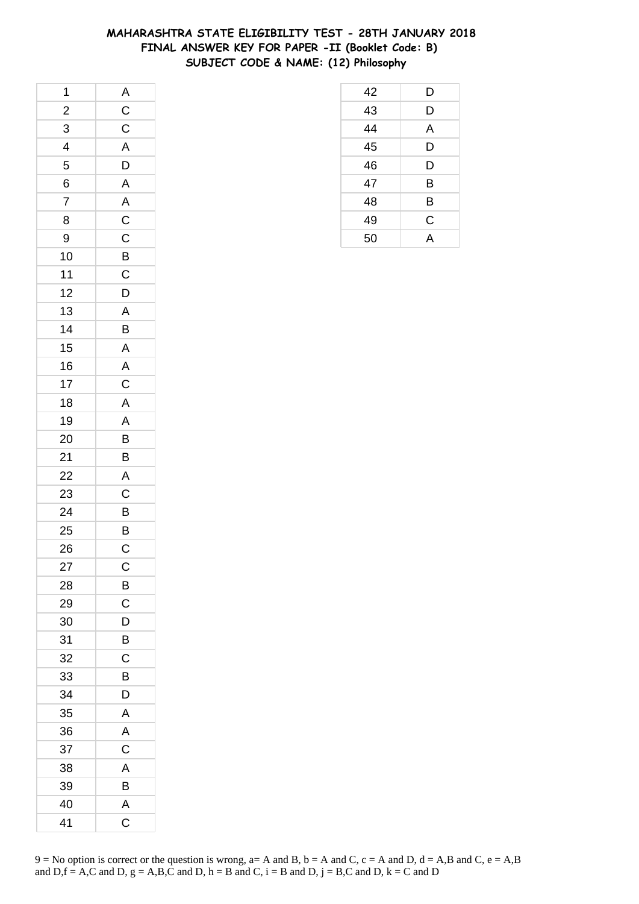# MAHARASHTRA STATE ELIGIBILITY TEST - 28TH JANUARY 2018
## FINAL ANSWER KEY FOR PAPER -II (Booklet Code: B)
### SUBJECT CODE & NAME: (12) Philosophy

| Q | Ans |
|---|---|
| 1 | A |
| 2 | C |
| 3 | C |
| 4 | A |
| 5 | D |
| 6 | A |
| 7 | A |
| 8 | C |
| 9 | C |
| 10 | B |
| 11 | C |
| 12 | D |
| 13 | A |
| 14 | B |
| 15 | A |
| 16 | A |
| 17 | C |
| 18 | A |
| 19 | A |
| 20 | B |
| 21 | B |
| 22 | A |
| 23 | C |
| 24 | B |
| 25 | B |
| 26 | C |
| 27 | C |
| 28 | B |
| 29 | C |
| 30 | D |
| 31 | B |
| 32 | C |
| 33 | B |
| 34 | D |
| 35 | A |
| 36 | A |
| 37 | C |
| 38 | A |
| 39 | B |
| 40 | A |
| 41 | C |
| 42 | D |
| 43 | D |
| 44 | A |
| 45 | D |
| 46 | D |
| 47 | B |
| 48 | B |
| 49 | C |
| 50 | A |

9 = No option is correct or the question is wrong, a= A and B, b = A and C, c = A and D, d = A,B and C, e = A,B and D,f = A,C and D, g = A,B,C and D, h = B and C, i = B and D, j = B,C and D, k = C and D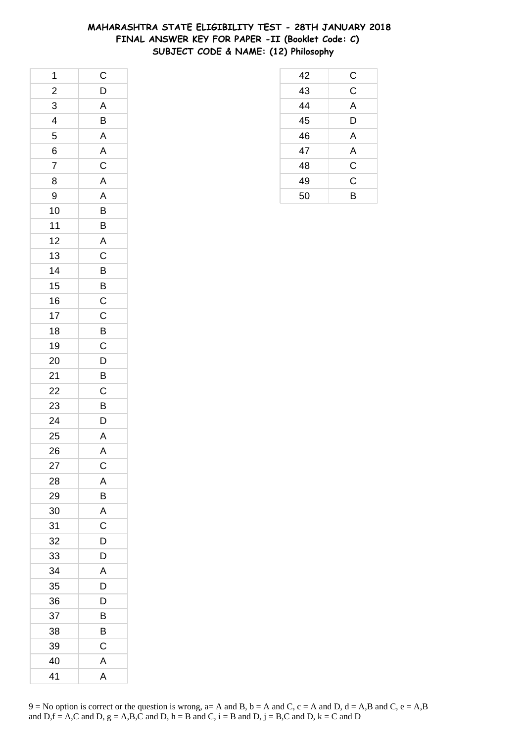# MAHARASHTRA STATE ELIGIBILITY TEST - 28TH JANUARY 2018
## FINAL ANSWER KEY FOR PAPER -II (Booklet Code: C)
### SUBJECT CODE & NAME: (12) Philosophy

| Q. No. | Answer |
|---|---|
| 1 | C |
| 2 | D |
| 3 | A |
| 4 | B |
| 5 | A |
| 6 | A |
| 7 | C |
| 8 | A |
| 9 | A |
| 10 | B |
| 11 | B |
| 12 | A |
| 13 | C |
| 14 | B |
| 15 | B |
| 16 | C |
| 17 | C |
| 18 | B |
| 19 | C |
| 20 | D |
| 21 | B |
| 22 | C |
| 23 | B |
| 24 | D |
| 25 | A |
| 26 | A |
| 27 | C |
| 28 | A |
| 29 | B |
| 30 | A |
| 31 | C |
| 32 | D |
| 33 | D |
| 34 | A |
| 35 | D |
| 36 | D |
| 37 | B |
| 38 | B |
| 39 | C |
| 40 | A |
| 41 | A |
| 42 | C |
| 43 | C |
| 44 | A |
| 45 | D |
| 46 | A |
| 47 | A |
| 48 | C |
| 49 | C |
| 50 | B |

9 = No option is correct or the question is wrong, a= A and B, b = A and C, c = A and D, d = A,B and C, e = A,B and D,f = A,C and D, g = A,B,C and D, h = B and C, i = B and D, j = B,C and D, k = C and D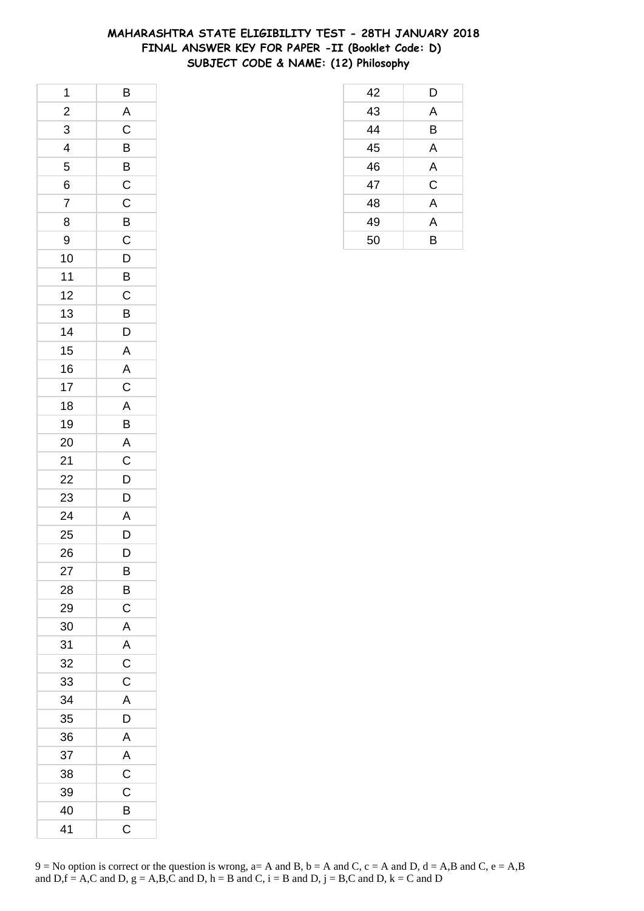# MAHARASHTRA STATE ELIGIBILITY TEST - 28TH JANUARY 2018
## FINAL ANSWER KEY FOR PAPER -II (Booklet Code: D)
### SUBJECT CODE & NAME: (12) Philosophy

| | |
|---|---|
| 1 | B |
| 2 | A |
| 3 | C |
| 4 | B |
| 5 | B |
| 6 | C |
| 7 | C |
| 8 | B |
| 9 | C |
| 10 | D |
| 11 | B |
| 12 | C |
| 13 | B |
| 14 | D |
| 15 | A |
| 16 | A |
| 17 | C |
| 18 | A |
| 19 | B |
| 20 | A |
| 21 | C |
| 22 | D |
| 23 | D |
| 24 | A |
| 25 | D |
| 26 | D |
| 27 | B |
| 28 | B |
| 29 | C |
| 30 | A |
| 31 | A |
| 32 | C |
| 33 | C |
| 34 | A |
| 35 | D |
| 36 | A |
| 37 | A |
| 38 | C |
| 39 | C |
| 40 | B |
| 41 | C |
| 42 | D |
| 43 | A |
| 44 | B |
| 45 | A |
| 46 | A |
| 47 | C |
| 48 | A |
| 49 | A |
| 50 | B |

9 = No option is correct or the question is wrong, a= A and B, b = A and C, c = A and D, d = A,B and C, e = A,B and D,f = A,C and D, g = A,B,C and D, h = B and C, i = B and D, j = B,C and D, k = C and D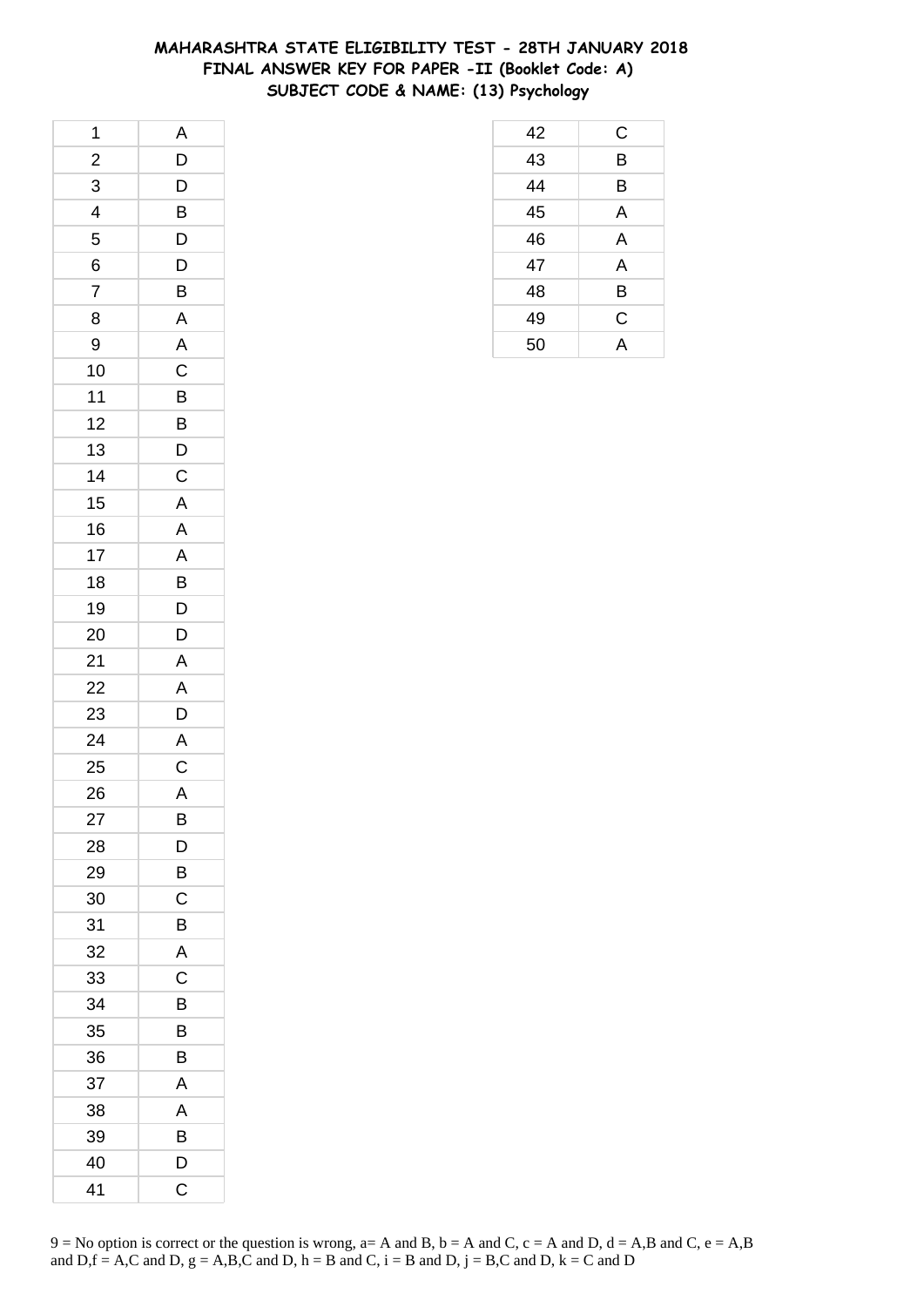# MAHARASHTRA STATE ELIGIBILITY TEST - 28TH JANUARY 2018
## FINAL ANSWER KEY FOR PAPER -II (Booklet Code: A)
### SUBJECT CODE & NAME: (13) Psychology

| Q. No. | Answer |
|---|---|
| 1 | A |
| 2 | D |
| 3 | D |
| 4 | B |
| 5 | D |
| 6 | D |
| 7 | B |
| 8 | A |
| 9 | A |
| 10 | C |
| 11 | B |
| 12 | B |
| 13 | D |
| 14 | C |
| 15 | A |
| 16 | A |
| 17 | A |
| 18 | B |
| 19 | D |
| 20 | D |
| 21 | A |
| 22 | A |
| 23 | D |
| 24 | A |
| 25 | C |
| 26 | A |
| 27 | B |
| 28 | D |
| 29 | B |
| 30 | C |
| 31 | B |
| 32 | A |
| 33 | C |
| 34 | B |
| 35 | B |
| 36 | B |
| 37 | A |
| 38 | A |
| 39 | B |
| 40 | D |
| 41 | C |
| 42 | C |
| 43 | B |
| 44 | B |
| 45 | A |
| 46 | A |
| 47 | A |
| 48 | B |
| 49 | C |
| 50 | A |

9 = No option is correct or the question is wrong, a= A and B, b = A and C, c = A and D, d = A,B and C, e = A,B and D,f = A,C and D, g = A,B,C and D, h = B and C, i = B and D, j = B,C and D, k = C and D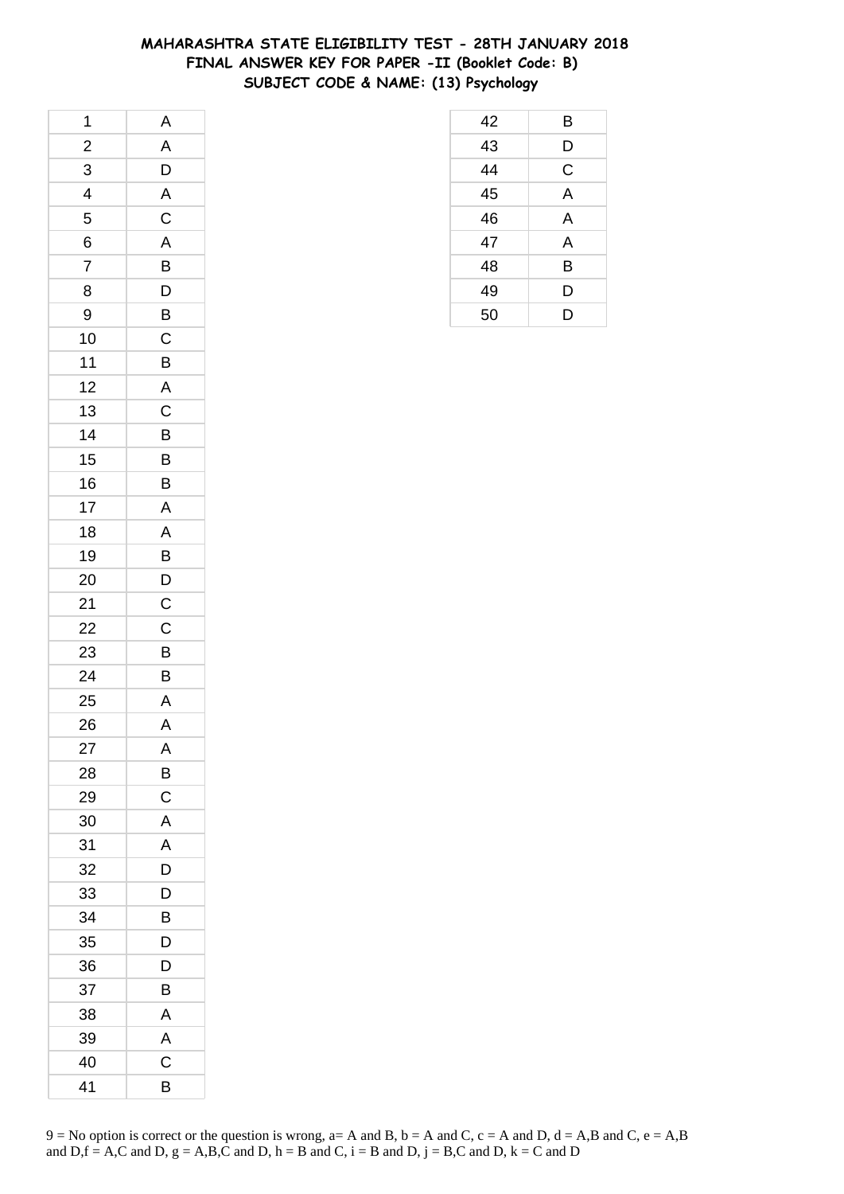# MAHARASHTRA STATE ELIGIBILITY TEST - 28TH JANUARY 2018
## FINAL ANSWER KEY FOR PAPER -II (Booklet Code: B)
### SUBJECT CODE & NAME: (13) Psychology

| | |
|---|---|
| 1 | A |
| 2 | A |
| 3 | D |
| 4 | A |
| 5 | C |
| 6 | A |
| 7 | B |
| 8 | D |
| 9 | B |
| 10 | C |
| 11 | B |
| 12 | A |
| 13 | C |
| 14 | B |
| 15 | B |
| 16 | B |
| 17 | A |
| 18 | A |
| 19 | B |
| 20 | D |
| 21 | C |
| 22 | C |
| 23 | B |
| 24 | B |
| 25 | A |
| 26 | A |
| 27 | A |
| 28 | B |
| 29 | C |
| 30 | A |
| 31 | A |
| 32 | D |
| 33 | D |
| 34 | B |
| 35 | D |
| 36 | D |
| 37 | B |
| 38 | A |
| 39 | A |
| 40 | C |
| 41 | B |
| 42 | B |
| 43 | D |
| 44 | C |
| 45 | A |
| 46 | A |
| 47 | A |
| 48 | B |
| 49 | D |
| 50 | D |

9 = No option is correct or the question is wrong, a= A and B, b = A and C, c = A and D, d = A,B and C, e = A,B and D,f = A,C and D, g = A,B,C and D, h = B and C, i = B and D, j = B,C and D, k = C and D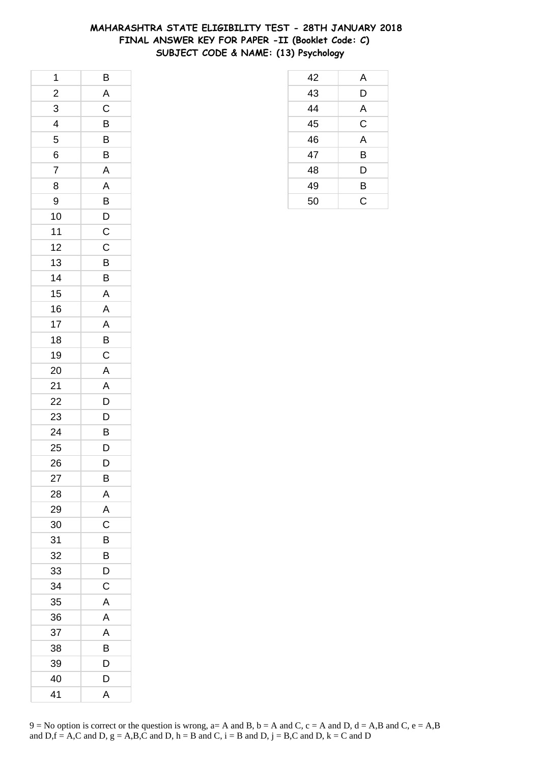# MAHARASHTRA STATE ELIGIBILITY TEST - 28TH JANUARY 2018
## FINAL ANSWER KEY FOR PAPER -II (Booklet Code: C)
## SUBJECT CODE & NAME: (13) Psychology

| | |
|---|---|
| 1 | B |
| 2 | A |
| 3 | C |
| 4 | B |
| 5 | B |
| 6 | B |
| 7 | A |
| 8 | A |
| 9 | B |
| 10 | D |
| 11 | C |
| 12 | C |
| 13 | B |
| 14 | B |
| 15 | A |
| 16 | A |
| 17 | A |
| 18 | B |
| 19 | C |
| 20 | A |
| 21 | A |
| 22 | D |
| 23 | D |
| 24 | B |
| 25 | D |
| 26 | D |
| 27 | B |
| 28 | A |
| 29 | A |
| 30 | C |
| 31 | B |
| 32 | B |
| 33 | D |
| 34 | C |
| 35 | A |
| 36 | A |
| 37 | A |
| 38 | B |
| 39 | D |
| 40 | D |
| 41 | A |
| 42 | A |
| 43 | D |
| 44 | A |
| 45 | C |
| 46 | A |
| 47 | B |
| 48 | D |
| 49 | B |
| 50 | C |

9 = No option is correct or the question is wrong, a= A and B, b = A and C, c = A and D, d = A,B and C, e = A,B and D,f = A,C and D, g = A,B,C and D, h = B and C, i = B and D, j = B,C and D, k = C and D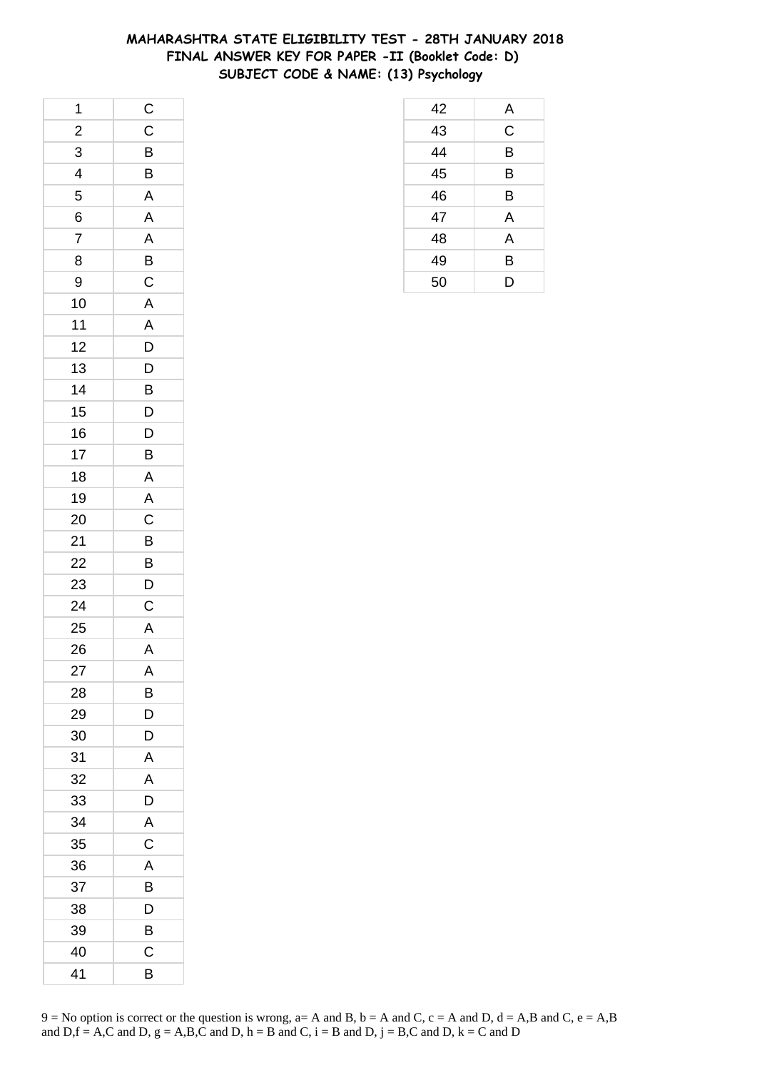# MAHARASHTRA STATE ELIGIBILITY TEST - 28TH JANUARY 2018
## FINAL ANSWER KEY FOR PAPER -II (Booklet Code: D)
## SUBJECT CODE & NAME: (13) Psychology

| Q | Ans |
|---|---|
| 1 | C |
| 2 | C |
| 3 | B |
| 4 | B |
| 5 | A |
| 6 | A |
| 7 | A |
| 8 | B |
| 9 | C |
| 10 | A |
| 11 | A |
| 12 | D |
| 13 | D |
| 14 | B |
| 15 | D |
| 16 | D |
| 17 | B |
| 18 | A |
| 19 | A |
| 20 | C |
| 21 | B |
| 22 | B |
| 23 | D |
| 24 | C |
| 25 | A |
| 26 | A |
| 27 | A |
| 28 | B |
| 29 | D |
| 30 | D |
| 31 | A |
| 32 | A |
| 33 | D |
| 34 | A |
| 35 | C |
| 36 | A |
| 37 | B |
| 38 | D |
| 39 | B |
| 40 | C |
| 41 | B |
| 42 | A |
| 43 | C |
| 44 | B |
| 45 | B |
| 46 | B |
| 47 | A |
| 48 | A |
| 49 | B |
| 50 | D |

9 = No option is correct or the question is wrong, a= A and B, b = A and C, c = A and D, d = A,B and C, e = A,B and D,f = A,C and D, g = A,B,C and D, h = B and C, i = B and D, j = B,C and D, k = C and D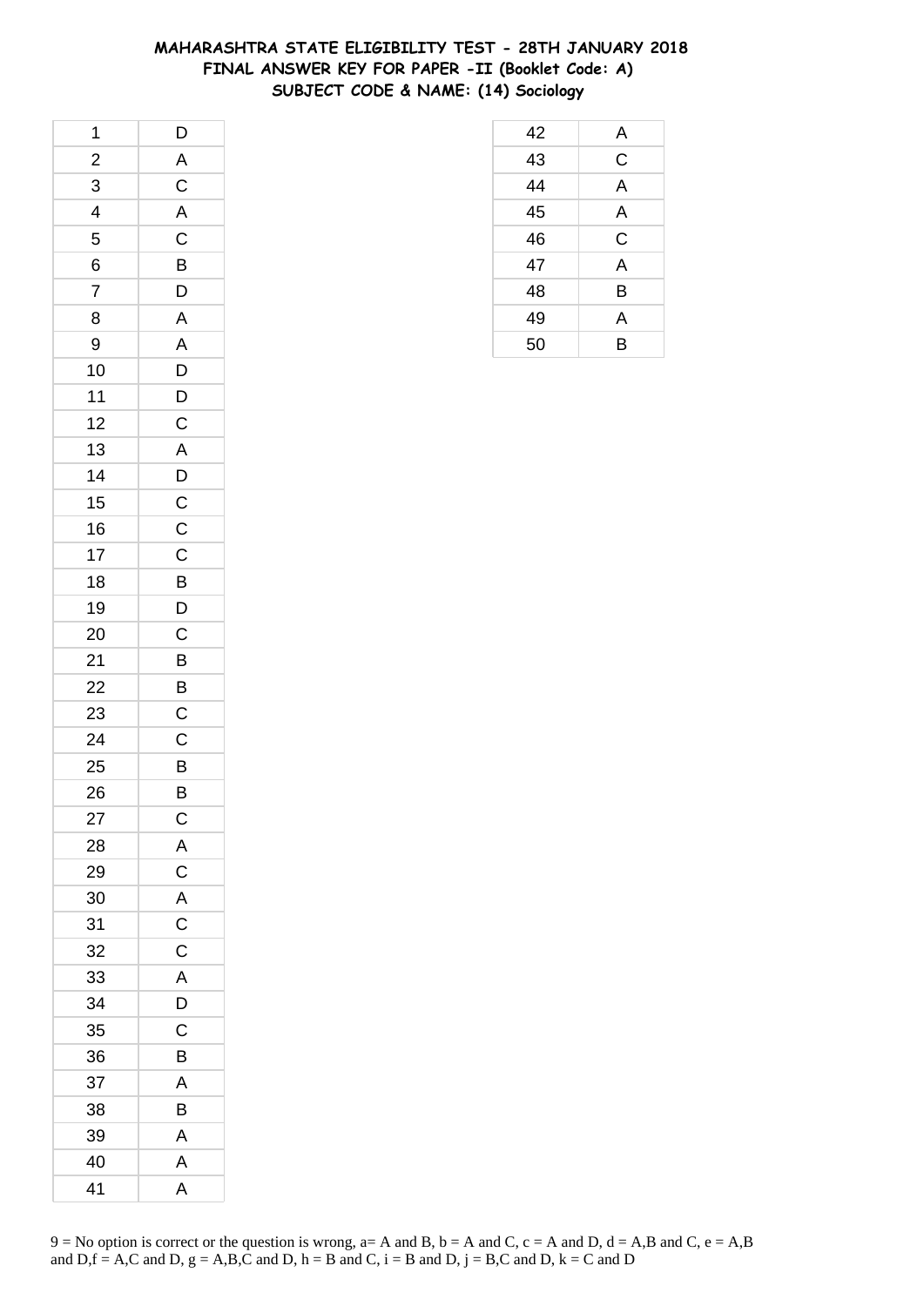# MAHARASHTRA STATE ELIGIBILITY TEST - 28TH JANUARY 2018
## FINAL ANSWER KEY FOR PAPER -II (Booklet Code: A)
## SUBJECT CODE & NAME: (14) Sociology

| Q | Ans |
|---|---|
| 1 | D |
| 2 | A |
| 3 | C |
| 4 | A |
| 5 | C |
| 6 | B |
| 7 | D |
| 8 | A |
| 9 | A |
| 10 | D |
| 11 | D |
| 12 | C |
| 13 | A |
| 14 | D |
| 15 | C |
| 16 | C |
| 17 | C |
| 18 | B |
| 19 | D |
| 20 | C |
| 21 | B |
| 22 | B |
| 23 | C |
| 24 | C |
| 25 | B |
| 26 | B |
| 27 | C |
| 28 | A |
| 29 | C |
| 30 | A |
| 31 | C |
| 32 | C |
| 33 | A |
| 34 | D |
| 35 | C |
| 36 | B |
| 37 | A |
| 38 | B |
| 39 | A |
| 40 | A |
| 41 | A |
| 42 | A |
| 43 | C |
| 44 | A |
| 45 | A |
| 46 | C |
| 47 | A |
| 48 | B |
| 49 | A |
| 50 | B |

9 = No option is correct or the question is wrong, a= A and B, b = A and C, c = A and D, d = A,B and C, e = A,B and D,f = A,C and D, g = A,B,C and D, h = B and C, i = B and D, j = B,C and D, k = C and D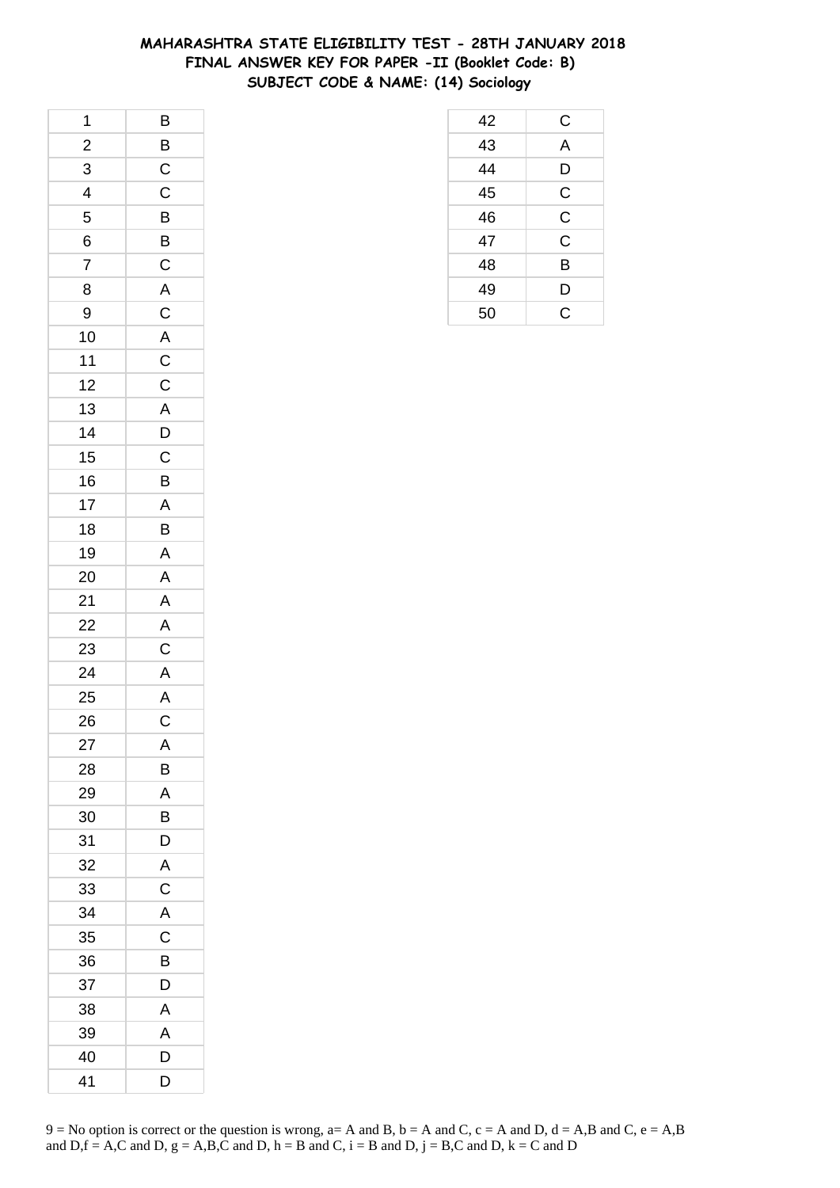# MAHARASHTRA STATE ELIGIBILITY TEST - 28TH JANUARY 2018
## FINAL ANSWER KEY FOR PAPER -II (Booklet Code: B)
### SUBJECT CODE & NAME: (14) Sociology

| | |
|---|---|
| 1 | B |
| 2 | B |
| 3 | C |
| 4 | C |
| 5 | B |
| 6 | B |
| 7 | C |
| 8 | A |
| 9 | C |
| 10 | A |
| 11 | C |
| 12 | C |
| 13 | A |
| 14 | D |
| 15 | C |
| 16 | B |
| 17 | A |
| 18 | B |
| 19 | A |
| 20 | A |
| 21 | A |
| 22 | A |
| 23 | C |
| 24 | A |
| 25 | A |
| 26 | C |
| 27 | A |
| 28 | B |
| 29 | A |
| 30 | B |
| 31 | D |
| 32 | A |
| 33 | C |
| 34 | A |
| 35 | C |
| 36 | B |
| 37 | D |
| 38 | A |
| 39 | A |
| 40 | D |
| 41 | D |
| 42 | C |
| 43 | A |
| 44 | D |
| 45 | C |
| 46 | C |
| 47 | C |
| 48 | B |
| 49 | D |
| 50 | C |

9 = No option is correct or the question is wrong, a= A and B, b = A and C, c = A and D, d = A,B and C, e = A,B and D,f = A,C and D, g = A,B,C and D, h = B and C, i = B and D, j = B,C and D, k = C and D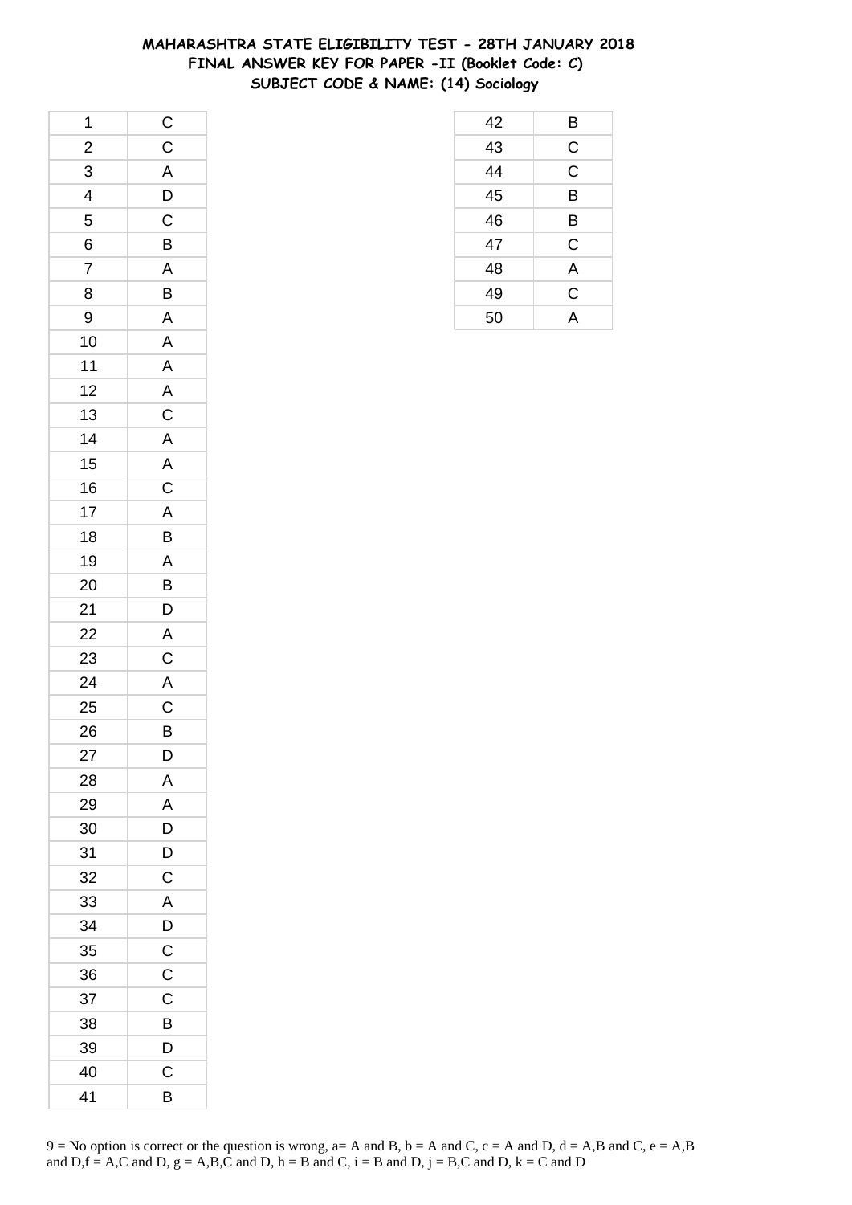# MAHARASHTRA STATE ELIGIBILITY TEST - 28TH JANUARY 2018
## FINAL ANSWER KEY FOR PAPER -II (Booklet Code: C)
### SUBJECT CODE & NAME: (14) Sociology

| Q | Ans |
|---|---|
| 1 | C |
| 2 | C |
| 3 | A |
| 4 | D |
| 5 | C |
| 6 | B |
| 7 | A |
| 8 | B |
| 9 | A |
| 10 | A |
| 11 | A |
| 12 | A |
| 13 | C |
| 14 | A |
| 15 | A |
| 16 | C |
| 17 | A |
| 18 | B |
| 19 | A |
| 20 | B |
| 21 | D |
| 22 | A |
| 23 | C |
| 24 | A |
| 25 | C |
| 26 | B |
| 27 | D |
| 28 | A |
| 29 | A |
| 30 | D |
| 31 | D |
| 32 | C |
| 33 | A |
| 34 | D |
| 35 | C |
| 36 | C |
| 37 | C |
| 38 | B |
| 39 | D |
| 40 | C |
| 41 | B |
| 42 | B |
| 43 | C |
| 44 | C |
| 45 | B |
| 46 | B |
| 47 | C |
| 48 | A |
| 49 | C |
| 50 | A |

9 = No option is correct or the question is wrong, a= A and B, b = A and C, c = A and D, d = A,B and C, e = A,B and D,f = A,C and D, g = A,B,C and D, h = B and C, i = B and D, j = B,C and D, k = C and D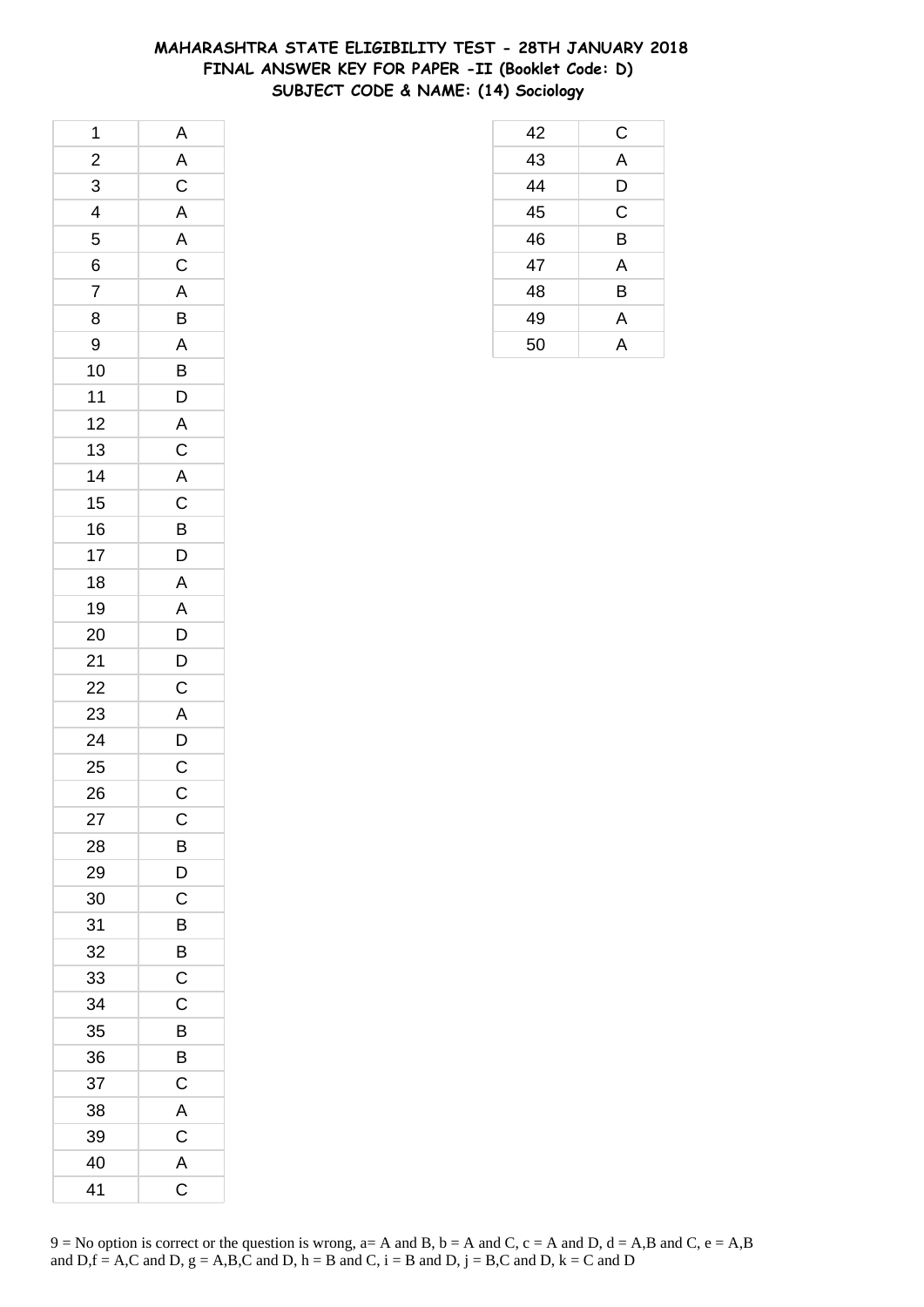# MAHARASHTRA STATE ELIGIBILITY TEST - 28TH JANUARY 2018
## FINAL ANSWER KEY FOR PAPER -II (Booklet Code: D)
## SUBJECT CODE & NAME: (14) Sociology

| Q. No. | Answer |
|---|---|
| 1 | A |
| 2 | A |
| 3 | C |
| 4 | A |
| 5 | A |
| 6 | C |
| 7 | A |
| 8 | B |
| 9 | A |
| 10 | B |
| 11 | D |
| 12 | A |
| 13 | C |
| 14 | A |
| 15 | C |
| 16 | B |
| 17 | D |
| 18 | A |
| 19 | A |
| 20 | D |
| 21 | D |
| 22 | C |
| 23 | A |
| 24 | D |
| 25 | C |
| 26 | C |
| 27 | C |
| 28 | B |
| 29 | D |
| 30 | C |
| 31 | B |
| 32 | B |
| 33 | C |
| 34 | C |
| 35 | B |
| 36 | B |
| 37 | C |
| 38 | A |
| 39 | C |
| 40 | A |
| 41 | C |
| 42 | C |
| 43 | A |
| 44 | D |
| 45 | C |
| 46 | B |
| 47 | A |
| 48 | B |
| 49 | A |
| 50 | A |

9 = No option is correct or the question is wrong, a= A and B, b = A and C, c = A and D, d = A,B and C, e = A,B and D,f = A,C and D, g = A,B,C and D, h = B and C, i = B and D, j = B,C and D, k = C and D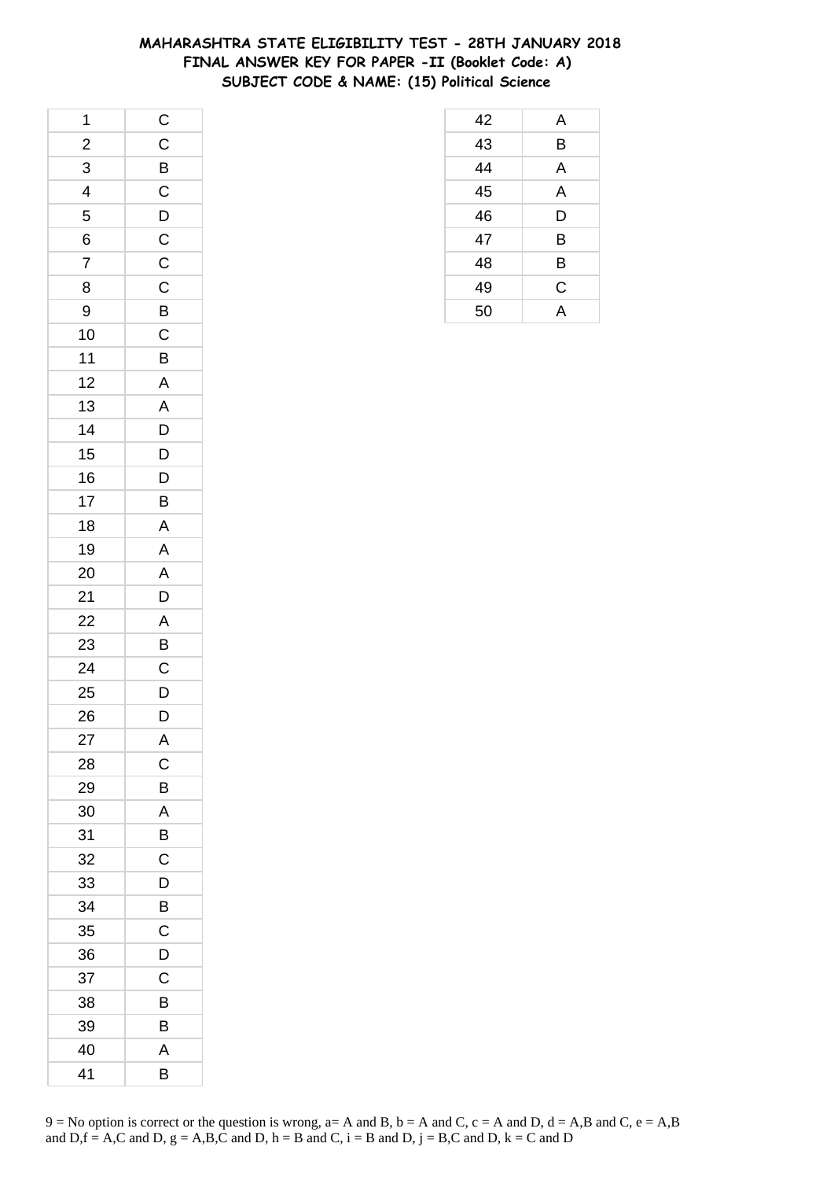# MAHARASHTRA STATE ELIGIBILITY TEST - 28TH JANUARY 2018
## FINAL ANSWER KEY FOR PAPER -II (Booklet Code: A)
### SUBJECT CODE & NAME: (15) Political Science

| Q | Ans |
|---|---|
| 1 | C |
| 2 | C |
| 3 | B |
| 4 | C |
| 5 | D |
| 6 | C |
| 7 | C |
| 8 | C |
| 9 | B |
| 10 | C |
| 11 | B |
| 12 | A |
| 13 | A |
| 14 | D |
| 15 | D |
| 16 | D |
| 17 | B |
| 18 | A |
| 19 | A |
| 20 | A |
| 21 | D |
| 22 | A |
| 23 | B |
| 24 | C |
| 25 | D |
| 26 | D |
| 27 | A |
| 28 | C |
| 29 | B |
| 30 | A |
| 31 | B |
| 32 | C |
| 33 | D |
| 34 | B |
| 35 | C |
| 36 | D |
| 37 | C |
| 38 | B |
| 39 | B |
| 40 | A |
| 41 | B |
| 42 | A |
| 43 | B |
| 44 | A |
| 45 | A |
| 46 | D |
| 47 | B |
| 48 | B |
| 49 | C |
| 50 | A |

9 = No option is correct or the question is wrong, a= A and B, b = A and C, c = A and D, d = A,B and C, e = A,B and D,f = A,C and D, g = A,B,C and D, h = B and C, i = B and D, j = B,C and D, k = C and D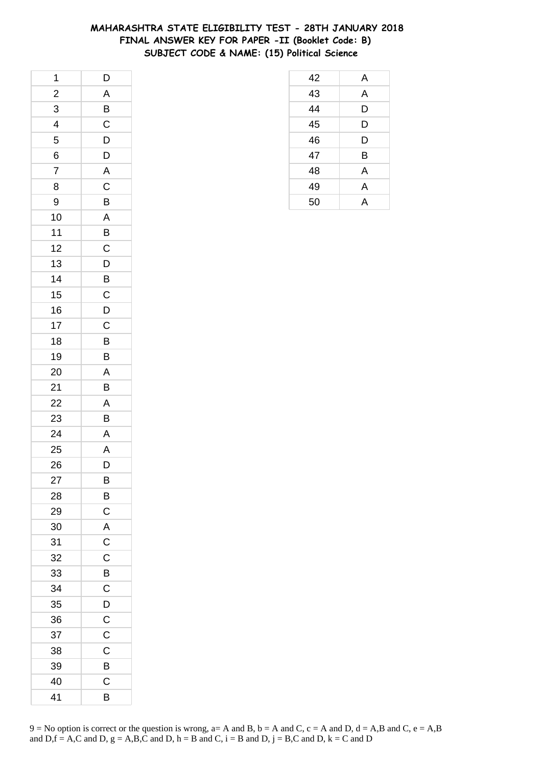# MAHARASHTRA STATE ELIGIBILITY TEST - 28TH JANUARY 2018
## FINAL ANSWER KEY FOR PAPER -II (Booklet Code: B)
## SUBJECT CODE & NAME: (15) Political Science

| Q | Ans |
|---|---|
| 1 | D |
| 2 | A |
| 3 | B |
| 4 | C |
| 5 | D |
| 6 | D |
| 7 | A |
| 8 | C |
| 9 | B |
| 10 | A |
| 11 | B |
| 12 | C |
| 13 | D |
| 14 | B |
| 15 | C |
| 16 | D |
| 17 | C |
| 18 | B |
| 19 | B |
| 20 | A |
| 21 | B |
| 22 | A |
| 23 | B |
| 24 | A |
| 25 | A |
| 26 | D |
| 27 | B |
| 28 | B |
| 29 | C |
| 30 | A |
| 31 | C |
| 32 | C |
| 33 | B |
| 34 | C |
| 35 | D |
| 36 | C |
| 37 | C |
| 38 | C |
| 39 | B |
| 40 | C |
| 41 | B |
| 42 | A |
| 43 | A |
| 44 | D |
| 45 | D |
| 46 | D |
| 47 | B |
| 48 | A |
| 49 | A |
| 50 | A |

9 = No option is correct or the question is wrong, a= A and B, b = A and C, c = A and D, d = A,B and C, e = A,B and D,f = A,C and D, g = A,B,C and D, h = B and C, i = B and D, j = B,C and D, k = C and D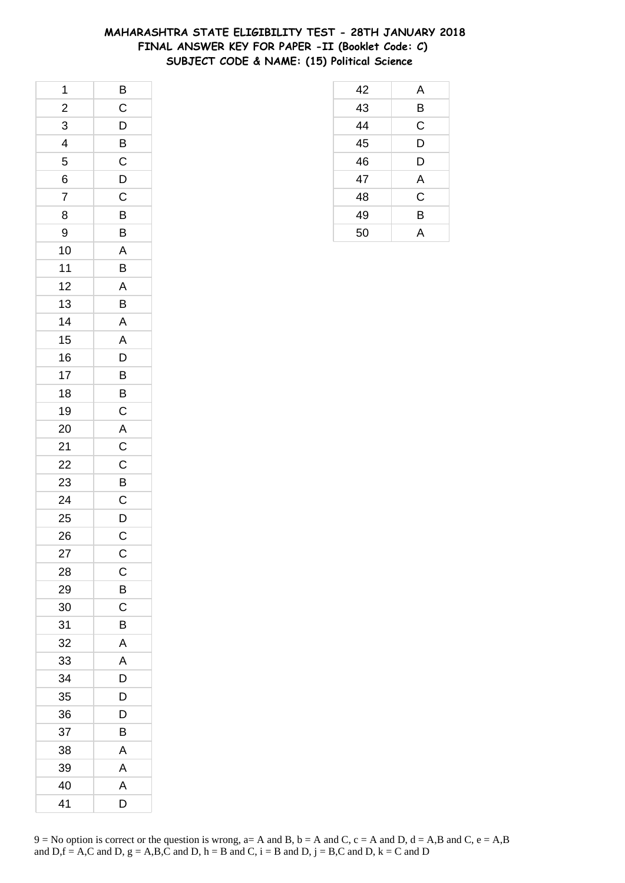# MAHARASHTRA STATE ELIGIBILITY TEST - 28TH JANUARY 2018
## FINAL ANSWER KEY FOR PAPER -II (Booklet Code: C)
### SUBJECT CODE & NAME: (15) Political Science

| | |
|---|---|
| 1 | B |
| 2 | C |
| 3 | D |
| 4 | B |
| 5 | C |
| 6 | D |
| 7 | C |
| 8 | B |
| 9 | B |
| 10 | A |
| 11 | B |
| 12 | A |
| 13 | B |
| 14 | A |
| 15 | A |
| 16 | D |
| 17 | B |
| 18 | B |
| 19 | C |
| 20 | A |
| 21 | C |
| 22 | C |
| 23 | B |
| 24 | C |
| 25 | D |
| 26 | C |
| 27 | C |
| 28 | C |
| 29 | B |
| 30 | C |
| 31 | B |
| 32 | A |
| 33 | A |
| 34 | D |
| 35 | D |
| 36 | D |
| 37 | B |
| 38 | A |
| 39 | A |
| 40 | A |
| 41 | D |
| 42 | A |
| 43 | B |
| 44 | C |
| 45 | D |
| 46 | D |
| 47 | A |
| 48 | C |
| 49 | B |
| 50 | A |

9 = No option is correct or the question is wrong, a= A and B, b = A and C, c = A and D, d = A,B and C, e = A,B and D,f = A,C and D, g = A,B,C and D, h = B and C, i = B and D, j = B,C and D, k = C and D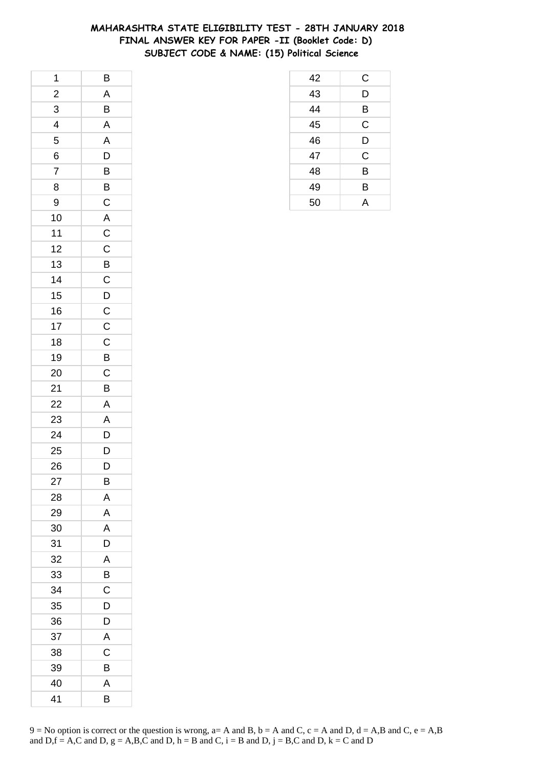# MAHARASHTRA STATE ELIGIBILITY TEST - 28TH JANUARY 2018
## FINAL ANSWER KEY FOR PAPER -II (Booklet Code: D)
## SUBJECT CODE & NAME: (15) Political Science

| | |
|---|---|
| 1 | B |
| 2 | A |
| 3 | B |
| 4 | A |
| 5 | A |
| 6 | D |
| 7 | B |
| 8 | B |
| 9 | C |
| 10 | A |
| 11 | C |
| 12 | C |
| 13 | B |
| 14 | C |
| 15 | D |
| 16 | C |
| 17 | C |
| 18 | C |
| 19 | B |
| 20 | C |
| 21 | B |
| 22 | A |
| 23 | A |
| 24 | D |
| 25 | D |
| 26 | D |
| 27 | B |
| 28 | A |
| 29 | A |
| 30 | A |
| 31 | D |
| 32 | A |
| 33 | B |
| 34 | C |
| 35 | D |
| 36 | D |
| 37 | A |
| 38 | C |
| 39 | B |
| 40 | A |
| 41 | B |
| 42 | C |
| 43 | D |
| 44 | B |
| 45 | C |
| 46 | D |
| 47 | C |
| 48 | B |
| 49 | B |
| 50 | A |

9 = No option is correct or the question is wrong, a= A and B, b = A and C, c = A and D, d = A,B and C, e = A,B and D,f = A,C and D, g = A,B,C and D, h = B and C, i = B and D, j = B,C and D, k = C and D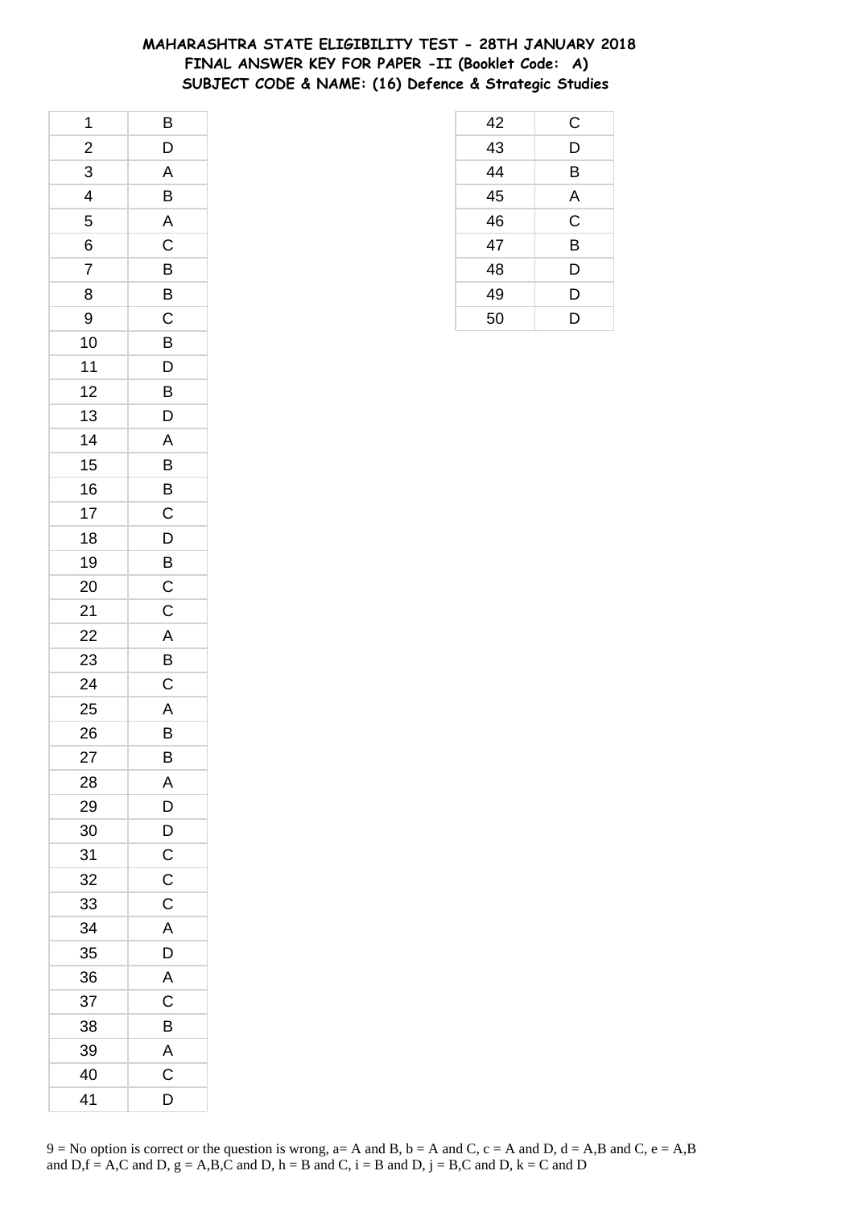**MAHARASHTRA STATE ELIGIBILITY TEST - 28TH JANUARY 2018**
**FINAL ANSWER KEY FOR PAPER -II (Booklet Code: A)**
**SUBJECT CODE & NAME: (16) Defence & Strategic Studies**

| Q. No. | Answer |
|---|---|
| 1 | B |
| 2 | D |
| 3 | A |
| 4 | B |
| 5 | A |
| 6 | C |
| 7 | B |
| 8 | B |
| 9 | C |
| 10 | B |
| 11 | D |
| 12 | B |
| 13 | D |
| 14 | A |
| 15 | B |
| 16 | B |
| 17 | C |
| 18 | D |
| 19 | B |
| 20 | C |
| 21 | C |
| 22 | A |
| 23 | B |
| 24 | C |
| 25 | A |
| 26 | B |
| 27 | B |
| 28 | A |
| 29 | D |
| 30 | D |
| 31 | C |
| 32 | C |
| 33 | C |
| 34 | A |
| 35 | D |
| 36 | A |
| 37 | C |
| 38 | B |
| 39 | A |
| 40 | C |
| 41 | D |
| 42 | C |
| 43 | D |
| 44 | B |
| 45 | A |
| 46 | C |
| 47 | B |
| 48 | D |
| 49 | D |
| 50 | D |

9 = No option is correct or the question is wrong, a= A and B, b = A and C, c = A and D, d = A,B and C, e = A,B and D,f = A,C and D, g = A,B,C and D, h = B and C, i = B and D, j = B,C and D, k = C and D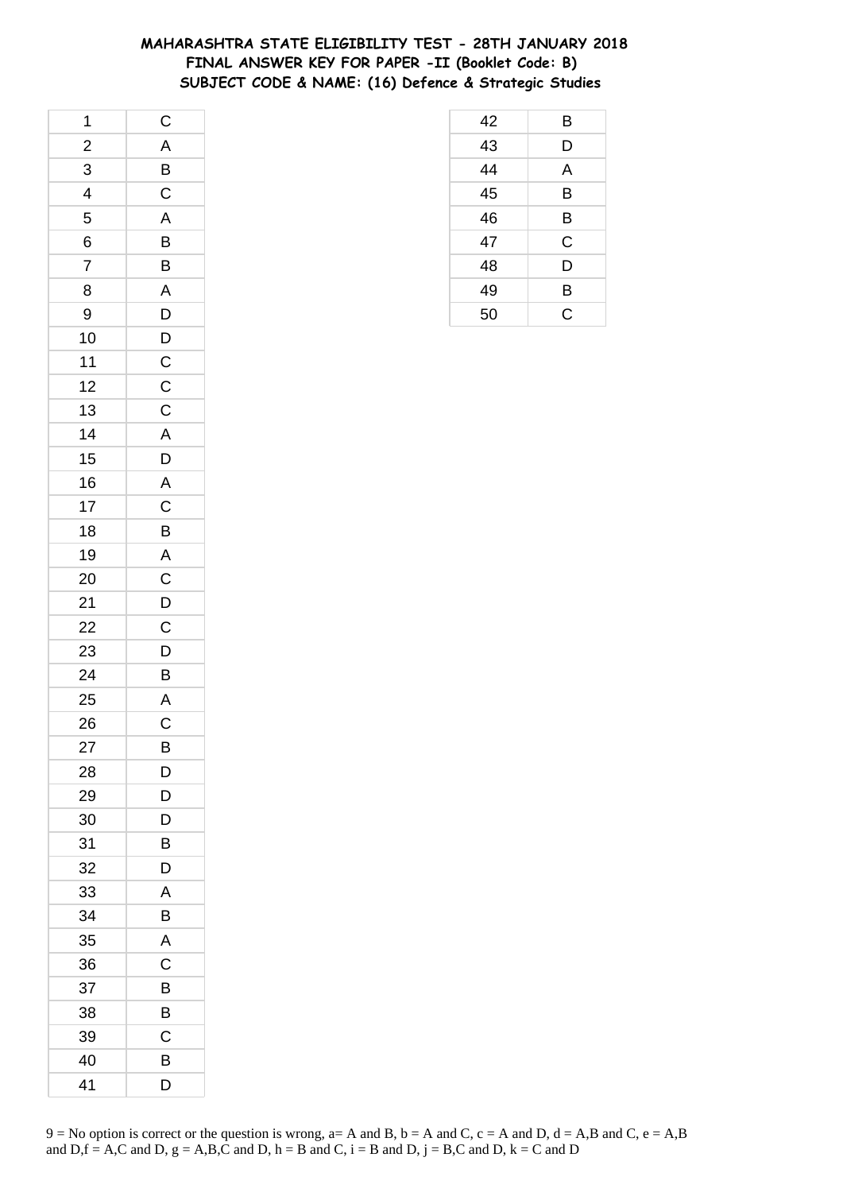# MAHARASHTRA STATE ELIGIBILITY TEST - 28TH JANUARY 2018
## FINAL ANSWER KEY FOR PAPER -II (Booklet Code: B)
## SUBJECT CODE & NAME: (16) Defence & Strategic Studies

| | |
|---|---|
| 1 | C |
| 2 | A |
| 3 | B |
| 4 | C |
| 5 | A |
| 6 | B |
| 7 | B |
| 8 | A |
| 9 | D |
| 10 | D |
| 11 | C |
| 12 | C |
| 13 | C |
| 14 | A |
| 15 | D |
| 16 | A |
| 17 | C |
| 18 | B |
| 19 | A |
| 20 | C |
| 21 | D |
| 22 | C |
| 23 | D |
| 24 | B |
| 25 | A |
| 26 | C |
| 27 | B |
| 28 | D |
| 29 | D |
| 30 | D |
| 31 | B |
| 32 | D |
| 33 | A |
| 34 | B |
| 35 | A |
| 36 | C |
| 37 | B |
| 38 | B |
| 39 | C |
| 40 | B |
| 41 | D |
| 42 | B |
| 43 | D |
| 44 | A |
| 45 | B |
| 46 | B |
| 47 | C |
| 48 | D |
| 49 | B |
| 50 | C |

9 = No option is correct or the question is wrong, a= A and B, b = A and C, c = A and D, d = A,B and C, e = A,B and D,f = A,C and D, g = A,B,C and D, h = B and C, i = B and D, j = B,C and D, k = C and D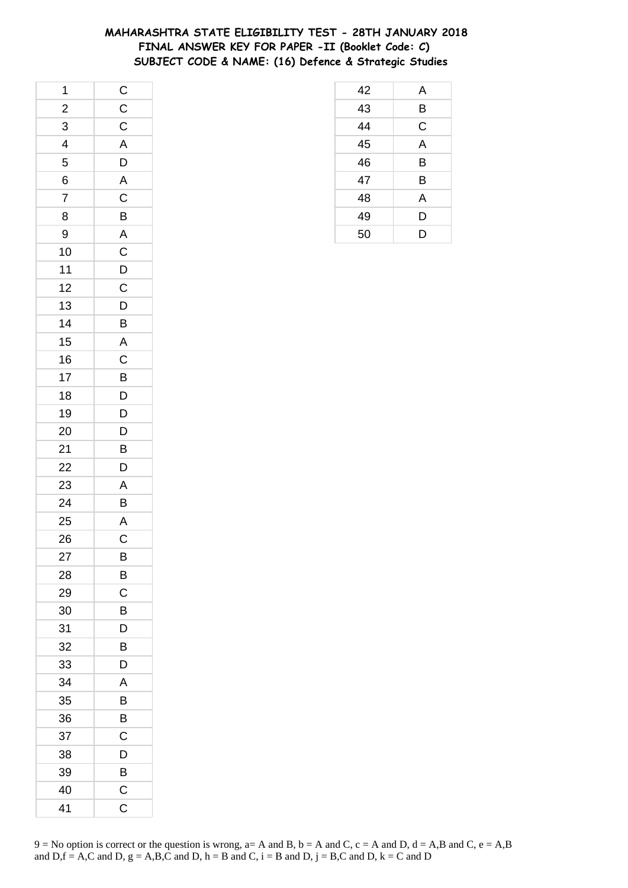# MAHARASHTRA STATE ELIGIBILITY TEST - 28TH JANUARY 2018
## FINAL ANSWER KEY FOR PAPER -II (Booklet Code: C)
## SUBJECT CODE & NAME: (16) Defence & Strategic Studies

| | |
|---|---|
| 1 | C |
| 2 | C |
| 3 | C |
| 4 | A |
| 5 | D |
| 6 | A |
| 7 | C |
| 8 | B |
| 9 | A |
| 10 | C |
| 11 | D |
| 12 | C |
| 13 | D |
| 14 | B |
| 15 | A |
| 16 | C |
| 17 | B |
| 18 | D |
| 19 | D |
| 20 | D |
| 21 | B |
| 22 | D |
| 23 | A |
| 24 | B |
| 25 | A |
| 26 | C |
| 27 | B |
| 28 | B |
| 29 | C |
| 30 | B |
| 31 | D |
| 32 | B |
| 33 | D |
| 34 | A |
| 35 | B |
| 36 | B |
| 37 | C |
| 38 | D |
| 39 | B |
| 40 | C |
| 41 | C |
| 42 | A |
| 43 | B |
| 44 | C |
| 45 | A |
| 46 | B |
| 47 | B |
| 48 | A |
| 49 | D |
| 50 | D |

9 = No option is correct or the question is wrong, a= A and B, b = A and C, c = A and D, d = A,B and C, e = A,B and D,f = A,C and D, g = A,B,C and D, h = B and C, i = B and D, j = B,C and D, k = C and D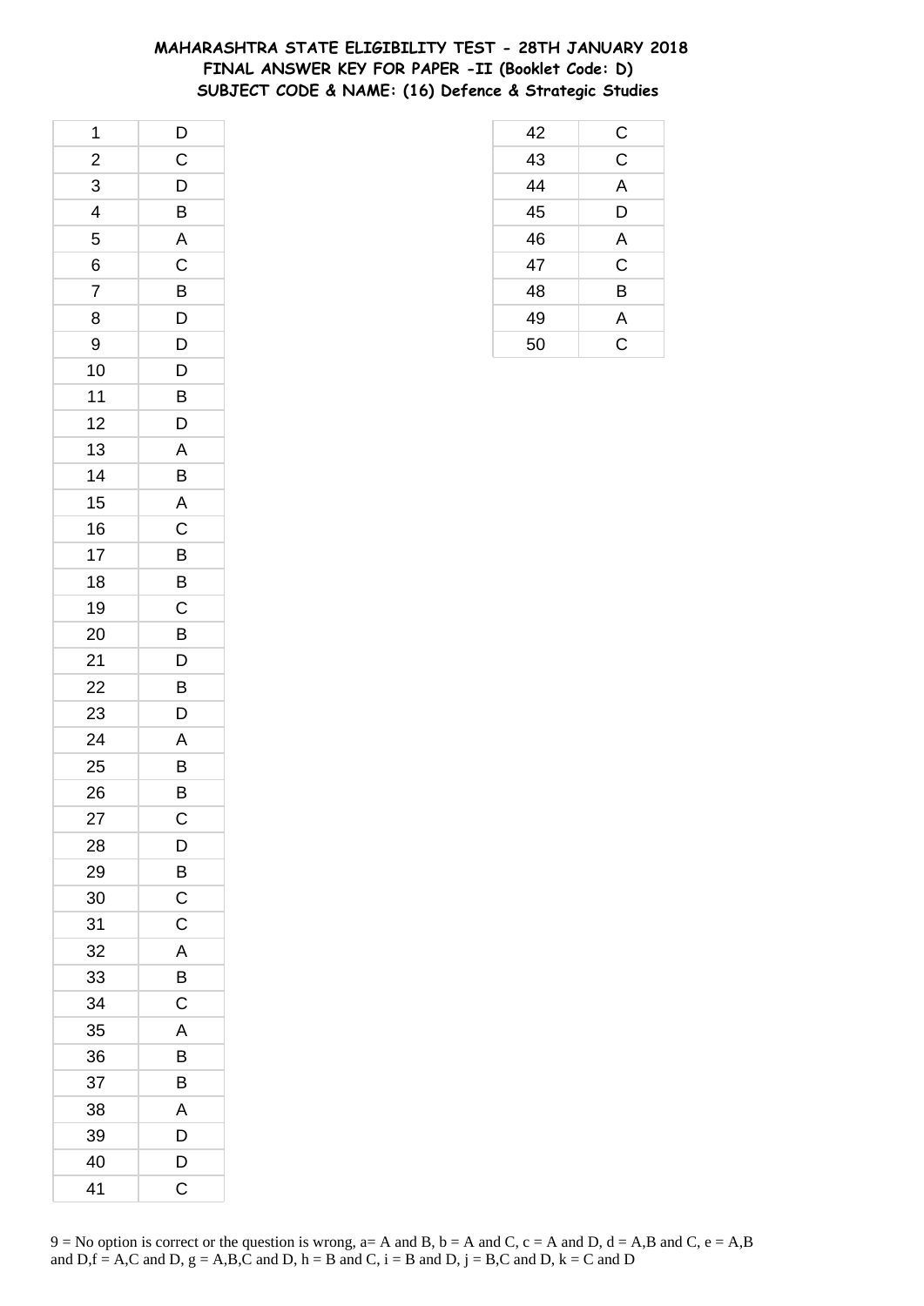# MAHARASHTRA STATE ELIGIBILITY TEST - 28TH JANUARY 2018
## FINAL ANSWER KEY FOR PAPER -II (Booklet Code: D)
## SUBJECT CODE & NAME: (16) Defence & Strategic Studies

| Q. No. | Answer |
|---|---|
| 1 | D |
| 2 | C |
| 3 | D |
| 4 | B |
| 5 | A |
| 6 | C |
| 7 | B |
| 8 | D |
| 9 | D |
| 10 | D |
| 11 | B |
| 12 | D |
| 13 | A |
| 14 | B |
| 15 | A |
| 16 | C |
| 17 | B |
| 18 | B |
| 19 | C |
| 20 | B |
| 21 | D |
| 22 | B |
| 23 | D |
| 24 | A |
| 25 | B |
| 26 | B |
| 27 | C |
| 28 | D |
| 29 | B |
| 30 | C |
| 31 | C |
| 32 | A |
| 33 | B |
| 34 | C |
| 35 | A |
| 36 | B |
| 37 | B |
| 38 | A |
| 39 | D |
| 40 | D |
| 41 | C |
| 42 | C |
| 43 | C |
| 44 | A |
| 45 | D |
| 46 | A |
| 47 | C |
| 48 | B |
| 49 | A |
| 50 | C |

9 = No option is correct or the question is wrong, a= A and B, b = A and C, c = A and D, d = A,B and C, e = A,B and D,f = A,C and D, g = A,B,C and D, h = B and C, i = B and D, j = B,C and D, k = C and D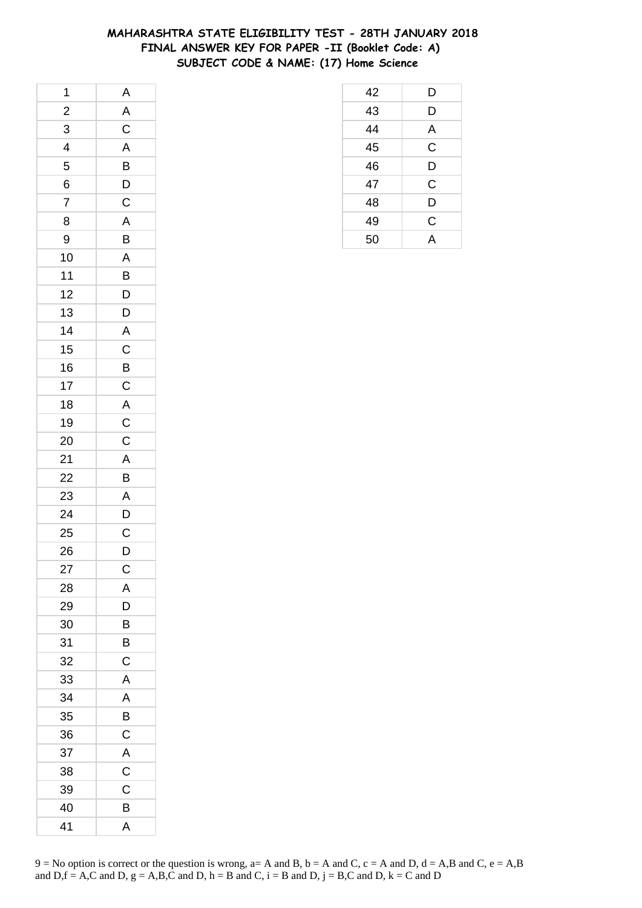# MAHARASHTRA STATE ELIGIBILITY TEST - 28TH JANUARY 2018
## FINAL ANSWER KEY FOR PAPER -II (Booklet Code: A)
## SUBJECT CODE & NAME: (17) Home Science

| | |
|---|---|
| 1 | A |
| 2 | A |
| 3 | C |
| 4 | A |
| 5 | B |
| 6 | D |
| 7 | C |
| 8 | A |
| 9 | B |
| 10 | A |
| 11 | B |
| 12 | D |
| 13 | D |
| 14 | A |
| 15 | C |
| 16 | B |
| 17 | C |
| 18 | A |
| 19 | C |
| 20 | C |
| 21 | A |
| 22 | B |
| 23 | A |
| 24 | D |
| 25 | C |
| 26 | D |
| 27 | C |
| 28 | A |
| 29 | D |
| 30 | B |
| 31 | B |
| 32 | C |
| 33 | A |
| 34 | A |
| 35 | B |
| 36 | C |
| 37 | A |
| 38 | C |
| 39 | C |
| 40 | B |
| 41 | A |
| 42 | D |
| 43 | D |
| 44 | A |
| 45 | C |
| 46 | D |
| 47 | C |
| 48 | D |
| 49 | C |
| 50 | A |

9 = No option is correct or the question is wrong, a= A and B, b = A and C, c = A and D, d = A,B and C, e = A,B and D,f = A,C and D, g = A,B,C and D, h = B and C, i = B and D, j = B,C and D, k = C and D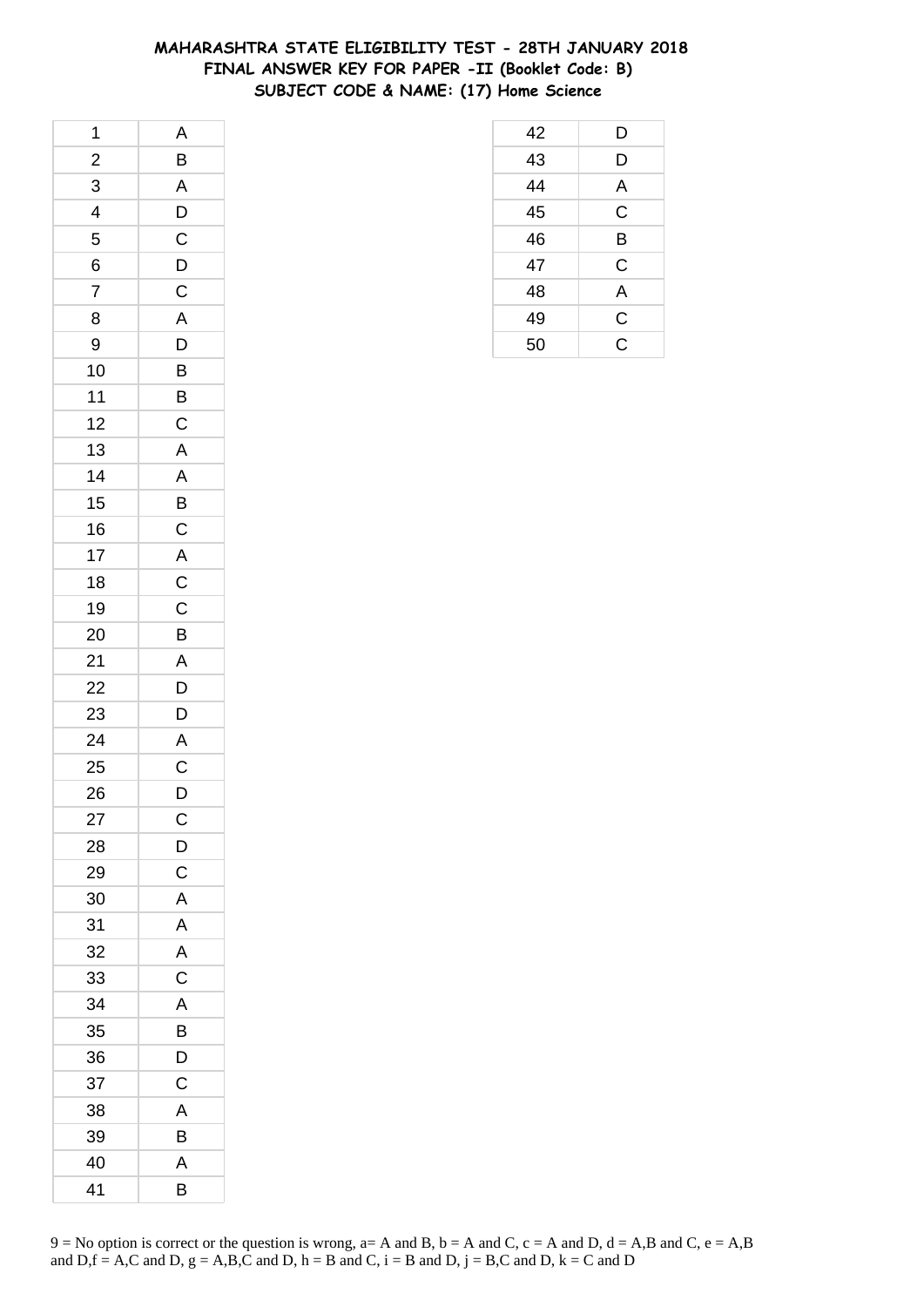# MAHARASHTRA STATE ELIGIBILITY TEST - 28TH JANUARY 2018
## FINAL ANSWER KEY FOR PAPER -II (Booklet Code: B)
## SUBJECT CODE & NAME: (17) Home Science

| | |
|---|---|
| 1 | A |
| 2 | B |
| 3 | A |
| 4 | D |
| 5 | C |
| 6 | D |
| 7 | C |
| 8 | A |
| 9 | D |
| 10 | B |
| 11 | B |
| 12 | C |
| 13 | A |
| 14 | A |
| 15 | B |
| 16 | C |
| 17 | A |
| 18 | C |
| 19 | C |
| 20 | B |
| 21 | A |
| 22 | D |
| 23 | D |
| 24 | A |
| 25 | C |
| 26 | D |
| 27 | C |
| 28 | D |
| 29 | C |
| 30 | A |
| 31 | A |
| 32 | A |
| 33 | C |
| 34 | A |
| 35 | B |
| 36 | D |
| 37 | C |
| 38 | A |
| 39 | B |
| 40 | A |
| 41 | B |
| 42 | D |
| 43 | D |
| 44 | A |
| 45 | C |
| 46 | B |
| 47 | C |
| 48 | A |
| 49 | C |
| 50 | C |

9 = No option is correct or the question is wrong, a= A and B, b = A and C, c = A and D, d = A,B and C, e = A,B and D,f = A,C and D, g = A,B,C and D, h = B and C, i = B and D, j = B,C and D, k = C and D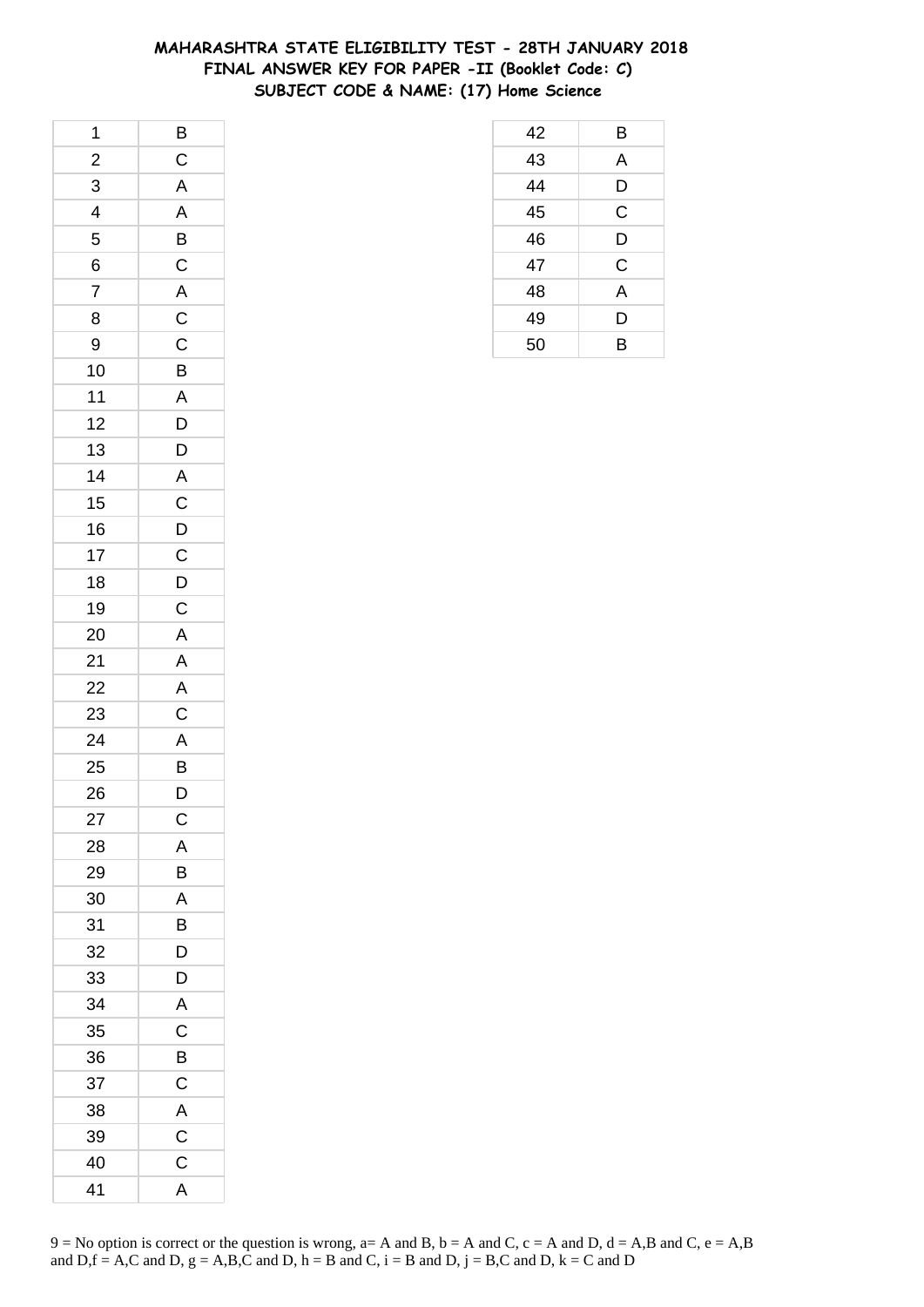# MAHARASHTRA STATE ELIGIBILITY TEST - 28TH JANUARY 2018
## FINAL ANSWER KEY FOR PAPER -II (Booklet Code: C)
## SUBJECT CODE & NAME: (17) Home Science

| Q. No. | Answer |
|---|---|
| 1 | B |
| 2 | C |
| 3 | A |
| 4 | A |
| 5 | B |
| 6 | C |
| 7 | A |
| 8 | C |
| 9 | C |
| 10 | B |
| 11 | A |
| 12 | D |
| 13 | D |
| 14 | A |
| 15 | C |
| 16 | D |
| 17 | C |
| 18 | D |
| 19 | C |
| 20 | A |
| 21 | A |
| 22 | A |
| 23 | C |
| 24 | A |
| 25 | B |
| 26 | D |
| 27 | C |
| 28 | A |
| 29 | B |
| 30 | A |
| 31 | B |
| 32 | D |
| 33 | D |
| 34 | A |
| 35 | C |
| 36 | B |
| 37 | C |
| 38 | A |
| 39 | C |
| 40 | C |
| 41 | A |
| 42 | B |
| 43 | A |
| 44 | D |
| 45 | C |
| 46 | D |
| 47 | C |
| 48 | A |
| 49 | D |
| 50 | B |

9 = No option is correct or the question is wrong, a= A and B, b = A and C, c = A and D, d = A,B and C, e = A,B and D,f = A,C and D, g = A,B,C and D, h = B and C, i = B and D, j = B,C and D, k = C and D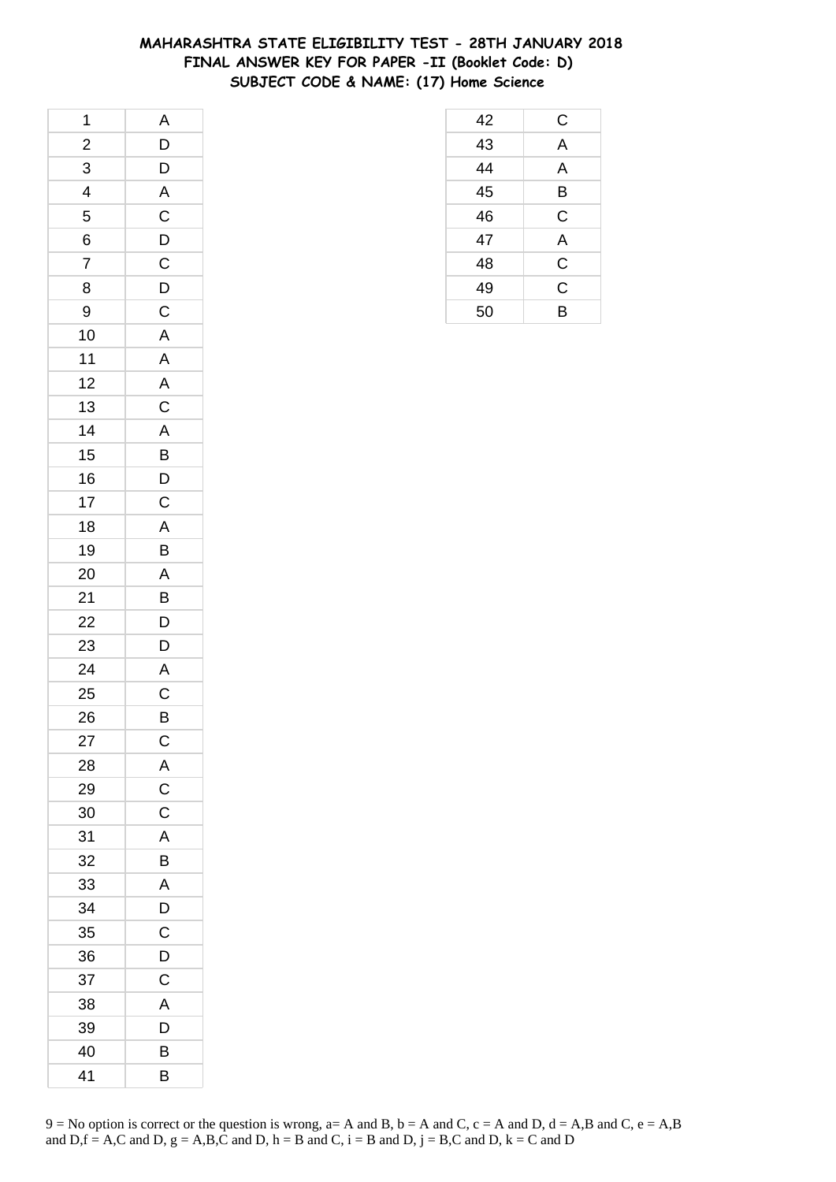# MAHARASHTRA STATE ELIGIBILITY TEST - 28TH JANUARY 2018
## FINAL ANSWER KEY FOR PAPER -II (Booklet Code: D)
## SUBJECT CODE & NAME: (17) Home Science

| Q. No. | Answer |
|---|---|
| 1 | A |
| 2 | D |
| 3 | D |
| 4 | A |
| 5 | C |
| 6 | D |
| 7 | C |
| 8 | D |
| 9 | C |
| 10 | A |
| 11 | A |
| 12 | A |
| 13 | C |
| 14 | A |
| 15 | B |
| 16 | D |
| 17 | C |
| 18 | A |
| 19 | B |
| 20 | A |
| 21 | B |
| 22 | D |
| 23 | D |
| 24 | A |
| 25 | C |
| 26 | B |
| 27 | C |
| 28 | A |
| 29 | C |
| 30 | C |
| 31 | A |
| 32 | B |
| 33 | A |
| 34 | D |
| 35 | C |
| 36 | D |
| 37 | C |
| 38 | A |
| 39 | D |
| 40 | B |
| 41 | B |
| 42 | C |
| 43 | A |
| 44 | A |
| 45 | B |
| 46 | C |
| 47 | A |
| 48 | C |
| 49 | C |
| 50 | B |

9 = No option is correct or the question is wrong, a= A and B, b = A and C, c = A and D, d = A,B and C, e = A,B and D,f = A,C and D, g = A,B,C and D, h = B and C, i = B and D, j = B,C and D, k = C and D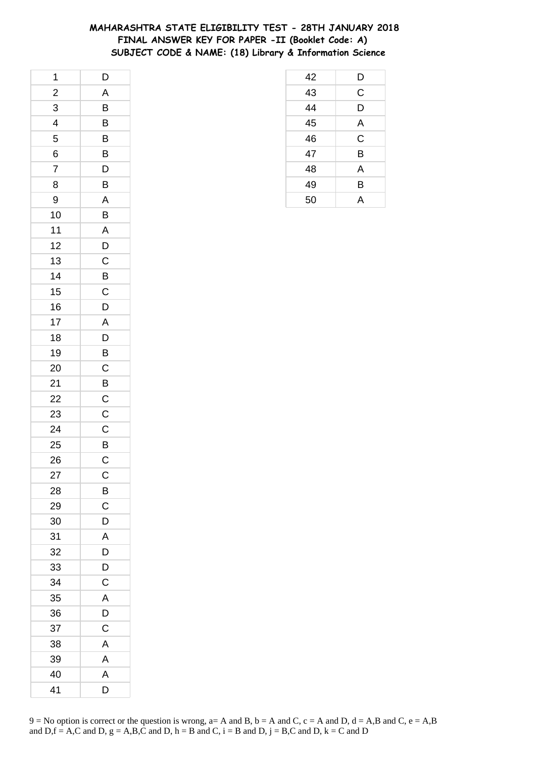# MAHARASHTRA STATE ELIGIBILITY TEST - 28TH JANUARY 2018
## FINAL ANSWER KEY FOR PAPER -II (Booklet Code: A)
## SUBJECT CODE & NAME: (18) Library & Information Science

| Q | Ans |
|---|---|
| 1 | D |
| 2 | A |
| 3 | B |
| 4 | B |
| 5 | B |
| 6 | B |
| 7 | D |
| 8 | B |
| 9 | A |
| 10 | B |
| 11 | A |
| 12 | D |
| 13 | C |
| 14 | B |
| 15 | C |
| 16 | D |
| 17 | A |
| 18 | D |
| 19 | B |
| 20 | C |
| 21 | B |
| 22 | C |
| 23 | C |
| 24 | C |
| 25 | B |
| 26 | C |
| 27 | C |
| 28 | B |
| 29 | C |
| 30 | D |
| 31 | A |
| 32 | D |
| 33 | D |
| 34 | C |
| 35 | A |
| 36 | D |
| 37 | C |
| 38 | A |
| 39 | A |
| 40 | A |
| 41 | D |
| 42 | D |
| 43 | C |
| 44 | D |
| 45 | A |
| 46 | C |
| 47 | B |
| 48 | A |
| 49 | B |
| 50 | A |

9 = No option is correct or the question is wrong, a= A and B, b = A and C, c = A and D, d = A,B and C, e = A,B and D,f = A,C and D, g = A,B,C and D, h = B and C, i = B and D, j = B,C and D, k = C and D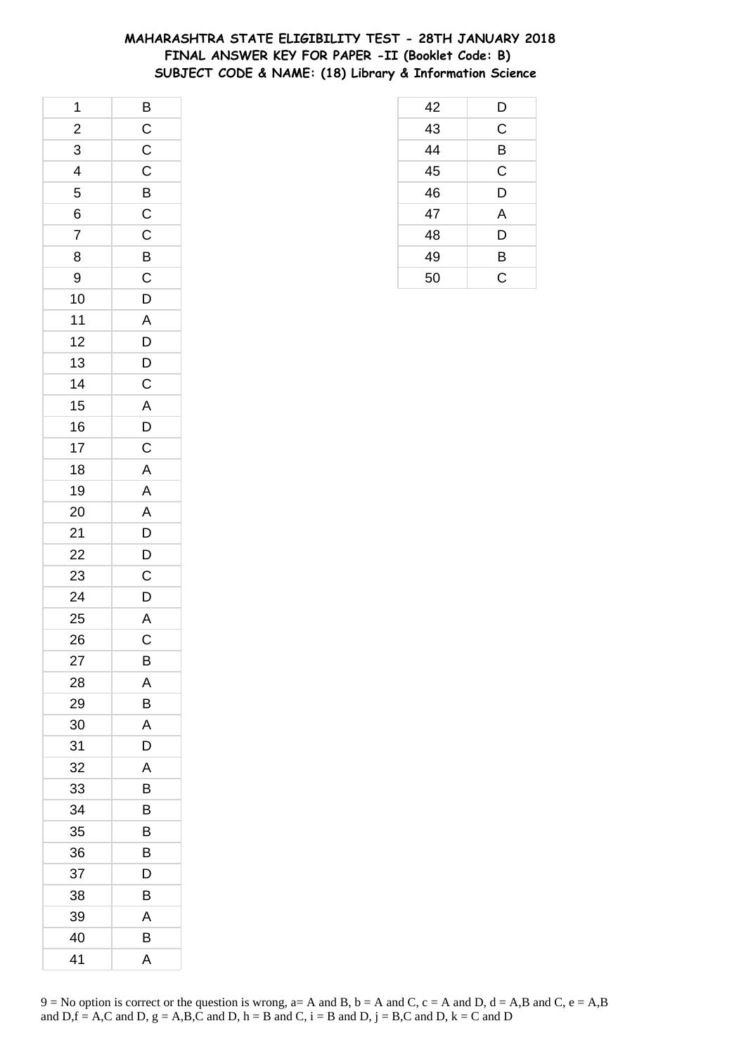# MAHARASHTRA STATE ELIGIBILITY TEST - 28TH JANUARY 2018
## FINAL ANSWER KEY FOR PAPER -II (Booklet Code: B)
## SUBJECT CODE & NAME: (18) Library & Information Science

| | |
|---|---|
| 1 | B |
| 2 | C |
| 3 | C |
| 4 | C |
| 5 | B |
| 6 | C |
| 7 | C |
| 8 | B |
| 9 | C |
| 10 | D |
| 11 | A |
| 12 | D |
| 13 | D |
| 14 | C |
| 15 | A |
| 16 | D |
| 17 | C |
| 18 | A |
| 19 | A |
| 20 | A |
| 21 | D |
| 22 | D |
| 23 | C |
| 24 | D |
| 25 | A |
| 26 | C |
| 27 | B |
| 28 | A |
| 29 | B |
| 30 | A |
| 31 | D |
| 32 | A |
| 33 | B |
| 34 | B |
| 35 | B |
| 36 | B |
| 37 | D |
| 38 | B |
| 39 | A |
| 40 | B |
| 41 | A |
| 42 | D |
| 43 | C |
| 44 | B |
| 45 | C |
| 46 | D |
| 47 | A |
| 48 | D |
| 49 | B |
| 50 | C |

9 = No option is correct or the question is wrong, a= A and B, b = A and C, c = A and D, d = A,B and C, e = A,B and D,f = A,C and D, g = A,B,C and D, h = B and C, i = B and D, j = B,C and D, k = C and D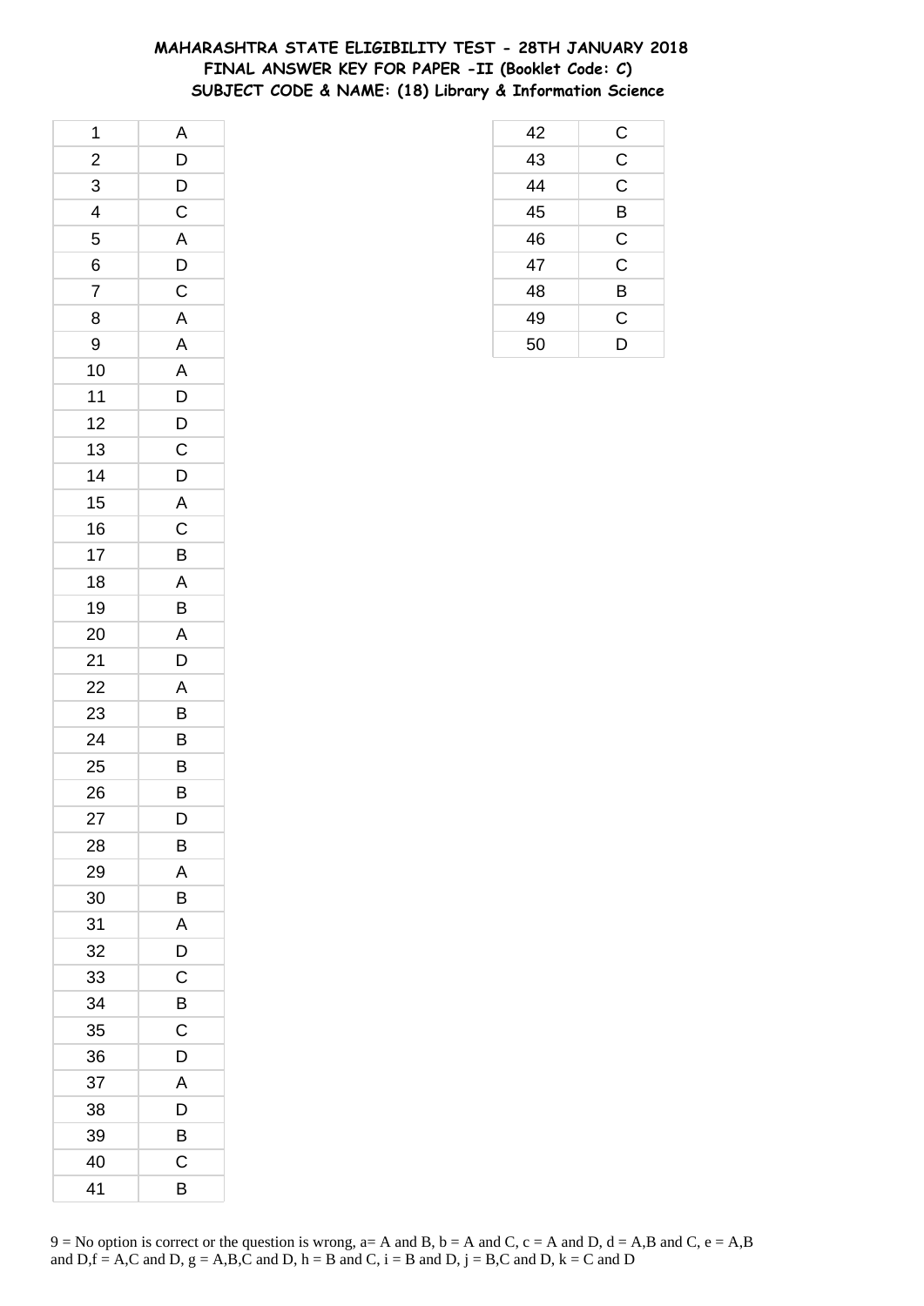# MAHARASHTRA STATE ELIGIBILITY TEST - 28TH JANUARY 2018
## FINAL ANSWER KEY FOR PAPER -II (Booklet Code: C)
### SUBJECT CODE & NAME: (18) Library & Information Science

| | |
|---|---|
| 1 | A |
| 2 | D |
| 3 | D |
| 4 | C |
| 5 | A |
| 6 | D |
| 7 | C |
| 8 | A |
| 9 | A |
| 10 | A |
| 11 | D |
| 12 | D |
| 13 | C |
| 14 | D |
| 15 | A |
| 16 | C |
| 17 | B |
| 18 | A |
| 19 | B |
| 20 | A |
| 21 | D |
| 22 | A |
| 23 | B |
| 24 | B |
| 25 | B |
| 26 | B |
| 27 | D |
| 28 | B |
| 29 | A |
| 30 | B |
| 31 | A |
| 32 | D |
| 33 | C |
| 34 | B |
| 35 | C |
| 36 | D |
| 37 | A |
| 38 | D |
| 39 | B |
| 40 | C |
| 41 | B |
| 42 | C |
| 43 | C |
| 44 | C |
| 45 | B |
| 46 | C |
| 47 | C |
| 48 | B |
| 49 | C |
| 50 | D |

9 = No option is correct or the question is wrong, a= A and B, b = A and C, c = A and D, d = A,B and C, e = A,B and D,f = A,C and D, g = A,B,C and D, h = B and C, i = B and D, j = B,C and D, k = C and D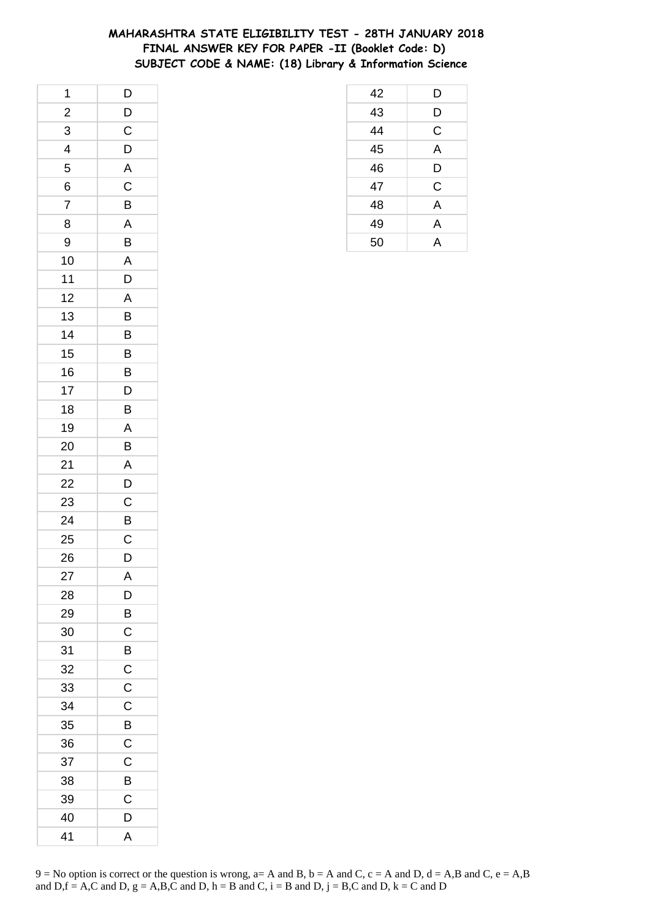# MAHARASHTRA STATE ELIGIBILITY TEST - 28TH JANUARY 2018
## FINAL ANSWER KEY FOR PAPER -II (Booklet Code: D)
### SUBJECT CODE & NAME: (18) Library & Information Science

| Q. No. | Answer |
|---|---|
| 1 | D |
| 2 | D |
| 3 | C |
| 4 | D |
| 5 | A |
| 6 | C |
| 7 | B |
| 8 | A |
| 9 | B |
| 10 | A |
| 11 | D |
| 12 | A |
| 13 | B |
| 14 | B |
| 15 | B |
| 16 | B |
| 17 | D |
| 18 | B |
| 19 | A |
| 20 | B |
| 21 | A |
| 22 | D |
| 23 | C |
| 24 | B |
| 25 | C |
| 26 | D |
| 27 | A |
| 28 | D |
| 29 | B |
| 30 | C |
| 31 | B |
| 32 | C |
| 33 | C |
| 34 | C |
| 35 | B |
| 36 | C |
| 37 | C |
| 38 | B |
| 39 | C |
| 40 | D |
| 41 | A |
| 42 | D |
| 43 | D |
| 44 | C |
| 45 | A |
| 46 | D |
| 47 | C |
| 48 | A |
| 49 | A |
| 50 | A |

9 = No option is correct or the question is wrong, a= A and B, b = A and C, c = A and D, d = A,B and C, e = A,B and D,f = A,C and D, g = A,B,C and D, h = B and C, i = B and D, j = B,C and D, k = C and D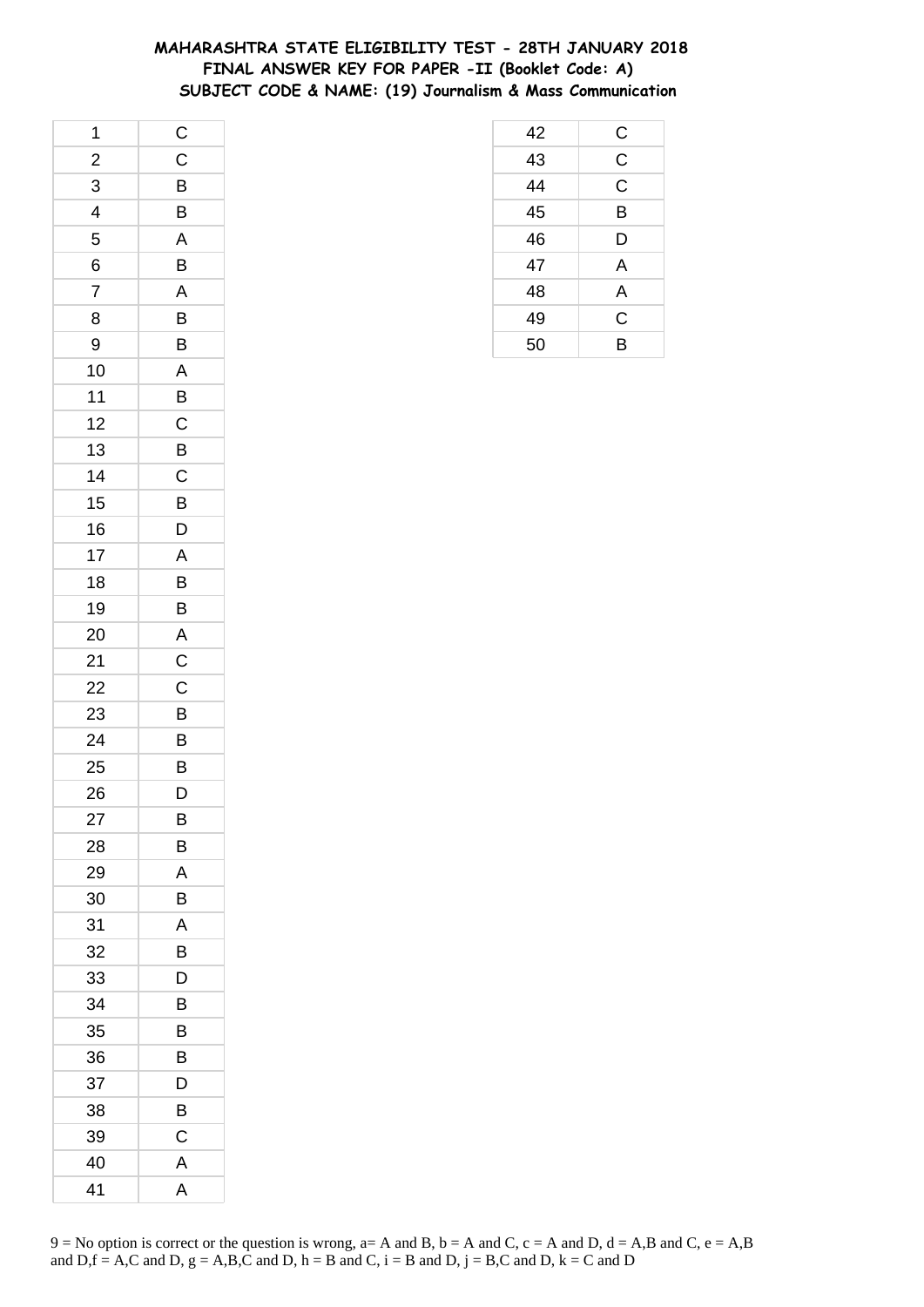# MAHARASHTRA STATE ELIGIBILITY TEST - 28TH JANUARY 2018
## FINAL ANSWER KEY FOR PAPER -II (Booklet Code: A)
### SUBJECT CODE & NAME: (19) Journalism & Mass Communication

| Q. No. | Answer |
|---|---|
| 1 | C |
| 2 | C |
| 3 | B |
| 4 | B |
| 5 | A |
| 6 | B |
| 7 | A |
| 8 | B |
| 9 | B |
| 10 | A |
| 11 | B |
| 12 | C |
| 13 | B |
| 14 | C |
| 15 | B |
| 16 | D |
| 17 | A |
| 18 | B |
| 19 | B |
| 20 | A |
| 21 | C |
| 22 | C |
| 23 | B |
| 24 | B |
| 25 | B |
| 26 | D |
| 27 | B |
| 28 | B |
| 29 | A |
| 30 | B |
| 31 | A |
| 32 | B |
| 33 | D |
| 34 | B |
| 35 | B |
| 36 | B |
| 37 | D |
| 38 | B |
| 39 | C |
| 40 | A |
| 41 | A |
| 42 | C |
| 43 | C |
| 44 | C |
| 45 | B |
| 46 | D |
| 47 | A |
| 48 | A |
| 49 | C |
| 50 | B |

9 = No option is correct or the question is wrong, a= A and B, b = A and C, c = A and D, d = A,B and C, e = A,B and D,f = A,C and D, g = A,B,C and D, h = B and C, i = B and D, j = B,C and D, k = C and D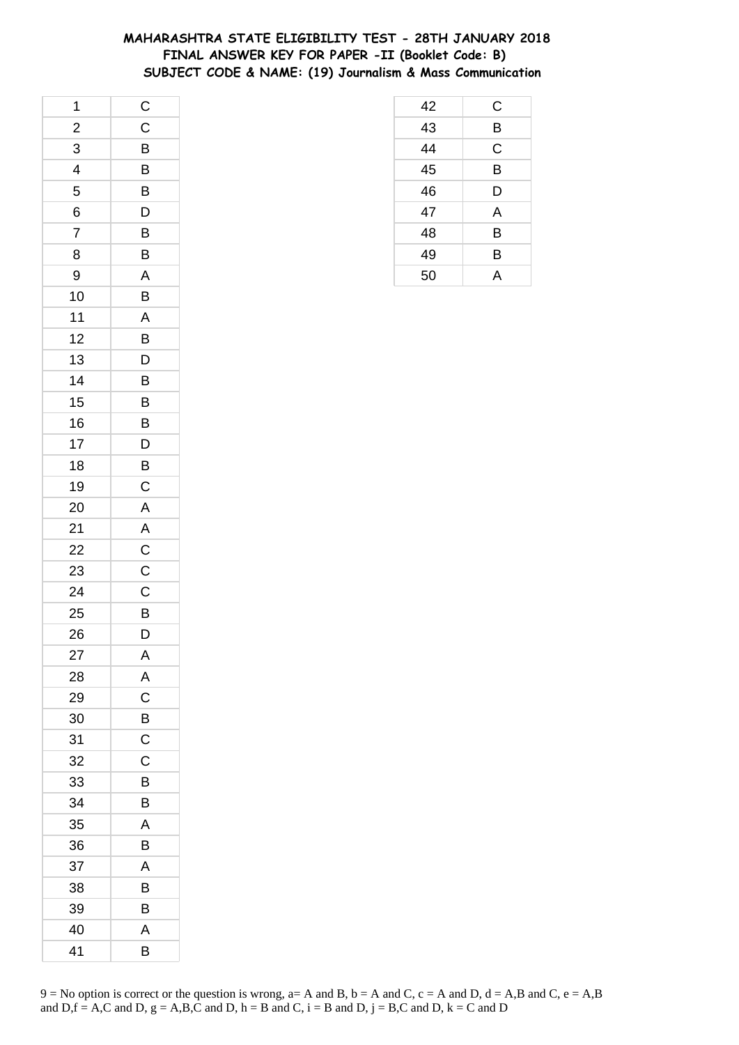# MAHARASHTRA STATE ELIGIBILITY TEST - 28TH JANUARY 2018
## FINAL ANSWER KEY FOR PAPER -II (Booklet Code: B)
## SUBJECT CODE & NAME: (19) Journalism & Mass Communication

| | |
|---|---|
| 1 | C |
| 2 | C |
| 3 | B |
| 4 | B |
| 5 | B |
| 6 | D |
| 7 | B |
| 8 | B |
| 9 | A |
| 10 | B |
| 11 | A |
| 12 | B |
| 13 | D |
| 14 | B |
| 15 | B |
| 16 | B |
| 17 | D |
| 18 | B |
| 19 | C |
| 20 | A |
| 21 | A |
| 22 | C |
| 23 | C |
| 24 | C |
| 25 | B |
| 26 | D |
| 27 | A |
| 28 | A |
| 29 | C |
| 30 | B |
| 31 | C |
| 32 | C |
| 33 | B |
| 34 | B |
| 35 | A |
| 36 | B |
| 37 | A |
| 38 | B |
| 39 | B |
| 40 | A |
| 41 | B |
| 42 | C |
| 43 | B |
| 44 | C |
| 45 | B |
| 46 | D |
| 47 | A |
| 48 | B |
| 49 | B |
| 50 | A |

9 = No option is correct or the question is wrong, a= A and B, b = A and C, c = A and D, d = A,B and C, e = A,B and D,f = A,C and D, g = A,B,C and D, h = B and C, i = B and D, j = B,C and D, k = C and D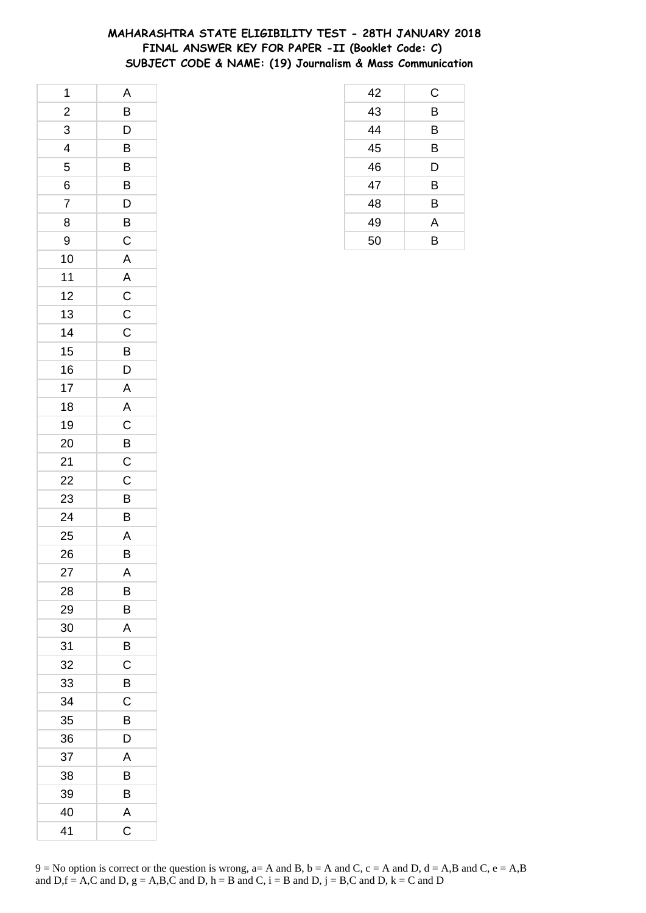# MAHARASHTRA STATE ELIGIBILITY TEST - 28TH JANUARY 2018
## FINAL ANSWER KEY FOR PAPER -II (Booklet Code: C)
### SUBJECT CODE & NAME: (19) Journalism & Mass Communication

| Q | Ans |
|---|---|
| 1 | A |
| 2 | B |
| 3 | D |
| 4 | B |
| 5 | B |
| 6 | B |
| 7 | D |
| 8 | B |
| 9 | C |
| 10 | A |
| 11 | A |
| 12 | C |
| 13 | C |
| 14 | C |
| 15 | B |
| 16 | D |
| 17 | A |
| 18 | A |
| 19 | C |
| 20 | B |
| 21 | C |
| 22 | C |
| 23 | B |
| 24 | B |
| 25 | A |
| 26 | B |
| 27 | A |
| 28 | B |
| 29 | B |
| 30 | A |
| 31 | B |
| 32 | C |
| 33 | B |
| 34 | C |
| 35 | B |
| 36 | D |
| 37 | A |
| 38 | B |
| 39 | B |
| 40 | A |
| 41 | C |
| 42 | C |
| 43 | B |
| 44 | B |
| 45 | B |
| 46 | D |
| 47 | B |
| 48 | B |
| 49 | A |
| 50 | B |

9 = No option is correct or the question is wrong, a= A and B, b = A and C, c = A and D, d = A,B and C, e = A,B and D,f = A,C and D, g = A,B,C and D, h = B and C, i = B and D, j = B,C and D, k = C and D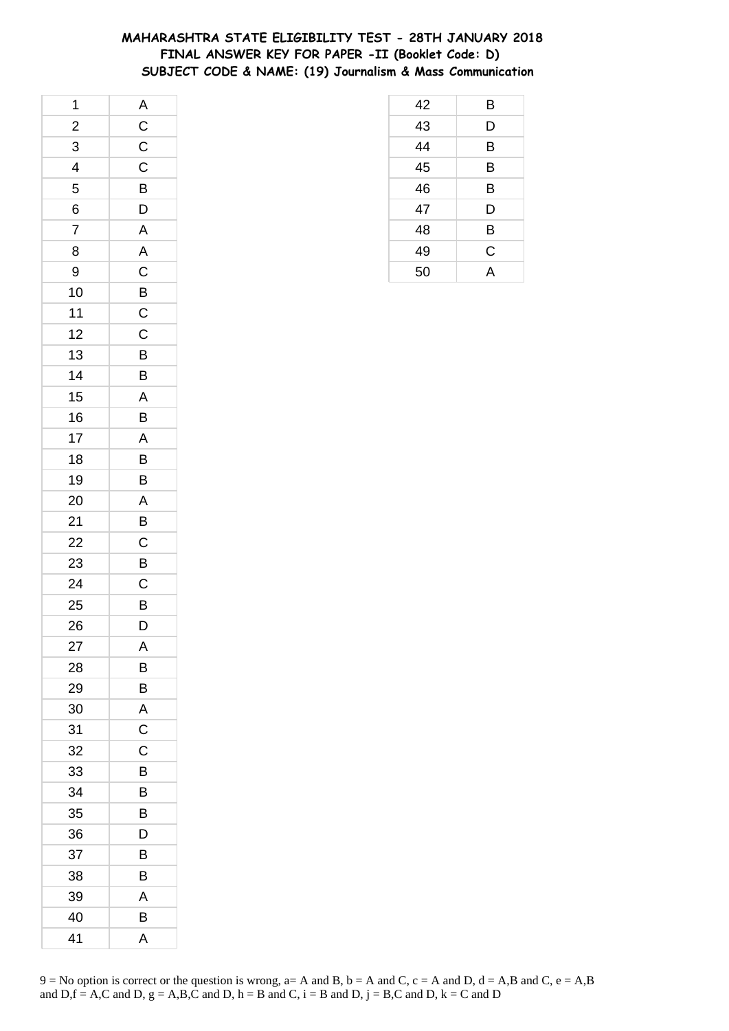# MAHARASHTRA STATE ELIGIBILITY TEST - 28TH JANUARY 2018
## FINAL ANSWER KEY FOR PAPER -II (Booklet Code: D)
### SUBJECT CODE & NAME: (19) Journalism & Mass Communication

| Q | Ans |
|---|---|
| 1 | A |
| 2 | C |
| 3 | C |
| 4 | C |
| 5 | B |
| 6 | D |
| 7 | A |
| 8 | A |
| 9 | C |
| 10 | B |
| 11 | C |
| 12 | C |
| 13 | B |
| 14 | B |
| 15 | A |
| 16 | B |
| 17 | A |
| 18 | B |
| 19 | B |
| 20 | A |
| 21 | B |
| 22 | C |
| 23 | B |
| 24 | C |
| 25 | B |
| 26 | D |
| 27 | A |
| 28 | B |
| 29 | B |
| 30 | A |
| 31 | C |
| 32 | C |
| 33 | B |
| 34 | B |
| 35 | B |
| 36 | D |
| 37 | B |
| 38 | B |
| 39 | A |
| 40 | B |
| 41 | A |
| 42 | B |
| 43 | D |
| 44 | B |
| 45 | B |
| 46 | B |
| 47 | D |
| 48 | B |
| 49 | C |
| 50 | A |

9 = No option is correct or the question is wrong, a= A and B, b = A and C, c = A and D, d = A,B and C, e = A,B and D,f = A,C and D, g = A,B,C and D, h = B and C, i = B and D, j = B,C and D, k = C and D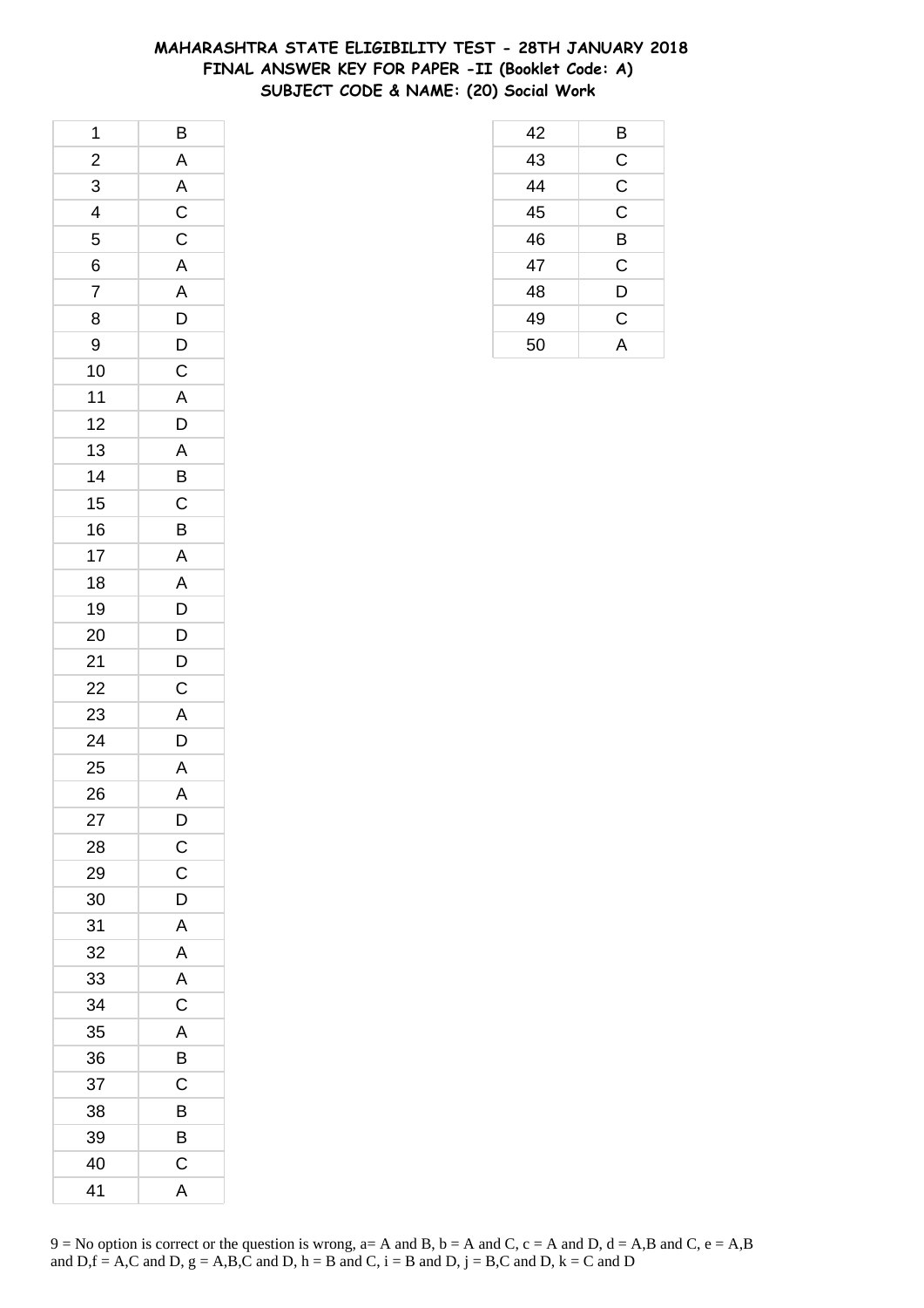# MAHARASHTRA STATE ELIGIBILITY TEST - 28TH JANUARY 2018
## FINAL ANSWER KEY FOR PAPER -II (Booklet Code: A)
### SUBJECT CODE & NAME: (20) Social Work

| | |
|---|---|
| 1 | B |
| 2 | A |
| 3 | A |
| 4 | C |
| 5 | C |
| 6 | A |
| 7 | A |
| 8 | D |
| 9 | D |
| 10 | C |
| 11 | A |
| 12 | D |
| 13 | A |
| 14 | B |
| 15 | C |
| 16 | B |
| 17 | A |
| 18 | A |
| 19 | D |
| 20 | D |
| 21 | D |
| 22 | C |
| 23 | A |
| 24 | D |
| 25 | A |
| 26 | A |
| 27 | D |
| 28 | C |
| 29 | C |
| 30 | D |
| 31 | A |
| 32 | A |
| 33 | A |
| 34 | C |
| 35 | A |
| 36 | B |
| 37 | C |
| 38 | B |
| 39 | B |
| 40 | C |
| 41 | A |
| 42 | B |
| 43 | C |
| 44 | C |
| 45 | C |
| 46 | B |
| 47 | C |
| 48 | D |
| 49 | C |
| 50 | A |

9 = No option is correct or the question is wrong, a= A and B, b = A and C, c = A and D, d = A,B and C, e = A,B and D,f = A,C and D, g = A,B,C and D, h = B and C, i = B and D, j = B,C and D, k = C and D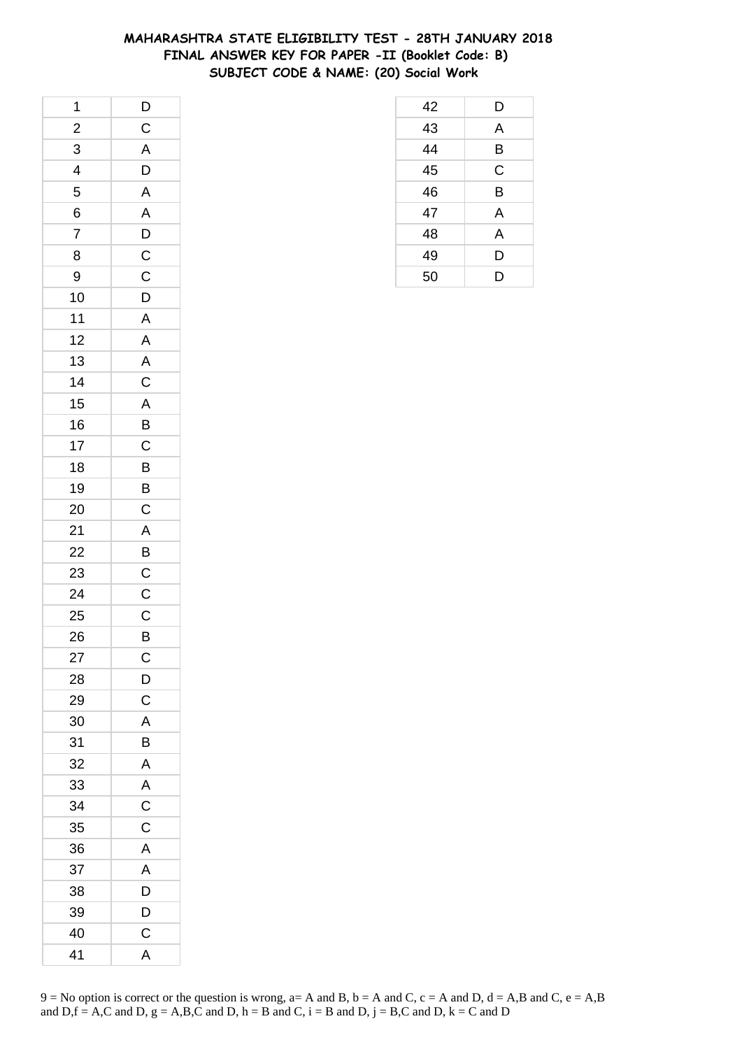# MAHARASHTRA STATE ELIGIBILITY TEST - 28TH JANUARY 2018
## FINAL ANSWER KEY FOR PAPER -II (Booklet Code: B)
## SUBJECT CODE & NAME: (20) Social Work

| | |
|---|---|
| 1 | D |
| 2 | C |
| 3 | A |
| 4 | D |
| 5 | A |
| 6 | A |
| 7 | D |
| 8 | C |
| 9 | C |
| 10 | D |
| 11 | A |
| 12 | A |
| 13 | A |
| 14 | C |
| 15 | A |
| 16 | B |
| 17 | C |
| 18 | B |
| 19 | B |
| 20 | C |
| 21 | A |
| 22 | B |
| 23 | C |
| 24 | C |
| 25 | C |
| 26 | B |
| 27 | C |
| 28 | D |
| 29 | C |
| 30 | A |
| 31 | B |
| 32 | A |
| 33 | A |
| 34 | C |
| 35 | C |
| 36 | A |
| 37 | A |
| 38 | D |
| 39 | D |
| 40 | C |
| 41 | A |
| 42 | D |
| 43 | A |
| 44 | B |
| 45 | C |
| 46 | B |
| 47 | A |
| 48 | A |
| 49 | D |
| 50 | D |

9 = No option is correct or the question is wrong, a= A and B, b = A and C, c = A and D, d = A,B and C, e = A,B and D,f = A,C and D, g = A,B,C and D, h = B and C, i = B and D, j = B,C and D, k = C and D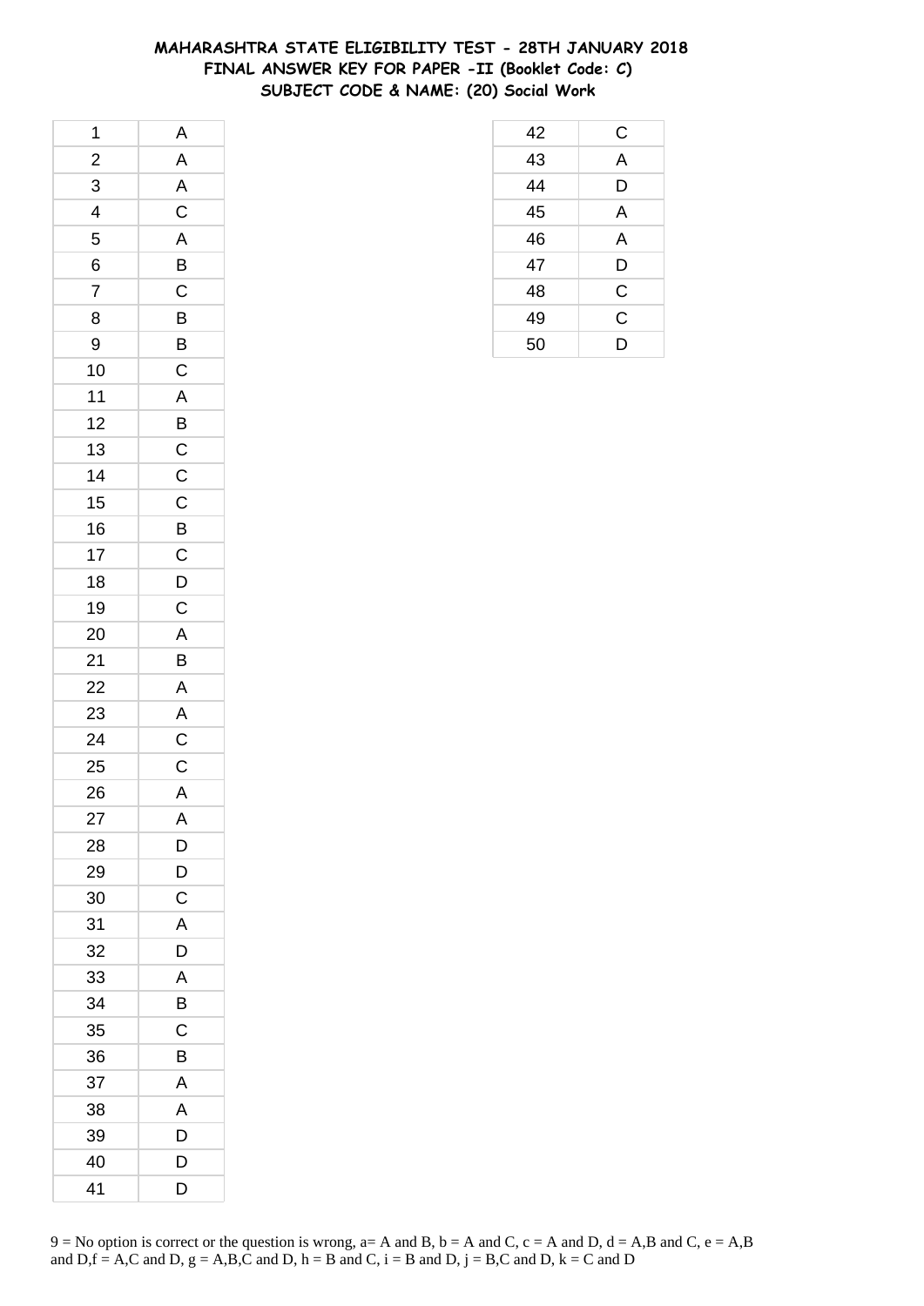# MAHARASHTRA STATE ELIGIBILITY TEST - 28TH JANUARY 2018
## FINAL ANSWER KEY FOR PAPER -II (Booklet Code: C)
## SUBJECT CODE & NAME: (20) Social Work

| | |
|---|---|
| 1 | A |
| 2 | A |
| 3 | A |
| 4 | C |
| 5 | A |
| 6 | B |
| 7 | C |
| 8 | B |
| 9 | B |
| 10 | C |
| 11 | A |
| 12 | B |
| 13 | C |
| 14 | C |
| 15 | C |
| 16 | B |
| 17 | C |
| 18 | D |
| 19 | C |
| 20 | A |
| 21 | B |
| 22 | A |
| 23 | A |
| 24 | C |
| 25 | C |
| 26 | A |
| 27 | A |
| 28 | D |
| 29 | D |
| 30 | C |
| 31 | A |
| 32 | D |
| 33 | A |
| 34 | B |
| 35 | C |
| 36 | B |
| 37 | A |
| 38 | A |
| 39 | D |
| 40 | D |
| 41 | D |
| 42 | C |
| 43 | A |
| 44 | D |
| 45 | A |
| 46 | A |
| 47 | D |
| 48 | C |
| 49 | C |
| 50 | D |

9 = No option is correct or the question is wrong, a= A and B, b = A and C, c = A and D, d = A,B and C, e = A,B and D,f = A,C and D, g = A,B,C and D, h = B and C, i = B and D, j = B,C and D, k = C and D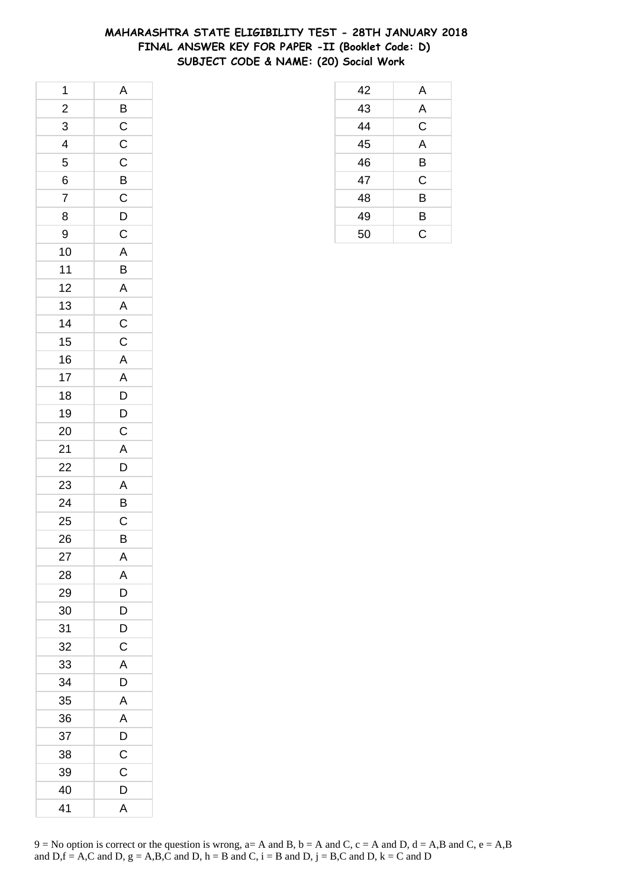# MAHARASHTRA STATE ELIGIBILITY TEST - 28TH JANUARY 2018
## FINAL ANSWER KEY FOR PAPER -II (Booklet Code: D)
## SUBJECT CODE & NAME: (20) Social Work

| | |
|---|---|
| 1 | A |
| 2 | B |
| 3 | C |
| 4 | C |
| 5 | C |
| 6 | B |
| 7 | C |
| 8 | D |
| 9 | C |
| 10 | A |
| 11 | B |
| 12 | A |
| 13 | A |
| 14 | C |
| 15 | C |
| 16 | A |
| 17 | A |
| 18 | D |
| 19 | D |
| 20 | C |
| 21 | A |
| 22 | D |
| 23 | A |
| 24 | B |
| 25 | C |
| 26 | B |
| 27 | A |
| 28 | A |
| 29 | D |
| 30 | D |
| 31 | D |
| 32 | C |
| 33 | A |
| 34 | D |
| 35 | A |
| 36 | A |
| 37 | D |
| 38 | C |
| 39 | C |
| 40 | D |
| 41 | A |
| 42 | A |
| 43 | A |
| 44 | C |
| 45 | A |
| 46 | B |
| 47 | C |
| 48 | B |
| 49 | B |
| 50 | C |

9 = No option is correct or the question is wrong, a= A and B, b = A and C, c = A and D, d = A,B and C, e = A,B and D,f = A,C and D, g = A,B,C and D, h = B and C, i = B and D, j = B,C and D, k = C and D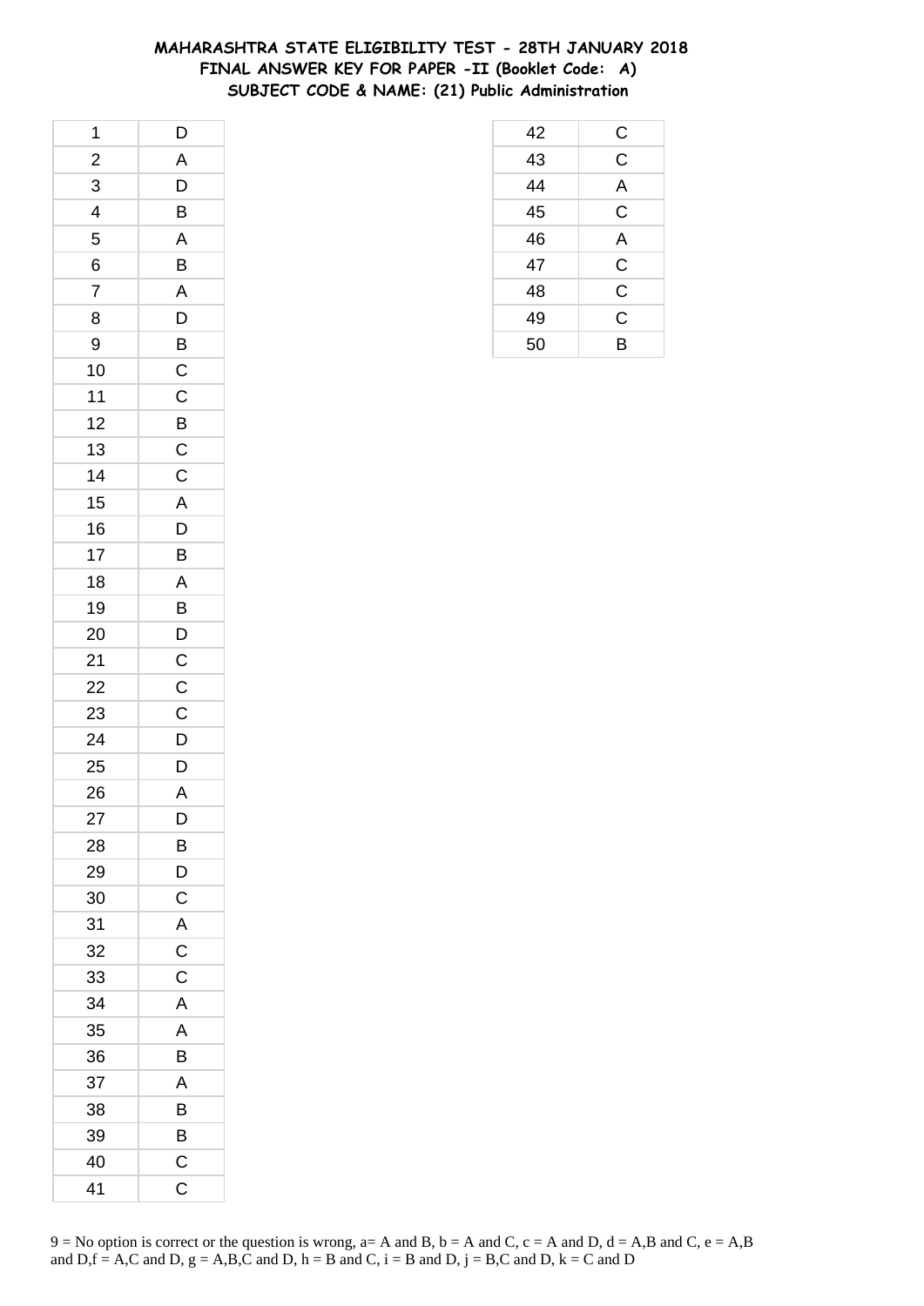**MAHARASHTRA STATE ELIGIBILITY TEST - 28TH JANUARY 2018**
**FINAL ANSWER KEY FOR PAPER -II (Booklet Code: A)**
**SUBJECT CODE & NAME: (21) Public Administration**

| Q | Ans |
|---|---|
| 1 | D |
| 2 | A |
| 3 | D |
| 4 | B |
| 5 | A |
| 6 | B |
| 7 | A |
| 8 | D |
| 9 | B |
| 10 | C |
| 11 | C |
| 12 | B |
| 13 | C |
| 14 | C |
| 15 | A |
| 16 | D |
| 17 | B |
| 18 | A |
| 19 | B |
| 20 | D |
| 21 | C |
| 22 | C |
| 23 | C |
| 24 | D |
| 25 | D |
| 26 | A |
| 27 | D |
| 28 | B |
| 29 | D |
| 30 | C |
| 31 | A |
| 32 | C |
| 33 | C |
| 34 | A |
| 35 | A |
| 36 | B |
| 37 | A |
| 38 | B |
| 39 | B |
| 40 | C |
| 41 | C |
| 42 | C |
| 43 | C |
| 44 | A |
| 45 | C |
| 46 | A |
| 47 | C |
| 48 | C |
| 49 | C |
| 50 | B |

9 = No option is correct or the question is wrong, a= A and B, b = A and C, c = A and D, d = A,B and C, e = A,B and D,f = A,C and D, g = A,B,C and D, h = B and C, i = B and D, j = B,C and D, k = C and D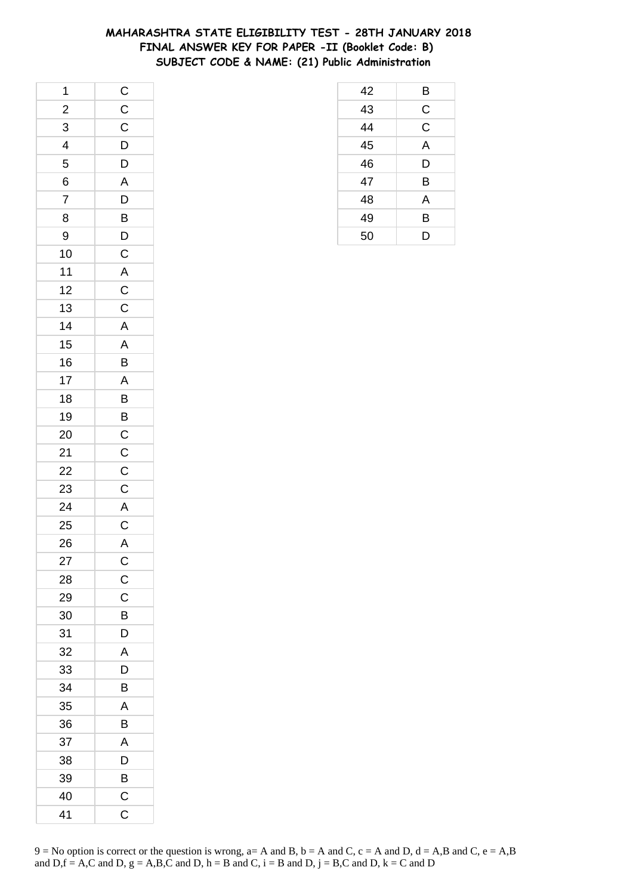# MAHARASHTRA STATE ELIGIBILITY TEST - 28TH JANUARY 2018
## FINAL ANSWER KEY FOR PAPER -II (Booklet Code: B)
## SUBJECT CODE & NAME: (21) Public Administration

| | |
|---|---|
| 1 | C |
| 2 | C |
| 3 | C |
| 4 | D |
| 5 | D |
| 6 | A |
| 7 | D |
| 8 | B |
| 9 | D |
| 10 | C |
| 11 | A |
| 12 | C |
| 13 | C |
| 14 | A |
| 15 | A |
| 16 | B |
| 17 | A |
| 18 | B |
| 19 | B |
| 20 | C |
| 21 | C |
| 22 | C |
| 23 | C |
| 24 | A |
| 25 | C |
| 26 | A |
| 27 | C |
| 28 | C |
| 29 | C |
| 30 | B |
| 31 | D |
| 32 | A |
| 33 | D |
| 34 | B |
| 35 | A |
| 36 | B |
| 37 | A |
| 38 | D |
| 39 | B |
| 40 | C |
| 41 | C |
| 42 | B |
| 43 | C |
| 44 | C |
| 45 | A |
| 46 | D |
| 47 | B |
| 48 | A |
| 49 | B |
| 50 | D |

9 = No option is correct or the question is wrong, a= A and B, b = A and C, c = A and D, d = A,B and C, e = A,B and D,f = A,C and D, g = A,B,C and D, h = B and C, i = B and D, j = B,C and D, k = C and D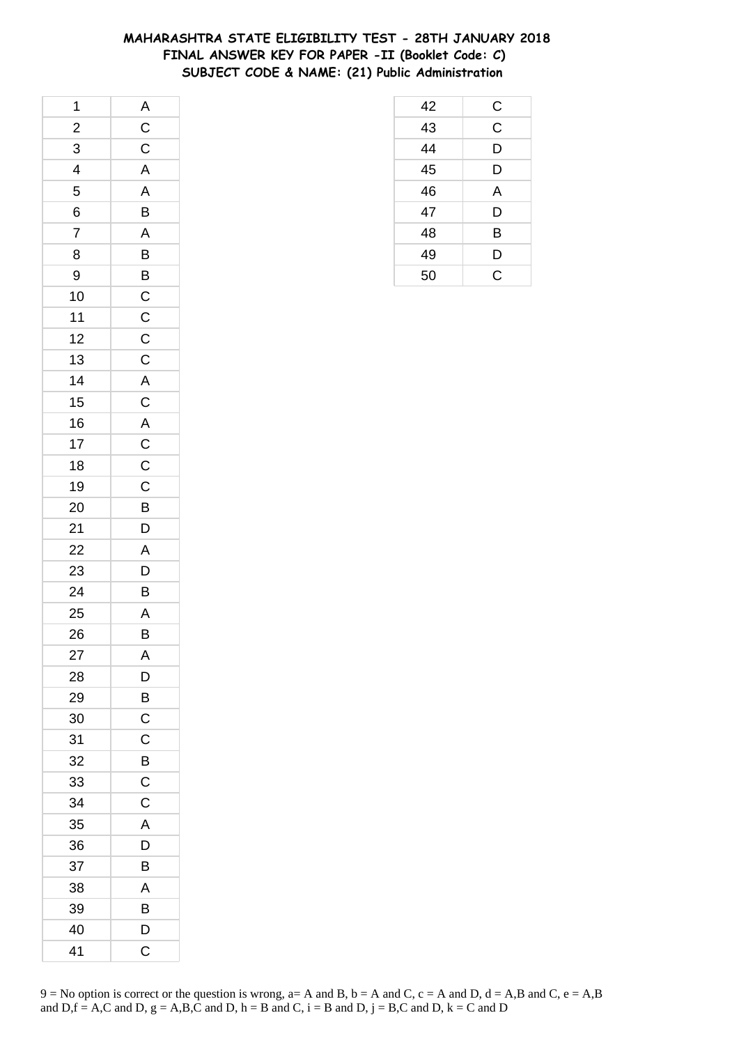# MAHARASHTRA STATE ELIGIBILITY TEST - 28TH JANUARY 2018
## FINAL ANSWER KEY FOR PAPER -II (Booklet Code: C)
### SUBJECT CODE & NAME: (21) Public Administration

| | |
|---|---|
| 1 | A |
| 2 | C |
| 3 | C |
| 4 | A |
| 5 | A |
| 6 | B |
| 7 | A |
| 8 | B |
| 9 | B |
| 10 | C |
| 11 | C |
| 12 | C |
| 13 | C |
| 14 | A |
| 15 | C |
| 16 | A |
| 17 | C |
| 18 | C |
| 19 | C |
| 20 | B |
| 21 | D |
| 22 | A |
| 23 | D |
| 24 | B |
| 25 | A |
| 26 | B |
| 27 | A |
| 28 | D |
| 29 | B |
| 30 | C |
| 31 | C |
| 32 | B |
| 33 | C |
| 34 | C |
| 35 | A |
| 36 | D |
| 37 | B |
| 38 | A |
| 39 | B |
| 40 | D |
| 41 | C |
| 42 | C |
| 43 | C |
| 44 | D |
| 45 | D |
| 46 | A |
| 47 | D |
| 48 | B |
| 49 | D |
| 50 | C |

9 = No option is correct or the question is wrong, a= A and B, b = A and C, c = A and D, d = A,B and C, e = A,B and D,f = A,C and D, g = A,B,C and D, h = B and C, i = B and D, j = B,C and D, k = C and D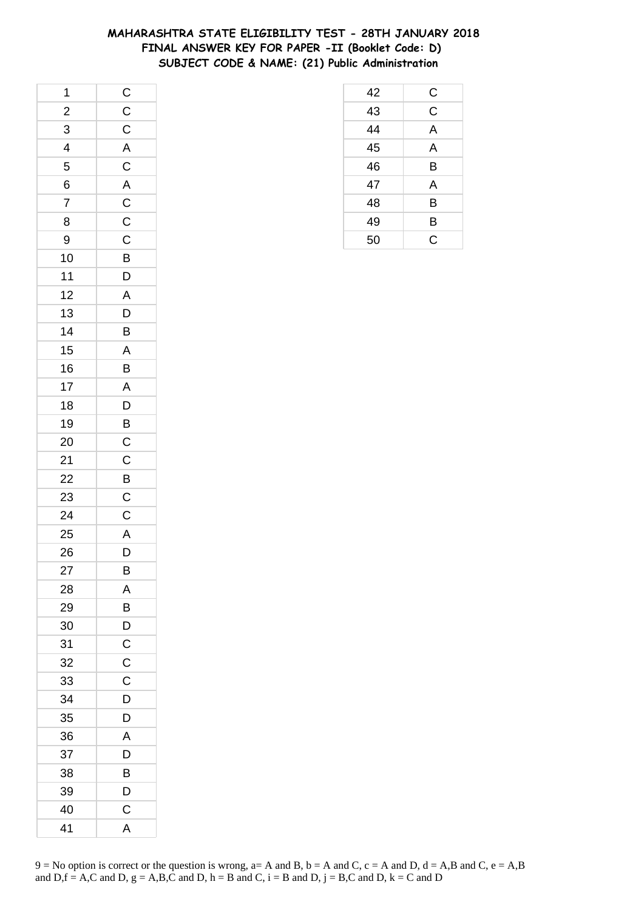# MAHARASHTRA STATE ELIGIBILITY TEST - 28TH JANUARY 2018
## FINAL ANSWER KEY FOR PAPER -II (Booklet Code: D)
### SUBJECT CODE & NAME: (21) Public Administration

| Q | Ans |
|---|---|
| 1 | C |
| 2 | C |
| 3 | C |
| 4 | A |
| 5 | C |
| 6 | A |
| 7 | C |
| 8 | C |
| 9 | C |
| 10 | B |
| 11 | D |
| 12 | A |
| 13 | D |
| 14 | B |
| 15 | A |
| 16 | B |
| 17 | A |
| 18 | D |
| 19 | B |
| 20 | C |
| 21 | C |
| 22 | B |
| 23 | C |
| 24 | C |
| 25 | A |
| 26 | D |
| 27 | B |
| 28 | A |
| 29 | B |
| 30 | D |
| 31 | C |
| 32 | C |
| 33 | C |
| 34 | D |
| 35 | D |
| 36 | A |
| 37 | D |
| 38 | B |
| 39 | D |
| 40 | C |
| 41 | A |
| 42 | C |
| 43 | C |
| 44 | A |
| 45 | A |
| 46 | B |
| 47 | A |
| 48 | B |
| 49 | B |
| 50 | C |

9 = No option is correct or the question is wrong, a= A and B, b = A and C, c = A and D, d = A,B and C, e = A,B and D,f = A,C and D, g = A,B,C and D, h = B and C, i = B and D, j = B,C and D, k = C and D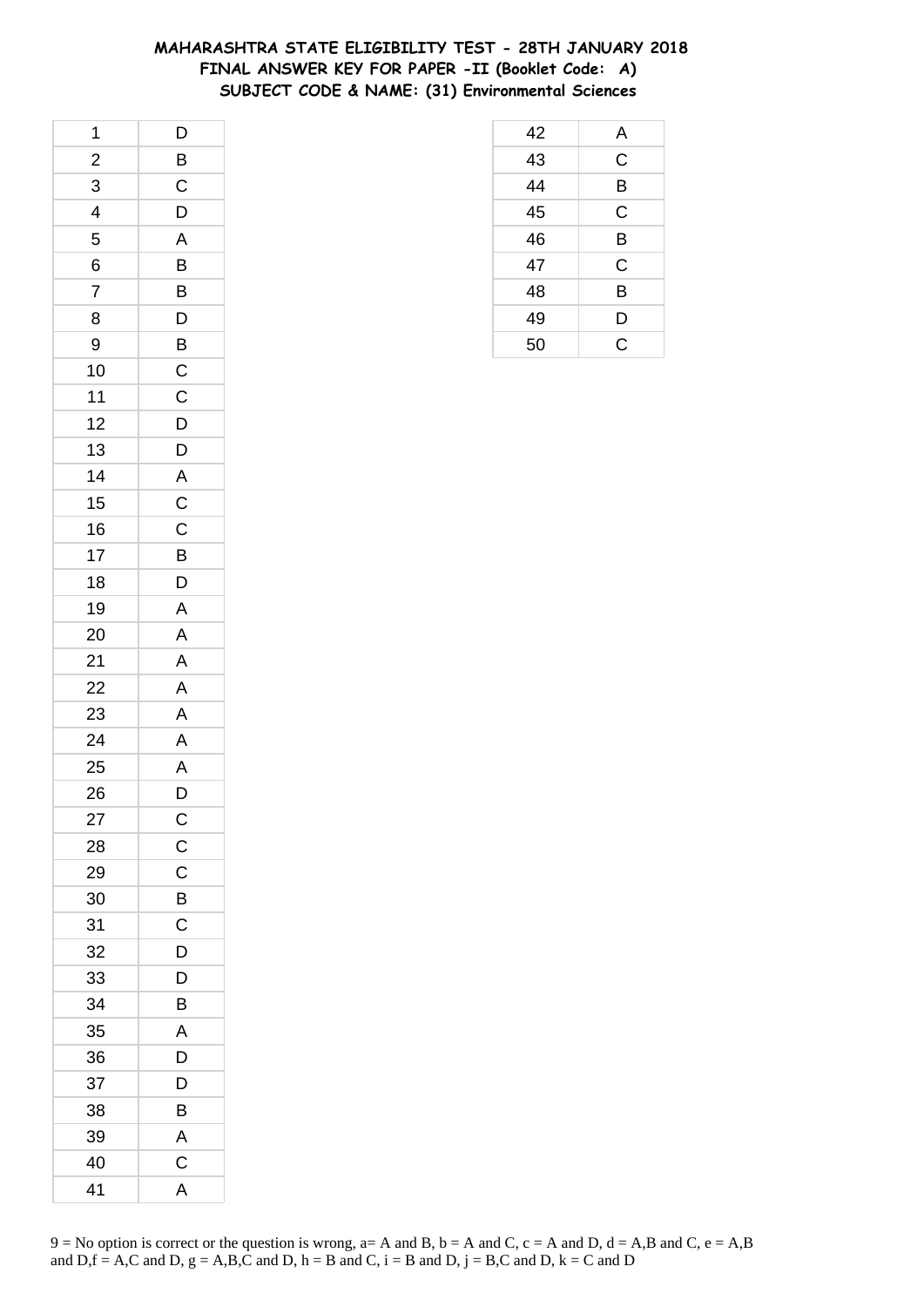# MAHARASHTRA STATE ELIGIBILITY TEST - 28TH JANUARY 2018
## FINAL ANSWER KEY FOR PAPER -II (Booklet Code: A)
## SUBJECT CODE & NAME: (31) Environmental Sciences

| Q | Ans |
|---|---|
| 1 | D |
| 2 | B |
| 3 | C |
| 4 | D |
| 5 | A |
| 6 | B |
| 7 | B |
| 8 | D |
| 9 | B |
| 10 | C |
| 11 | C |
| 12 | D |
| 13 | D |
| 14 | A |
| 15 | C |
| 16 | C |
| 17 | B |
| 18 | D |
| 19 | A |
| 20 | A |
| 21 | A |
| 22 | A |
| 23 | A |
| 24 | A |
| 25 | A |
| 26 | D |
| 27 | C |
| 28 | C |
| 29 | C |
| 30 | B |
| 31 | C |
| 32 | D |
| 33 | D |
| 34 | B |
| 35 | A |
| 36 | D |
| 37 | D |
| 38 | B |
| 39 | A |
| 40 | C |
| 41 | A |
| 42 | A |
| 43 | C |
| 44 | B |
| 45 | C |
| 46 | B |
| 47 | C |
| 48 | B |
| 49 | D |
| 50 | C |

9 = No option is correct or the question is wrong, a= A and B, b = A and C, c = A and D, d = A,B and C, e = A,B and D,f = A,C and D, g = A,B,C and D, h = B and C, i = B and D, j = B,C and D, k = C and D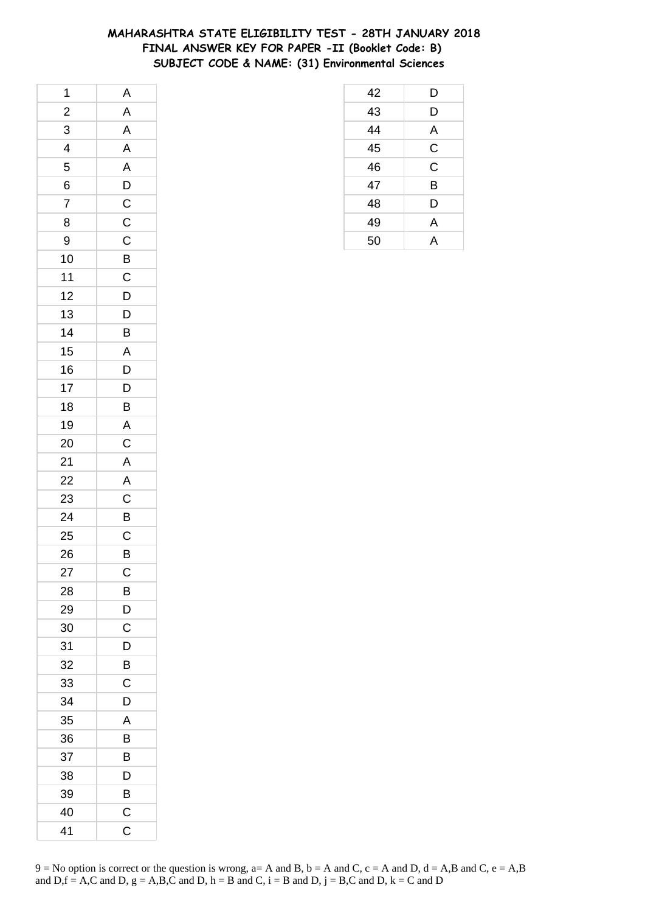# MAHARASHTRA STATE ELIGIBILITY TEST - 28TH JANUARY 2018
## FINAL ANSWER KEY FOR PAPER -II (Booklet Code: B)
## SUBJECT CODE & NAME: (31) Environmental Sciences

| | |
|---|---|
| 1 | A |
| 2 | A |
| 3 | A |
| 4 | A |
| 5 | A |
| 6 | D |
| 7 | C |
| 8 | C |
| 9 | C |
| 10 | B |
| 11 | C |
| 12 | D |
| 13 | D |
| 14 | B |
| 15 | A |
| 16 | D |
| 17 | D |
| 18 | B |
| 19 | A |
| 20 | C |
| 21 | A |
| 22 | A |
| 23 | C |
| 24 | B |
| 25 | C |
| 26 | B |
| 27 | C |
| 28 | B |
| 29 | D |
| 30 | C |
| 31 | D |
| 32 | B |
| 33 | C |
| 34 | D |
| 35 | A |
| 36 | B |
| 37 | B |
| 38 | D |
| 39 | B |
| 40 | C |
| 41 | C |
| 42 | D |
| 43 | D |
| 44 | A |
| 45 | C |
| 46 | C |
| 47 | B |
| 48 | D |
| 49 | A |
| 50 | A |

9 = No option is correct or the question is wrong, a= A and B, b = A and C, c = A and D, d = A,B and C, e = A,B and D,f = A,C and D, g = A,B,C and D, h = B and C, i = B and D, j = B,C and D, k = C and D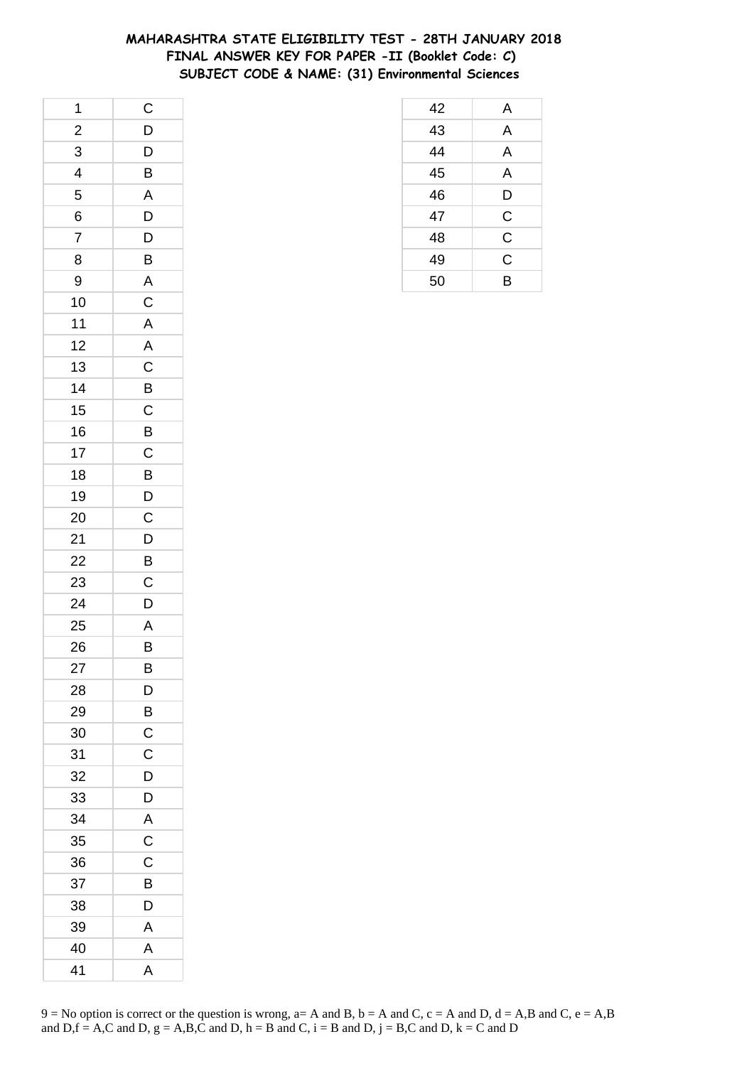# MAHARASHTRA STATE ELIGIBILITY TEST - 28TH JANUARY 2018
## FINAL ANSWER KEY FOR PAPER -II (Booklet Code: C)
### SUBJECT CODE & NAME: (31) Environmental Sciences

| Q | Ans |
|---|---|
| 1 | C |
| 2 | D |
| 3 | D |
| 4 | B |
| 5 | A |
| 6 | D |
| 7 | D |
| 8 | B |
| 9 | A |
| 10 | C |
| 11 | A |
| 12 | A |
| 13 | C |
| 14 | B |
| 15 | C |
| 16 | B |
| 17 | C |
| 18 | B |
| 19 | D |
| 20 | C |
| 21 | D |
| 22 | B |
| 23 | C |
| 24 | D |
| 25 | A |
| 26 | B |
| 27 | B |
| 28 | D |
| 29 | B |
| 30 | C |
| 31 | C |
| 32 | D |
| 33 | D |
| 34 | A |
| 35 | C |
| 36 | C |
| 37 | B |
| 38 | D |
| 39 | A |
| 40 | A |
| 41 | A |
| 42 | A |
| 43 | A |
| 44 | A |
| 45 | A |
| 46 | D |
| 47 | C |
| 48 | C |
| 49 | C |
| 50 | B |

9 = No option is correct or the question is wrong, a= A and B, b = A and C, c = A and D, d = A,B and C, e = A,B and D,f = A,C and D, g = A,B,C and D, h = B and C, i = B and D, j = B,C and D, k = C and D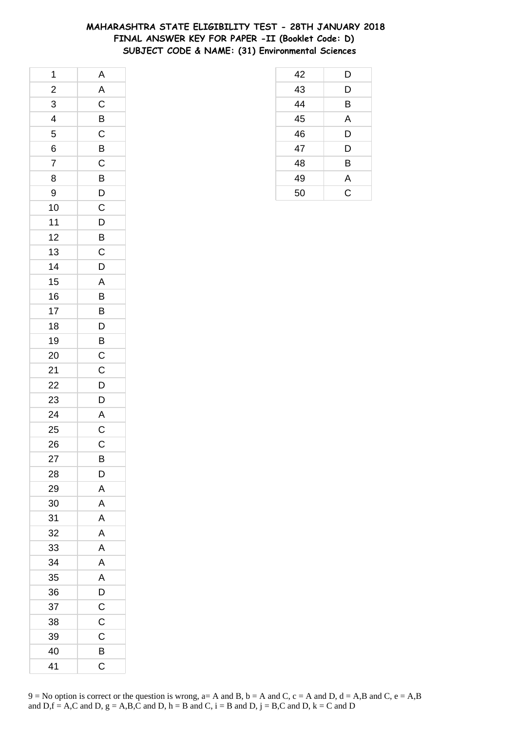# MAHARASHTRA STATE ELIGIBILITY TEST - 28TH JANUARY 2018
## FINAL ANSWER KEY FOR PAPER -II (Booklet Code: D)
### SUBJECT CODE & NAME: (31) Environmental Sciences

| | |
|---|---|
| 1 | A |
| 2 | A |
| 3 | C |
| 4 | B |
| 5 | C |
| 6 | B |
| 7 | C |
| 8 | B |
| 9 | D |
| 10 | C |
| 11 | D |
| 12 | B |
| 13 | C |
| 14 | D |
| 15 | A |
| 16 | B |
| 17 | B |
| 18 | D |
| 19 | B |
| 20 | C |
| 21 | C |
| 22 | D |
| 23 | D |
| 24 | A |
| 25 | C |
| 26 | C |
| 27 | B |
| 28 | D |
| 29 | A |
| 30 | A |
| 31 | A |
| 32 | A |
| 33 | A |
| 34 | A |
| 35 | A |
| 36 | D |
| 37 | C |
| 38 | C |
| 39 | C |
| 40 | B |
| 41 | C |
| 42 | D |
| 43 | D |
| 44 | B |
| 45 | A |
| 46 | D |
| 47 | D |
| 48 | B |
| 49 | A |
| 50 | C |

9 = No option is correct or the question is wrong, a= A and B, b = A and C, c = A and D, d = A,B and C, e = A,B and D,f = A,C and D, g = A,B,C and D, h = B and C, i = B and D, j = B,C and D, k = C and D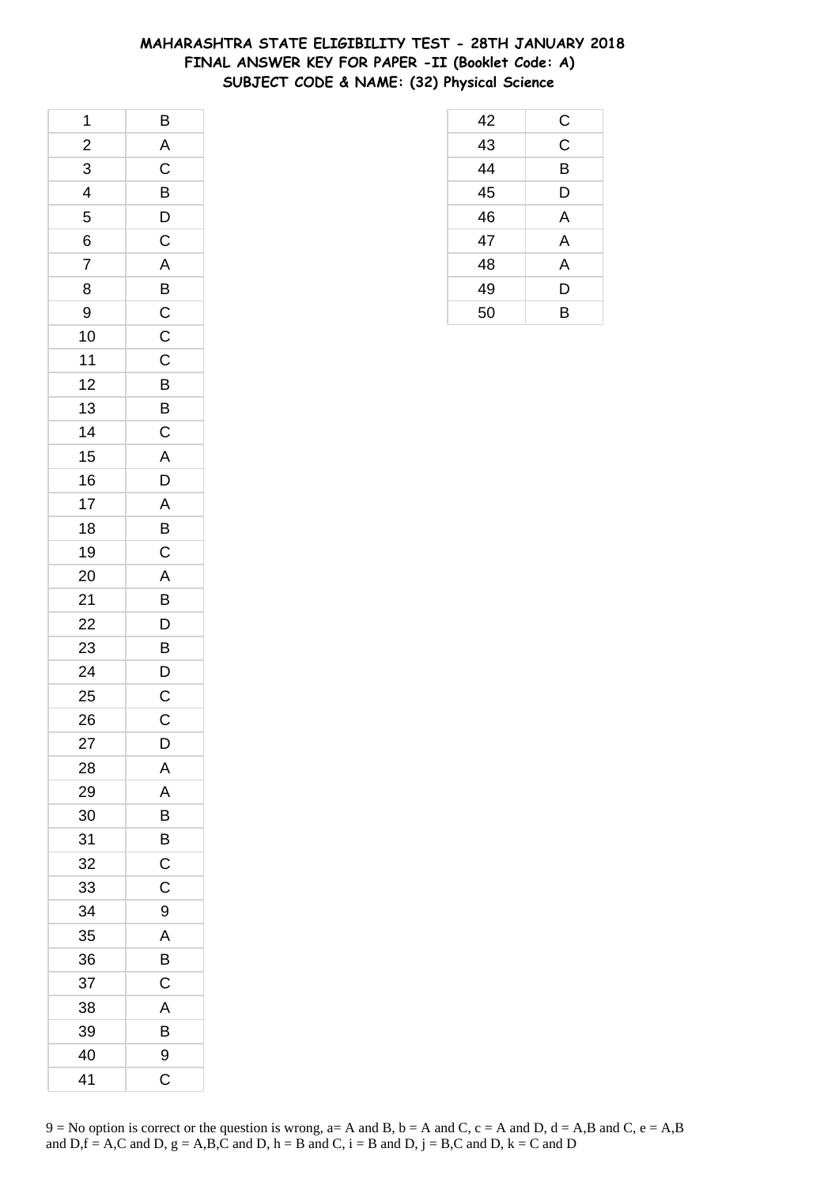# MAHARASHTRA STATE ELIGIBILITY TEST - 28TH JANUARY 2018
## FINAL ANSWER KEY FOR PAPER -II (Booklet Code: A)
### SUBJECT CODE & NAME: (32) Physical Science

| | |
|---|---|
| 1 | B |
| 2 | A |
| 3 | C |
| 4 | B |
| 5 | D |
| 6 | C |
| 7 | A |
| 8 | B |
| 9 | C |
| 10 | C |
| 11 | C |
| 12 | B |
| 13 | B |
| 14 | C |
| 15 | A |
| 16 | D |
| 17 | A |
| 18 | B |
| 19 | C |
| 20 | A |
| 21 | B |
| 22 | D |
| 23 | B |
| 24 | D |
| 25 | C |
| 26 | C |
| 27 | D |
| 28 | A |
| 29 | A |
| 30 | B |
| 31 | B |
| 32 | C |
| 33 | C |
| 34 | 9 |
| 35 | A |
| 36 | B |
| 37 | C |
| 38 | A |
| 39 | B |
| 40 | 9 |
| 41 | C |
| 42 | C |
| 43 | C |
| 44 | B |
| 45 | D |
| 46 | A |
| 47 | A |
| 48 | A |
| 49 | D |
| 50 | B |

9 = No option is correct or the question is wrong, a= A and B, b = A and C, c = A and D, d = A,B and C, e = A,B and D,f = A,C and D, g = A,B,C and D, h = B and C, i = B and D, j = B,C and D, k = C and D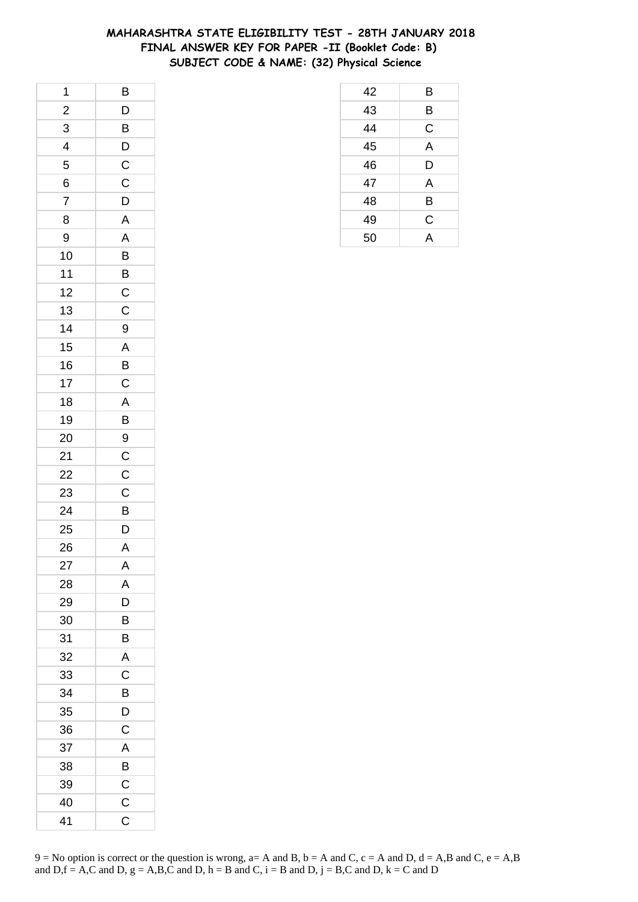# MAHARASHTRA STATE ELIGIBILITY TEST - 28TH JANUARY 2018
## FINAL ANSWER KEY FOR PAPER -II (Booklet Code: B)
### SUBJECT CODE & NAME: (32) Physical Science

| | |
|---|---|
| 1 | B |
| 2 | D |
| 3 | B |
| 4 | D |
| 5 | C |
| 6 | C |
| 7 | D |
| 8 | A |
| 9 | A |
| 10 | B |
| 11 | B |
| 12 | C |
| 13 | C |
| 14 | 9 |
| 15 | A |
| 16 | B |
| 17 | C |
| 18 | A |
| 19 | B |
| 20 | 9 |
| 21 | C |
| 22 | C |
| 23 | C |
| 24 | B |
| 25 | D |
| 26 | A |
| 27 | A |
| 28 | A |
| 29 | D |
| 30 | B |
| 31 | B |
| 32 | A |
| 33 | C |
| 34 | B |
| 35 | D |
| 36 | C |
| 37 | A |
| 38 | B |
| 39 | C |
| 40 | C |
| 41 | C |
| 42 | B |
| 43 | B |
| 44 | C |
| 45 | A |
| 46 | D |
| 47 | A |
| 48 | B |
| 49 | C |
| 50 | A |

9 = No option is correct or the question is wrong, a= A and B, b = A and C, c = A and D, d = A,B and C, e = A,B and D,f = A,C and D, g = A,B,C and D, h = B and C, i = B and D, j = B,C and D, k = C and D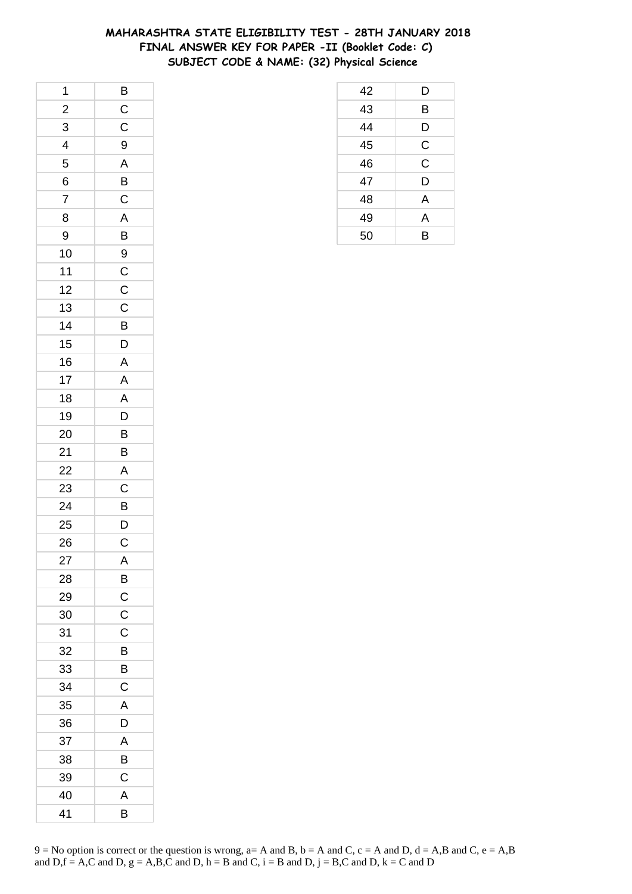# MAHARASHTRA STATE ELIGIBILITY TEST - 28TH JANUARY 2018
## FINAL ANSWER KEY FOR PAPER -II (Booklet Code: C)
### SUBJECT CODE & NAME: (32) Physical Science

| | |
|---|---|
| 1 | B |
| 2 | C |
| 3 | C |
| 4 | 9 |
| 5 | A |
| 6 | B |
| 7 | C |
| 8 | A |
| 9 | B |
| 10 | 9 |
| 11 | C |
| 12 | C |
| 13 | C |
| 14 | B |
| 15 | D |
| 16 | A |
| 17 | A |
| 18 | A |
| 19 | D |
| 20 | B |
| 21 | B |
| 22 | A |
| 23 | C |
| 24 | B |
| 25 | D |
| 26 | C |
| 27 | A |
| 28 | B |
| 29 | C |
| 30 | C |
| 31 | C |
| 32 | B |
| 33 | B |
| 34 | C |
| 35 | A |
| 36 | D |
| 37 | A |
| 38 | B |
| 39 | C |
| 40 | A |
| 41 | B |
| 42 | D |
| 43 | B |
| 44 | D |
| 45 | C |
| 46 | C |
| 47 | D |
| 48 | A |
| 49 | A |
| 50 | B |

9 = No option is correct or the question is wrong, a= A and B, b = A and C, c = A and D, d = A,B and C, e = A,B and D,f = A,C and D, g = A,B,C and D, h = B and C, i = B and D, j = B,C and D, k = C and D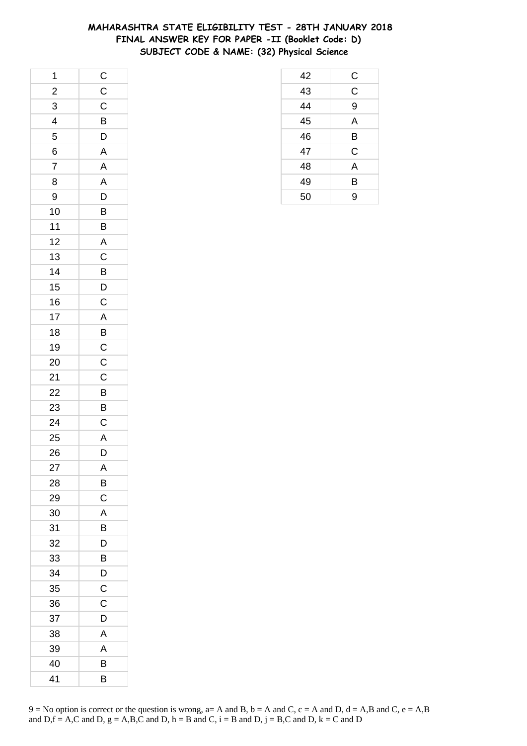# MAHARASHTRA STATE ELIGIBILITY TEST - 28TH JANUARY 2018
## FINAL ANSWER KEY FOR PAPER -II (Booklet Code: D)
### SUBJECT CODE & NAME: (32) Physical Science

| | |
|---|---|
| 1 | C |
| 2 | C |
| 3 | C |
| 4 | B |
| 5 | D |
| 6 | A |
| 7 | A |
| 8 | A |
| 9 | D |
| 10 | B |
| 11 | B |
| 12 | A |
| 13 | C |
| 14 | B |
| 15 | D |
| 16 | C |
| 17 | A |
| 18 | B |
| 19 | C |
| 20 | C |
| 21 | C |
| 22 | B |
| 23 | B |
| 24 | C |
| 25 | A |
| 26 | D |
| 27 | A |
| 28 | B |
| 29 | C |
| 30 | A |
| 31 | B |
| 32 | D |
| 33 | B |
| 34 | D |
| 35 | C |
| 36 | C |
| 37 | D |
| 38 | A |
| 39 | A |
| 40 | B |
| 41 | B |
| 42 | C |
| 43 | C |
| 44 | 9 |
| 45 | A |
| 46 | B |
| 47 | C |
| 48 | A |
| 49 | B |
| 50 | 9 |

9 = No option is correct or the question is wrong, a= A and B, b = A and C, c = A and D, d = A,B and C, e = A,B and D,f = A,C and D, g = A,B,C and D, h = B and C, i = B and D, j = B,C and D, k = C and D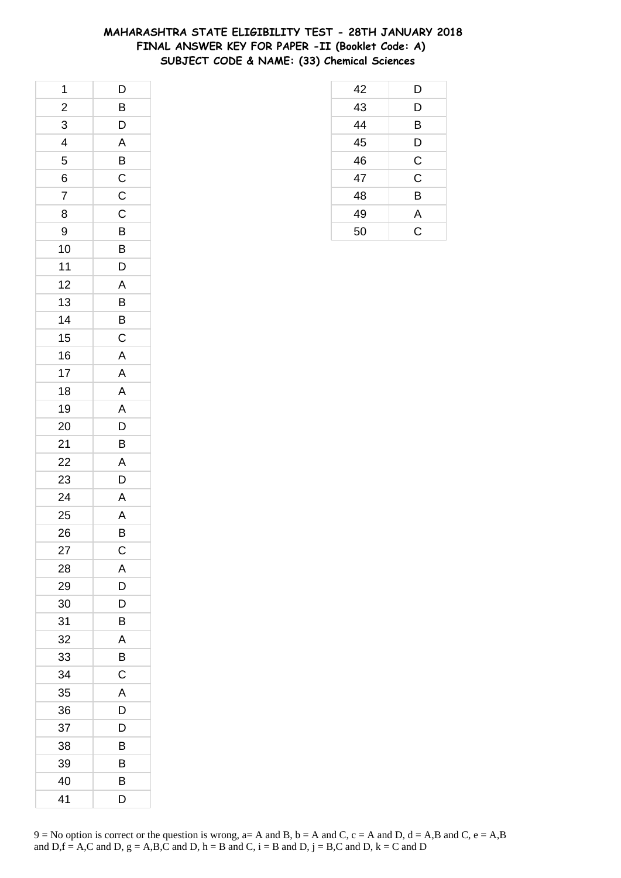# MAHARASHTRA STATE ELIGIBILITY TEST - 28TH JANUARY 2018
## FINAL ANSWER KEY FOR PAPER -II (Booklet Code: A)
## SUBJECT CODE & NAME: (33) Chemical Sciences

| | |
|---|---|
| 1 | D |
| 2 | B |
| 3 | D |
| 4 | A |
| 5 | B |
| 6 | C |
| 7 | C |
| 8 | C |
| 9 | B |
| 10 | B |
| 11 | D |
| 12 | A |
| 13 | B |
| 14 | B |
| 15 | C |
| 16 | A |
| 17 | A |
| 18 | A |
| 19 | A |
| 20 | D |
| 21 | B |
| 22 | A |
| 23 | D |
| 24 | A |
| 25 | A |
| 26 | B |
| 27 | C |
| 28 | A |
| 29 | D |
| 30 | D |
| 31 | B |
| 32 | A |
| 33 | B |
| 34 | C |
| 35 | A |
| 36 | D |
| 37 | D |
| 38 | B |
| 39 | B |
| 40 | B |
| 41 | D |
| 42 | D |
| 43 | D |
| 44 | B |
| 45 | D |
| 46 | C |
| 47 | C |
| 48 | B |
| 49 | A |
| 50 | C |

9 = No option is correct or the question is wrong, a= A and B, b = A and C, c = A and D, d = A,B and C, e = A,B and D,f = A,C and D, g = A,B,C and D, h = B and C, i = B and D, j = B,C and D, k = C and D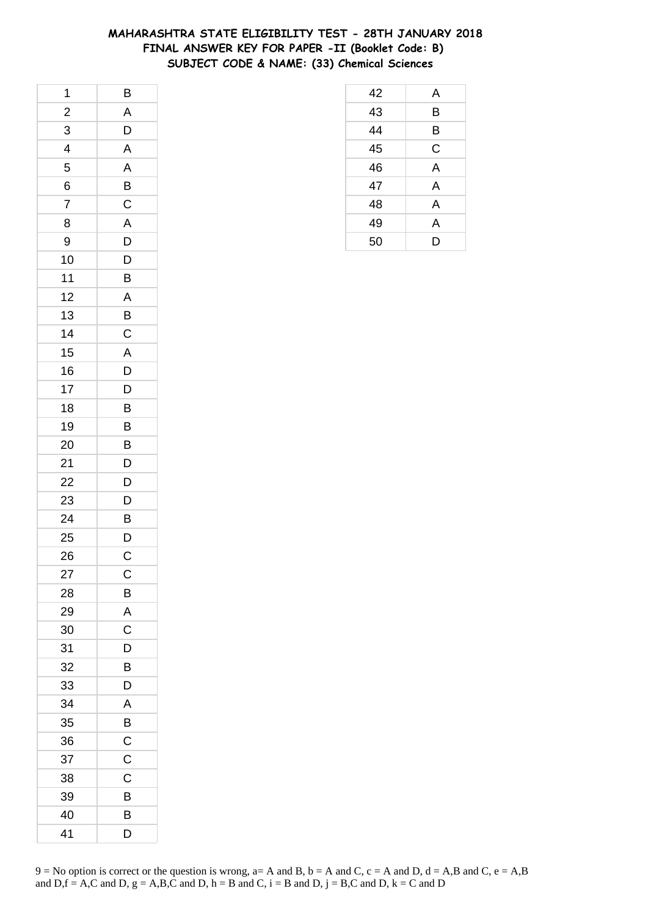# MAHARASHTRA STATE ELIGIBILITY TEST - 28TH JANUARY 2018
## FINAL ANSWER KEY FOR PAPER -II (Booklet Code: B)
## SUBJECT CODE & NAME: (33) Chemical Sciences

| | |
|---|---|
| 1 | B |
| 2 | A |
| 3 | D |
| 4 | A |
| 5 | A |
| 6 | B |
| 7 | C |
| 8 | A |
| 9 | D |
| 10 | D |
| 11 | B |
| 12 | A |
| 13 | B |
| 14 | C |
| 15 | A |
| 16 | D |
| 17 | D |
| 18 | B |
| 19 | B |
| 20 | B |
| 21 | D |
| 22 | D |
| 23 | D |
| 24 | B |
| 25 | D |
| 26 | C |
| 27 | C |
| 28 | B |
| 29 | A |
| 30 | C |
| 31 | D |
| 32 | B |
| 33 | D |
| 34 | A |
| 35 | B |
| 36 | C |
| 37 | C |
| 38 | C |
| 39 | B |
| 40 | B |
| 41 | D |
| 42 | A |
| 43 | B |
| 44 | B |
| 45 | C |
| 46 | A |
| 47 | A |
| 48 | A |
| 49 | A |
| 50 | D |

9 = No option is correct or the question is wrong, a= A and B, b = A and C, c = A and D, d = A,B and C, e = A,B and D,f = A,C and D, g = A,B,C and D, h = B and C, i = B and D, j = B,C and D, k = C and D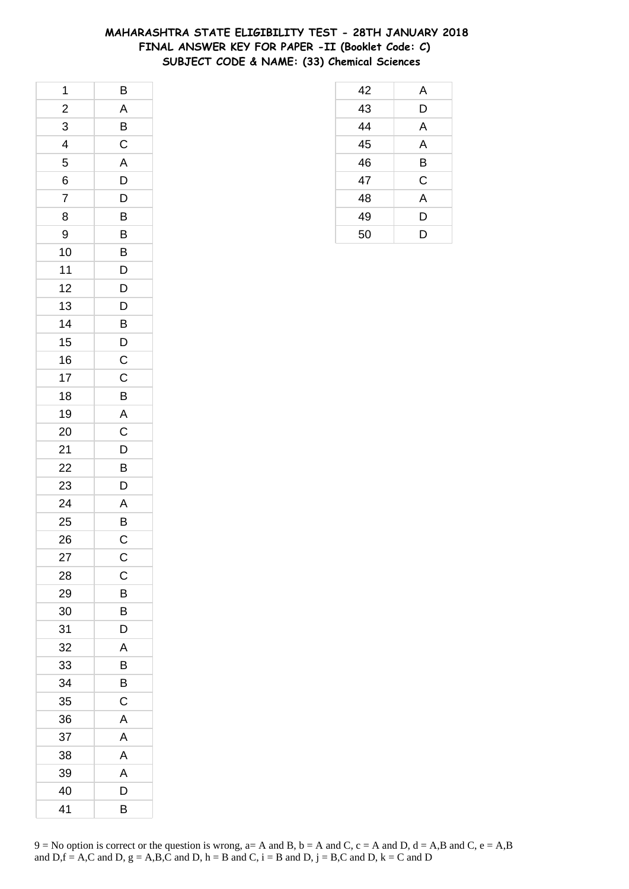# MAHARASHTRA STATE ELIGIBILITY TEST - 28TH JANUARY 2018
## FINAL ANSWER KEY FOR PAPER -II (Booklet Code: C)
### SUBJECT CODE & NAME: (33) Chemical Sciences

| | |
|---|---|
| 1 | B |
| 2 | A |
| 3 | B |
| 4 | C |
| 5 | A |
| 6 | D |
| 7 | D |
| 8 | B |
| 9 | B |
| 10 | B |
| 11 | D |
| 12 | D |
| 13 | D |
| 14 | B |
| 15 | D |
| 16 | C |
| 17 | C |
| 18 | B |
| 19 | A |
| 20 | C |
| 21 | D |
| 22 | B |
| 23 | D |
| 24 | A |
| 25 | B |
| 26 | C |
| 27 | C |
| 28 | C |
| 29 | B |
| 30 | B |
| 31 | D |
| 32 | A |
| 33 | B |
| 34 | B |
| 35 | C |
| 36 | A |
| 37 | A |
| 38 | A |
| 39 | A |
| 40 | D |
| 41 | B |
| 42 | A |
| 43 | D |
| 44 | A |
| 45 | A |
| 46 | B |
| 47 | C |
| 48 | A |
| 49 | D |
| 50 | D |

9 = No option is correct or the question is wrong, a= A and B, b = A and C, c = A and D, d = A,B and C, e = A,B and D,f = A,C and D, g = A,B,C and D, h = B and C, i = B and D, j = B,C and D, k = C and D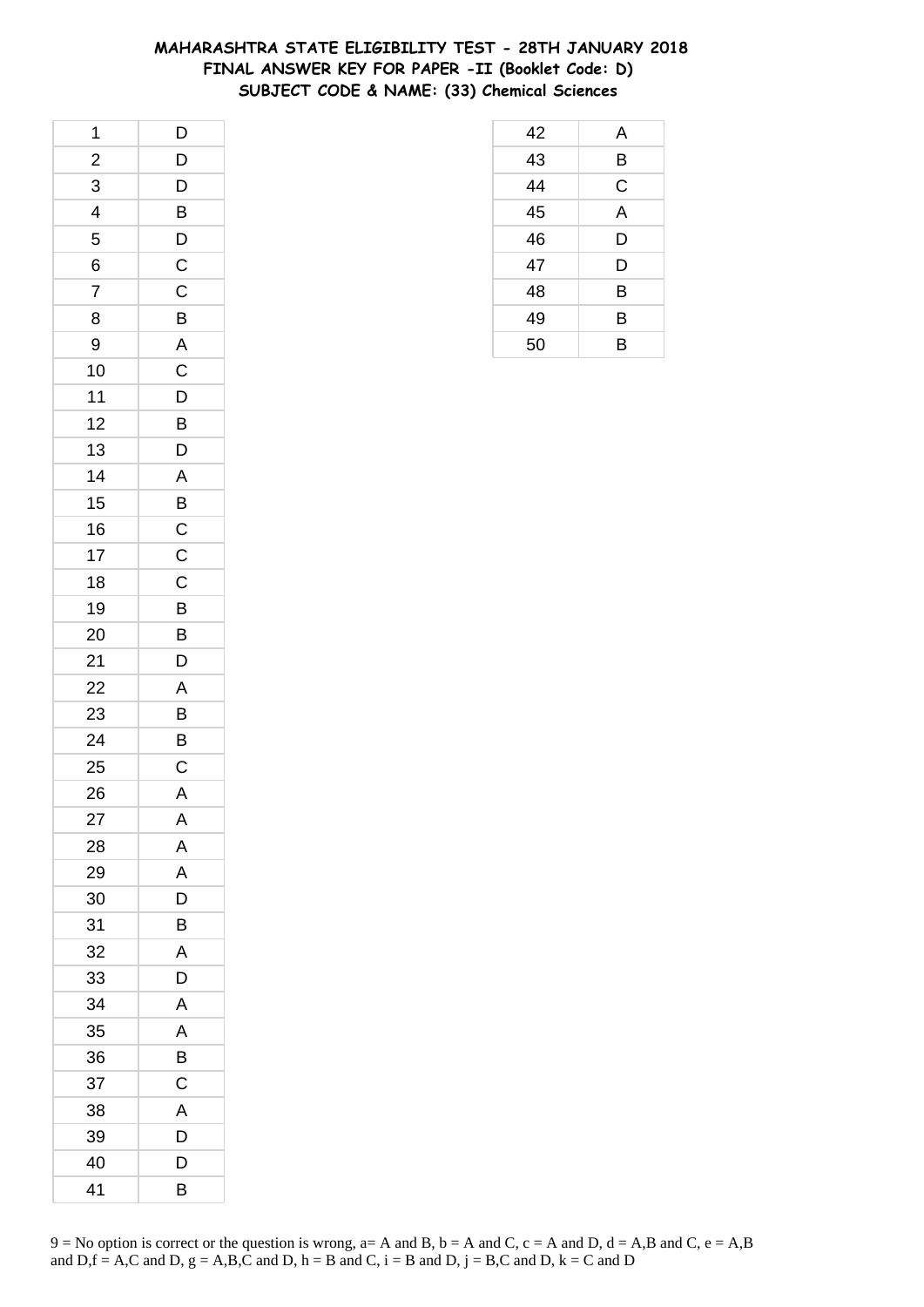# MAHARASHTRA STATE ELIGIBILITY TEST - 28TH JANUARY 2018
## FINAL ANSWER KEY FOR PAPER -II (Booklet Code: D)
### SUBJECT CODE & NAME: (33) Chemical Sciences

| Q. No. | Answer |
|---|---|
| 1 | D |
| 2 | D |
| 3 | D |
| 4 | B |
| 5 | D |
| 6 | C |
| 7 | C |
| 8 | B |
| 9 | A |
| 10 | C |
| 11 | D |
| 12 | B |
| 13 | D |
| 14 | A |
| 15 | B |
| 16 | C |
| 17 | C |
| 18 | C |
| 19 | B |
| 20 | B |
| 21 | D |
| 22 | A |
| 23 | B |
| 24 | B |
| 25 | C |
| 26 | A |
| 27 | A |
| 28 | A |
| 29 | A |
| 30 | D |
| 31 | B |
| 32 | A |
| 33 | D |
| 34 | A |
| 35 | A |
| 36 | B |
| 37 | C |
| 38 | A |
| 39 | D |
| 40 | D |
| 41 | B |
| 42 | A |
| 43 | B |
| 44 | C |
| 45 | A |
| 46 | D |
| 47 | D |
| 48 | B |
| 49 | B |
| 50 | B |

9 = No option is correct or the question is wrong, a= A and B, b = A and C, c = A and D, d = A,B and C, e = A,B and D,f = A,C and D, g = A,B,C and D, h = B and C, i = B and D, j = B,C and D, k = C and D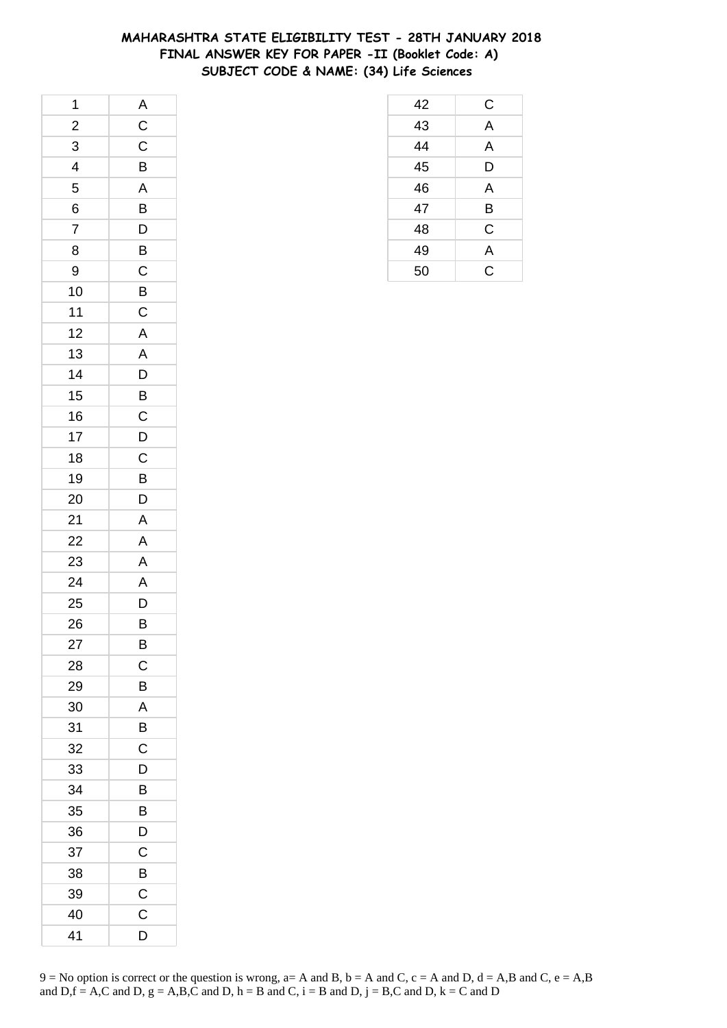# MAHARASHTRA STATE ELIGIBILITY TEST - 28TH JANUARY 2018
## FINAL ANSWER KEY FOR PAPER -II (Booklet Code: A)
## SUBJECT CODE & NAME: (34) Life Sciences

| | |
|---|---|
| 1 | A |
| 2 | C |
| 3 | C |
| 4 | B |
| 5 | A |
| 6 | B |
| 7 | D |
| 8 | B |
| 9 | C |
| 10 | B |
| 11 | C |
| 12 | A |
| 13 | A |
| 14 | D |
| 15 | B |
| 16 | C |
| 17 | D |
| 18 | C |
| 19 | B |
| 20 | D |
| 21 | A |
| 22 | A |
| 23 | A |
| 24 | A |
| 25 | D |
| 26 | B |
| 27 | B |
| 28 | C |
| 29 | B |
| 30 | A |
| 31 | B |
| 32 | C |
| 33 | D |
| 34 | B |
| 35 | B |
| 36 | D |
| 37 | C |
| 38 | B |
| 39 | C |
| 40 | C |
| 41 | D |
| 42 | C |
| 43 | A |
| 44 | A |
| 45 | D |
| 46 | A |
| 47 | B |
| 48 | C |
| 49 | A |
| 50 | C |

9 = No option is correct or the question is wrong, a= A and B, b = A and C, c = A and D, d = A,B and C, e = A,B and D,f = A,C and D, g = A,B,C and D, h = B and C, i = B and D, j = B,C and D, k = C and D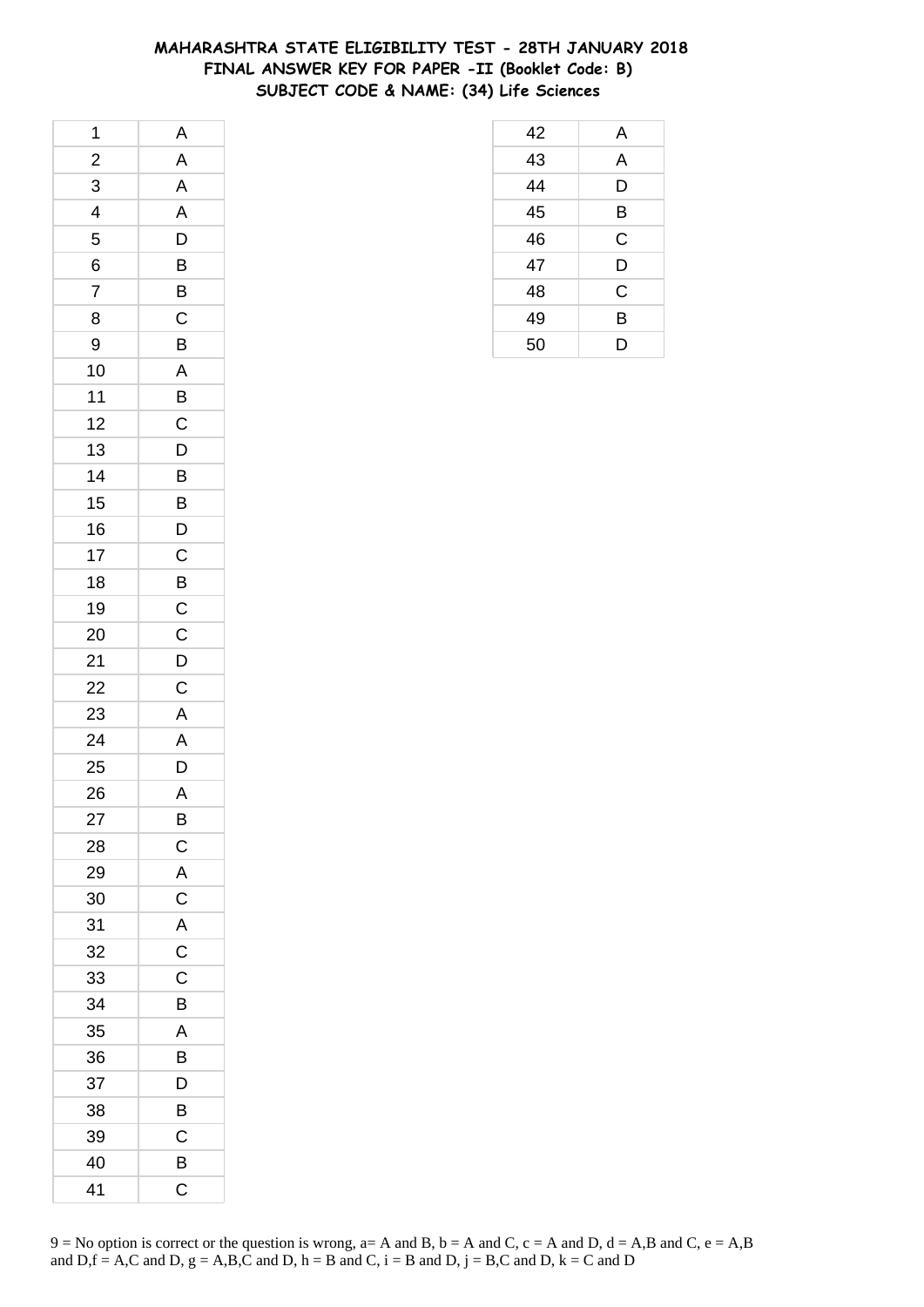# MAHARASHTRA STATE ELIGIBILITY TEST - 28TH JANUARY 2018
## FINAL ANSWER KEY FOR PAPER -II (Booklet Code: B)
## SUBJECT CODE & NAME: (34) Life Sciences

| | |
|---|---|
| 1 | A |
| 2 | A |
| 3 | A |
| 4 | A |
| 5 | D |
| 6 | B |
| 7 | B |
| 8 | C |
| 9 | B |
| 10 | A |
| 11 | B |
| 12 | C |
| 13 | D |
| 14 | B |
| 15 | B |
| 16 | D |
| 17 | C |
| 18 | B |
| 19 | C |
| 20 | C |
| 21 | D |
| 22 | C |
| 23 | A |
| 24 | A |
| 25 | D |
| 26 | A |
| 27 | B |
| 28 | C |
| 29 | A |
| 30 | C |
| 31 | A |
| 32 | C |
| 33 | C |
| 34 | B |
| 35 | A |
| 36 | B |
| 37 | D |
| 38 | B |
| 39 | C |
| 40 | B |
| 41 | C |
| 42 | A |
| 43 | A |
| 44 | D |
| 45 | B |
| 46 | C |
| 47 | D |
| 48 | C |
| 49 | B |
| 50 | D |

9 = No option is correct or the question is wrong, a= A and B, b = A and C, c = A and D, d = A,B and C, e = A,B and D,f = A,C and D, g = A,B,C and D, h = B and C, i = B and D, j = B,C and D, k = C and D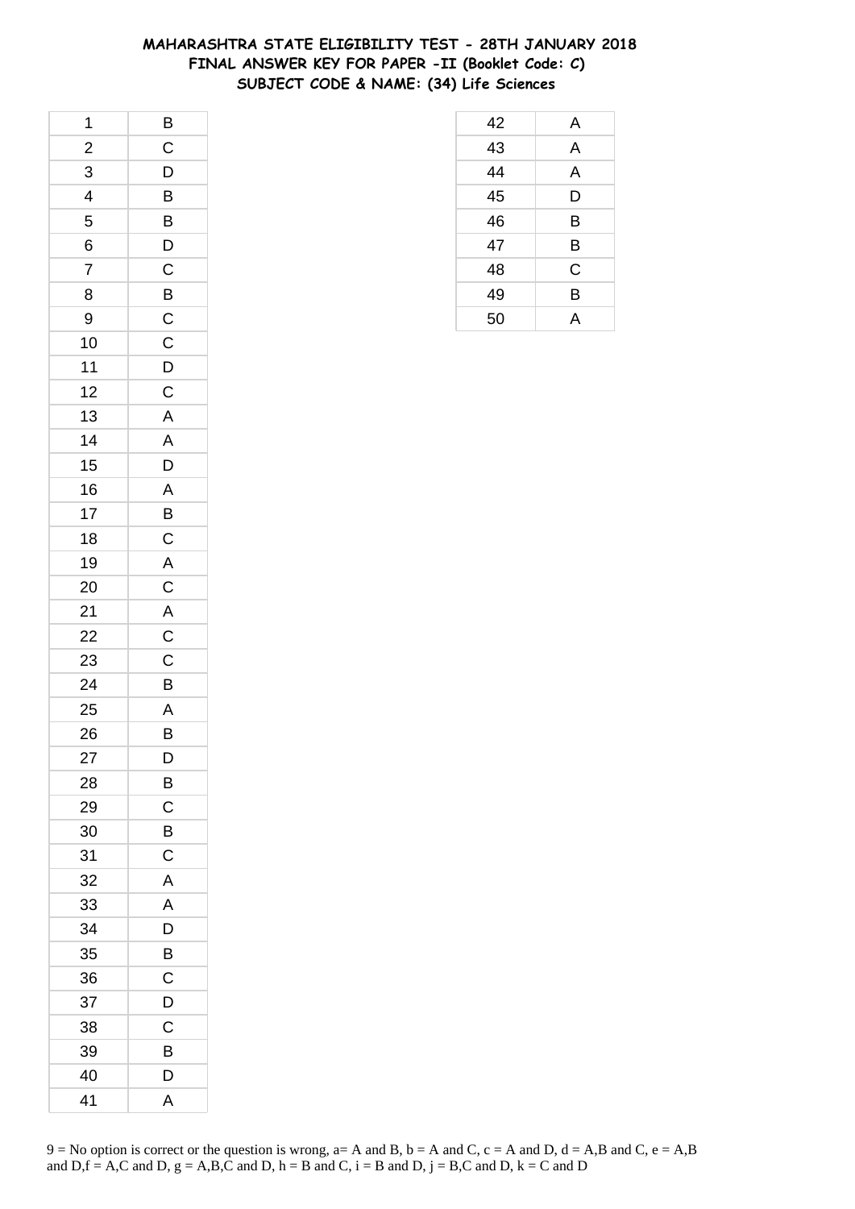# MAHARASHTRA STATE ELIGIBILITY TEST - 28TH JANUARY 2018
## FINAL ANSWER KEY FOR PAPER -II (Booklet Code: C)
### SUBJECT CODE & NAME: (34) Life Sciences

| | |
|---|---|
| 1 | B |
| 2 | C |
| 3 | D |
| 4 | B |
| 5 | B |
| 6 | D |
| 7 | C |
| 8 | B |
| 9 | C |
| 10 | C |
| 11 | D |
| 12 | C |
| 13 | A |
| 14 | A |
| 15 | D |
| 16 | A |
| 17 | B |
| 18 | C |
| 19 | A |
| 20 | C |
| 21 | A |
| 22 | C |
| 23 | C |
| 24 | B |
| 25 | A |
| 26 | B |
| 27 | D |
| 28 | B |
| 29 | C |
| 30 | B |
| 31 | C |
| 32 | A |
| 33 | A |
| 34 | D |
| 35 | B |
| 36 | C |
| 37 | D |
| 38 | C |
| 39 | B |
| 40 | D |
| 41 | A |
| 42 | A |
| 43 | A |
| 44 | A |
| 45 | D |
| 46 | B |
| 47 | B |
| 48 | C |
| 49 | B |
| 50 | A |

9 = No option is correct or the question is wrong, a= A and B, b = A and C, c = A and D, d = A,B and C, e = A,B and D,f = A,C and D, g = A,B,C and D, h = B and C, i = B and D, j = B,C and D, k = C and D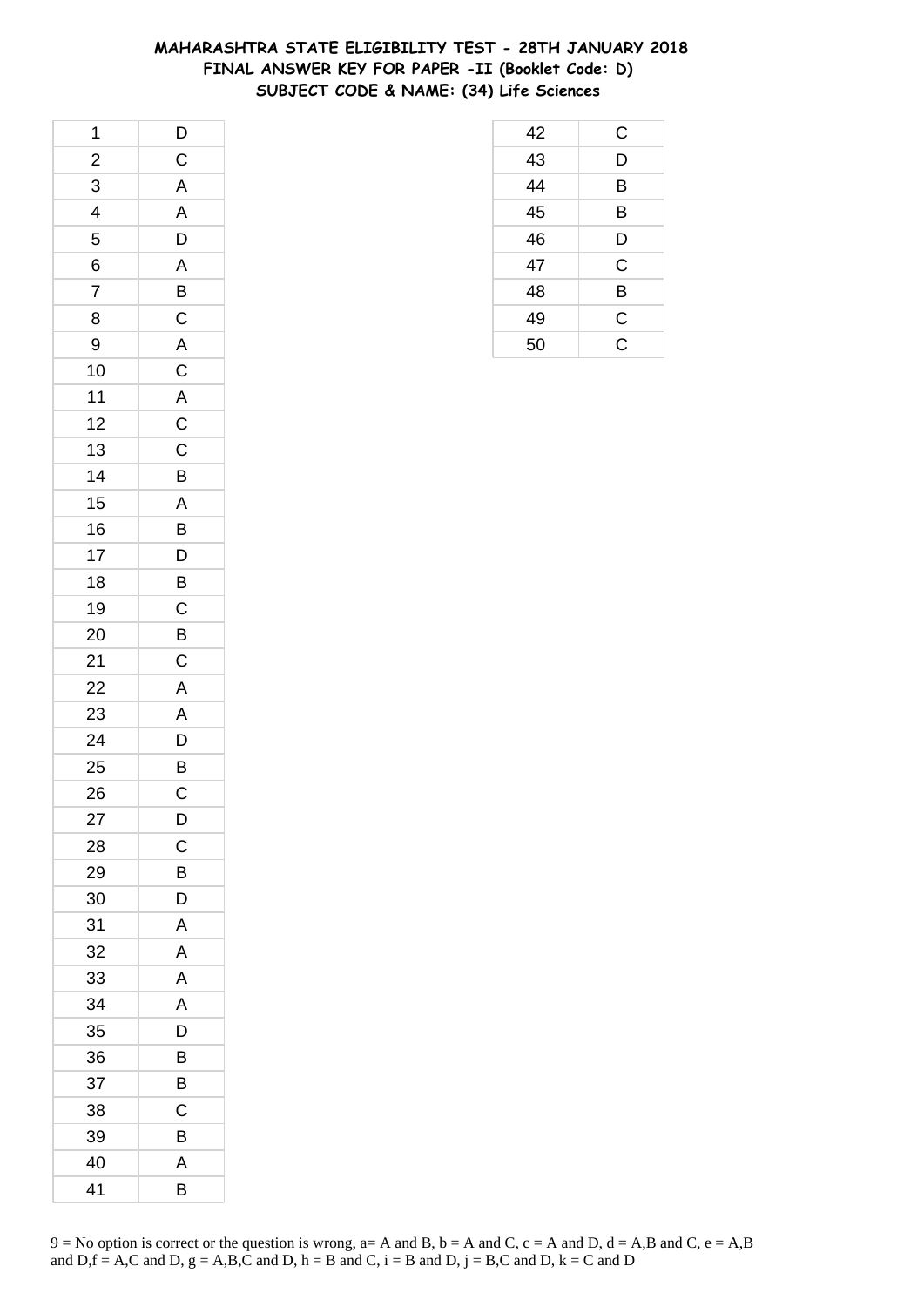# MAHARASHTRA STATE ELIGIBILITY TEST - 28TH JANUARY 2018
## FINAL ANSWER KEY FOR PAPER -II (Booklet Code: D)
## SUBJECT CODE & NAME: (34) Life Sciences

| | |
|---|---|
| 1 | D |
| 2 | C |
| 3 | A |
| 4 | A |
| 5 | D |
| 6 | A |
| 7 | B |
| 8 | C |
| 9 | A |
| 10 | C |
| 11 | A |
| 12 | C |
| 13 | C |
| 14 | B |
| 15 | A |
| 16 | B |
| 17 | D |
| 18 | B |
| 19 | C |
| 20 | B |
| 21 | C |
| 22 | A |
| 23 | A |
| 24 | D |
| 25 | B |
| 26 | C |
| 27 | D |
| 28 | C |
| 29 | B |
| 30 | D |
| 31 | A |
| 32 | A |
| 33 | A |
| 34 | A |
| 35 | D |
| 36 | B |
| 37 | B |
| 38 | C |
| 39 | B |
| 40 | A |
| 41 | B |
| 42 | C |
| 43 | D |
| 44 | B |
| 45 | B |
| 46 | D |
| 47 | C |
| 48 | B |
| 49 | C |
| 50 | C |

9 = No option is correct or the question is wrong, a= A and B, b = A and C, c = A and D, d = A,B and C, e = A,B and D,f = A,C and D, g = A,B,C and D, h = B and C, i = B and D, j = B,C and D, k = C and D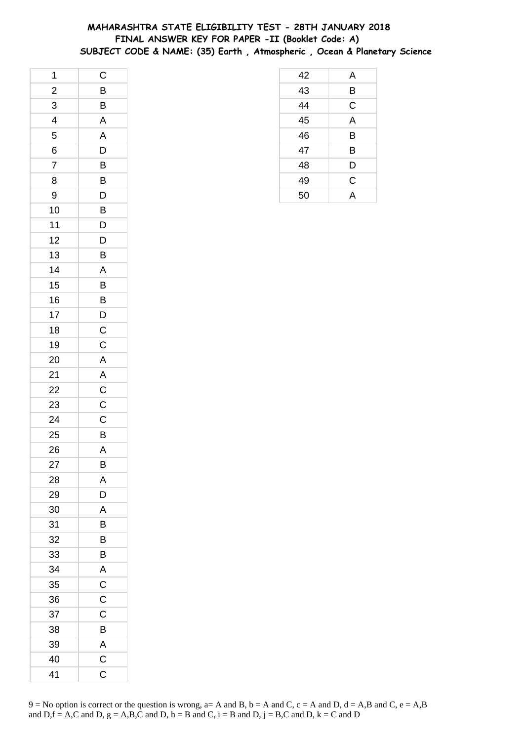# MAHARASHTRA STATE ELIGIBILITY TEST - 28TH JANUARY 2018
## FINAL ANSWER KEY FOR PAPER -II (Booklet Code: A)
### SUBJECT CODE & NAME: (35) Earth , Atmospheric , Ocean & Planetary Science

| | |
|---|---|
| 1 | C |
| 2 | B |
| 3 | B |
| 4 | A |
| 5 | A |
| 6 | D |
| 7 | B |
| 8 | B |
| 9 | D |
| 10 | B |
| 11 | D |
| 12 | D |
| 13 | B |
| 14 | A |
| 15 | B |
| 16 | B |
| 17 | D |
| 18 | C |
| 19 | C |
| 20 | A |
| 21 | A |
| 22 | C |
| 23 | C |
| 24 | C |
| 25 | B |
| 26 | A |
| 27 | B |
| 28 | A |
| 29 | D |
| 30 | A |
| 31 | B |
| 32 | B |
| 33 | B |
| 34 | A |
| 35 | C |
| 36 | C |
| 37 | C |
| 38 | B |
| 39 | A |
| 40 | C |
| 41 | C |
| 42 | A |
| 43 | B |
| 44 | C |
| 45 | A |
| 46 | B |
| 47 | B |
| 48 | D |
| 49 | C |
| 50 | A |

9 = No option is correct or the question is wrong, a= A and B, b = A and C, c = A and D, d = A,B and C, e = A,B and D,f = A,C and D, g = A,B,C and D, h = B and C, i = B and D, j = B,C and D, k = C and D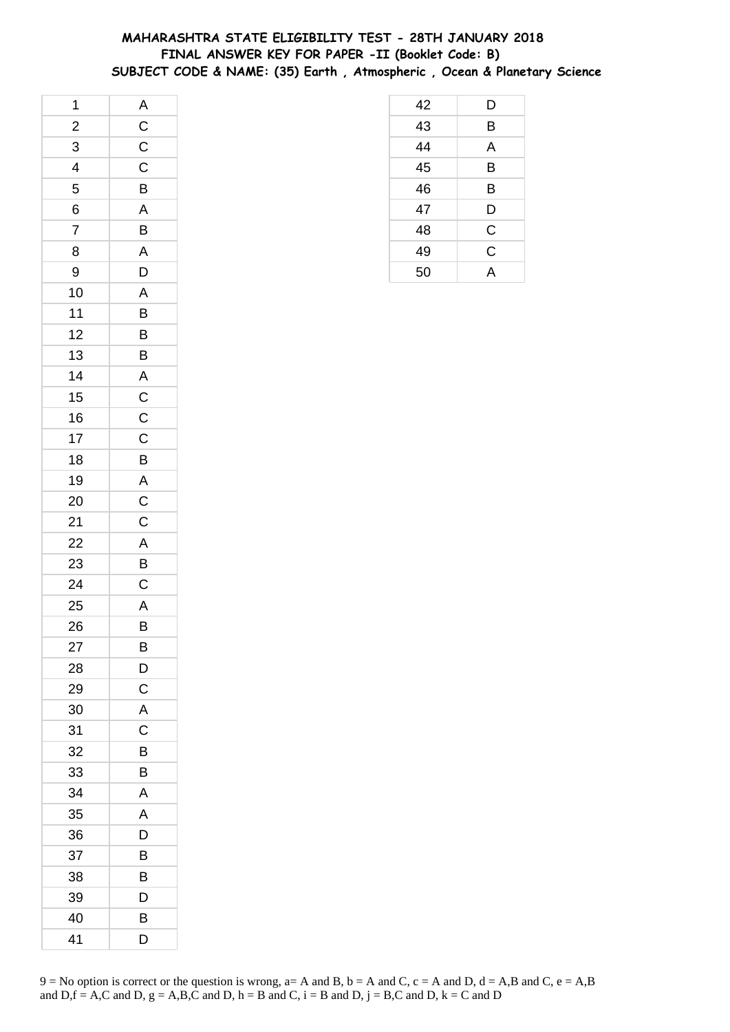# MAHARASHTRA STATE ELIGIBILITY TEST - 28TH JANUARY 2018
## FINAL ANSWER KEY FOR PAPER -II (Booklet Code: B)
### SUBJECT CODE & NAME: (35) Earth , Atmospheric , Ocean & Planetary Science

| | |
|---|---|
| 1 | A |
| 2 | C |
| 3 | C |
| 4 | C |
| 5 | B |
| 6 | A |
| 7 | B |
| 8 | A |
| 9 | D |
| 10 | A |
| 11 | B |
| 12 | B |
| 13 | B |
| 14 | A |
| 15 | C |
| 16 | C |
| 17 | C |
| 18 | B |
| 19 | A |
| 20 | C |
| 21 | C |
| 22 | A |
| 23 | B |
| 24 | C |
| 25 | A |
| 26 | B |
| 27 | B |
| 28 | D |
| 29 | C |
| 30 | A |
| 31 | C |
| 32 | B |
| 33 | B |
| 34 | A |
| 35 | A |
| 36 | D |
| 37 | B |
| 38 | B |
| 39 | D |
| 40 | B |
| 41 | D |
| 42 | D |
| 43 | B |
| 44 | A |
| 45 | B |
| 46 | B |
| 47 | D |
| 48 | C |
| 49 | C |
| 50 | A |

9 = No option is correct or the question is wrong, a= A and B, b = A and C, c = A and D, d = A,B and C, e = A,B and D,f = A,C and D, g = A,B,C and D, h = B and C, i = B and D, j = B,C and D, k = C and D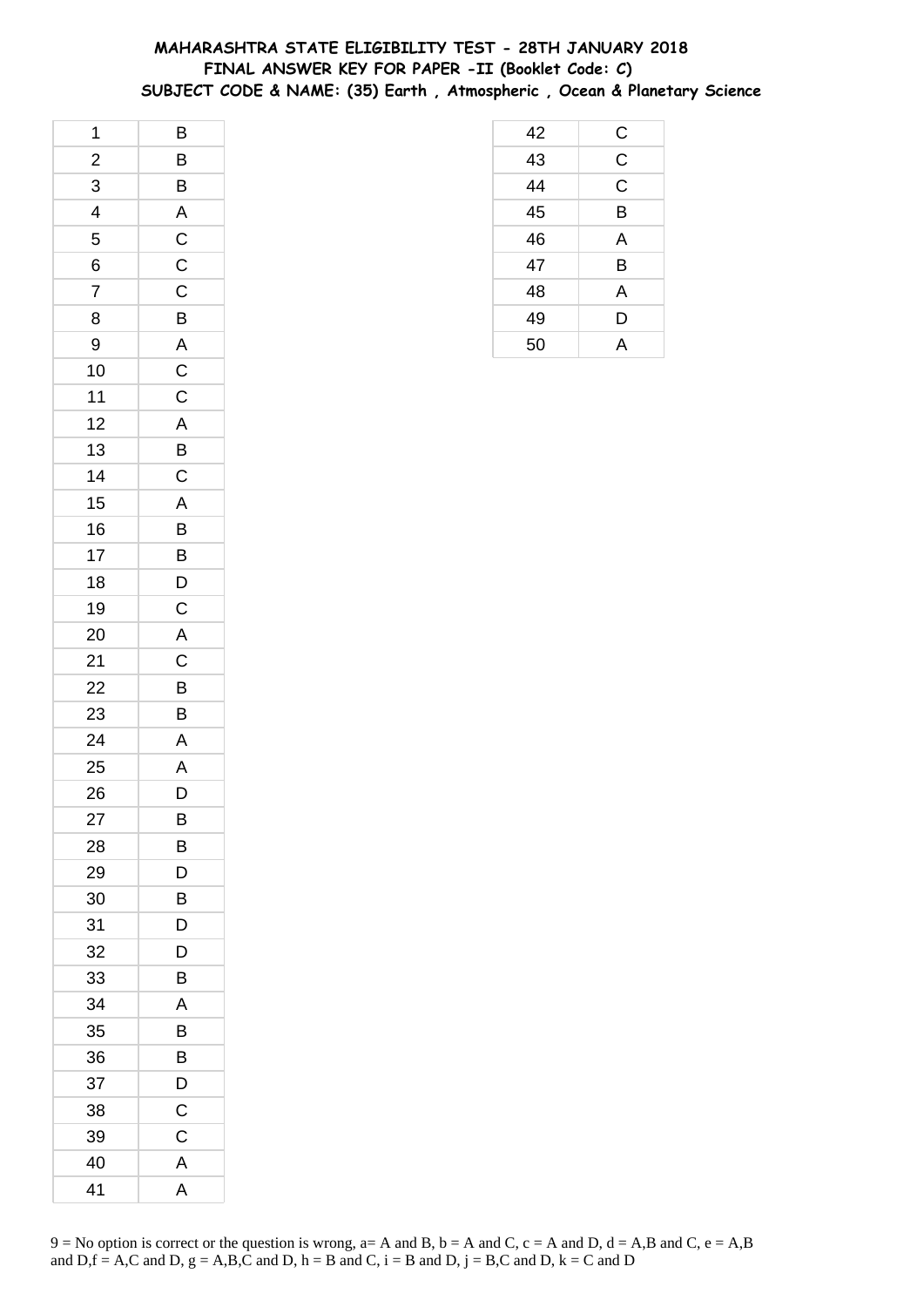# MAHARASHTRA STATE ELIGIBILITY TEST - 28TH JANUARY 2018
## FINAL ANSWER KEY FOR PAPER -II (Booklet Code: C)
### SUBJECT CODE & NAME: (35) Earth , Atmospheric , Ocean & Planetary Science

| Q | Ans |
|---|---|
| 1 | B |
| 2 | B |
| 3 | B |
| 4 | A |
| 5 | C |
| 6 | C |
| 7 | C |
| 8 | B |
| 9 | A |
| 10 | C |
| 11 | C |
| 12 | A |
| 13 | B |
| 14 | C |
| 15 | A |
| 16 | B |
| 17 | B |
| 18 | D |
| 19 | C |
| 20 | A |
| 21 | C |
| 22 | B |
| 23 | B |
| 24 | A |
| 25 | A |
| 26 | D |
| 27 | B |
| 28 | B |
| 29 | D |
| 30 | B |
| 31 | D |
| 32 | D |
| 33 | B |
| 34 | A |
| 35 | B |
| 36 | B |
| 37 | D |
| 38 | C |
| 39 | C |
| 40 | A |
| 41 | A |
| 42 | C |
| 43 | C |
| 44 | C |
| 45 | B |
| 46 | A |
| 47 | B |
| 48 | A |
| 49 | D |
| 50 | A |

9 = No option is correct or the question is wrong, a= A and B, b = A and C, c = A and D, d = A,B and C, e = A,B and D,f = A,C and D, g = A,B,C and D, h = B and C, i = B and D, j = B,C and D, k = C and D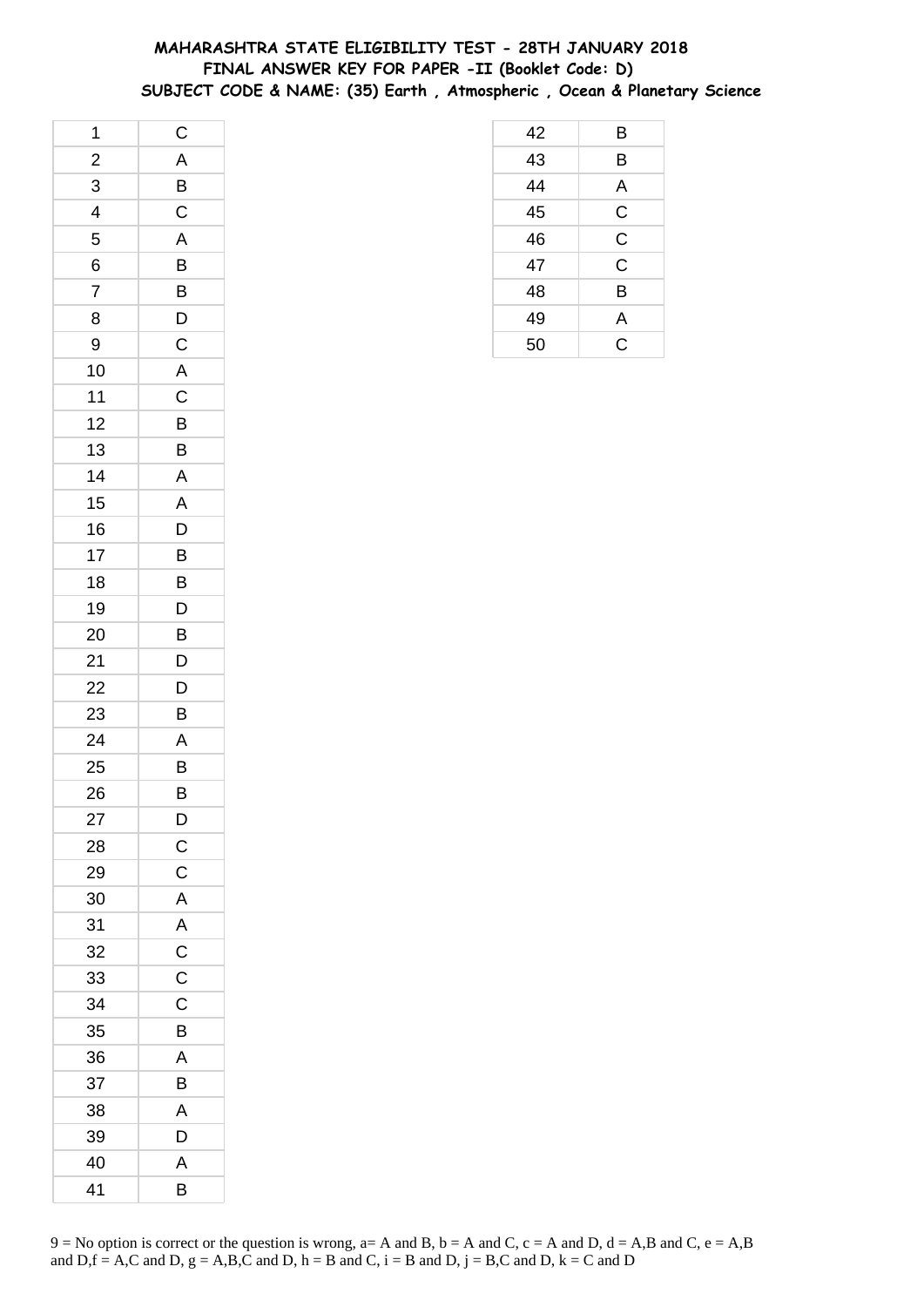# MAHARASHTRA STATE ELIGIBILITY TEST - 28TH JANUARY 2018
## FINAL ANSWER KEY FOR PAPER -II (Booklet Code: D)
### SUBJECT CODE & NAME: (35) Earth , Atmospheric , Ocean & Planetary Science

| | |
|---|---|
| 1 | C |
| 2 | A |
| 3 | B |
| 4 | C |
| 5 | A |
| 6 | B |
| 7 | B |
| 8 | D |
| 9 | C |
| 10 | A |
| 11 | C |
| 12 | B |
| 13 | B |
| 14 | A |
| 15 | A |
| 16 | D |
| 17 | B |
| 18 | B |
| 19 | D |
| 20 | B |
| 21 | D |
| 22 | D |
| 23 | B |
| 24 | A |
| 25 | B |
| 26 | B |
| 27 | D |
| 28 | C |
| 29 | C |
| 30 | A |
| 31 | A |
| 32 | C |
| 33 | C |
| 34 | C |
| 35 | B |
| 36 | A |
| 37 | B |
| 38 | A |
| 39 | D |
| 40 | A |
| 41 | B |
| 42 | B |
| 43 | B |
| 44 | A |
| 45 | C |
| 46 | C |
| 47 | C |
| 48 | B |
| 49 | A |
| 50 | C |

9 = No option is correct or the question is wrong, a= A and B, b = A and C, c = A and D, d = A,B and C, e = A,B and D,f = A,C and D, g = A,B,C and D, h = B and C, i = B and D, j = B,C and D, k = C and D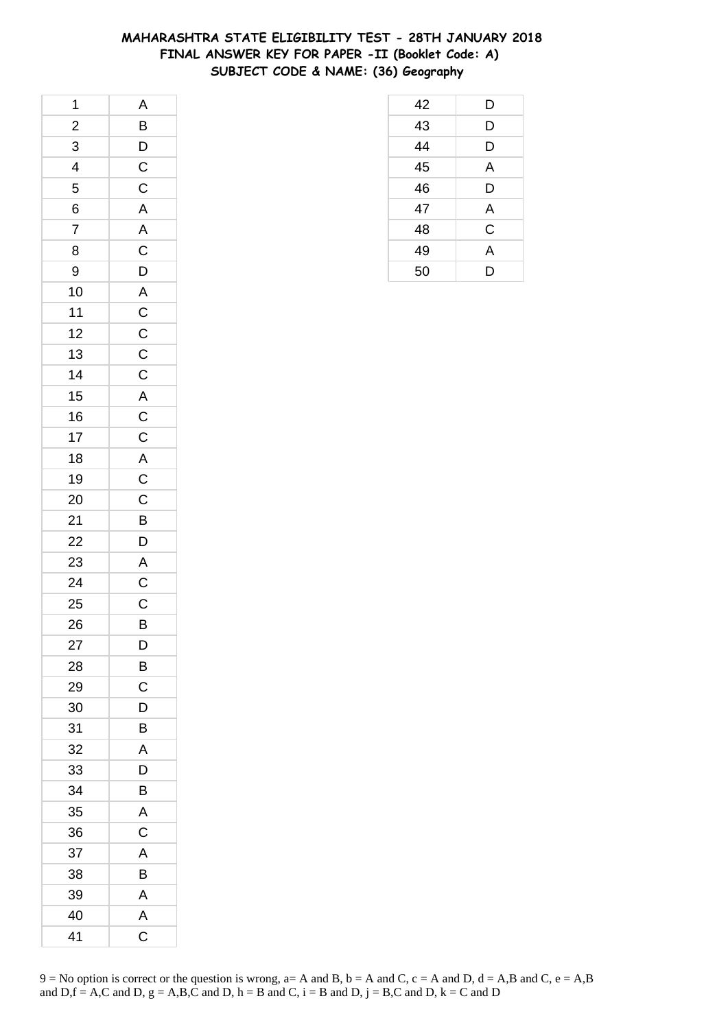# MAHARASHTRA STATE ELIGIBILITY TEST - 28TH JANUARY 2018
## FINAL ANSWER KEY FOR PAPER -II (Booklet Code: A)
## SUBJECT CODE & NAME: (36) Geography

| | |
|---|---|
| 1 | A |
| 2 | B |
| 3 | D |
| 4 | C |
| 5 | C |
| 6 | A |
| 7 | A |
| 8 | C |
| 9 | D |
| 10 | A |
| 11 | C |
| 12 | C |
| 13 | C |
| 14 | C |
| 15 | A |
| 16 | C |
| 17 | C |
| 18 | A |
| 19 | C |
| 20 | C |
| 21 | B |
| 22 | D |
| 23 | A |
| 24 | C |
| 25 | C |
| 26 | B |
| 27 | D |
| 28 | B |
| 29 | C |
| 30 | D |
| 31 | B |
| 32 | A |
| 33 | D |
| 34 | B |
| 35 | A |
| 36 | C |
| 37 | A |
| 38 | B |
| 39 | A |
| 40 | A |
| 41 | C |
| 42 | D |
| 43 | D |
| 44 | D |
| 45 | A |
| 46 | D |
| 47 | A |
| 48 | C |
| 49 | A |
| 50 | D |

9 = No option is correct or the question is wrong, a= A and B, b = A and C, c = A and D, d = A,B and C, e = A,B and D,f = A,C and D, g = A,B,C and D, h = B and C, i = B and D, j = B,C and D, k = C and D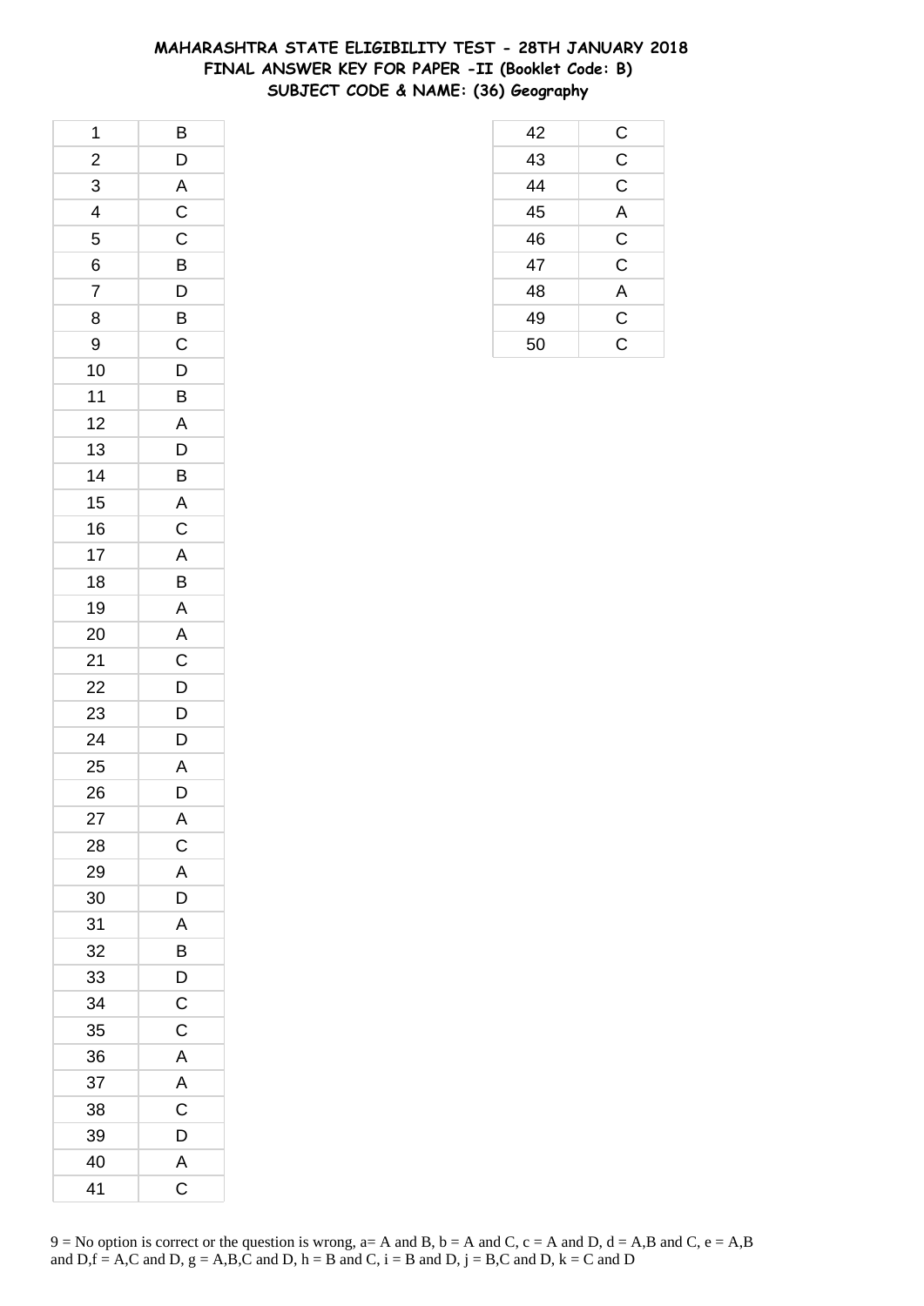# MAHARASHTRA STATE ELIGIBILITY TEST - 28TH JANUARY 2018
## FINAL ANSWER KEY FOR PAPER -II (Booklet Code: B)
### SUBJECT CODE & NAME: (36) Geography

| Q | Ans |
|---|---|
| 1 | B |
| 2 | D |
| 3 | A |
| 4 | C |
| 5 | C |
| 6 | B |
| 7 | D |
| 8 | B |
| 9 | C |
| 10 | D |
| 11 | B |
| 12 | A |
| 13 | D |
| 14 | B |
| 15 | A |
| 16 | C |
| 17 | A |
| 18 | B |
| 19 | A |
| 20 | A |
| 21 | C |
| 22 | D |
| 23 | D |
| 24 | D |
| 25 | A |
| 26 | D |
| 27 | A |
| 28 | C |
| 29 | A |
| 30 | D |
| 31 | A |
| 32 | B |
| 33 | D |
| 34 | C |
| 35 | C |
| 36 | A |
| 37 | A |
| 38 | C |
| 39 | D |
| 40 | A |
| 41 | C |
| 42 | C |
| 43 | C |
| 44 | C |
| 45 | A |
| 46 | C |
| 47 | C |
| 48 | A |
| 49 | C |
| 50 | C |

9 = No option is correct or the question is wrong, a= A and B, b = A and C, c = A and D, d = A,B and C, e = A,B and D,f = A,C and D, g = A,B,C and D, h = B and C, i = B and D, j = B,C and D, k = C and D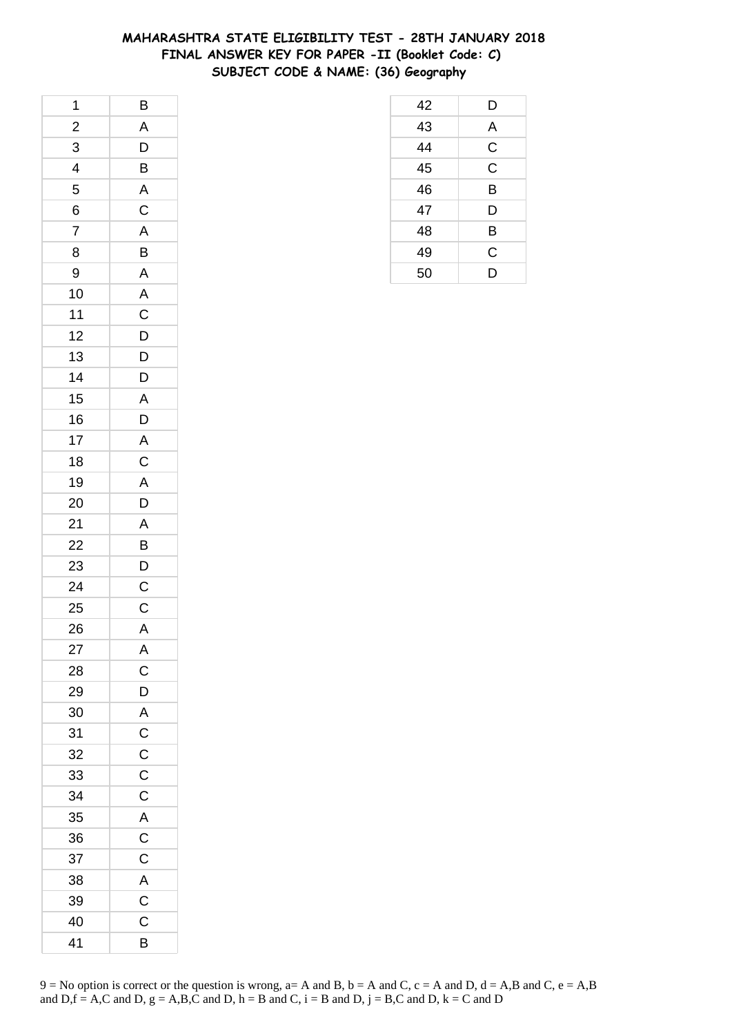# MAHARASHTRA STATE ELIGIBILITY TEST - 28TH JANUARY 2018
## FINAL ANSWER KEY FOR PAPER -II (Booklet Code: C)
### SUBJECT CODE & NAME: (36) Geography

| | |
|---|---|
| 1 | B |
| 2 | A |
| 3 | D |
| 4 | B |
| 5 | A |
| 6 | C |
| 7 | A |
| 8 | B |
| 9 | A |
| 10 | A |
| 11 | C |
| 12 | D |
| 13 | D |
| 14 | D |
| 15 | A |
| 16 | D |
| 17 | A |
| 18 | C |
| 19 | A |
| 20 | D |
| 21 | A |
| 22 | B |
| 23 | D |
| 24 | C |
| 25 | C |
| 26 | A |
| 27 | A |
| 28 | C |
| 29 | D |
| 30 | A |
| 31 | C |
| 32 | C |
| 33 | C |
| 34 | C |
| 35 | A |
| 36 | C |
| 37 | C |
| 38 | A |
| 39 | C |
| 40 | C |
| 41 | B |
| 42 | D |
| 43 | A |
| 44 | C |
| 45 | C |
| 46 | B |
| 47 | D |
| 48 | B |
| 49 | C |
| 50 | D |

9 = No option is correct or the question is wrong, a= A and B, b = A and C, c = A and D, d = A,B and C, e = A,B and D,f = A,C and D, g = A,B,C and D, h = B and C, i = B and D, j = B,C and D, k = C and D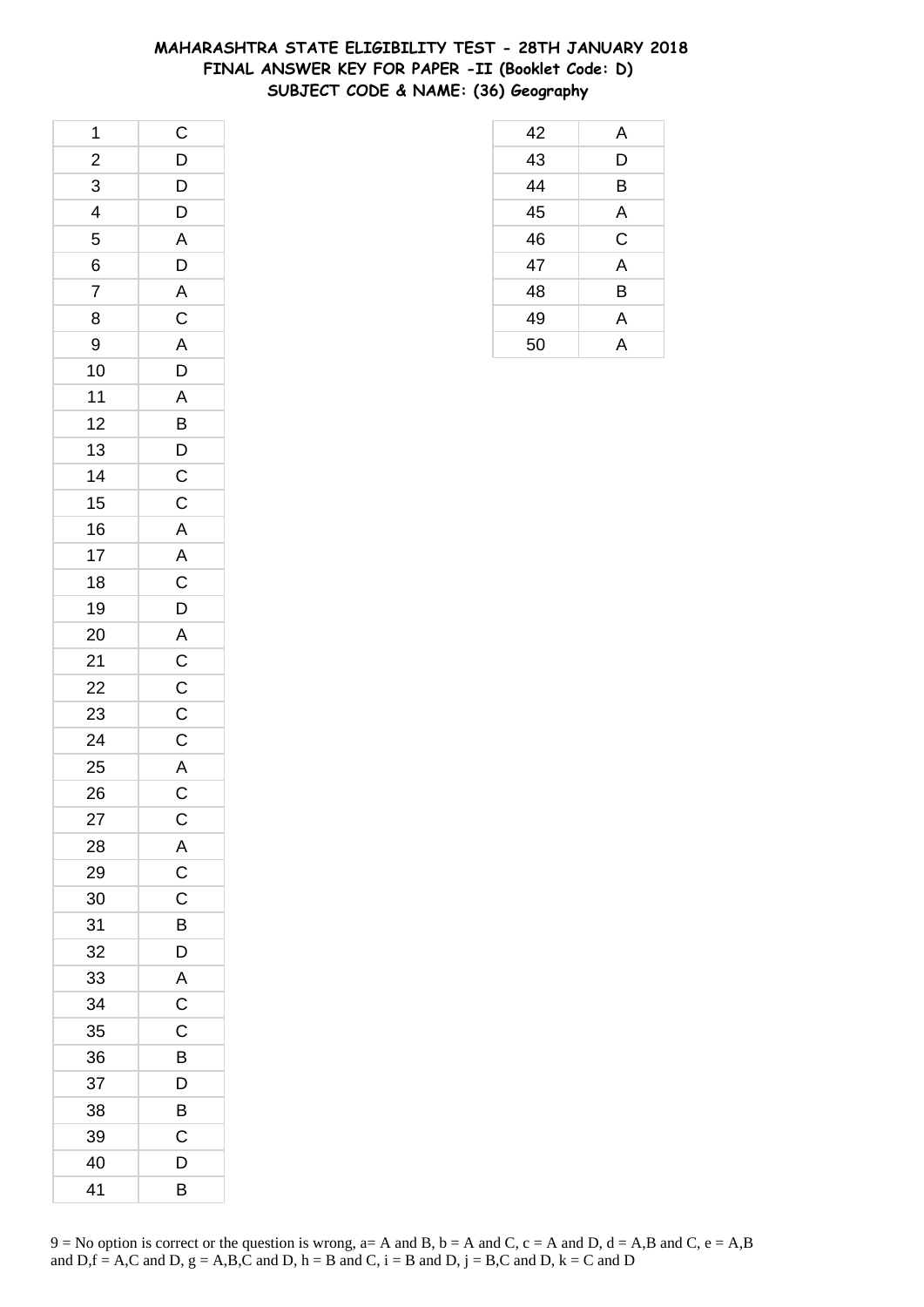# MAHARASHTRA STATE ELIGIBILITY TEST - 28TH JANUARY 2018
## FINAL ANSWER KEY FOR PAPER -II (Booklet Code: D)
### SUBJECT CODE & NAME: (36) Geography

| Q | Ans |
|---|---|
| 1 | C |
| 2 | D |
| 3 | D |
| 4 | D |
| 5 | A |
| 6 | D |
| 7 | A |
| 8 | C |
| 9 | A |
| 10 | D |
| 11 | A |
| 12 | B |
| 13 | D |
| 14 | C |
| 15 | C |
| 16 | A |
| 17 | A |
| 18 | C |
| 19 | D |
| 20 | A |
| 21 | C |
| 22 | C |
| 23 | C |
| 24 | C |
| 25 | A |
| 26 | C |
| 27 | C |
| 28 | A |
| 29 | C |
| 30 | C |
| 31 | B |
| 32 | D |
| 33 | A |
| 34 | C |
| 35 | C |
| 36 | B |
| 37 | D |
| 38 | B |
| 39 | C |
| 40 | D |
| 41 | B |
| 42 | A |
| 43 | D |
| 44 | B |
| 45 | A |
| 46 | C |
| 47 | A |
| 48 | B |
| 49 | A |
| 50 | A |

9 = No option is correct or the question is wrong, a= A and B, b = A and C, c = A and D, d = A,B and C, e = A,B and D,f = A,C and D, g = A,B,C and D, h = B and C, i = B and D, j = B,C and D, k = C and D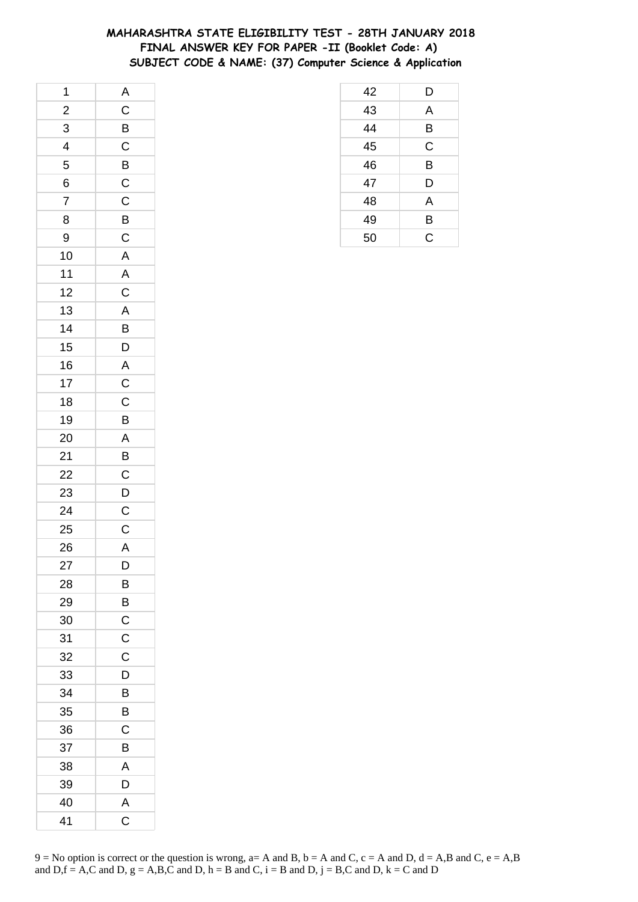# MAHARASHTRA STATE ELIGIBILITY TEST - 28TH JANUARY 2018
## FINAL ANSWER KEY FOR PAPER -II (Booklet Code: A)
## SUBJECT CODE & NAME: (37) Computer Science & Application

| | |
|---|---|
| 1 | A |
| 2 | C |
| 3 | B |
| 4 | C |
| 5 | B |
| 6 | C |
| 7 | C |
| 8 | B |
| 9 | C |
| 10 | A |
| 11 | A |
| 12 | C |
| 13 | A |
| 14 | B |
| 15 | D |
| 16 | A |
| 17 | C |
| 18 | C |
| 19 | B |
| 20 | A |
| 21 | B |
| 22 | C |
| 23 | D |
| 24 | C |
| 25 | C |
| 26 | A |
| 27 | D |
| 28 | B |
| 29 | B |
| 30 | C |
| 31 | C |
| 32 | C |
| 33 | D |
| 34 | B |
| 35 | B |
| 36 | C |
| 37 | B |
| 38 | A |
| 39 | D |
| 40 | A |
| 41 | C |
| 42 | D |
| 43 | A |
| 44 | B |
| 45 | C |
| 46 | B |
| 47 | D |
| 48 | A |
| 49 | B |
| 50 | C |

9 = No option is correct or the question is wrong, a= A and B, b = A and C, c = A and D, d = A,B and C, e = A,B and D,f = A,C and D, g = A,B,C and D, h = B and C, i = B and D, j = B,C and D, k = C and D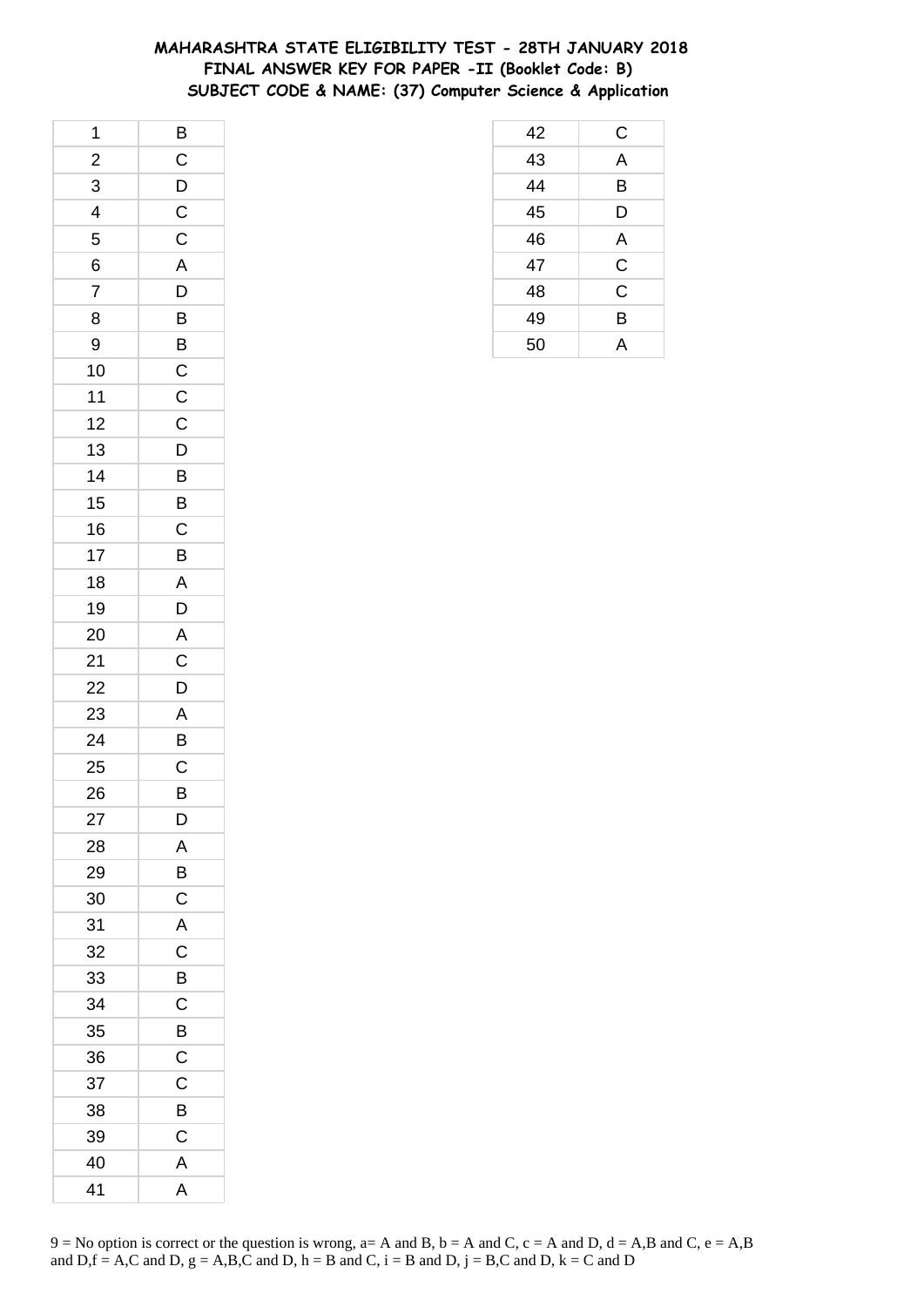# MAHARASHTRA STATE ELIGIBILITY TEST - 28TH JANUARY 2018
## FINAL ANSWER KEY FOR PAPER -II (Booklet Code: B)
## SUBJECT CODE & NAME: (37) Computer Science & Application

| Q. No. | Answer |
|---|---|
| 1 | B |
| 2 | C |
| 3 | D |
| 4 | C |
| 5 | C |
| 6 | A |
| 7 | D |
| 8 | B |
| 9 | B |
| 10 | C |
| 11 | C |
| 12 | C |
| 13 | D |
| 14 | B |
| 15 | B |
| 16 | C |
| 17 | B |
| 18 | A |
| 19 | D |
| 20 | A |
| 21 | C |
| 22 | D |
| 23 | A |
| 24 | B |
| 25 | C |
| 26 | B |
| 27 | D |
| 28 | A |
| 29 | B |
| 30 | C |
| 31 | A |
| 32 | C |
| 33 | B |
| 34 | C |
| 35 | B |
| 36 | C |
| 37 | C |
| 38 | B |
| 39 | C |
| 40 | A |
| 41 | A |
| 42 | C |
| 43 | A |
| 44 | B |
| 45 | D |
| 46 | A |
| 47 | C |
| 48 | C |
| 49 | B |
| 50 | A |

9 = No option is correct or the question is wrong, a= A and B, b = A and C, c = A and D, d = A,B and C, e = A,B and D,f = A,C and D, g = A,B,C and D, h = B and C, i = B and D, j = B,C and D, k = C and D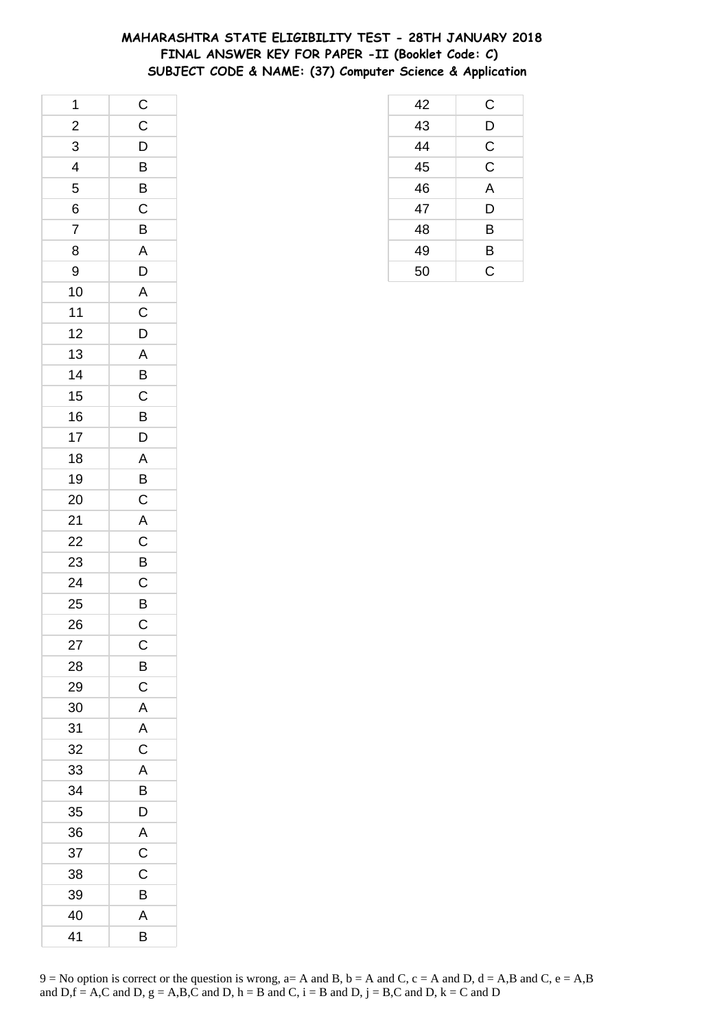# MAHARASHTRA STATE ELIGIBILITY TEST - 28TH JANUARY 2018
## FINAL ANSWER KEY FOR PAPER -II (Booklet Code: C)
## SUBJECT CODE & NAME: (37) Computer Science & Application

| Q | Ans |
|---|---|
| 1 | C |
| 2 | C |
| 3 | D |
| 4 | B |
| 5 | B |
| 6 | C |
| 7 | B |
| 8 | A |
| 9 | D |
| 10 | A |
| 11 | C |
| 12 | D |
| 13 | A |
| 14 | B |
| 15 | C |
| 16 | B |
| 17 | D |
| 18 | A |
| 19 | B |
| 20 | C |
| 21 | A |
| 22 | C |
| 23 | B |
| 24 | C |
| 25 | B |
| 26 | C |
| 27 | C |
| 28 | B |
| 29 | C |
| 30 | A |
| 31 | A |
| 32 | C |
| 33 | A |
| 34 | B |
| 35 | D |
| 36 | A |
| 37 | C |
| 38 | C |
| 39 | B |
| 40 | A |
| 41 | B |
| 42 | C |
| 43 | D |
| 44 | C |
| 45 | C |
| 46 | A |
| 47 | D |
| 48 | B |
| 49 | B |
| 50 | C |

9 = No option is correct or the question is wrong, a= A and B, b = A and C, c = A and D, d = A,B and C, e = A,B and D,f = A,C and D, g = A,B,C and D, h = B and C, i = B and D, j = B,C and D, k = C and D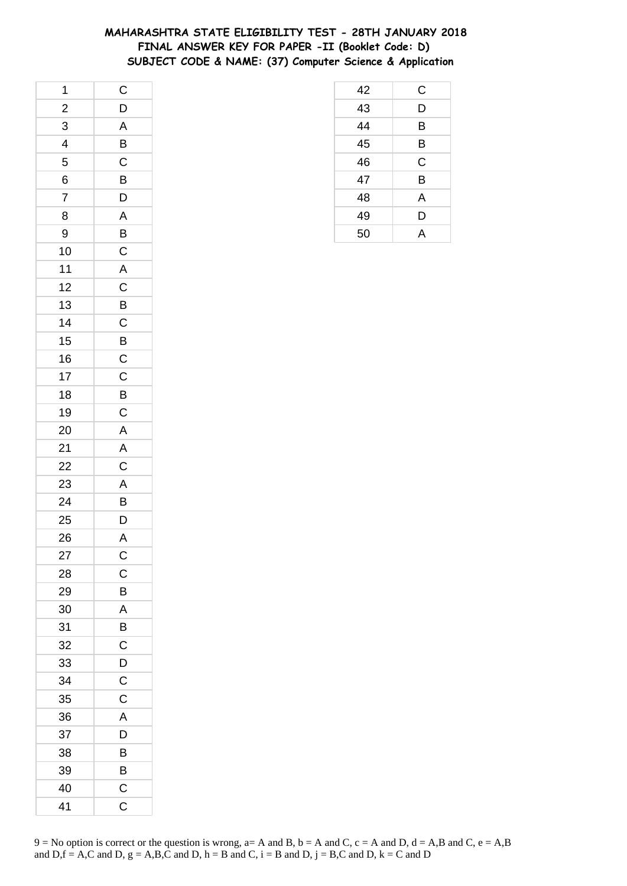# MAHARASHTRA STATE ELIGIBILITY TEST - 28TH JANUARY 2018
## FINAL ANSWER KEY FOR PAPER -II (Booklet Code: D)
## SUBJECT CODE & NAME: (37) Computer Science & Application

| Q | Ans |
|---|---|
| 1 | C |
| 2 | D |
| 3 | A |
| 4 | B |
| 5 | C |
| 6 | B |
| 7 | D |
| 8 | A |
| 9 | B |
| 10 | C |
| 11 | A |
| 12 | C |
| 13 | B |
| 14 | C |
| 15 | B |
| 16 | C |
| 17 | C |
| 18 | B |
| 19 | C |
| 20 | A |
| 21 | A |
| 22 | C |
| 23 | A |
| 24 | B |
| 25 | D |
| 26 | A |
| 27 | C |
| 28 | C |
| 29 | B |
| 30 | A |
| 31 | B |
| 32 | C |
| 33 | D |
| 34 | C |
| 35 | C |
| 36 | A |
| 37 | D |
| 38 | B |
| 39 | B |
| 40 | C |
| 41 | C |
| 42 | C |
| 43 | D |
| 44 | B |
| 45 | B |
| 46 | C |
| 47 | B |
| 48 | A |
| 49 | D |
| 50 | A |

9 = No option is correct or the question is wrong, a= A and B, b = A and C, c = A and D, d = A,B and C, e = A,B and D,f = A,C and D, g = A,B,C and D, h = B and C, i = B and D, j = B,C and D, k = C and D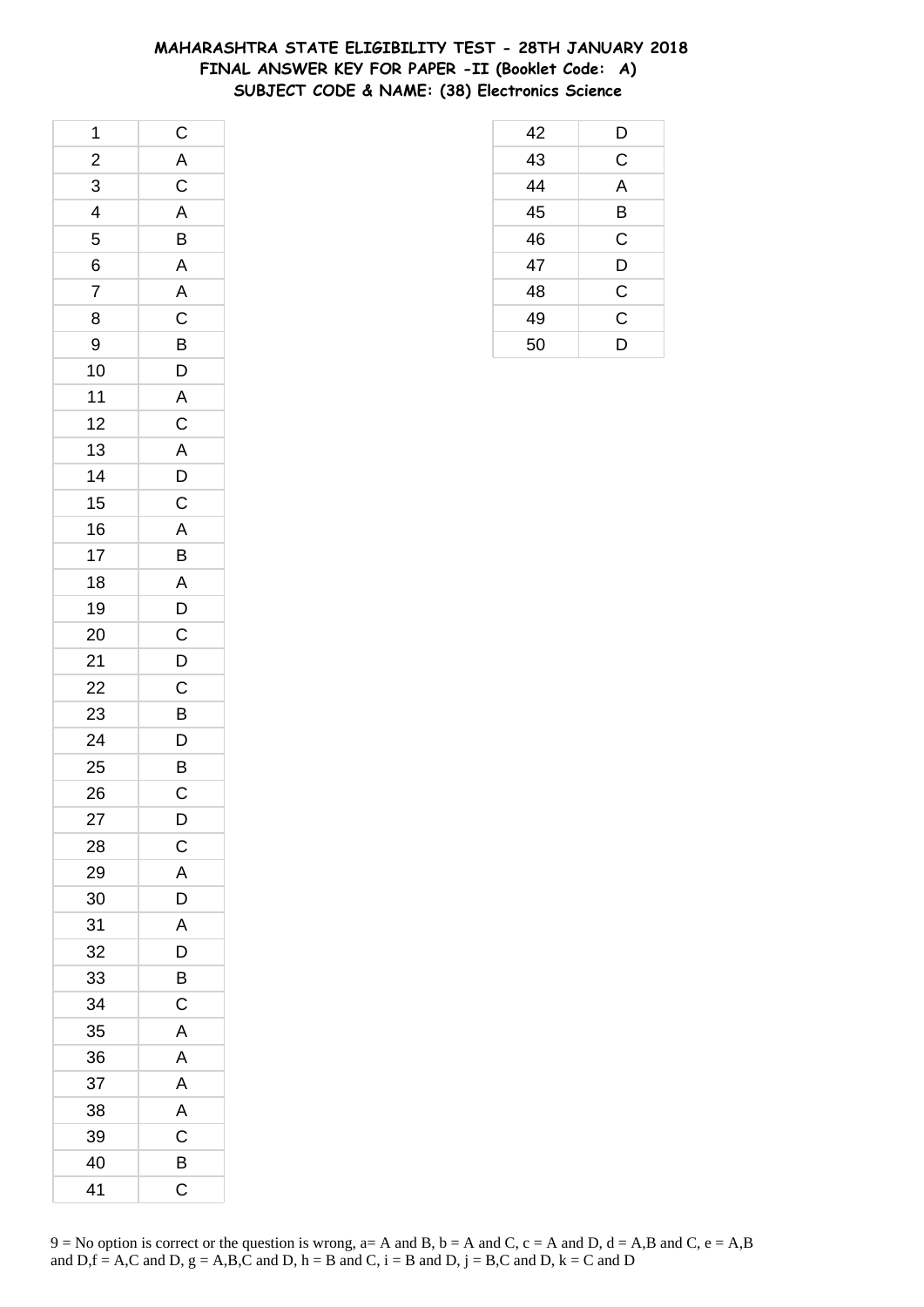# MAHARASHTRA STATE ELIGIBILITY TEST - 28TH JANUARY 2018
## FINAL ANSWER KEY FOR PAPER -II (Booklet Code: A)
### SUBJECT CODE & NAME: (38) Electronics Science

| | |
|---|---|
| 1 | C |
| 2 | A |
| 3 | C |
| 4 | A |
| 5 | B |
| 6 | A |
| 7 | A |
| 8 | C |
| 9 | B |
| 10 | D |
| 11 | A |
| 12 | C |
| 13 | A |
| 14 | D |
| 15 | C |
| 16 | A |
| 17 | B |
| 18 | A |
| 19 | D |
| 20 | C |
| 21 | D |
| 22 | C |
| 23 | B |
| 24 | D |
| 25 | B |
| 26 | C |
| 27 | D |
| 28 | C |
| 29 | A |
| 30 | D |
| 31 | A |
| 32 | D |
| 33 | B |
| 34 | C |
| 35 | A |
| 36 | A |
| 37 | A |
| 38 | A |
| 39 | C |
| 40 | B |
| 41 | C |
| 42 | D |
| 43 | C |
| 44 | A |
| 45 | B |
| 46 | C |
| 47 | D |
| 48 | C |
| 49 | C |
| 50 | D |

9 = No option is correct or the question is wrong, a= A and B, b = A and C, c = A and D, d = A,B and C, e = A,B and D,f = A,C and D, g = A,B,C and D, h = B and C, i = B and D, j = B,C and D, k = C and D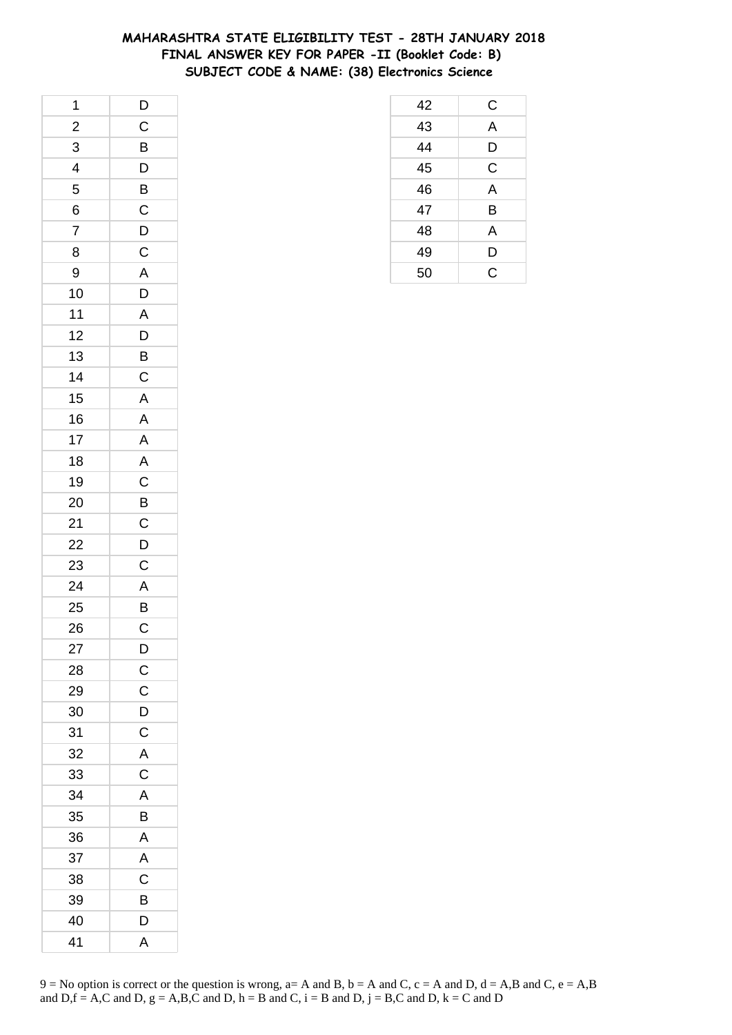# MAHARASHTRA STATE ELIGIBILITY TEST - 28TH JANUARY 2018
## FINAL ANSWER KEY FOR PAPER -II (Booklet Code: B)
## SUBJECT CODE & NAME: (38) Electronics Science

| | |
|---|---|
| 1 | D |
| 2 | C |
| 3 | B |
| 4 | D |
| 5 | B |
| 6 | C |
| 7 | D |
| 8 | C |
| 9 | A |
| 10 | D |
| 11 | A |
| 12 | D |
| 13 | B |
| 14 | C |
| 15 | A |
| 16 | A |
| 17 | A |
| 18 | A |
| 19 | C |
| 20 | B |
| 21 | C |
| 22 | D |
| 23 | C |
| 24 | A |
| 25 | B |
| 26 | C |
| 27 | D |
| 28 | C |
| 29 | C |
| 30 | D |
| 31 | C |
| 32 | A |
| 33 | C |
| 34 | A |
| 35 | B |
| 36 | A |
| 37 | A |
| 38 | C |
| 39 | B |
| 40 | D |
| 41 | A |
| 42 | C |
| 43 | A |
| 44 | D |
| 45 | C |
| 46 | A |
| 47 | B |
| 48 | A |
| 49 | D |
| 50 | C |

9 = No option is correct or the question is wrong, a= A and B, b = A and C, c = A and D, d = A,B and C, e = A,B and D,f = A,C and D, g = A,B,C and D, h = B and C, i = B and D, j = B,C and D, k = C and D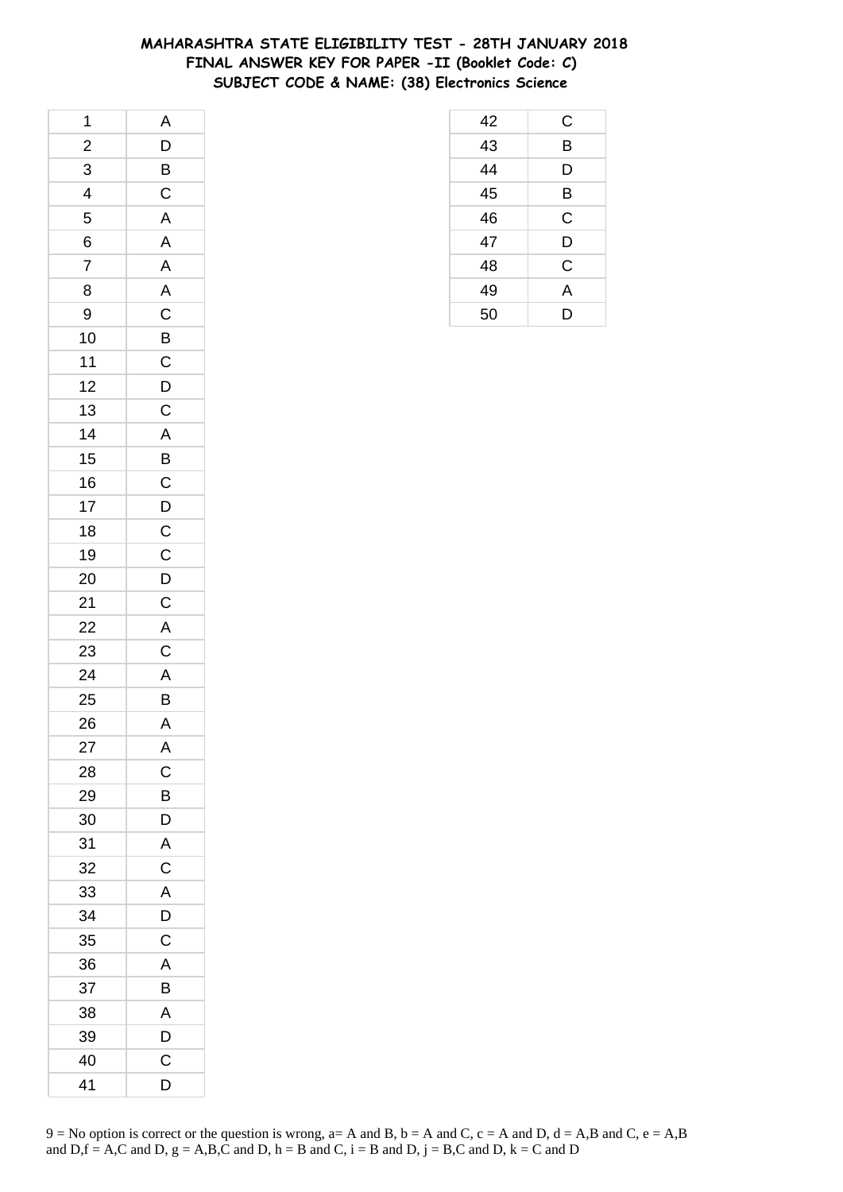# MAHARASHTRA STATE ELIGIBILITY TEST - 28TH JANUARY 2018
## FINAL ANSWER KEY FOR PAPER -II (Booklet Code: C)
## SUBJECT CODE & NAME: (38) Electronics Science

| | |
|---|---|
| 1 | A |
| 2 | D |
| 3 | B |
| 4 | C |
| 5 | A |
| 6 | A |
| 7 | A |
| 8 | A |
| 9 | C |
| 10 | B |
| 11 | C |
| 12 | D |
| 13 | C |
| 14 | A |
| 15 | B |
| 16 | C |
| 17 | D |
| 18 | C |
| 19 | C |
| 20 | D |
| 21 | C |
| 22 | A |
| 23 | C |
| 24 | A |
| 25 | B |
| 26 | A |
| 27 | A |
| 28 | C |
| 29 | B |
| 30 | D |
| 31 | A |
| 32 | C |
| 33 | A |
| 34 | D |
| 35 | C |
| 36 | A |
| 37 | B |
| 38 | A |
| 39 | D |
| 40 | C |
| 41 | D |
| 42 | C |
| 43 | B |
| 44 | D |
| 45 | B |
| 46 | C |
| 47 | D |
| 48 | C |
| 49 | A |
| 50 | D |

9 = No option is correct or the question is wrong, a= A and B, b = A and C, c = A and D, d = A,B and C, e = A,B and D,f = A,C and D, g = A,B,C and D, h = B and C, i = B and D, j = B,C and D, k = C and D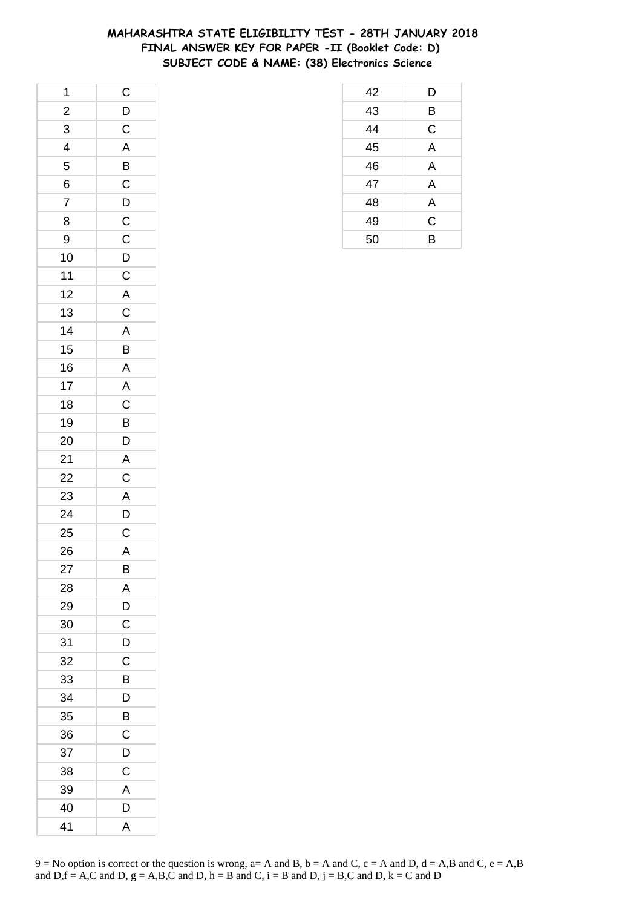# MAHARASHTRA STATE ELIGIBILITY TEST - 28TH JANUARY 2018
## FINAL ANSWER KEY FOR PAPER -II (Booklet Code: D)
## SUBJECT CODE & NAME: (38) Electronics Science

| | |
|---|---|
| 1 | C |
| 2 | D |
| 3 | C |
| 4 | A |
| 5 | B |
| 6 | C |
| 7 | D |
| 8 | C |
| 9 | C |
| 10 | D |
| 11 | C |
| 12 | A |
| 13 | C |
| 14 | A |
| 15 | B |
| 16 | A |
| 17 | A |
| 18 | C |
| 19 | B |
| 20 | D |
| 21 | A |
| 22 | C |
| 23 | A |
| 24 | D |
| 25 | C |
| 26 | A |
| 27 | B |
| 28 | A |
| 29 | D |
| 30 | C |
| 31 | D |
| 32 | C |
| 33 | B |
| 34 | D |
| 35 | B |
| 36 | C |
| 37 | D |
| 38 | C |
| 39 | A |
| 40 | D |
| 41 | A |
| 42 | D |
| 43 | B |
| 44 | C |
| 45 | A |
| 46 | A |
| 47 | A |
| 48 | A |
| 49 | C |
| 50 | B |

9 = No option is correct or the question is wrong, a= A and B, b = A and C, c = A and D, d = A,B and C, e = A,B and D,f = A,C and D, g = A,B,C and D, h = B and C, i = B and D, j = B,C and D, k = C and D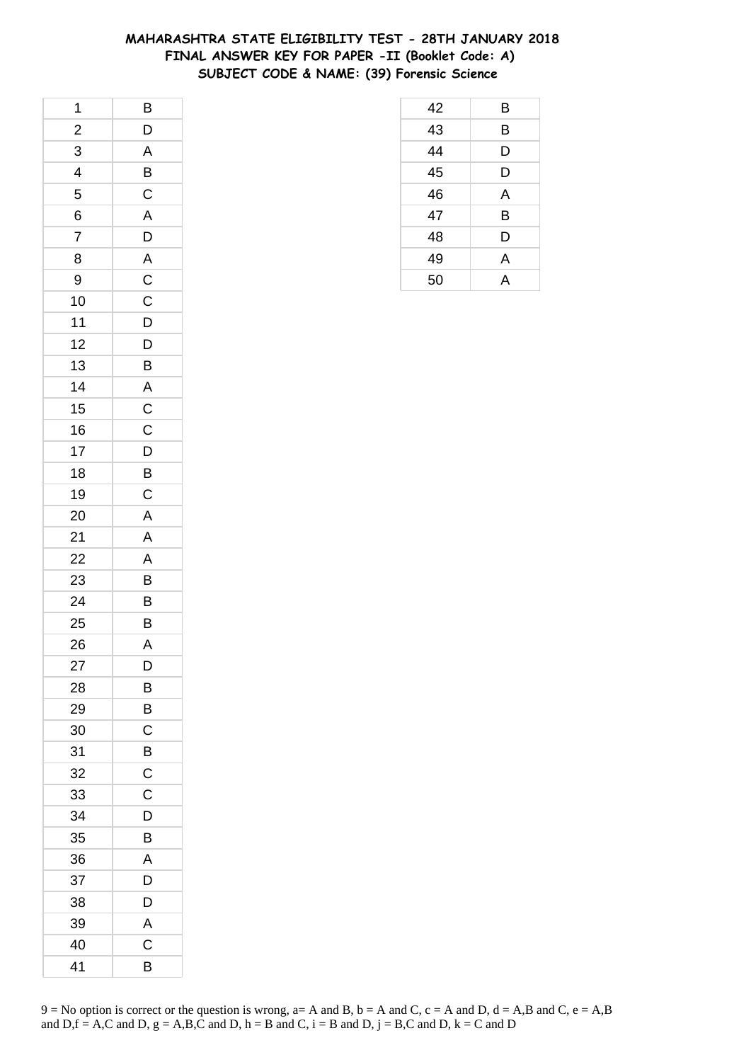# MAHARASHTRA STATE ELIGIBILITY TEST - 28TH JANUARY 2018
## FINAL ANSWER KEY FOR PAPER -II (Booklet Code: A)
### SUBJECT CODE & NAME: (39) Forensic Science

| | |
|---|---|
| 1 | B |
| 2 | D |
| 3 | A |
| 4 | B |
| 5 | C |
| 6 | A |
| 7 | D |
| 8 | A |
| 9 | C |
| 10 | C |
| 11 | D |
| 12 | D |
| 13 | B |
| 14 | A |
| 15 | C |
| 16 | C |
| 17 | D |
| 18 | B |
| 19 | C |
| 20 | A |
| 21 | A |
| 22 | A |
| 23 | B |
| 24 | B |
| 25 | B |
| 26 | A |
| 27 | D |
| 28 | B |
| 29 | B |
| 30 | C |
| 31 | B |
| 32 | C |
| 33 | C |
| 34 | D |
| 35 | B |
| 36 | A |
| 37 | D |
| 38 | D |
| 39 | A |
| 40 | C |
| 41 | B |
| 42 | B |
| 43 | B |
| 44 | D |
| 45 | D |
| 46 | A |
| 47 | B |
| 48 | D |
| 49 | A |
| 50 | A |

9 = No option is correct or the question is wrong, a= A and B, b = A and C, c = A and D, d = A,B and C, e = A,B and D,f = A,C and D, g = A,B,C and D, h = B and C, i = B and D, j = B,C and D, k = C and D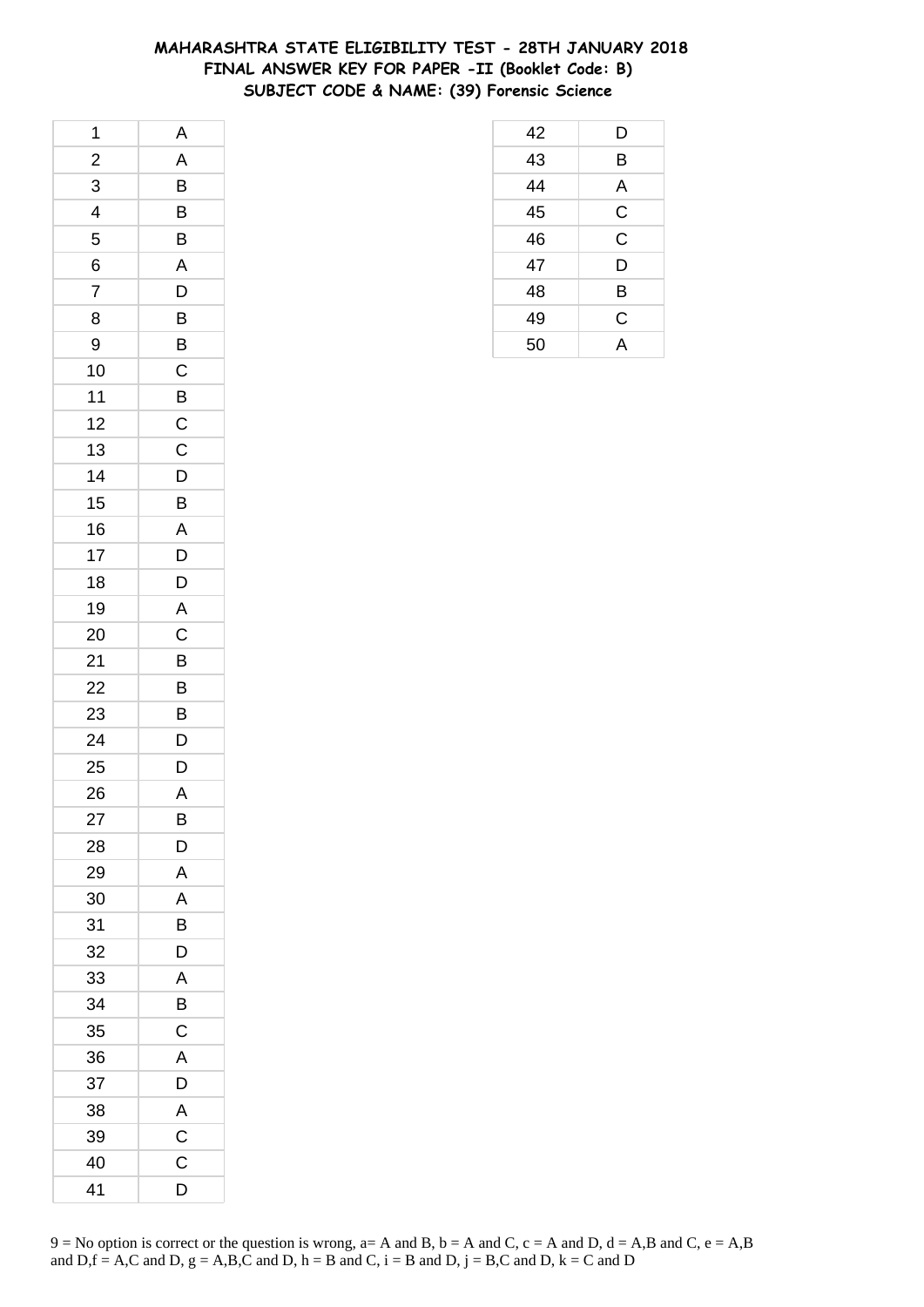# MAHARASHTRA STATE ELIGIBILITY TEST - 28TH JANUARY 2018
## FINAL ANSWER KEY FOR PAPER -II (Booklet Code: B)
### SUBJECT CODE & NAME: (39) Forensic Science

| | |
|---|---|
| 1 | A |
| 2 | A |
| 3 | B |
| 4 | B |
| 5 | B |
| 6 | A |
| 7 | D |
| 8 | B |
| 9 | B |
| 10 | C |
| 11 | B |
| 12 | C |
| 13 | C |
| 14 | D |
| 15 | B |
| 16 | A |
| 17 | D |
| 18 | D |
| 19 | A |
| 20 | C |
| 21 | B |
| 22 | B |
| 23 | B |
| 24 | D |
| 25 | D |
| 26 | A |
| 27 | B |
| 28 | D |
| 29 | A |
| 30 | A |
| 31 | B |
| 32 | D |
| 33 | A |
| 34 | B |
| 35 | C |
| 36 | A |
| 37 | D |
| 38 | A |
| 39 | C |
| 40 | C |
| 41 | D |
| 42 | D |
| 43 | B |
| 44 | A |
| 45 | C |
| 46 | C |
| 47 | D |
| 48 | B |
| 49 | C |
| 50 | A |

9 = No option is correct or the question is wrong, a= A and B, b = A and C, c = A and D, d = A,B and C, e = A,B and D,f = A,C and D, g = A,B,C and D, h = B and C, i = B and D, j = B,C and D, k = C and D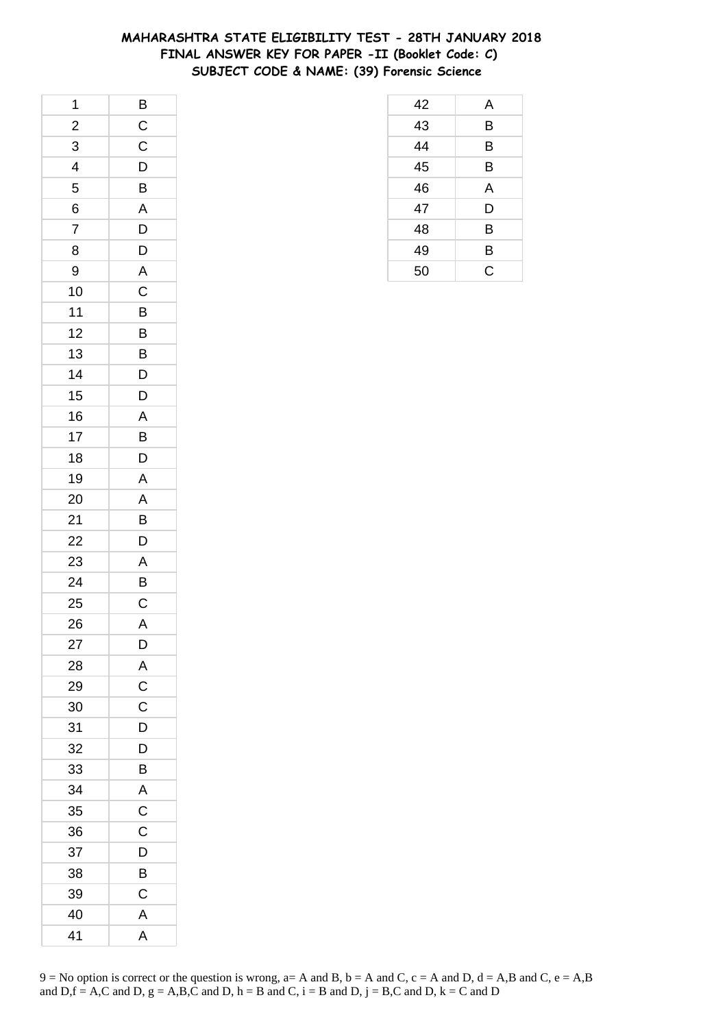# MAHARASHTRA STATE ELIGIBILITY TEST - 28TH JANUARY 2018
## FINAL ANSWER KEY FOR PAPER -II (Booklet Code: C)
### SUBJECT CODE & NAME: (39) Forensic Science

| | |
|---|---|
| 1 | B |
| 2 | C |
| 3 | C |
| 4 | D |
| 5 | B |
| 6 | A |
| 7 | D |
| 8 | D |
| 9 | A |
| 10 | C |
| 11 | B |
| 12 | B |
| 13 | B |
| 14 | D |
| 15 | D |
| 16 | A |
| 17 | B |
| 18 | D |
| 19 | A |
| 20 | A |
| 21 | B |
| 22 | D |
| 23 | A |
| 24 | B |
| 25 | C |
| 26 | A |
| 27 | D |
| 28 | A |
| 29 | C |
| 30 | C |
| 31 | D |
| 32 | D |
| 33 | B |
| 34 | A |
| 35 | C |
| 36 | C |
| 37 | D |
| 38 | B |
| 39 | C |
| 40 | A |
| 41 | A |
| 42 | A |
| 43 | B |
| 44 | B |
| 45 | B |
| 46 | A |
| 47 | D |
| 48 | B |
| 49 | B |
| 50 | C |

9 = No option is correct or the question is wrong, a= A and B, b = A and C, c = A and D, d = A,B and C, e = A,B and D,f = A,C and D, g = A,B,C and D, h = B and C, i = B and D, j = B,C and D, k = C and D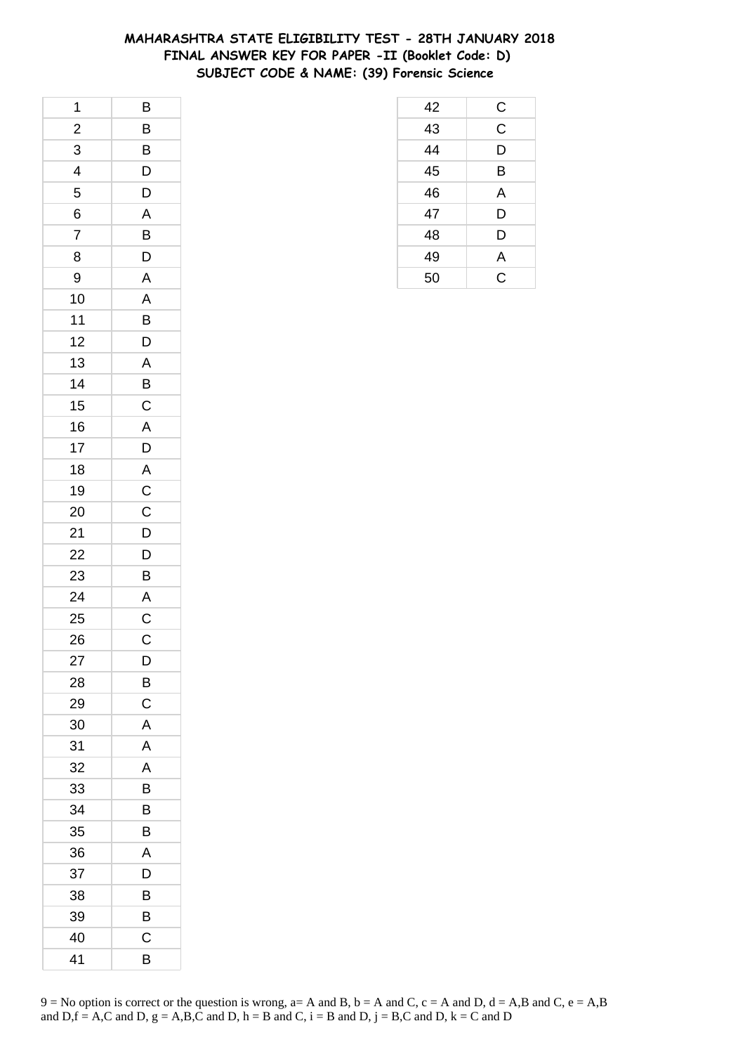# MAHARASHTRA STATE ELIGIBILITY TEST - 28TH JANUARY 2018
## FINAL ANSWER KEY FOR PAPER -II (Booklet Code: D)
### SUBJECT CODE & NAME: (39) Forensic Science

| | |
|---|---|
| 1 | B |
| 2 | B |
| 3 | B |
| 4 | D |
| 5 | D |
| 6 | A |
| 7 | B |
| 8 | D |
| 9 | A |
| 10 | A |
| 11 | B |
| 12 | D |
| 13 | A |
| 14 | B |
| 15 | C |
| 16 | A |
| 17 | D |
| 18 | A |
| 19 | C |
| 20 | C |
| 21 | D |
| 22 | D |
| 23 | B |
| 24 | A |
| 25 | C |
| 26 | C |
| 27 | D |
| 28 | B |
| 29 | C |
| 30 | A |
| 31 | A |
| 32 | A |
| 33 | B |
| 34 | B |
| 35 | B |
| 36 | A |
| 37 | D |
| 38 | B |
| 39 | B |
| 40 | C |
| 41 | B |
| 42 | C |
| 43 | C |
| 44 | D |
| 45 | B |
| 46 | A |
| 47 | D |
| 48 | D |
| 49 | A |
| 50 | C |

9 = No option is correct or the question is wrong, a= A and B, b = A and C, c = A and D, d = A,B and C, e = A,B and D,f = A,C and D, g = A,B,C and D, h = B and C, i = B and D, j = B,C and D, k = C and D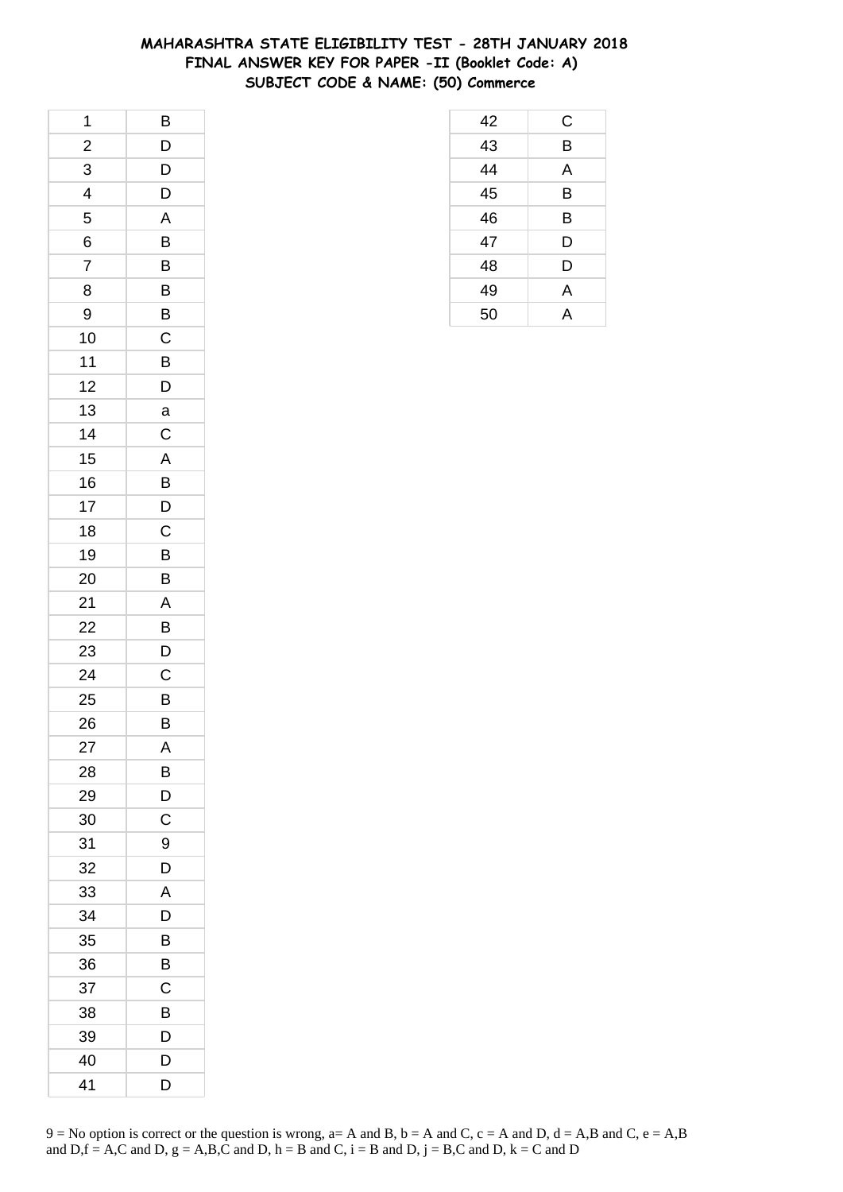# MAHARASHTRA STATE ELIGIBILITY TEST - 28TH JANUARY 2018
## FINAL ANSWER KEY FOR PAPER -II (Booklet Code: A)
## SUBJECT CODE & NAME: (50) Commerce

| Q | Ans |
|---|---|
| 1 | B |
| 2 | D |
| 3 | D |
| 4 | D |
| 5 | A |
| 6 | B |
| 7 | B |
| 8 | B |
| 9 | B |
| 10 | C |
| 11 | B |
| 12 | D |
| 13 | a |
| 14 | C |
| 15 | A |
| 16 | B |
| 17 | D |
| 18 | C |
| 19 | B |
| 20 | B |
| 21 | A |
| 22 | B |
| 23 | D |
| 24 | C |
| 25 | B |
| 26 | B |
| 27 | A |
| 28 | B |
| 29 | D |
| 30 | C |
| 31 | 9 |
| 32 | D |
| 33 | A |
| 34 | D |
| 35 | B |
| 36 | B |
| 37 | C |
| 38 | B |
| 39 | D |
| 40 | D |
| 41 | D |
| 42 | C |
| 43 | B |
| 44 | A |
| 45 | B |
| 46 | B |
| 47 | D |
| 48 | D |
| 49 | A |
| 50 | A |

9 = No option is correct or the question is wrong, a= A and B, b = A and C, c = A and D, d = A,B and C, e = A,B and D,f = A,C and D, g = A,B,C and D, h = B and C, i = B and D, j = B,C and D, k = C and D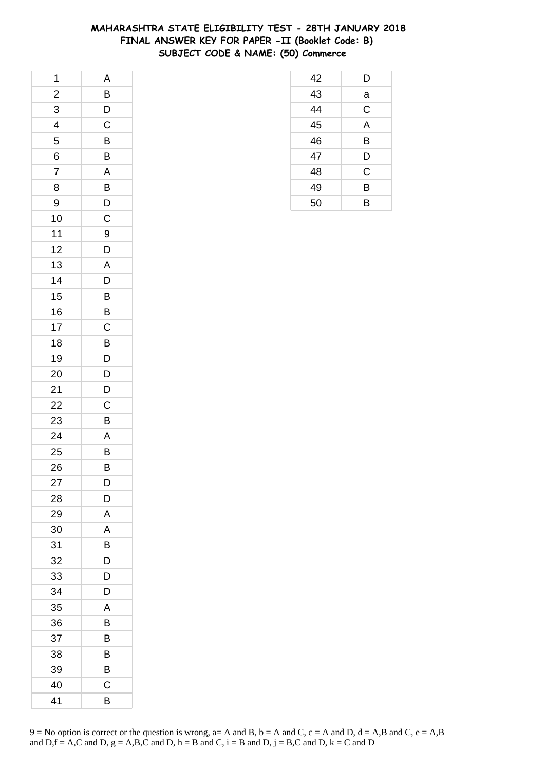# MAHARASHTRA STATE ELIGIBILITY TEST - 28TH JANUARY 2018
## FINAL ANSWER KEY FOR PAPER -II (Booklet Code: B)
## SUBJECT CODE & NAME: (50) Commerce

| Q | Ans |
|---|---|
| 1 | A |
| 2 | B |
| 3 | D |
| 4 | C |
| 5 | B |
| 6 | B |
| 7 | A |
| 8 | B |
| 9 | D |
| 10 | C |
| 11 | 9 |
| 12 | D |
| 13 | A |
| 14 | D |
| 15 | B |
| 16 | B |
| 17 | C |
| 18 | B |
| 19 | D |
| 20 | D |
| 21 | D |
| 22 | C |
| 23 | B |
| 24 | A |
| 25 | B |
| 26 | B |
| 27 | D |
| 28 | D |
| 29 | A |
| 30 | A |
| 31 | B |
| 32 | D |
| 33 | D |
| 34 | D |
| 35 | A |
| 36 | B |
| 37 | B |
| 38 | B |
| 39 | B |
| 40 | C |
| 41 | B |
| 42 | D |
| 43 | a |
| 44 | C |
| 45 | A |
| 46 | B |
| 47 | D |
| 48 | C |
| 49 | B |
| 50 | B |

9 = No option is correct or the question is wrong, a= A and B, b = A and C, c = A and D, d = A,B and C, e = A,B and D,f = A,C and D, g = A,B,C and D, h = B and C, i = B and D, j = B,C and D, k = C and D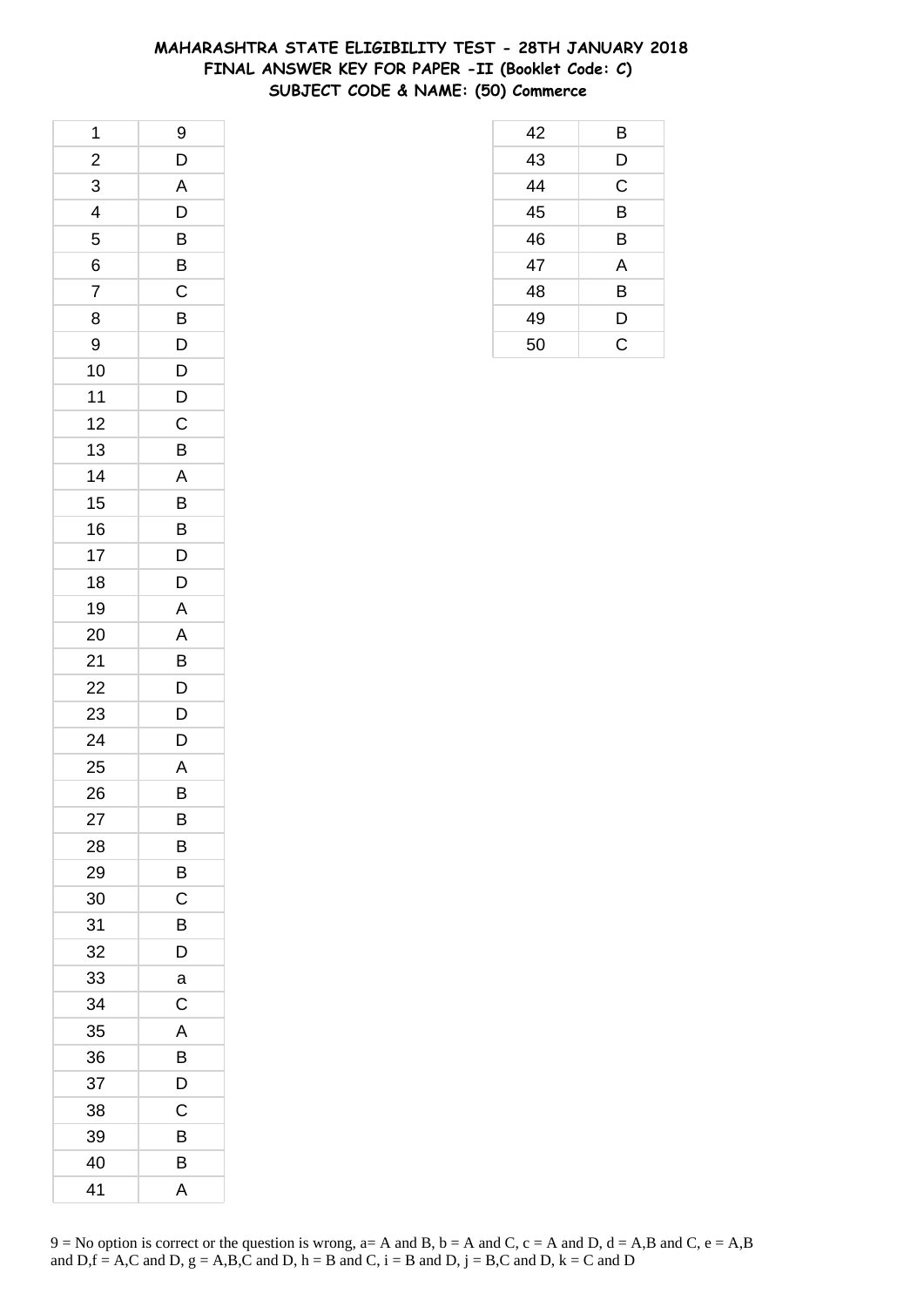# MAHARASHTRA STATE ELIGIBILITY TEST - 28TH JANUARY 2018
## FINAL ANSWER KEY FOR PAPER -II (Booklet Code: C)
## SUBJECT CODE & NAME: (50) Commerce

| Q. No. | Answer |
|---|---|
| 1 | 9 |
| 2 | D |
| 3 | A |
| 4 | D |
| 5 | B |
| 6 | B |
| 7 | C |
| 8 | B |
| 9 | D |
| 10 | D |
| 11 | D |
| 12 | C |
| 13 | B |
| 14 | A |
| 15 | B |
| 16 | B |
| 17 | D |
| 18 | D |
| 19 | A |
| 20 | A |
| 21 | B |
| 22 | D |
| 23 | D |
| 24 | D |
| 25 | A |
| 26 | B |
| 27 | B |
| 28 | B |
| 29 | B |
| 30 | C |
| 31 | B |
| 32 | D |
| 33 | a |
| 34 | C |
| 35 | A |
| 36 | B |
| 37 | D |
| 38 | C |
| 39 | B |
| 40 | B |
| 41 | A |
| 42 | B |
| 43 | D |
| 44 | C |
| 45 | B |
| 46 | B |
| 47 | A |
| 48 | B |
| 49 | D |
| 50 | C |

9 = No option is correct or the question is wrong, a= A and B, b = A and C, c = A and D, d = A,B and C, e = A,B and D,f = A,C and D, g = A,B,C and D, h = B and C, i = B and D, j = B,C and D, k = C and D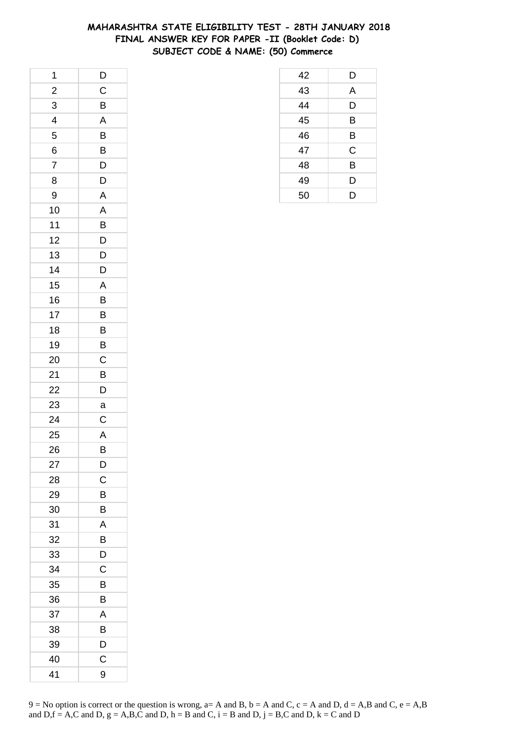# MAHARASHTRA STATE ELIGIBILITY TEST - 28TH JANUARY 2018
## FINAL ANSWER KEY FOR PAPER -II (Booklet Code: D)
## SUBJECT CODE & NAME: (50) Commerce

| Q. No. | Answer |
|---|---|
| 1 | D |
| 2 | C |
| 3 | B |
| 4 | A |
| 5 | B |
| 6 | B |
| 7 | D |
| 8 | D |
| 9 | A |
| 10 | A |
| 11 | B |
| 12 | D |
| 13 | D |
| 14 | D |
| 15 | A |
| 16 | B |
| 17 | B |
| 18 | B |
| 19 | B |
| 20 | C |
| 21 | B |
| 22 | D |
| 23 | a |
| 24 | C |
| 25 | A |
| 26 | B |
| 27 | D |
| 28 | C |
| 29 | B |
| 30 | B |
| 31 | A |
| 32 | B |
| 33 | D |
| 34 | C |
| 35 | B |
| 36 | B |
| 37 | A |
| 38 | B |
| 39 | D |
| 40 | C |
| 41 | 9 |
| 42 | D |
| 43 | A |
| 44 | D |
| 45 | B |
| 46 | B |
| 47 | C |
| 48 | B |
| 49 | D |
| 50 | D |

9 = No option is correct or the question is wrong, a= A and B, b = A and C, c = A and D, d = A,B and C, e = A,B and D,f = A,C and D, g = A,B,C and D, h = B and C, i = B and D, j = B,C and D, k = C and D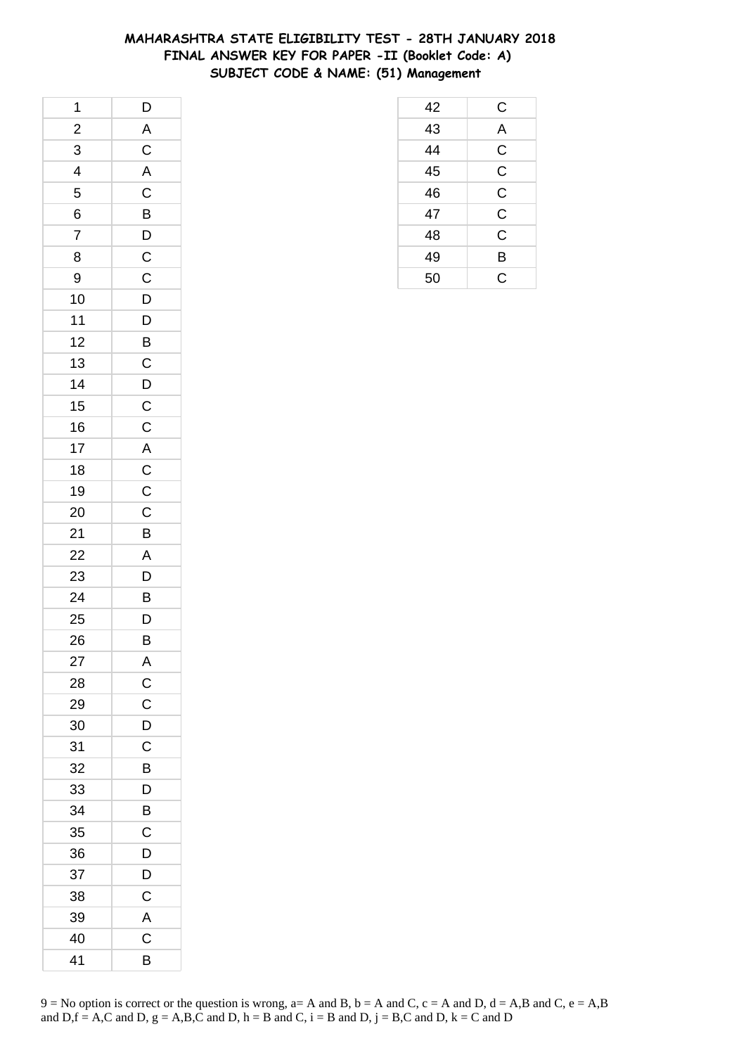# MAHARASHTRA STATE ELIGIBILITY TEST - 28TH JANUARY 2018
## FINAL ANSWER KEY FOR PAPER -II (Booklet Code: A)
## SUBJECT CODE & NAME: (51) Management

| Q | Ans |
|---|---|
| 1 | D |
| 2 | A |
| 3 | C |
| 4 | A |
| 5 | C |
| 6 | B |
| 7 | D |
| 8 | C |
| 9 | C |
| 10 | D |
| 11 | D |
| 12 | B |
| 13 | C |
| 14 | D |
| 15 | C |
| 16 | C |
| 17 | A |
| 18 | C |
| 19 | C |
| 20 | C |
| 21 | B |
| 22 | A |
| 23 | D |
| 24 | B |
| 25 | D |
| 26 | B |
| 27 | A |
| 28 | C |
| 29 | C |
| 30 | D |
| 31 | C |
| 32 | B |
| 33 | D |
| 34 | B |
| 35 | C |
| 36 | D |
| 37 | D |
| 38 | C |
| 39 | A |
| 40 | C |
| 41 | B |
| 42 | C |
| 43 | A |
| 44 | C |
| 45 | C |
| 46 | C |
| 47 | C |
| 48 | C |
| 49 | B |
| 50 | C |

9 = No option is correct or the question is wrong, a= A and B, b = A and C, c = A and D, d = A,B and C, e = A,B and D,f = A,C and D, g = A,B,C and D, h = B and C, i = B and D, j = B,C and D, k = C and D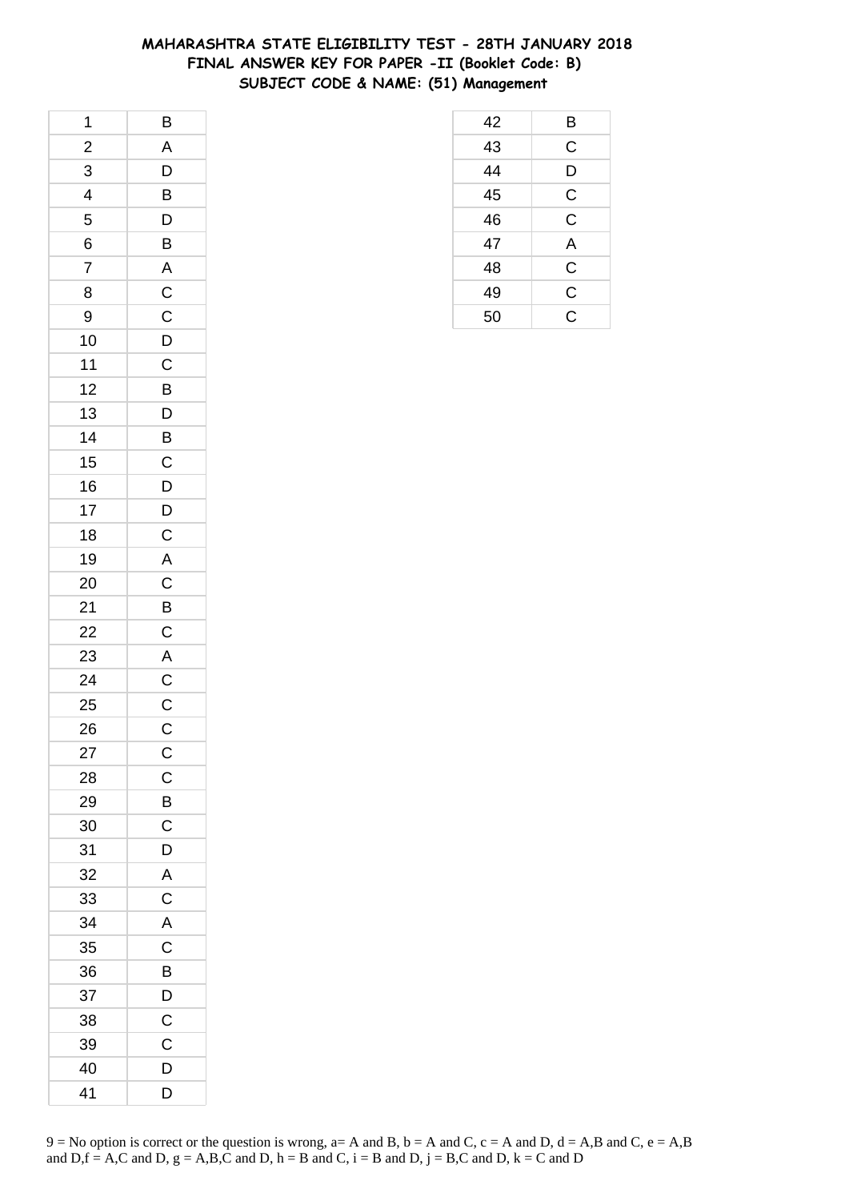# MAHARASHTRA STATE ELIGIBILITY TEST - 28TH JANUARY 2018
## FINAL ANSWER KEY FOR PAPER -II (Booklet Code: B)
## SUBJECT CODE & NAME: (51) Management

| | |
|---|---|
| 1 | B |
| 2 | A |
| 3 | D |
| 4 | B |
| 5 | D |
| 6 | B |
| 7 | A |
| 8 | C |
| 9 | C |
| 10 | D |
| 11 | C |
| 12 | B |
| 13 | D |
| 14 | B |
| 15 | C |
| 16 | D |
| 17 | D |
| 18 | C |
| 19 | A |
| 20 | C |
| 21 | B |
| 22 | C |
| 23 | A |
| 24 | C |
| 25 | C |
| 26 | C |
| 27 | C |
| 28 | C |
| 29 | B |
| 30 | C |
| 31 | D |
| 32 | A |
| 33 | C |
| 34 | A |
| 35 | C |
| 36 | B |
| 37 | D |
| 38 | C |
| 39 | C |
| 40 | D |
| 41 | D |
| 42 | B |
| 43 | C |
| 44 | D |
| 45 | C |
| 46 | C |
| 47 | A |
| 48 | C |
| 49 | C |
| 50 | C |

9 = No option is correct or the question is wrong, a= A and B, b = A and C, c = A and D, d = A,B and C, e = A,B and D,f = A,C and D, g = A,B,C and D, h = B and C, i = B and D, j = B,C and D, k = C and D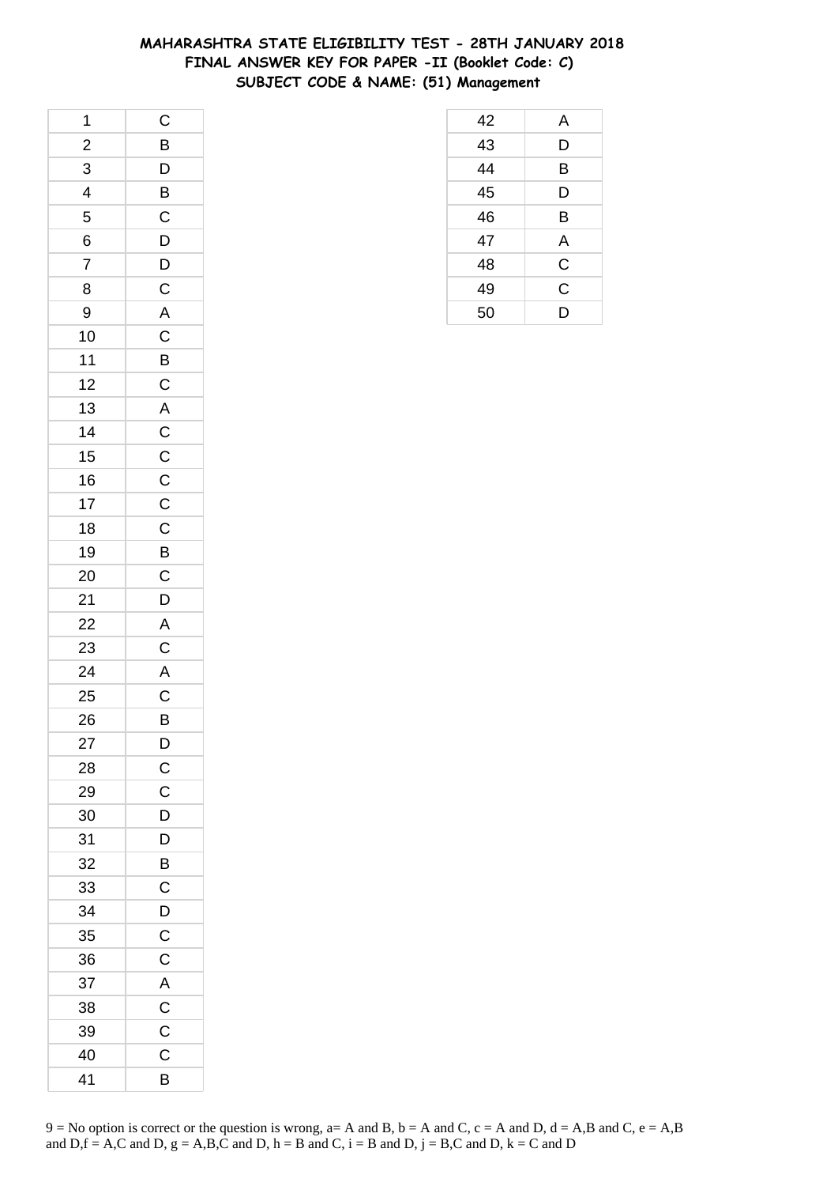# MAHARASHTRA STATE ELIGIBILITY TEST - 28TH JANUARY 2018
## FINAL ANSWER KEY FOR PAPER -II (Booklet Code: C)
## SUBJECT CODE & NAME: (51) Management

| Q. No. | Answer |
|---|---|
| 1 | C |
| 2 | B |
| 3 | D |
| 4 | B |
| 5 | C |
| 6 | D |
| 7 | D |
| 8 | C |
| 9 | A |
| 10 | C |
| 11 | B |
| 12 | C |
| 13 | A |
| 14 | C |
| 15 | C |
| 16 | C |
| 17 | C |
| 18 | C |
| 19 | B |
| 20 | C |
| 21 | D |
| 22 | A |
| 23 | C |
| 24 | A |
| 25 | C |
| 26 | B |
| 27 | D |
| 28 | C |
| 29 | C |
| 30 | D |
| 31 | D |
| 32 | B |
| 33 | C |
| 34 | D |
| 35 | C |
| 36 | C |
| 37 | A |
| 38 | C |
| 39 | C |
| 40 | C |
| 41 | B |
| 42 | A |
| 43 | D |
| 44 | B |
| 45 | D |
| 46 | B |
| 47 | A |
| 48 | C |
| 49 | C |
| 50 | D |

9 = No option is correct or the question is wrong, a= A and B, b = A and C, c = A and D, d = A,B and C, e = A,B and D,f = A,C and D, g = A,B,C and D, h = B and C, i = B and D, j = B,C and D, k = C and D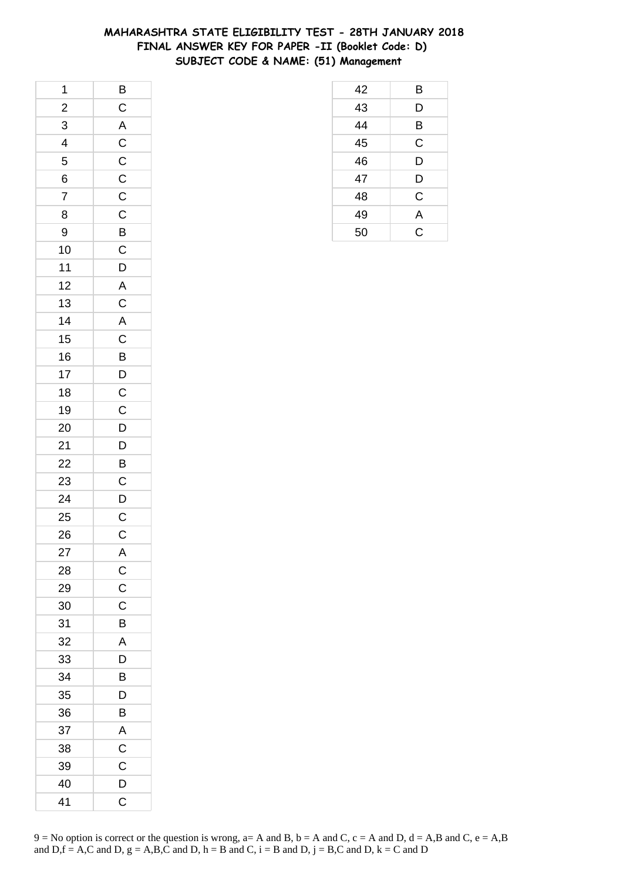# MAHARASHTRA STATE ELIGIBILITY TEST - 28TH JANUARY 2018
## FINAL ANSWER KEY FOR PAPER -II (Booklet Code: D)
## SUBJECT CODE & NAME: (51) Management

| Q | Ans |
|---|---|
| 1 | B |
| 2 | C |
| 3 | A |
| 4 | C |
| 5 | C |
| 6 | C |
| 7 | C |
| 8 | C |
| 9 | B |
| 10 | C |
| 11 | D |
| 12 | A |
| 13 | C |
| 14 | A |
| 15 | C |
| 16 | B |
| 17 | D |
| 18 | C |
| 19 | C |
| 20 | D |
| 21 | D |
| 22 | B |
| 23 | C |
| 24 | D |
| 25 | C |
| 26 | C |
| 27 | A |
| 28 | C |
| 29 | C |
| 30 | C |
| 31 | B |
| 32 | A |
| 33 | D |
| 34 | B |
| 35 | D |
| 36 | B |
| 37 | A |
| 38 | C |
| 39 | C |
| 40 | D |
| 41 | C |
| 42 | B |
| 43 | D |
| 44 | B |
| 45 | C |
| 46 | D |
| 47 | D |
| 48 | C |
| 49 | A |
| 50 | C |

9 = No option is correct or the question is wrong, a= A and B, b = A and C, c = A and D, d = A,B and C, e = A,B and D,f = A,C and D, g = A,B,C and D, h = B and C, i = B and D, j = B,C and D, k = C and D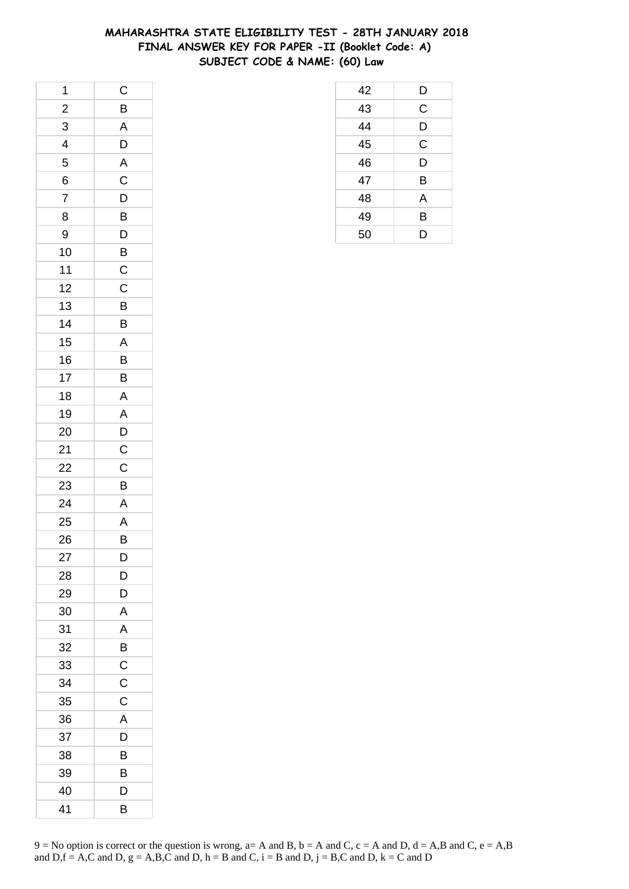# MAHARASHTRA STATE ELIGIBILITY TEST - 28TH JANUARY 2018
## FINAL ANSWER KEY FOR PAPER -II (Booklet Code: A)
## SUBJECT CODE & NAME: (60) Law

| | |
|---|---|
| 1 | C |
| 2 | B |
| 3 | A |
| 4 | D |
| 5 | A |
| 6 | C |
| 7 | D |
| 8 | B |
| 9 | D |
| 10 | B |
| 11 | C |
| 12 | C |
| 13 | B |
| 14 | B |
| 15 | A |
| 16 | B |
| 17 | B |
| 18 | A |
| 19 | A |
| 20 | D |
| 21 | C |
| 22 | C |
| 23 | B |
| 24 | A |
| 25 | A |
| 26 | B |
| 27 | D |
| 28 | D |
| 29 | D |
| 30 | A |
| 31 | A |
| 32 | B |
| 33 | C |
| 34 | C |
| 35 | C |
| 36 | A |
| 37 | D |
| 38 | B |
| 39 | B |
| 40 | D |
| 41 | B |
| 42 | D |
| 43 | C |
| 44 | D |
| 45 | C |
| 46 | D |
| 47 | B |
| 48 | A |
| 49 | B |
| 50 | D |

9 = No option is correct or the question is wrong, a= A and B, b = A and C, c = A and D, d = A,B and C, e = A,B and D,f = A,C and D, g = A,B,C and D, h = B and C, i = B and D, j = B,C and D, k = C and D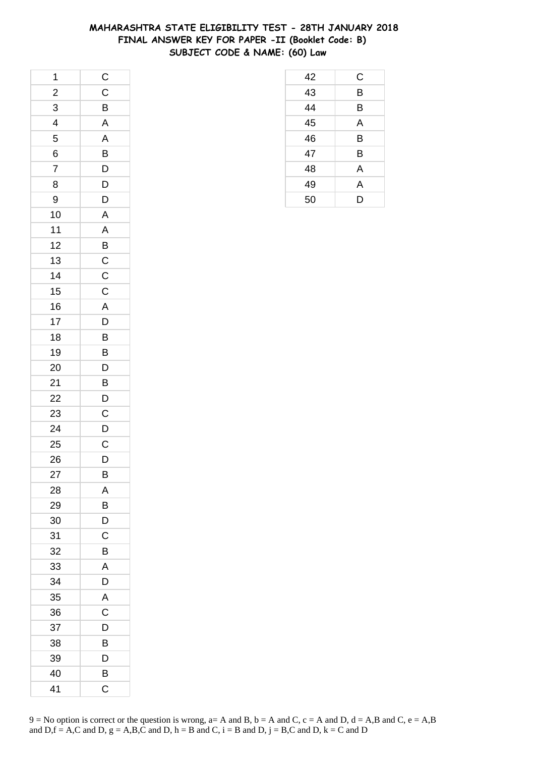# MAHARASHTRA STATE ELIGIBILITY TEST - 28TH JANUARY 2018
## FINAL ANSWER KEY FOR PAPER -II (Booklet Code: B)
## SUBJECT CODE & NAME: (60) Law

| | |
|---|---|
| 1 | C |
| 2 | C |
| 3 | B |
| 4 | A |
| 5 | A |
| 6 | B |
| 7 | D |
| 8 | D |
| 9 | D |
| 10 | A |
| 11 | A |
| 12 | B |
| 13 | C |
| 14 | C |
| 15 | C |
| 16 | A |
| 17 | D |
| 18 | B |
| 19 | B |
| 20 | D |
| 21 | B |
| 22 | D |
| 23 | C |
| 24 | D |
| 25 | C |
| 26 | D |
| 27 | B |
| 28 | A |
| 29 | B |
| 30 | D |
| 31 | C |
| 32 | B |
| 33 | A |
| 34 | D |
| 35 | A |
| 36 | C |
| 37 | D |
| 38 | B |
| 39 | D |
| 40 | B |
| 41 | C |
| 42 | C |
| 43 | B |
| 44 | B |
| 45 | A |
| 46 | B |
| 47 | B |
| 48 | A |
| 49 | A |
| 50 | D |

9 = No option is correct or the question is wrong, a= A and B, b = A and C, c = A and D, d = A,B and C, e = A,B and D,f = A,C and D, g = A,B,C and D, h = B and C, i = B and D, j = B,C and D, k = C and D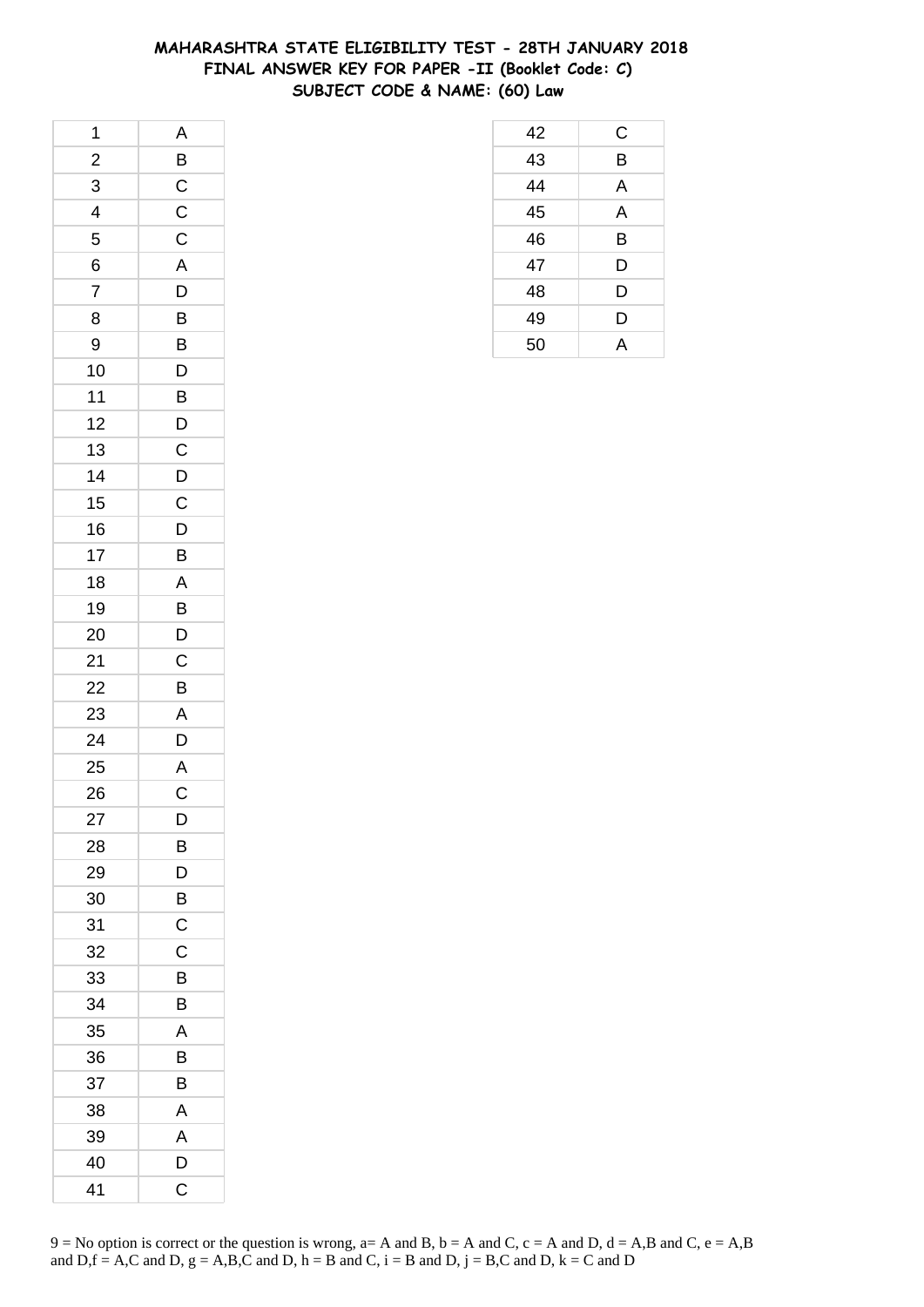# MAHARASHTRA STATE ELIGIBILITY TEST - 28TH JANUARY 2018
## FINAL ANSWER KEY FOR PAPER -II (Booklet Code: C)
## SUBJECT CODE & NAME: (60) Law

| Q | Ans |
|---|---|
| 1 | A |
| 2 | B |
| 3 | C |
| 4 | C |
| 5 | C |
| 6 | A |
| 7 | D |
| 8 | B |
| 9 | B |
| 10 | D |
| 11 | B |
| 12 | D |
| 13 | C |
| 14 | D |
| 15 | C |
| 16 | D |
| 17 | B |
| 18 | A |
| 19 | B |
| 20 | D |
| 21 | C |
| 22 | B |
| 23 | A |
| 24 | D |
| 25 | A |
| 26 | C |
| 27 | D |
| 28 | B |
| 29 | D |
| 30 | B |
| 31 | C |
| 32 | C |
| 33 | B |
| 34 | B |
| 35 | A |
| 36 | B |
| 37 | B |
| 38 | A |
| 39 | A |
| 40 | D |
| 41 | C |
| 42 | C |
| 43 | B |
| 44 | A |
| 45 | A |
| 46 | B |
| 47 | D |
| 48 | D |
| 49 | D |
| 50 | A |

9 = No option is correct or the question is wrong, a= A and B, b = A and C, c = A and D, d = A,B and C, e = A,B and D,f = A,C and D, g = A,B,C and D, h = B and C, i = B and D, j = B,C and D, k = C and D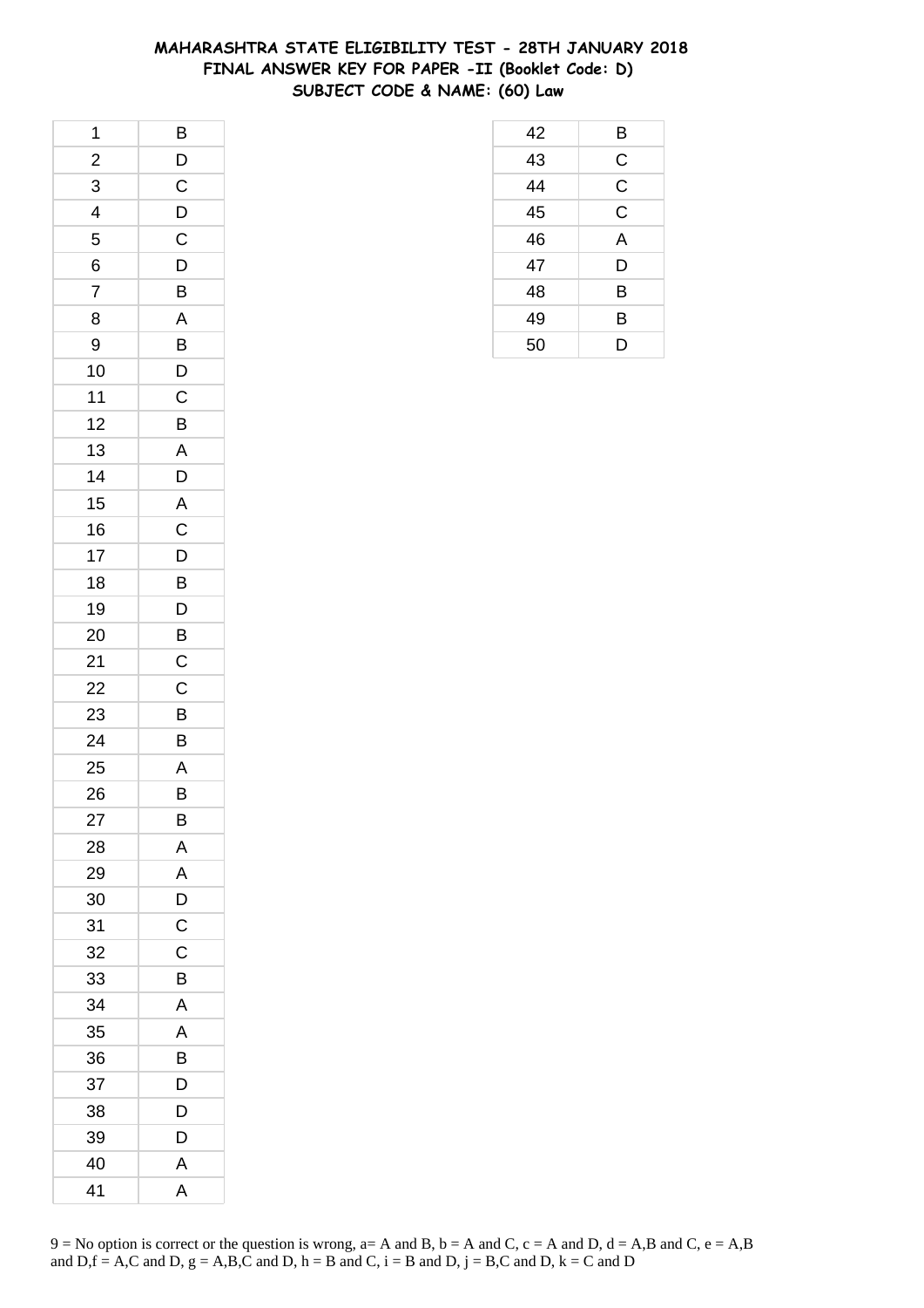# MAHARASHTRA STATE ELIGIBILITY TEST - 28TH JANUARY 2018
## FINAL ANSWER KEY FOR PAPER -II (Booklet Code: D)
## SUBJECT CODE & NAME: (60) Law

| Q | Ans |
|---|---|
| 1 | B |
| 2 | D |
| 3 | C |
| 4 | D |
| 5 | C |
| 6 | D |
| 7 | B |
| 8 | A |
| 9 | B |
| 10 | D |
| 11 | C |
| 12 | B |
| 13 | A |
| 14 | D |
| 15 | A |
| 16 | C |
| 17 | D |
| 18 | B |
| 19 | D |
| 20 | B |
| 21 | C |
| 22 | C |
| 23 | B |
| 24 | B |
| 25 | A |
| 26 | B |
| 27 | B |
| 28 | A |
| 29 | A |
| 30 | D |
| 31 | C |
| 32 | C |
| 33 | B |
| 34 | A |
| 35 | A |
| 36 | B |
| 37 | D |
| 38 | D |
| 39 | D |
| 40 | A |
| 41 | A |
| 42 | B |
| 43 | C |
| 44 | C |
| 45 | C |
| 46 | A |
| 47 | D |
| 48 | B |
| 49 | B |
| 50 | D |

9 = No option is correct or the question is wrong, a= A and B, b = A and C, c = A and D, d = A,B and C, e = A,B and D,f = A,C and D, g = A,B,C and D, h = B and C, i = B and D, j = B,C and D, k = C and D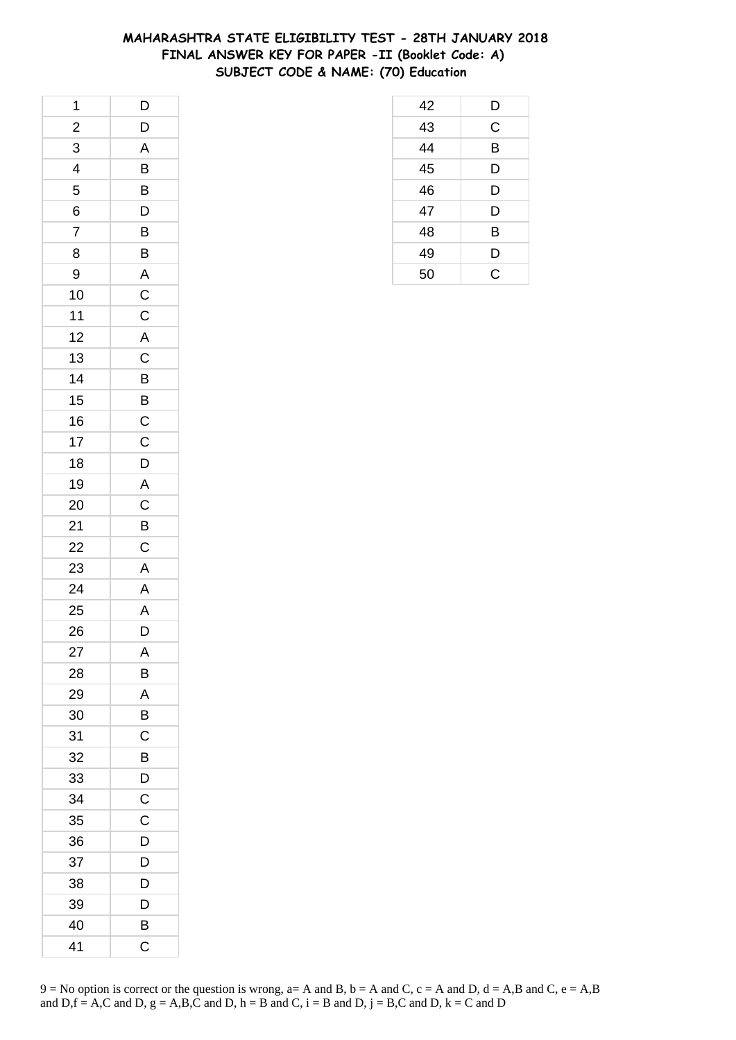# MAHARASHTRA STATE ELIGIBILITY TEST - 28TH JANUARY 2018
## FINAL ANSWER KEY FOR PAPER -II (Booklet Code: A)
## SUBJECT CODE & NAME: (70) Education

| Q. No. | Answer |
|---|---|
| 1 | D |
| 2 | D |
| 3 | A |
| 4 | B |
| 5 | B |
| 6 | D |
| 7 | B |
| 8 | B |
| 9 | A |
| 10 | C |
| 11 | C |
| 12 | A |
| 13 | C |
| 14 | B |
| 15 | B |
| 16 | C |
| 17 | C |
| 18 | D |
| 19 | A |
| 20 | C |
| 21 | B |
| 22 | C |
| 23 | A |
| 24 | A |
| 25 | A |
| 26 | D |
| 27 | A |
| 28 | B |
| 29 | A |
| 30 | B |
| 31 | C |
| 32 | B |
| 33 | D |
| 34 | C |
| 35 | C |
| 36 | D |
| 37 | D |
| 38 | D |
| 39 | D |
| 40 | B |
| 41 | C |
| 42 | D |
| 43 | C |
| 44 | B |
| 45 | D |
| 46 | D |
| 47 | D |
| 48 | B |
| 49 | D |
| 50 | C |

9 = No option is correct or the question is wrong, a= A and B, b = A and C, c = A and D, d = A,B and C, e = A,B and D,f = A,C and D, g = A,B,C and D, h = B and C, i = B and D, j = B,C and D, k = C and D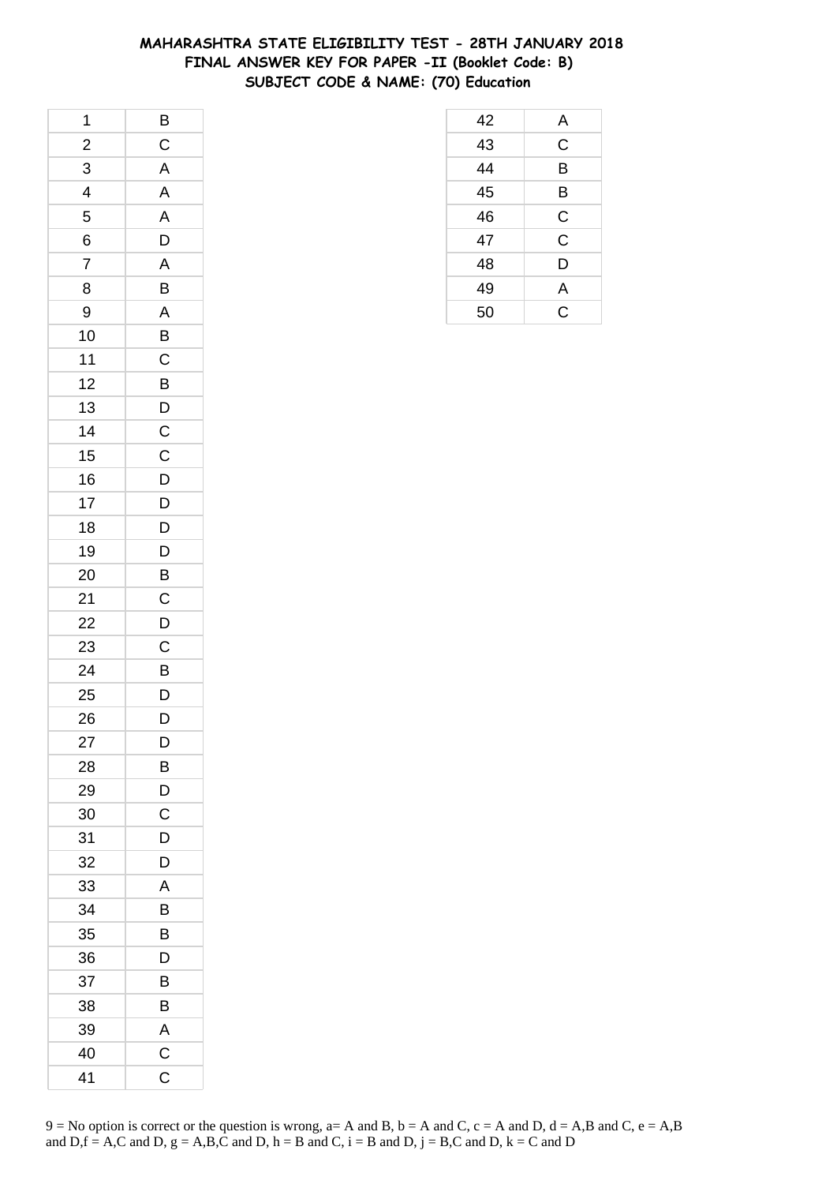# MAHARASHTRA STATE ELIGIBILITY TEST - 28TH JANUARY 2018
## FINAL ANSWER KEY FOR PAPER -II (Booklet Code: B)
## SUBJECT CODE & NAME: (70) Education

| Q | Ans |
|---|---|
| 1 | B |
| 2 | C |
| 3 | A |
| 4 | A |
| 5 | A |
| 6 | D |
| 7 | A |
| 8 | B |
| 9 | A |
| 10 | B |
| 11 | C |
| 12 | B |
| 13 | D |
| 14 | C |
| 15 | C |
| 16 | D |
| 17 | D |
| 18 | D |
| 19 | D |
| 20 | B |
| 21 | C |
| 22 | D |
| 23 | C |
| 24 | B |
| 25 | D |
| 26 | D |
| 27 | D |
| 28 | B |
| 29 | D |
| 30 | C |
| 31 | D |
| 32 | D |
| 33 | A |
| 34 | B |
| 35 | B |
| 36 | D |
| 37 | B |
| 38 | B |
| 39 | A |
| 40 | C |
| 41 | C |
| 42 | A |
| 43 | C |
| 44 | B |
| 45 | B |
| 46 | C |
| 47 | C |
| 48 | D |
| 49 | A |
| 50 | C |

9 = No option is correct or the question is wrong, a= A and B, b = A and C, c = A and D, d = A,B and C, e = A,B and D,f = A,C and D, g = A,B,C and D, h = B and C, i = B and D, j = B,C and D, k = C and D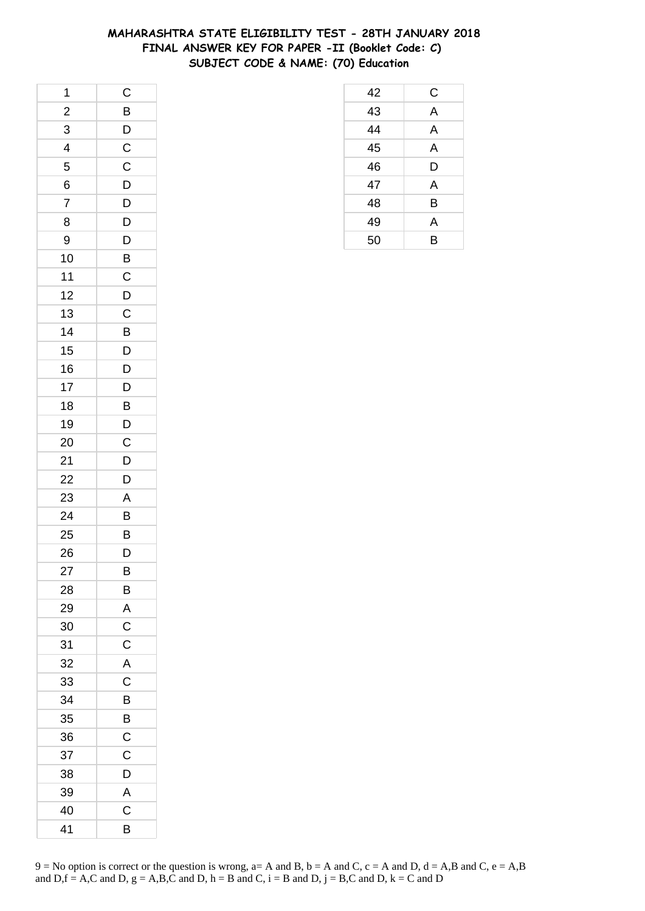# MAHARASHTRA STATE ELIGIBILITY TEST - 28TH JANUARY 2018
## FINAL ANSWER KEY FOR PAPER -II (Booklet Code: C)
### SUBJECT CODE & NAME: (70) Education

| | |
|---|---|
| 1 | C |
| 2 | B |
| 3 | D |
| 4 | C |
| 5 | C |
| 6 | D |
| 7 | D |
| 8 | D |
| 9 | D |
| 10 | B |
| 11 | C |
| 12 | D |
| 13 | C |
| 14 | B |
| 15 | D |
| 16 | D |
| 17 | D |
| 18 | B |
| 19 | D |
| 20 | C |
| 21 | D |
| 22 | D |
| 23 | A |
| 24 | B |
| 25 | B |
| 26 | D |
| 27 | B |
| 28 | B |
| 29 | A |
| 30 | C |
| 31 | C |
| 32 | A |
| 33 | C |
| 34 | B |
| 35 | B |
| 36 | C |
| 37 | C |
| 38 | D |
| 39 | A |
| 40 | C |
| 41 | B |
| 42 | C |
| 43 | A |
| 44 | A |
| 45 | A |
| 46 | D |
| 47 | A |
| 48 | B |
| 49 | A |
| 50 | B |

9 = No option is correct or the question is wrong, a= A and B, b = A and C, c = A and D, d = A,B and C, e = A,B and D,f = A,C and D, g = A,B,C and D, h = B and C, i = B and D, j = B,C and D, k = C and D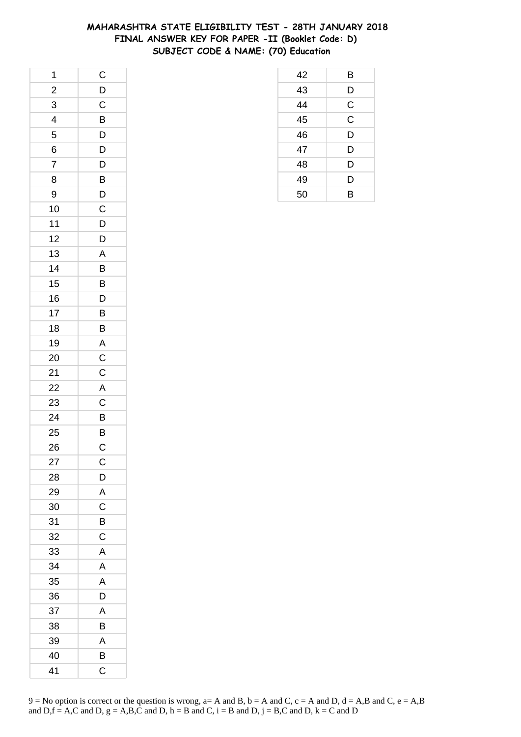# MAHARASHTRA STATE ELIGIBILITY TEST - 28TH JANUARY 2018
## FINAL ANSWER KEY FOR PAPER -II (Booklet Code: D)
### SUBJECT CODE & NAME: (70) Education

| | |
|---|---|
| 1 | C |
| 2 | D |
| 3 | C |
| 4 | B |
| 5 | D |
| 6 | D |
| 7 | D |
| 8 | B |
| 9 | D |
| 10 | C |
| 11 | D |
| 12 | D |
| 13 | A |
| 14 | B |
| 15 | B |
| 16 | D |
| 17 | B |
| 18 | B |
| 19 | A |
| 20 | C |
| 21 | C |
| 22 | A |
| 23 | C |
| 24 | B |
| 25 | B |
| 26 | C |
| 27 | C |
| 28 | D |
| 29 | A |
| 30 | C |
| 31 | B |
| 32 | C |
| 33 | A |
| 34 | A |
| 35 | A |
| 36 | D |
| 37 | A |
| 38 | B |
| 39 | A |
| 40 | B |
| 41 | C |
| 42 | B |
| 43 | D |
| 44 | C |
| 45 | C |
| 46 | D |
| 47 | D |
| 48 | D |
| 49 | D |
| 50 | B |

9 = No option is correct or the question is wrong, a= A and B, b = A and C, c = A and D, d = A,B and C, e = A,B and D,f = A,C and D, g = A,B,C and D, h = B and C, i = B and D, j = B,C and D, k = C and D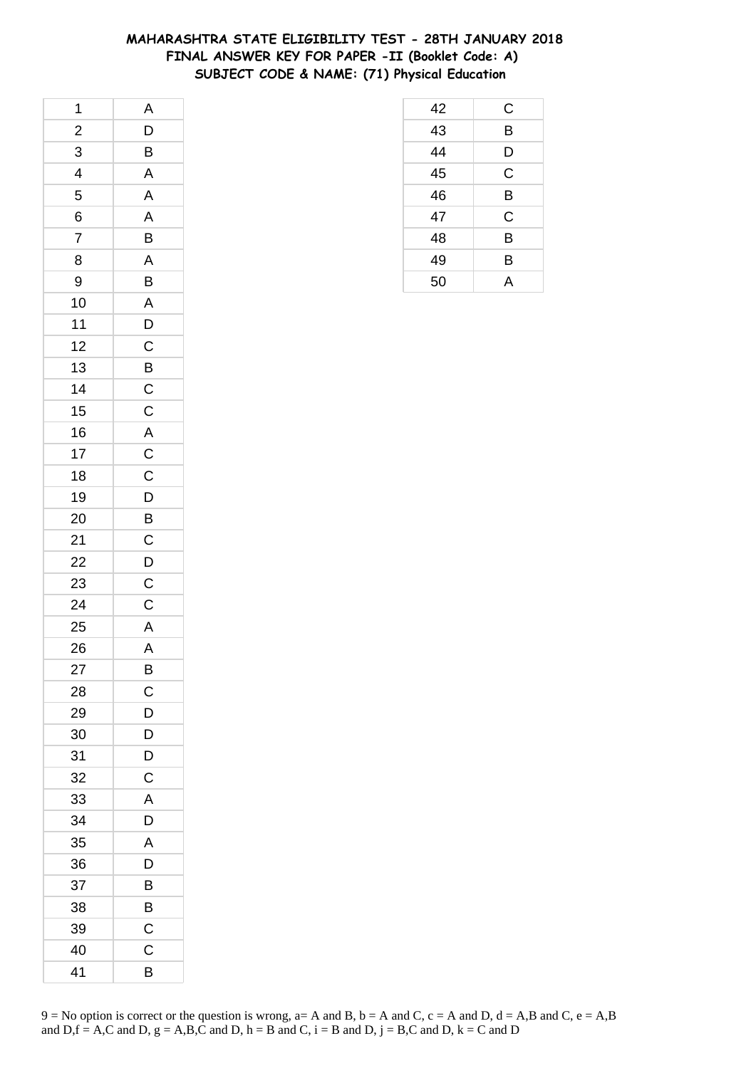# MAHARASHTRA STATE ELIGIBILITY TEST - 28TH JANUARY 2018
## FINAL ANSWER KEY FOR PAPER -II (Booklet Code: A)
## SUBJECT CODE & NAME: (71) Physical Education

| | |
|---|---|
| 1 | A |
| 2 | D |
| 3 | B |
| 4 | A |
| 5 | A |
| 6 | A |
| 7 | B |
| 8 | A |
| 9 | B |
| 10 | A |
| 11 | D |
| 12 | C |
| 13 | B |
| 14 | C |
| 15 | C |
| 16 | A |
| 17 | C |
| 18 | C |
| 19 | D |
| 20 | B |
| 21 | C |
| 22 | D |
| 23 | C |
| 24 | C |
| 25 | A |
| 26 | A |
| 27 | B |
| 28 | C |
| 29 | D |
| 30 | D |
| 31 | D |
| 32 | C |
| 33 | A |
| 34 | D |
| 35 | A |
| 36 | D |
| 37 | B |
| 38 | B |
| 39 | C |
| 40 | C |
| 41 | B |
| 42 | C |
| 43 | B |
| 44 | D |
| 45 | C |
| 46 | B |
| 47 | C |
| 48 | B |
| 49 | B |
| 50 | A |

9 = No option is correct or the question is wrong, a= A and B, b = A and C, c = A and D, d = A,B and C, e = A,B and D,f = A,C and D, g = A,B,C and D, h = B and C, i = B and D, j = B,C and D, k = C and D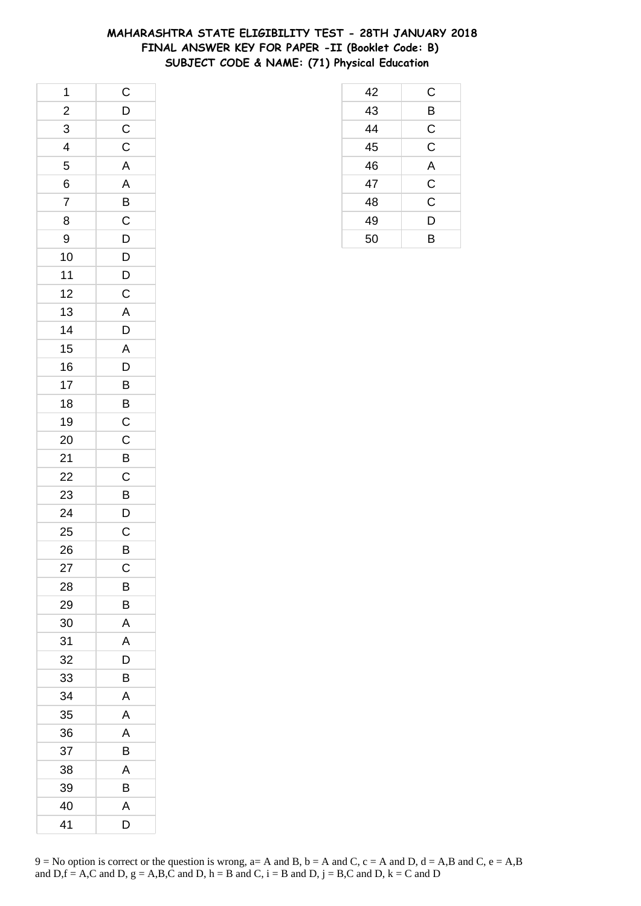# MAHARASHTRA STATE ELIGIBILITY TEST - 28TH JANUARY 2018
## FINAL ANSWER KEY FOR PAPER -II (Booklet Code: B)
## SUBJECT CODE & NAME: (71) Physical Education

| Q. No. | Answer |
|---|---|
| 1 | C |
| 2 | D |
| 3 | C |
| 4 | C |
| 5 | A |
| 6 | A |
| 7 | B |
| 8 | C |
| 9 | D |
| 10 | D |
| 11 | D |
| 12 | C |
| 13 | A |
| 14 | D |
| 15 | A |
| 16 | D |
| 17 | B |
| 18 | B |
| 19 | C |
| 20 | C |
| 21 | B |
| 22 | C |
| 23 | B |
| 24 | D |
| 25 | C |
| 26 | B |
| 27 | C |
| 28 | B |
| 29 | B |
| 30 | A |
| 31 | A |
| 32 | D |
| 33 | B |
| 34 | A |
| 35 | A |
| 36 | A |
| 37 | B |
| 38 | A |
| 39 | B |
| 40 | A |
| 41 | D |
| 42 | C |
| 43 | B |
| 44 | C |
| 45 | C |
| 46 | A |
| 47 | C |
| 48 | C |
| 49 | D |
| 50 | B |

9 = No option is correct or the question is wrong, a= A and B, b = A and C, c = A and D, d = A,B and C, e = A,B and D,f = A,C and D, g = A,B,C and D, h = B and C, i = B and D, j = B,C and D, k = C and D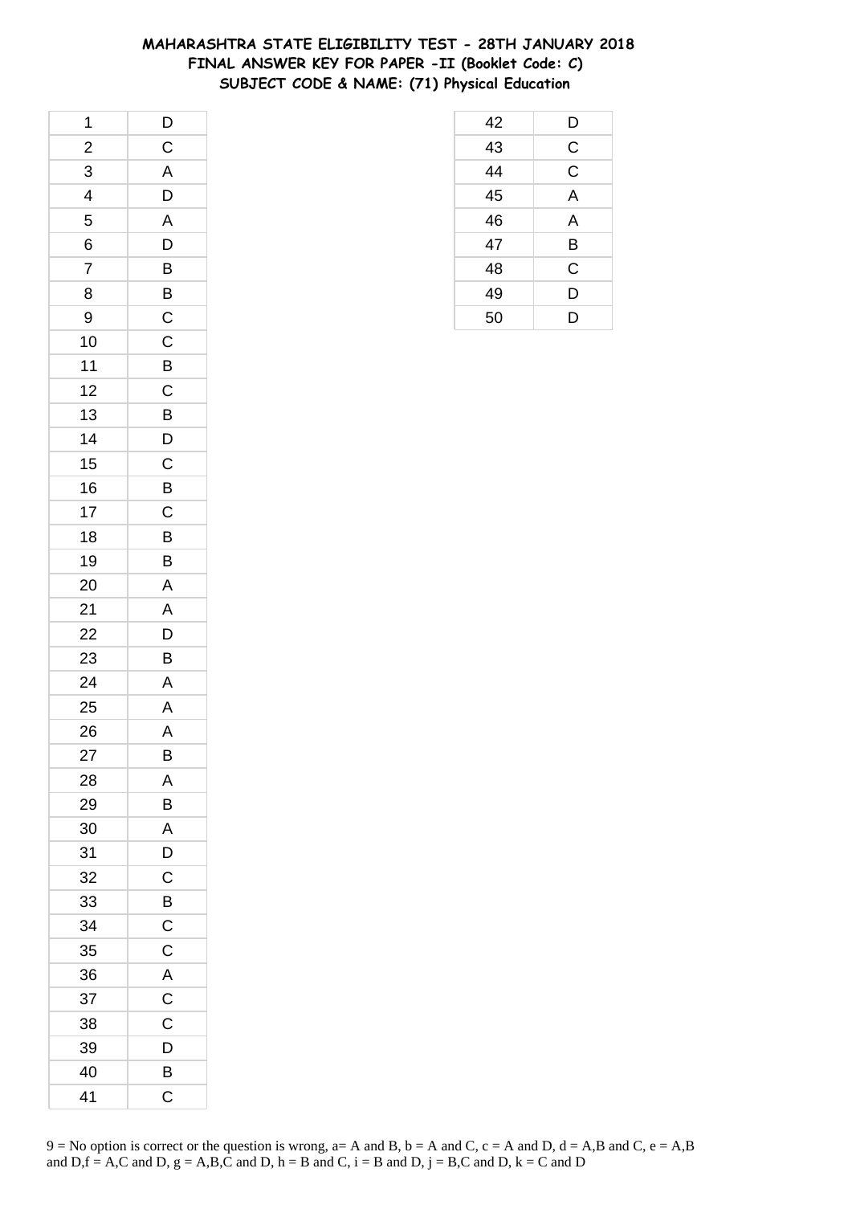# MAHARASHTRA STATE ELIGIBILITY TEST - 28TH JANUARY 2018
## FINAL ANSWER KEY FOR PAPER -II (Booklet Code: C)
## SUBJECT CODE & NAME: (71) Physical Education

| | |
|---|---|
| 1 | D |
| 2 | C |
| 3 | A |
| 4 | D |
| 5 | A |
| 6 | D |
| 7 | B |
| 8 | B |
| 9 | C |
| 10 | C |
| 11 | B |
| 12 | C |
| 13 | B |
| 14 | D |
| 15 | C |
| 16 | B |
| 17 | C |
| 18 | B |
| 19 | B |
| 20 | A |
| 21 | A |
| 22 | D |
| 23 | B |
| 24 | A |
| 25 | A |
| 26 | A |
| 27 | B |
| 28 | A |
| 29 | B |
| 30 | A |
| 31 | D |
| 32 | C |
| 33 | B |
| 34 | C |
| 35 | C |
| 36 | A |
| 37 | C |
| 38 | C |
| 39 | D |
| 40 | B |
| 41 | C |
| 42 | D |
| 43 | C |
| 44 | C |
| 45 | A |
| 46 | A |
| 47 | B |
| 48 | C |
| 49 | D |
| 50 | D |

9 = No option is correct or the question is wrong, a= A and B, b = A and C, c = A and D, d = A,B and C, e = A,B and D,f = A,C and D, g = A,B,C and D, h = B and C, i = B and D, j = B,C and D, k = C and D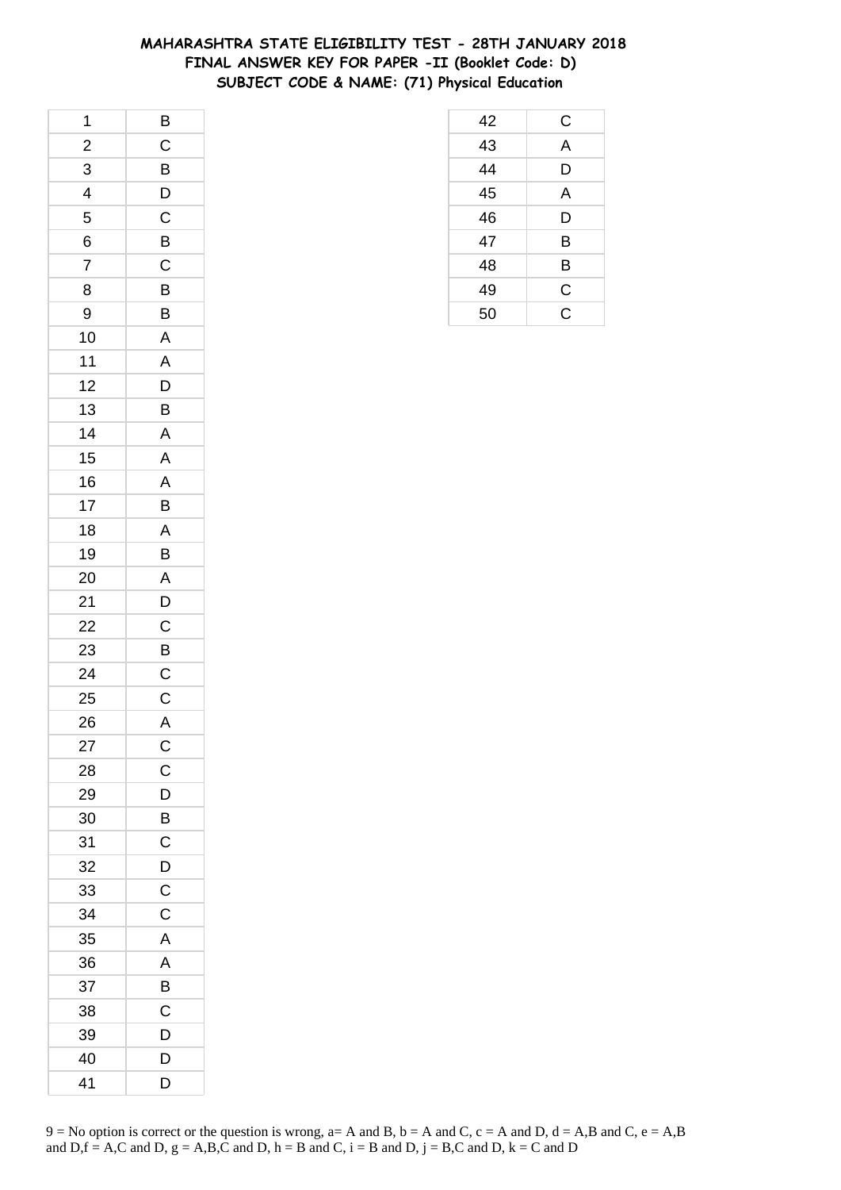# MAHARASHTRA STATE ELIGIBILITY TEST - 28TH JANUARY 2018
## FINAL ANSWER KEY FOR PAPER -II (Booklet Code: D)
## SUBJECT CODE & NAME: (71) Physical Education

| | |
|---|---|
| 1 | B |
| 2 | C |
| 3 | B |
| 4 | D |
| 5 | C |
| 6 | B |
| 7 | C |
| 8 | B |
| 9 | B |
| 10 | A |
| 11 | A |
| 12 | D |
| 13 | B |
| 14 | A |
| 15 | A |
| 16 | A |
| 17 | B |
| 18 | A |
| 19 | B |
| 20 | A |
| 21 | D |
| 22 | C |
| 23 | B |
| 24 | C |
| 25 | C |
| 26 | A |
| 27 | C |
| 28 | C |
| 29 | D |
| 30 | B |
| 31 | C |
| 32 | D |
| 33 | C |
| 34 | C |
| 35 | A |
| 36 | A |
| 37 | B |
| 38 | C |
| 39 | D |
| 40 | D |
| 41 | D |
| 42 | C |
| 43 | A |
| 44 | D |
| 45 | A |
| 46 | D |
| 47 | B |
| 48 | B |
| 49 | C |
| 50 | C |

9 = No option is correct or the question is wrong, a= A and B, b = A and C, c = A and D, d = A,B and C, e = A,B and D,f = A,C and D, g = A,B,C and D, h = B and C, i = B and D, j = B,C and D, k = C and D